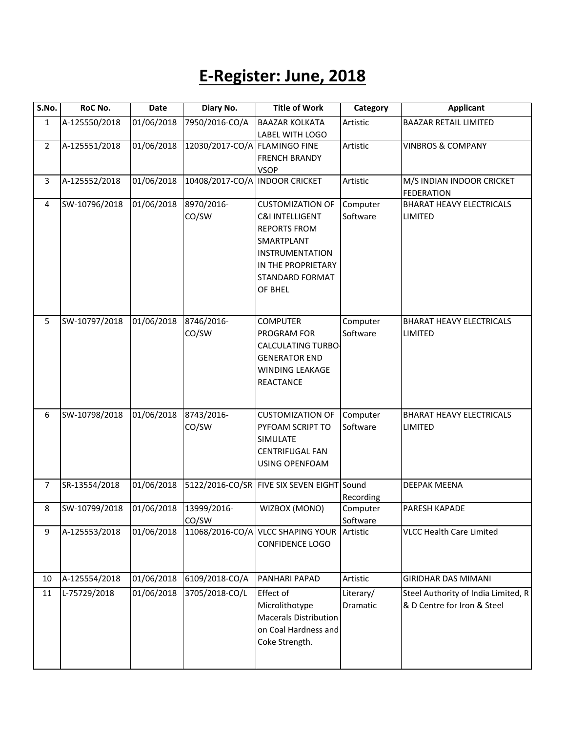# E-Register: June, 2018

| S.No. | RoC No. | Date | Diary No. | Title of Work | Category | Applicant |
|---|---|---|---|---|---|---|
| 1 | A-125550/2018 | 01/06/2018 | 7950/2016-CO/A | BAAZAR KOLKATA LABEL WITH LOGO | Artistic | BAAZAR RETAIL LIMITED |
| 2 | A-125551/2018 | 01/06/2018 | 12030/2017-CO/A | FLAMINGO FINE FRENCH BRANDY VSOP | Artistic | VINBROS & COMPANY |
| 3 | A-125552/2018 | 01/06/2018 | 10408/2017-CO/A | INDOOR CRICKET | Artistic | M/S INDIAN INDOOR CRICKET FEDERATION |
| 4 | SW-10796/2018 | 01/06/2018 | 8970/2016-CO/SW | CUSTOMIZATION OF C&I INTELLIGENT REPORTS FROM SMARTPLANT INSTRUMENTATION IN THE PROPRIETARY STANDARD FORMAT OF BHEL | Computer Software | BHARAT HEAVY ELECTRICALS LIMITED |
| 5 | SW-10797/2018 | 01/06/2018 | 8746/2016-CO/SW | COMPUTER PROGRAM FOR CALCULATING TURBO-GENERATOR END WINDING LEAKAGE REACTANCE | Computer Software | BHARAT HEAVY ELECTRICALS LIMITED |
| 6 | SW-10798/2018 | 01/06/2018 | 8743/2016-CO/SW | CUSTOMIZATION OF PYFOAM SCRIPT TO SIMULATE CENTRIFUGAL FAN USING OPENFOAM | Computer Software | BHARAT HEAVY ELECTRICALS LIMITED |
| 7 | SR-13554/2018 | 01/06/2018 | 5122/2016-CO/SR | FIVE SIX SEVEN EIGHT | Sound Recording | DEEPAK MEENA |
| 8 | SW-10799/2018 | 01/06/2018 | 13999/2016-CO/SW | WIZBOX (MONO) | Computer Software | PARESH KAPADE |
| 9 | A-125553/2018 | 01/06/2018 | 11068/2016-CO/A | VLCC SHAPING YOUR CONFIDENCE LOGO | Artistic | VLCC Health Care Limited |
| 10 | A-125554/2018 | 01/06/2018 | 6109/2018-CO/A | PANHARI PAPAD | Artistic | GIRIDHAR DAS MIMANI |
| 11 | L-75729/2018 | 01/06/2018 | 3705/2018-CO/L | Effect of Microlithotype Macerals Distribution on Coal Hardness and Coke Strength. | Literary/ Dramatic | Steel Authority of India Limited, R & D Centre for Iron & Steel |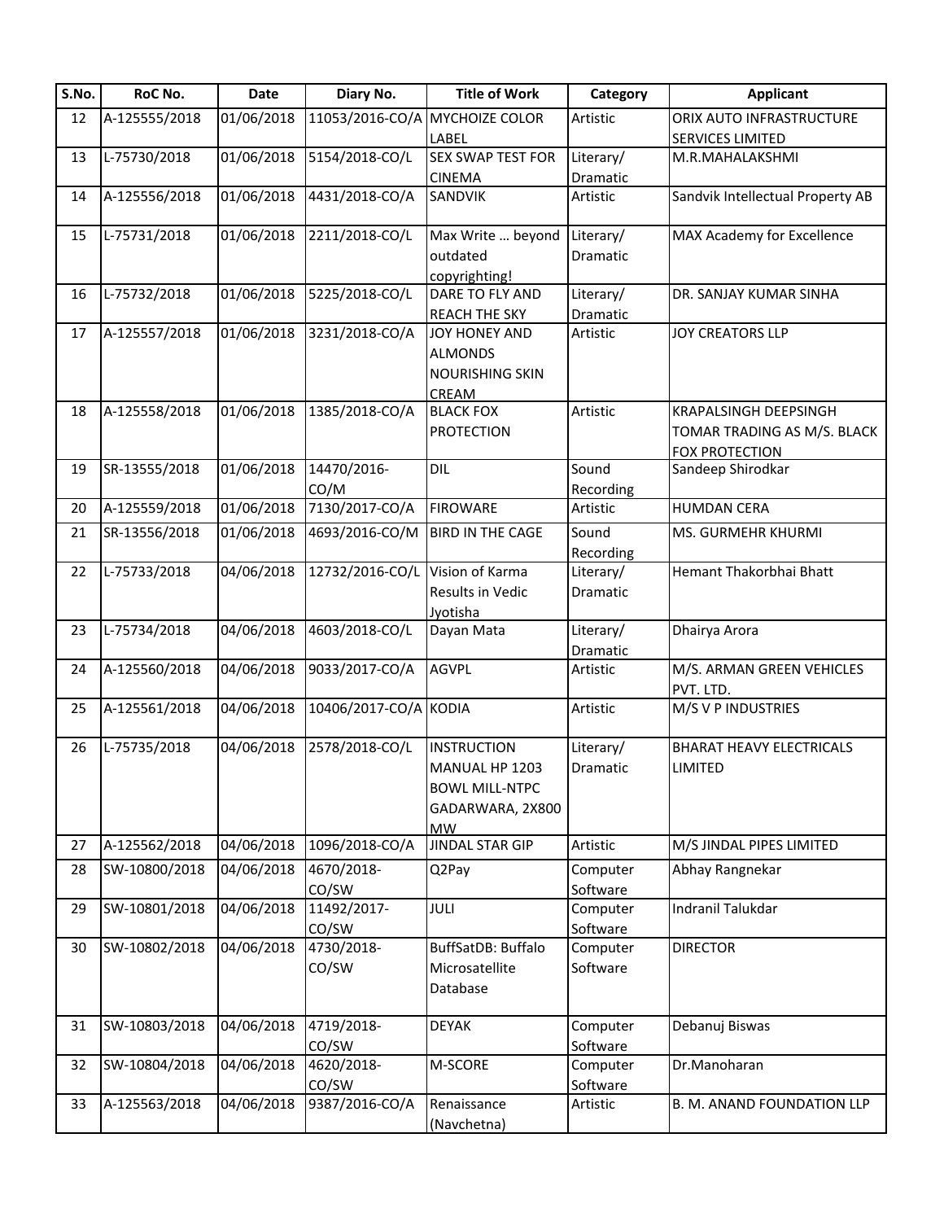| S.No. | RoC No. | Date | Diary No. | Title of Work | Category | Applicant |
|---|---|---|---|---|---|---|
| 12 | A-125555/2018 | 01/06/2018 | 11053/2016-CO/A | MYCHOIZE COLOR LABEL | Artistic | ORIX AUTO INFRASTRUCTURE SERVICES LIMITED |
| 13 | L-75730/2018 | 01/06/2018 | 5154/2018-CO/L | SEX SWAP TEST FOR CINEMA | Literary/ Dramatic | M.R.MAHALAKSHMI |
| 14 | A-125556/2018 | 01/06/2018 | 4431/2018-CO/A | SANDVIK | Artistic | Sandvik Intellectual Property AB |
| 15 | L-75731/2018 | 01/06/2018 | 2211/2018-CO/L | Max Write … beyond outdated copyrighting! | Literary/ Dramatic | MAX Academy for Excellence |
| 16 | L-75732/2018 | 01/06/2018 | 5225/2018-CO/L | DARE TO FLY AND REACH THE SKY | Literary/ Dramatic | DR. SANJAY KUMAR SINHA |
| 17 | A-125557/2018 | 01/06/2018 | 3231/2018-CO/A | JOY HONEY AND ALMONDS NOURISHING SKIN CREAM | Artistic | JOY CREATORS LLP |
| 18 | A-125558/2018 | 01/06/2018 | 1385/2018-CO/A | BLACK FOX PROTECTION | Artistic | KRAPALSINGH DEEPSINGH TOMAR TRADING AS M/S. BLACK FOX PROTECTION |
| 19 | SR-13555/2018 | 01/06/2018 | 14470/2016-CO/M | DIL | Sound Recording | Sandeep Shirodkar |
| 20 | A-125559/2018 | 01/06/2018 | 7130/2017-CO/A | FIROWARE | Artistic | HUMDAN CERA |
| 21 | SR-13556/2018 | 01/06/2018 | 4693/2016-CO/M | BIRD IN THE CAGE | Sound Recording | MS. GURMEHR KHURMI |
| 22 | L-75733/2018 | 04/06/2018 | 12732/2016-CO/L | Vision of Karma Results in Vedic Jyotisha | Literary/ Dramatic | Hemant Thakorbhai Bhatt |
| 23 | L-75734/2018 | 04/06/2018 | 4603/2018-CO/L | Dayan Mata | Literary/ Dramatic | Dhairya Arora |
| 24 | A-125560/2018 | 04/06/2018 | 9033/2017-CO/A | AGVPL | Artistic | M/S. ARMAN GREEN VEHICLES PVT. LTD. |
| 25 | A-125561/2018 | 04/06/2018 | 10406/2017-CO/A | KODIA | Artistic | M/S V P INDUSTRIES |
| 26 | L-75735/2018 | 04/06/2018 | 2578/2018-CO/L | INSTRUCTION MANUAL HP 1203 BOWL MILL-NTPC GADARWARA, 2X800 MW | Literary/ Dramatic | BHARAT HEAVY ELECTRICALS LIMITED |
| 27 | A-125562/2018 | 04/06/2018 | 1096/2018-CO/A | JINDAL STAR GIP | Artistic | M/S JINDAL PIPES LIMITED |
| 28 | SW-10800/2018 | 04/06/2018 | 4670/2018-CO/SW | Q2Pay | Computer Software | Abhay Rangnekar |
| 29 | SW-10801/2018 | 04/06/2018 | 11492/2017-CO/SW | JULI | Computer Software | Indranil Talukdar |
| 30 | SW-10802/2018 | 04/06/2018 | 4730/2018-CO/SW | BuffSatDB: Buffalo Microsatellite Database | Computer Software | DIRECTOR |
| 31 | SW-10803/2018 | 04/06/2018 | 4719/2018-CO/SW | DEYAK | Computer Software | Debanuj Biswas |
| 32 | SW-10804/2018 | 04/06/2018 | 4620/2018-CO/SW | M-SCORE | Computer Software | Dr.Manoharan |
| 33 | A-125563/2018 | 04/06/2018 | 9387/2016-CO/A | Renaissance (Navchetna) | Artistic | B. M. ANAND FOUNDATION LLP |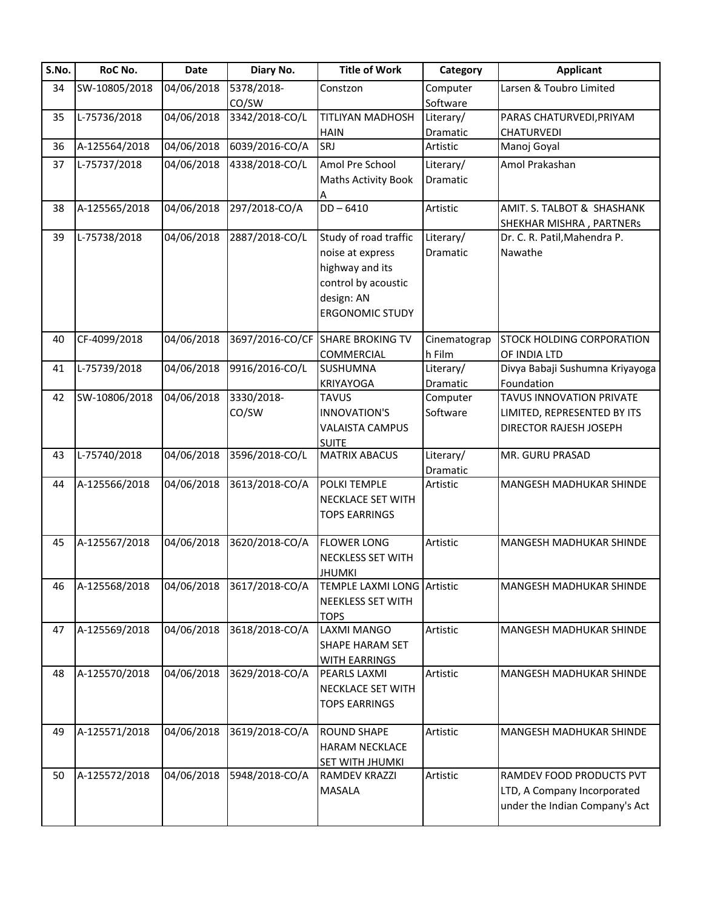| S.No. | RoC No. | Date | Diary No. | Title of Work | Category | Applicant |
|---|---|---|---|---|---|---|
| 34 | SW-10805/2018 | 04/06/2018 | 5378/2018-CO/SW | Constzon | Computer Software | Larsen & Toubro Limited |
| 35 | L-75736/2018 | 04/06/2018 | 3342/2018-CO/L | TITLIYAN MADHOSH HAIN | Literary/ Dramatic | PARAS CHATURVEDI,PRIYAM CHATURVEDI |
| 36 | A-125564/2018 | 04/06/2018 | 6039/2016-CO/A | SRJ | Artistic | Manoj Goyal |
| 37 | L-75737/2018 | 04/06/2018 | 4338/2018-CO/L | Amol Pre School Maths Activity Book A | Literary/ Dramatic | Amol Prakashan |
| 38 | A-125565/2018 | 04/06/2018 | 297/2018-CO/A | DD – 6410 | Artistic | AMIT. S. TALBOT & SHASHANK SHEKHAR MISHRA , PARTNERs |
| 39 | L-75738/2018 | 04/06/2018 | 2887/2018-CO/L | Study of road traffic noise at express highway and its control by acoustic design: AN ERGONOMIC STUDY | Literary/ Dramatic | Dr. C. R. Patil,Mahendra P. Nawathe |
| 40 | CF-4099/2018 | 04/06/2018 | 3697/2016-CO/CF | SHARE BROKING TV COMMERCIAL | Cinematograph Film | STOCK HOLDING CORPORATION OF INDIA LTD |
| 41 | L-75739/2018 | 04/06/2018 | 9916/2016-CO/L | SUSHUMNA KRIYAYOGA | Literary/ Dramatic | Divya Babaji Sushumna Kriyayoga Foundation |
| 42 | SW-10806/2018 | 04/06/2018 | 3330/2018-CO/SW | TAVUS INNOVATION'S VALAISTA CAMPUS SUITE | Computer Software | TAVUS INNOVATION PRIVATE LIMITED, REPRESENTED BY ITS DIRECTOR RAJESH JOSEPH |
| 43 | L-75740/2018 | 04/06/2018 | 3596/2018-CO/L | MATRIX ABACUS | Literary/ Dramatic | MR. GURU PRASAD |
| 44 | A-125566/2018 | 04/06/2018 | 3613/2018-CO/A | POLKI TEMPLE NECKLACE SET WITH TOPS EARRINGS | Artistic | MANGESH MADHUKAR SHINDE |
| 45 | A-125567/2018 | 04/06/2018 | 3620/2018-CO/A | FLOWER LONG NECKLESS SET WITH JHUMKI | Artistic | MANGESH MADHUKAR SHINDE |
| 46 | A-125568/2018 | 04/06/2018 | 3617/2018-CO/A | TEMPLE LAXMI LONG NEEKLESS SET WITH TOPS | Artistic | MANGESH MADHUKAR SHINDE |
| 47 | A-125569/2018 | 04/06/2018 | 3618/2018-CO/A | LAXMI MANGO SHAPE HARAM SET WITH EARRINGS | Artistic | MANGESH MADHUKAR SHINDE |
| 48 | A-125570/2018 | 04/06/2018 | 3629/2018-CO/A | PEARLS LAXMI NECKLACE SET WITH TOPS EARRINGS | Artistic | MANGESH MADHUKAR SHINDE |
| 49 | A-125571/2018 | 04/06/2018 | 3619/2018-CO/A | ROUND SHAPE HARAM NECKLACE SET WITH JHUMKI | Artistic | MANGESH MADHUKAR SHINDE |
| 50 | A-125572/2018 | 04/06/2018 | 5948/2018-CO/A | RAMDEV KRAZZI MASALA | Artistic | RAMDEV FOOD PRODUCTS PVT LTD, A Company Incorporated under the Indian Company's Act |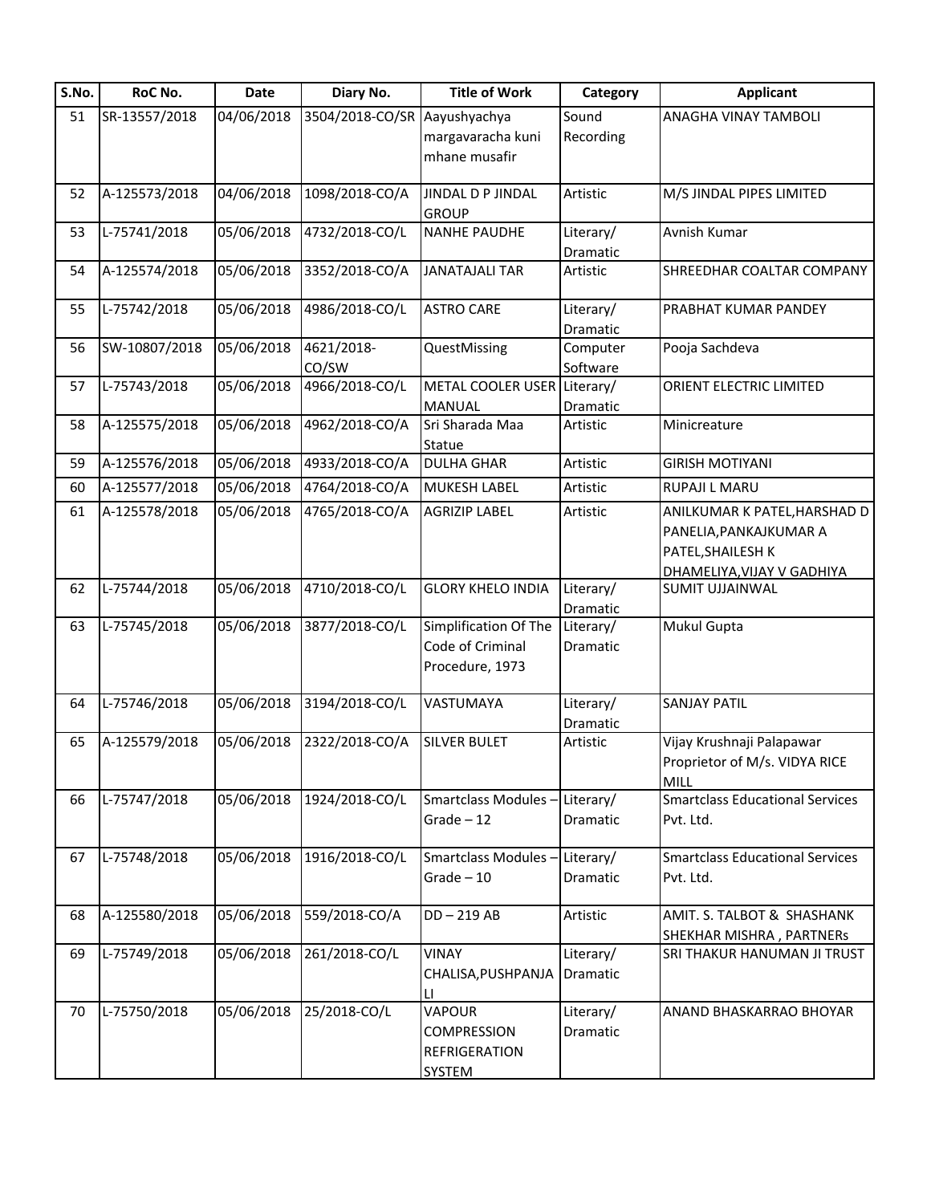| S.No. | RoC No. | Date | Diary No. | Title of Work | Category | Applicant |
|---|---|---|---|---|---|---|
| 51 | SR-13557/2018 | 04/06/2018 | 3504/2018-CO/SR | Aayushyachya margavaracha kuni mhane musafir | Sound Recording | ANAGHA VINAY TAMBOLI |
| 52 | A-125573/2018 | 04/06/2018 | 1098/2018-CO/A | JINDAL D P JINDAL GROUP | Artistic | M/S JINDAL PIPES LIMITED |
| 53 | L-75741/2018 | 05/06/2018 | 4732/2018-CO/L | NANHE PAUDHE | Literary/ Dramatic | Avnish Kumar |
| 54 | A-125574/2018 | 05/06/2018 | 3352/2018-CO/A | JANATAJALI TAR | Artistic | SHREEDHAR COALTAR COMPANY |
| 55 | L-75742/2018 | 05/06/2018 | 4986/2018-CO/L | ASTRO CARE | Literary/ Dramatic | PRABHAT KUMAR PANDEY |
| 56 | SW-10807/2018 | 05/06/2018 | 4621/2018-CO/SW | QuestMissing | Computer Software | Pooja Sachdeva |
| 57 | L-75743/2018 | 05/06/2018 | 4966/2018-CO/L | METAL COOLER USER MANUAL | Literary/ Dramatic | ORIENT ELECTRIC LIMITED |
| 58 | A-125575/2018 | 05/06/2018 | 4962/2018-CO/A | Sri Sharada Maa Statue | Artistic | Minicreature |
| 59 | A-125576/2018 | 05/06/2018 | 4933/2018-CO/A | DULHA GHAR | Artistic | GIRISH MOTIYANI |
| 60 | A-125577/2018 | 05/06/2018 | 4764/2018-CO/A | MUKESH LABEL | Artistic | RUPAJI L MARU |
| 61 | A-125578/2018 | 05/06/2018 | 4765/2018-CO/A | AGRIZIP LABEL | Artistic | ANILKUMAR K PATEL,HARSHAD D PANELIA,PANKAJKUMAR A PATEL,SHAILESH K DHAMELIYA,VIJAY V GADHIYA |
| 62 | L-75744/2018 | 05/06/2018 | 4710/2018-CO/L | GLORY KHELO INDIA | Literary/ Dramatic | SUMIT UJJAINWAL |
| 63 | L-75745/2018 | 05/06/2018 | 3877/2018-CO/L | Simplification Of The Code of Criminal Procedure, 1973 | Literary/ Dramatic | Mukul Gupta |
| 64 | L-75746/2018 | 05/06/2018 | 3194/2018-CO/L | VASTUMAYA | Literary/ Dramatic | SANJAY PATIL |
| 65 | A-125579/2018 | 05/06/2018 | 2322/2018-CO/A | SILVER BULET | Artistic | Vijay Krushnaji Palapawar Proprietor of M/s. VIDYA RICE MILL |
| 66 | L-75747/2018 | 05/06/2018 | 1924/2018-CO/L | Smartclass Modules – Grade – 12 | Literary/ Dramatic | Smartclass Educational Services Pvt. Ltd. |
| 67 | L-75748/2018 | 05/06/2018 | 1916/2018-CO/L | Smartclass Modules – Grade – 10 | Literary/ Dramatic | Smartclass Educational Services Pvt. Ltd. |
| 68 | A-125580/2018 | 05/06/2018 | 559/2018-CO/A | DD – 219 AB | Artistic | AMIT. S. TALBOT & SHASHANK SHEKHAR MISHRA , PARTNERs |
| 69 | L-75749/2018 | 05/06/2018 | 261/2018-CO/L | VINAY CHALISA,PUSHPANJALI | Literary/ Dramatic | SRI THAKUR HANUMAN JI TRUST |
| 70 | L-75750/2018 | 05/06/2018 | 25/2018-CO/L | VAPOUR COMPRESSION REFRIGERATION SYSTEM | Literary/ Dramatic | ANAND BHASKARRAO BHOYAR |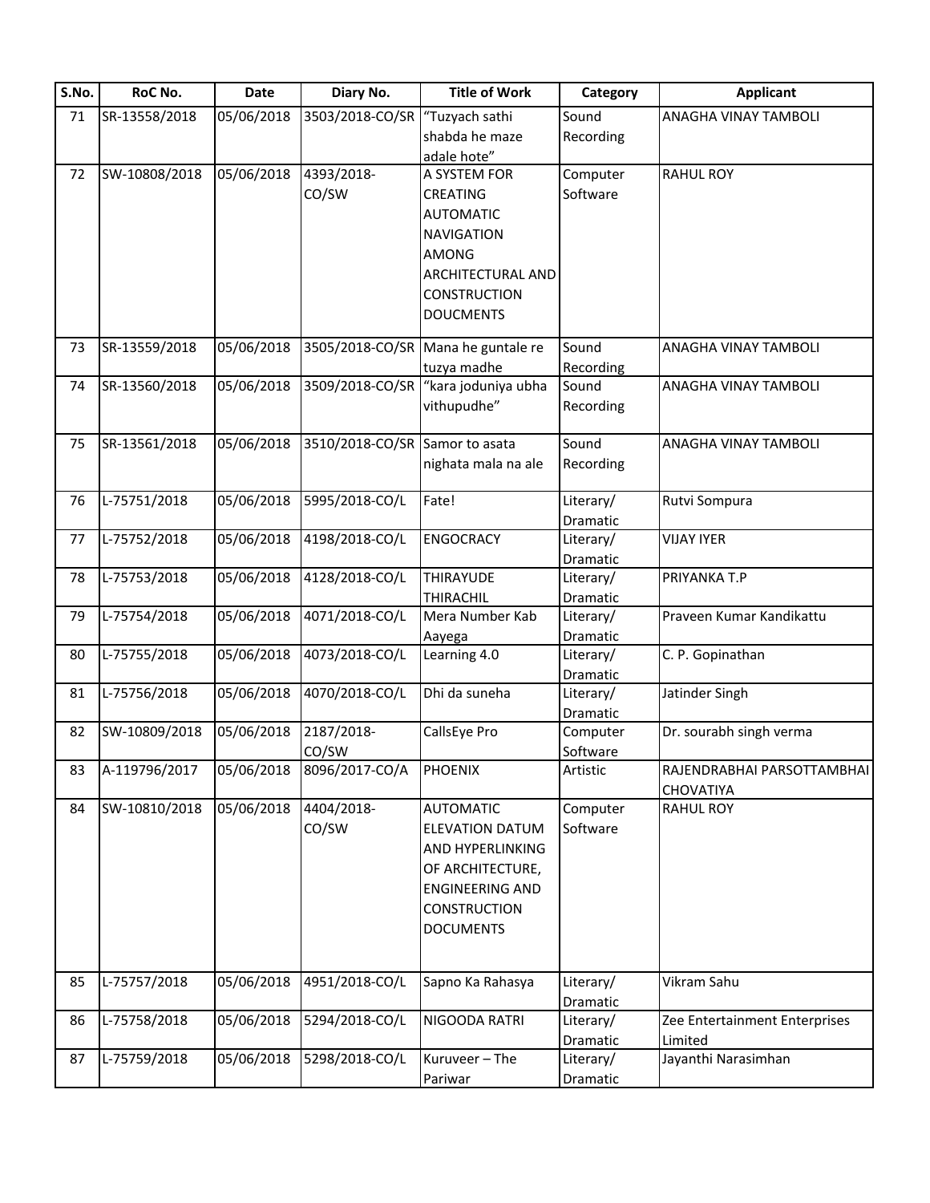| S.No. | RoC No. | Date | Diary No. | Title of Work | Category | Applicant |
|---|---|---|---|---|---|---|
| 71 | SR-13558/2018 | 05/06/2018 | 3503/2018-CO/SR | "Tuzyach sathi shabda he maze adale hote" | Sound Recording | ANAGHA VINAY TAMBOLI |
| 72 | SW-10808/2018 | 05/06/2018 | 4393/2018-CO/SW | A SYSTEM FOR CREATING AUTOMATIC NAVIGATION AMONG ARCHITECTURAL AND CONSTRUCTION DOUCMENTS | Computer Software | RAHUL ROY |
| 73 | SR-13559/2018 | 05/06/2018 | 3505/2018-CO/SR | Mana he guntale re tuzya madhe | Sound Recording | ANAGHA VINAY TAMBOLI |
| 74 | SR-13560/2018 | 05/06/2018 | 3509/2018-CO/SR | "kara joduniya ubha vithupudhe" | Sound Recording | ANAGHA VINAY TAMBOLI |
| 75 | SR-13561/2018 | 05/06/2018 | 3510/2018-CO/SR | Samor to asata nighata mala na ale | Sound Recording | ANAGHA VINAY TAMBOLI |
| 76 | L-75751/2018 | 05/06/2018 | 5995/2018-CO/L | Fate! | Literary/ Dramatic | Rutvi Sompura |
| 77 | L-75752/2018 | 05/06/2018 | 4198/2018-CO/L | ENGOCRACY | Literary/ Dramatic | VIJAY IYER |
| 78 | L-75753/2018 | 05/06/2018 | 4128/2018-CO/L | THIRAYUDE THIRACHIL | Literary/ Dramatic | PRIYANKA T.P |
| 79 | L-75754/2018 | 05/06/2018 | 4071/2018-CO/L | Mera Number Kab Aayega | Literary/ Dramatic | Praveen Kumar Kandikattu |
| 80 | L-75755/2018 | 05/06/2018 | 4073/2018-CO/L | Learning 4.0 | Literary/ Dramatic | C. P. Gopinathan |
| 81 | L-75756/2018 | 05/06/2018 | 4070/2018-CO/L | Dhi da suneha | Literary/ Dramatic | Jatinder Singh |
| 82 | SW-10809/2018 | 05/06/2018 | 2187/2018-CO/SW | CallsEye Pro | Computer Software | Dr. sourabh singh verma |
| 83 | A-119796/2017 | 05/06/2018 | 8096/2017-CO/A | PHOENIX | Artistic | RAJENDRABHAI PARSOTTAMBHAI CHOVATIYA |
| 84 | SW-10810/2018 | 05/06/2018 | 4404/2018-CO/SW | AUTOMATIC ELEVATION DATUM AND HYPERLINKING OF ARCHITECTURE, ENGINEERING AND CONSTRUCTION DOCUMENTS | Computer Software | RAHUL ROY |
| 85 | L-75757/2018 | 05/06/2018 | 4951/2018-CO/L | Sapno Ka Rahasya | Literary/ Dramatic | Vikram Sahu |
| 86 | L-75758/2018 | 05/06/2018 | 5294/2018-CO/L | NIGOODA RATRI | Literary/ Dramatic | Zee Entertainment Enterprises Limited |
| 87 | L-75759/2018 | 05/06/2018 | 5298/2018-CO/L | Kuruveer – The Pariwar | Literary/ Dramatic | Jayanthi Narasimhan |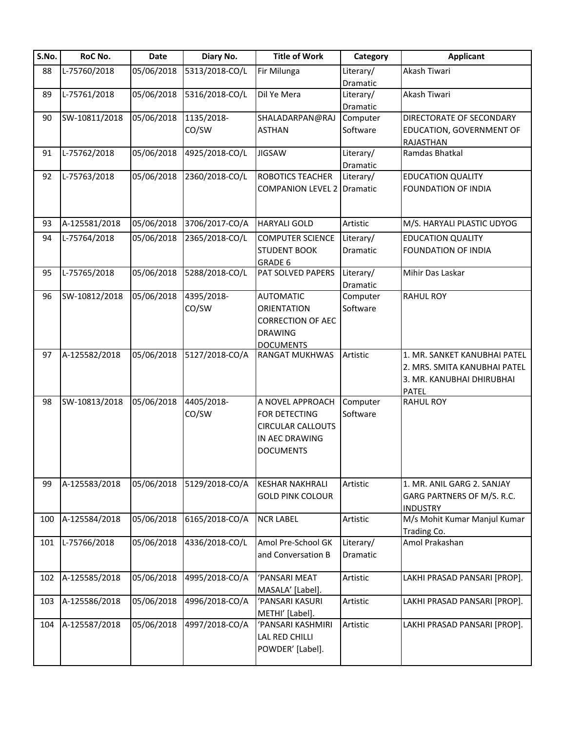| S.No. | RoC No. | Date | Diary No. | Title of Work | Category | Applicant |
|---|---|---|---|---|---|---|
| 88 | L-75760/2018 | 05/06/2018 | 5313/2018-CO/L | Fir Milunga | Literary/ Dramatic | Akash Tiwari |
| 89 | L-75761/2018 | 05/06/2018 | 5316/2018-CO/L | Dil Ye Mera | Literary/ Dramatic | Akash Tiwari |
| 90 | SW-10811/2018 | 05/06/2018 | 1135/2018-CO/SW | SHALADARPAN@RAJASTHAN | Computer Software | DIRECTORATE OF SECONDARY EDUCATION, GOVERNMENT OF RAJASTHAN |
| 91 | L-75762/2018 | 05/06/2018 | 4925/2018-CO/L | JIGSAW | Literary/ Dramatic | Ramdas Bhatkal |
| 92 | L-75763/2018 | 05/06/2018 | 2360/2018-CO/L | ROBOTICS TEACHER COMPANION LEVEL 2 | Literary/ Dramatic | EDUCATION QUALITY FOUNDATION OF INDIA |
| 93 | A-125581/2018 | 05/06/2018 | 3706/2017-CO/A | HARYALI GOLD | Artistic | M/S. HARYALI PLASTIC UDYOG |
| 94 | L-75764/2018 | 05/06/2018 | 2365/2018-CO/L | COMPUTER SCIENCE STUDENT BOOK GRADE 6 | Literary/ Dramatic | EDUCATION QUALITY FOUNDATION OF INDIA |
| 95 | L-75765/2018 | 05/06/2018 | 5288/2018-CO/L | PAT SOLVED PAPERS | Literary/ Dramatic | Mihir Das Laskar |
| 96 | SW-10812/2018 | 05/06/2018 | 4395/2018-CO/SW | AUTOMATIC ORIENTATION CORRECTION OF AEC DRAWING DOCUMENTS | Computer Software | RAHUL ROY |
| 97 | A-125582/2018 | 05/06/2018 | 5127/2018-CO/A | RANGAT MUKHWAS | Artistic | 1. MR. SANKET KANUBHAI PATEL 2. MRS. SMITA KANUBHAI PATEL 3. MR. KANUBHAI DHIRUBHAI PATEL |
| 98 | SW-10813/2018 | 05/06/2018 | 4405/2018-CO/SW | A NOVEL APPROACH FOR DETECTING CIRCULAR CALLOUTS IN AEC DRAWING DOCUMENTS | Computer Software | RAHUL ROY |
| 99 | A-125583/2018 | 05/06/2018 | 5129/2018-CO/A | KESHAR NAKHRALI GOLD PINK COLOUR | Artistic | 1. MR. ANIL GARG 2. SANJAY GARG PARTNERS OF M/S. R.C. INDUSTRY |
| 100 | A-125584/2018 | 05/06/2018 | 6165/2018-CO/A | NCR LABEL | Artistic | M/s Mohit Kumar Manjul Kumar Trading Co. |
| 101 | L-75766/2018 | 05/06/2018 | 4336/2018-CO/L | Amol Pre-School GK and Conversation B | Literary/ Dramatic | Amol Prakashan |
| 102 | A-125585/2018 | 05/06/2018 | 4995/2018-CO/A | 'PANSARI MEAT MASALA' [Label]. | Artistic | LAKHI PRASAD PANSARI [PROP]. |
| 103 | A-125586/2018 | 05/06/2018 | 4996/2018-CO/A | 'PANSARI KASURI METHI' [Label]. | Artistic | LAKHI PRASAD PANSARI [PROP]. |
| 104 | A-125587/2018 | 05/06/2018 | 4997/2018-CO/A | 'PANSARI KASHMIRI LAL RED CHILLI POWDER' [Label]. | Artistic | LAKHI PRASAD PANSARI [PROP]. |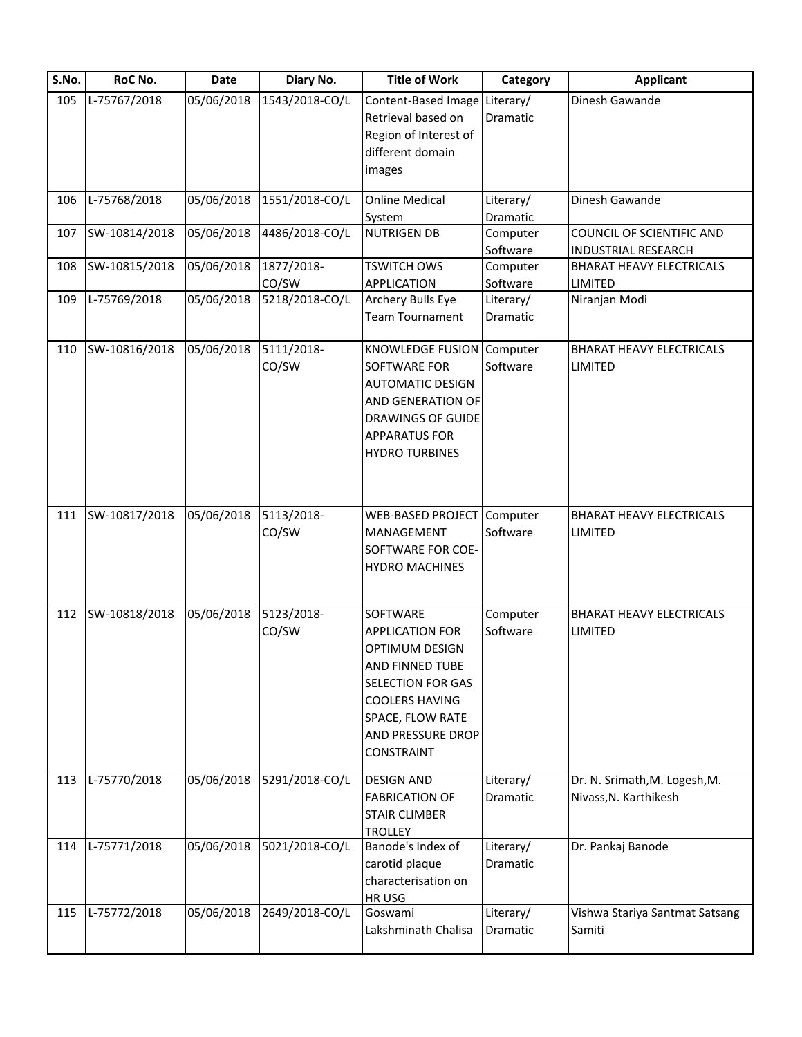| S.No. | RoC No. | Date | Diary No. | Title of Work | Category | Applicant |
|---|---|---|---|---|---|---|
| 105 | L-75767/2018 | 05/06/2018 | 1543/2018-CO/L | Content-Based Image Retrieval based on Region of Interest of different domain images | Literary/ Dramatic | Dinesh Gawande |
| 106 | L-75768/2018 | 05/06/2018 | 1551/2018-CO/L | Online Medical System | Literary/ Dramatic | Dinesh Gawande |
| 107 | SW-10814/2018 | 05/06/2018 | 4486/2018-CO/L | NUTRIGEN DB | Computer Software | COUNCIL OF SCIENTIFIC AND INDUSTRIAL RESEARCH |
| 108 | SW-10815/2018 | 05/06/2018 | 1877/2018-CO/SW | TSWITCH OWS APPLICATION | Computer Software | BHARAT HEAVY ELECTRICALS LIMITED |
| 109 | L-75769/2018 | 05/06/2018 | 5218/2018-CO/L | Archery Bulls Eye Team Tournament | Literary/ Dramatic | Niranjan Modi |
| 110 | SW-10816/2018 | 05/06/2018 | 5111/2018-CO/SW | KNOWLEDGE FUSION SOFTWARE FOR AUTOMATIC DESIGN AND GENERATION OF DRAWINGS OF GUIDE APPARATUS FOR HYDRO TURBINES | Computer Software | BHARAT HEAVY ELECTRICALS LIMITED |
| 111 | SW-10817/2018 | 05/06/2018 | 5113/2018-CO/SW | WEB-BASED PROJECT MANAGEMENT SOFTWARE FOR COE-HYDRO MACHINES | Computer Software | BHARAT HEAVY ELECTRICALS LIMITED |
| 112 | SW-10818/2018 | 05/06/2018 | 5123/2018-CO/SW | SOFTWARE APPLICATION FOR OPTIMUM DESIGN AND FINNED TUBE SELECTION FOR GAS COOLERS HAVING SPACE, FLOW RATE AND PRESSURE DROP CONSTRAINT | Computer Software | BHARAT HEAVY ELECTRICALS LIMITED |
| 113 | L-75770/2018 | 05/06/2018 | 5291/2018-CO/L | DESIGN AND FABRICATION OF STAIR CLIMBER TROLLEY | Literary/ Dramatic | Dr. N. Srimath,M. Logesh,M. Nivass,N. Karthikesh |
| 114 | L-75771/2018 | 05/06/2018 | 5021/2018-CO/L | Banode's Index of carotid plaque characterisation on HR USG | Literary/ Dramatic | Dr. Pankaj Banode |
| 115 | L-75772/2018 | 05/06/2018 | 2649/2018-CO/L | Goswami Lakshminath Chalisa | Literary/ Dramatic | Vishwa Stariya Santmat Satsang Samiti |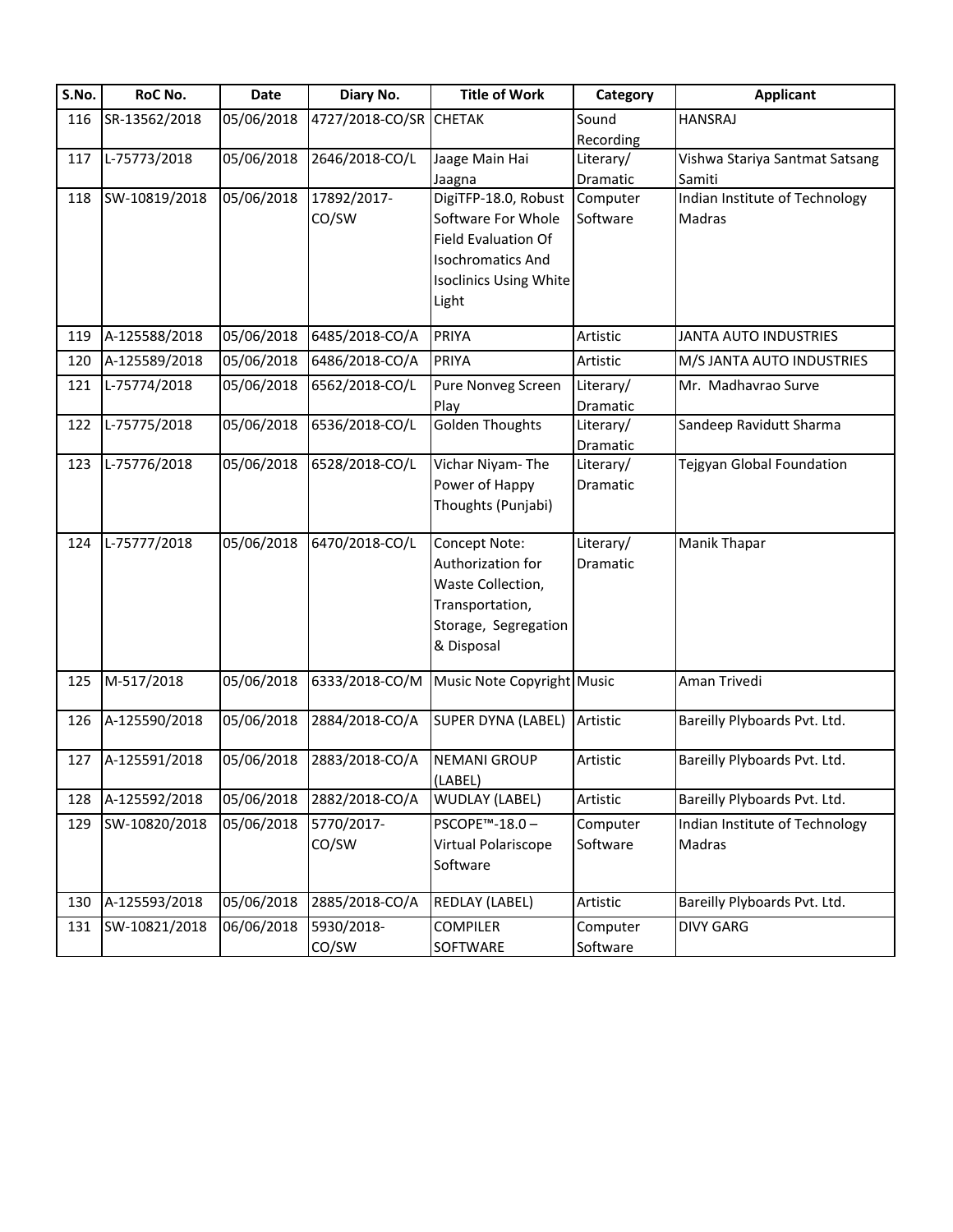| S.No. | RoC No. | Date | Diary No. | Title of Work | Category | Applicant |
|---|---|---|---|---|---|---|
| 116 | SR-13562/2018 | 05/06/2018 | 4727/2018-CO/SR | CHETAK | Sound Recording | HANSRAJ |
| 117 | L-75773/2018 | 05/06/2018 | 2646/2018-CO/L | Jaage Main Hai Jaagna | Literary/ Dramatic | Vishwa Stariya Santmat Satsang Samiti |
| 118 | SW-10819/2018 | 05/06/2018 | 17892/2017-CO/SW | DigiTFP-18.0, Robust Software For Whole Field Evaluation Of Isochromatics And Isoclinics Using White Light | Computer Software | Indian Institute of Technology Madras |
| 119 | A-125588/2018 | 05/06/2018 | 6485/2018-CO/A | PRIYA | Artistic | JANTA AUTO INDUSTRIES |
| 120 | A-125589/2018 | 05/06/2018 | 6486/2018-CO/A | PRIYA | Artistic | M/S JANTA AUTO INDUSTRIES |
| 121 | L-75774/2018 | 05/06/2018 | 6562/2018-CO/L | Pure Nonveg Screen Play | Literary/ Dramatic | Mr. Madhavrao Surve |
| 122 | L-75775/2018 | 05/06/2018 | 6536/2018-CO/L | Golden Thoughts | Literary/ Dramatic | Sandeep Ravidutt Sharma |
| 123 | L-75776/2018 | 05/06/2018 | 6528/2018-CO/L | Vichar Niyam- The Power of Happy Thoughts (Punjabi) | Literary/ Dramatic | Tejgyan Global Foundation |
| 124 | L-75777/2018 | 05/06/2018 | 6470/2018-CO/L | Concept Note: Authorization for Waste Collection, Transportation, Storage, Segregation & Disposal | Literary/ Dramatic | Manik Thapar |
| 125 | M-517/2018 | 05/06/2018 | 6333/2018-CO/M | Music Note Copyright | Music | Aman Trivedi |
| 126 | A-125590/2018 | 05/06/2018 | 2884/2018-CO/A | SUPER DYNA (LABEL) | Artistic | Bareilly Plyboards Pvt. Ltd. |
| 127 | A-125591/2018 | 05/06/2018 | 2883/2018-CO/A | NEMANI GROUP (LABEL) | Artistic | Bareilly Plyboards Pvt. Ltd. |
| 128 | A-125592/2018 | 05/06/2018 | 2882/2018-CO/A | WUDLAY (LABEL) | Artistic | Bareilly Plyboards Pvt. Ltd. |
| 129 | SW-10820/2018 | 05/06/2018 | 5770/2017-CO/SW | PSCOPE™-18.0 – Virtual Polariscope Software | Computer Software | Indian Institute of Technology Madras |
| 130 | A-125593/2018 | 05/06/2018 | 2885/2018-CO/A | REDLAY (LABEL) | Artistic | Bareilly Plyboards Pvt. Ltd. |
| 131 | SW-10821/2018 | 06/06/2018 | 5930/2018-CO/SW | COMPILER SOFTWARE | Computer Software | DIVY GARG |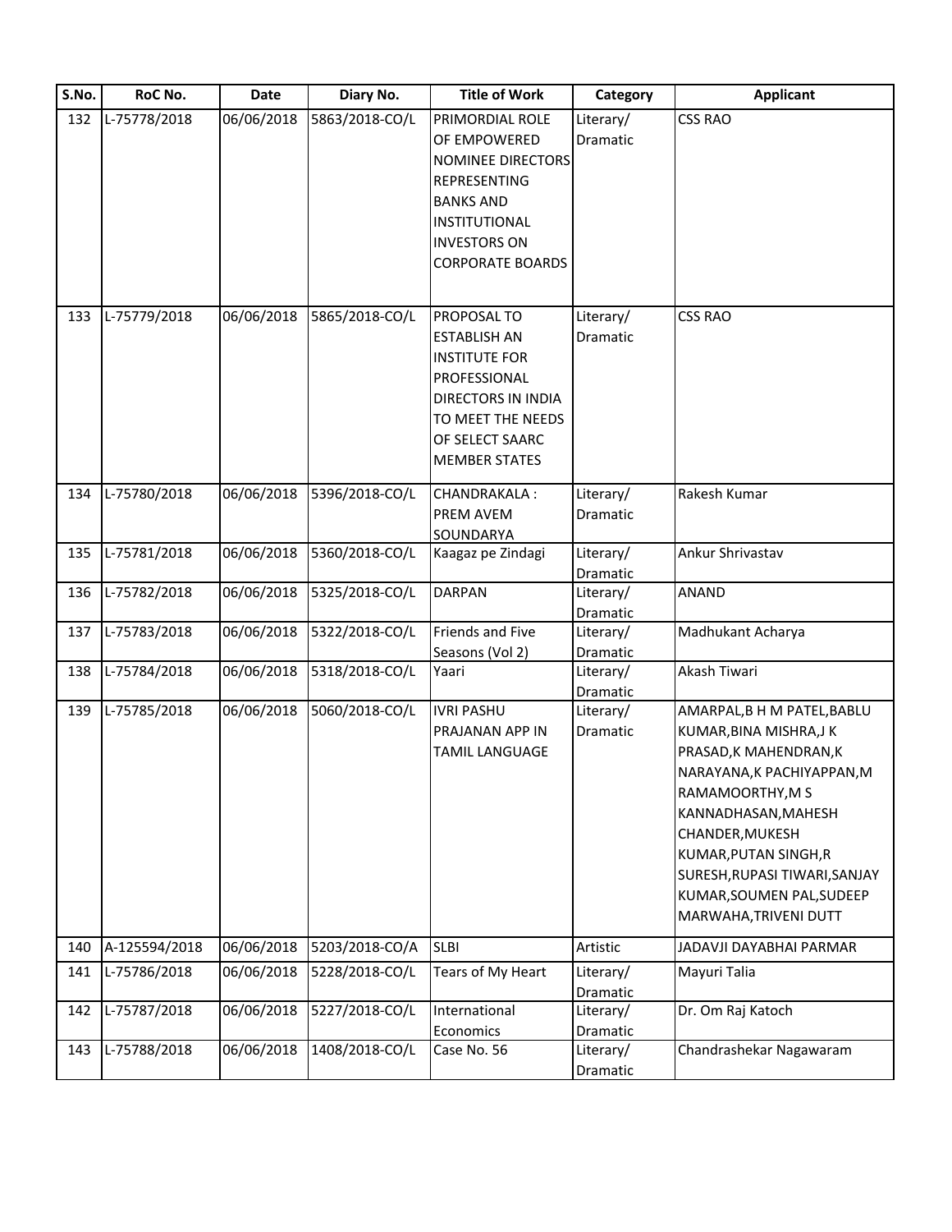| S.No. | RoC No. | Date | Diary No. | Title of Work | Category | Applicant |
|---|---|---|---|---|---|---|
| 132 | L-75778/2018 | 06/06/2018 | 5863/2018-CO/L | PRIMORDIAL ROLE OF EMPOWERED NOMINEE DIRECTORS REPRESENTING BANKS AND INSTITUTIONAL INVESTORS ON CORPORATE BOARDS | Literary/ Dramatic | CSS RAO |
| 133 | L-75779/2018 | 06/06/2018 | 5865/2018-CO/L | PROPOSAL TO ESTABLISH AN INSTITUTE FOR PROFESSIONAL DIRECTORS IN INDIA TO MEET THE NEEDS OF SELECT SAARC MEMBER STATES | Literary/ Dramatic | CSS RAO |
| 134 | L-75780/2018 | 06/06/2018 | 5396/2018-CO/L | CHANDRAKALA : PREM AVEM SOUNDARYA | Literary/ Dramatic | Rakesh Kumar |
| 135 | L-75781/2018 | 06/06/2018 | 5360/2018-CO/L | Kaagaz pe Zindagi | Literary/ Dramatic | Ankur Shrivastav |
| 136 | L-75782/2018 | 06/06/2018 | 5325/2018-CO/L | DARPAN | Literary/ Dramatic | ANAND |
| 137 | L-75783/2018 | 06/06/2018 | 5322/2018-CO/L | Friends and Five Seasons (Vol 2) | Literary/ Dramatic | Madhukant Acharya |
| 138 | L-75784/2018 | 06/06/2018 | 5318/2018-CO/L | Yaari | Literary/ Dramatic | Akash Tiwari |
| 139 | L-75785/2018 | 06/06/2018 | 5060/2018-CO/L | IVRI PASHU PRAJANAN APP IN TAMIL LANGUAGE | Literary/ Dramatic | AMARPAL,B H M PATEL,BABLU KUMAR,BINA MISHRA,J K PRASAD,K MAHENDRAN,K NARAYANA,K PACHIYAPPAN,M RAMAMOORTHY,M S KANNADHASAN,MAHESH CHANDER,MUKESH KUMAR,PUTAN SINGH,R SURESH,RUPASI TIWARI,SANJAY KUMAR,SOUMEN PAL,SUDEEP MARWAHA,TRIVENI DUTT |
| 140 | A-125594/2018 | 06/06/2018 | 5203/2018-CO/A | SLBI | Artistic | JADAVJI DAYABHAI PARMAR |
| 141 | L-75786/2018 | 06/06/2018 | 5228/2018-CO/L | Tears of My Heart | Literary/ Dramatic | Mayuri Talia |
| 142 | L-75787/2018 | 06/06/2018 | 5227/2018-CO/L | International Economics | Literary/ Dramatic | Dr. Om Raj Katoch |
| 143 | L-75788/2018 | 06/06/2018 | 1408/2018-CO/L | Case No. 56 | Literary/ Dramatic | Chandrashekar Nagawaram |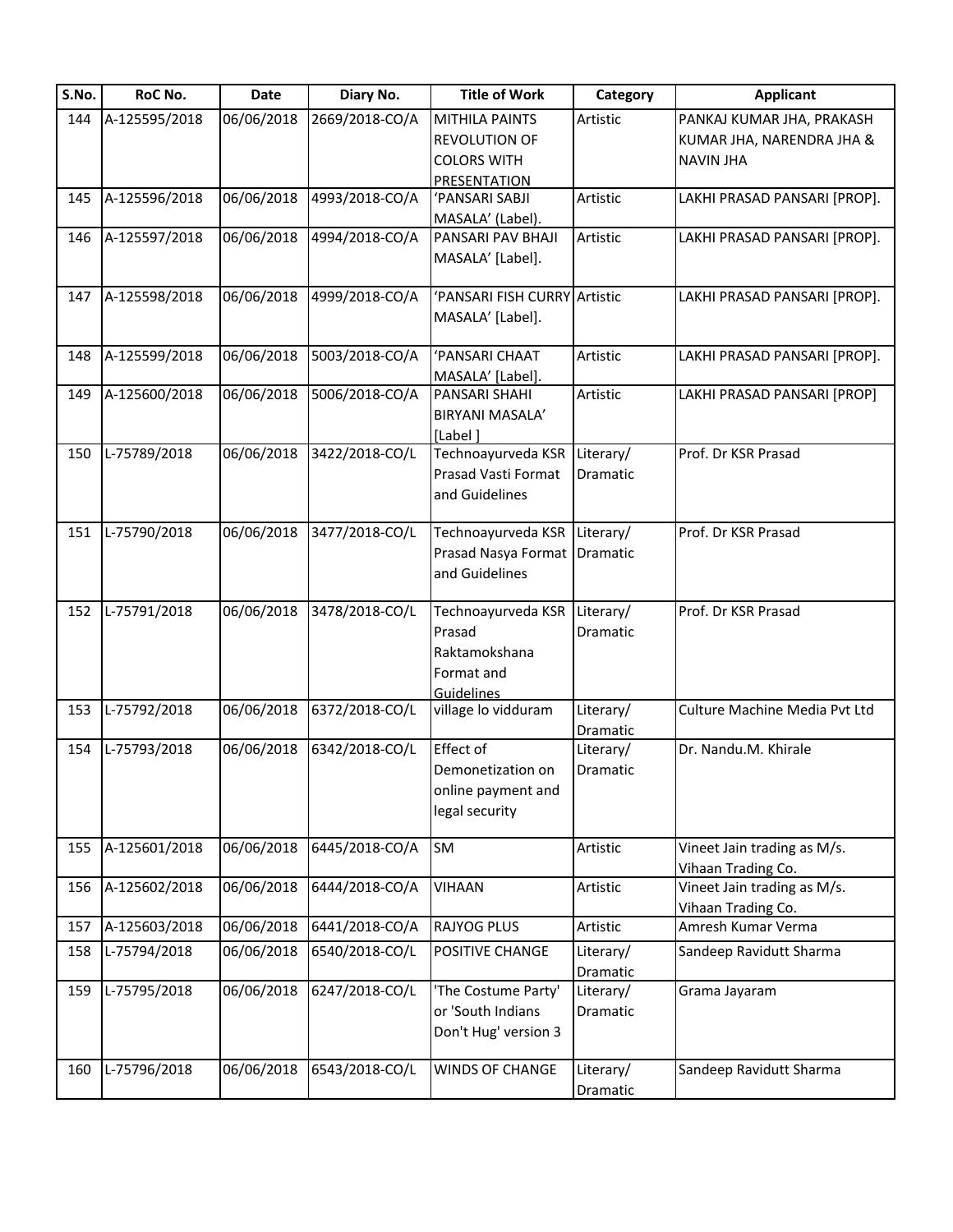| S.No. | RoC No. | Date | Diary No. | Title of Work | Category | Applicant |
|---|---|---|---|---|---|---|
| 144 | A-125595/2018 | 06/06/2018 | 2669/2018-CO/A | MITHILA PAINTS REVOLUTION OF COLORS WITH PRESENTATION | Artistic | PANKAJ KUMAR JHA, PRAKASH KUMAR JHA, NARENDRA JHA & NAVIN JHA |
| 145 | A-125596/2018 | 06/06/2018 | 4993/2018-CO/A | 'PANSARI SABJI MASALA' (Label). | Artistic | LAKHI PRASAD PANSARI [PROP]. |
| 146 | A-125597/2018 | 06/06/2018 | 4994/2018-CO/A | PANSARI PAV BHAJI MASALA' [Label]. | Artistic | LAKHI PRASAD PANSARI [PROP]. |
| 147 | A-125598/2018 | 06/06/2018 | 4999/2018-CO/A | 'PANSARI FISH CURRY MASALA' [Label]. | Artistic | LAKHI PRASAD PANSARI [PROP]. |
| 148 | A-125599/2018 | 06/06/2018 | 5003/2018-CO/A | 'PANSARI CHAAT MASALA' [Label]. | Artistic | LAKHI PRASAD PANSARI [PROP]. |
| 149 | A-125600/2018 | 06/06/2018 | 5006/2018-CO/A | PANSARI SHAHI BIRYANI MASALA' [Label ] | Artistic | LAKHI PRASAD PANSARI [PROP] |
| 150 | L-75789/2018 | 06/06/2018 | 3422/2018-CO/L | Technoayurveda KSR Prasad Vasti Format and Guidelines | Literary/ Dramatic | Prof. Dr KSR Prasad |
| 151 | L-75790/2018 | 06/06/2018 | 3477/2018-CO/L | Technoayurveda KSR Prasad Nasya Format and Guidelines | Literary/ Dramatic | Prof. Dr KSR Prasad |
| 152 | L-75791/2018 | 06/06/2018 | 3478/2018-CO/L | Technoayurveda KSR Prasad Raktamokshana Format and Guidelines | Literary/ Dramatic | Prof. Dr KSR Prasad |
| 153 | L-75792/2018 | 06/06/2018 | 6372/2018-CO/L | village lo vidduram | Literary/ Dramatic | Culture Machine Media Pvt Ltd |
| 154 | L-75793/2018 | 06/06/2018 | 6342/2018-CO/L | Effect of Demonetization on online payment and legal security | Literary/ Dramatic | Dr. Nandu.M. Khirale |
| 155 | A-125601/2018 | 06/06/2018 | 6445/2018-CO/A | SM | Artistic | Vineet Jain trading as M/s. Vihaan Trading Co. |
| 156 | A-125602/2018 | 06/06/2018 | 6444/2018-CO/A | VIHAAN | Artistic | Vineet Jain trading as M/s. Vihaan Trading Co. |
| 157 | A-125603/2018 | 06/06/2018 | 6441/2018-CO/A | RAJYOG PLUS | Artistic | Amresh Kumar Verma |
| 158 | L-75794/2018 | 06/06/2018 | 6540/2018-CO/L | POSITIVE CHANGE | Literary/ Dramatic | Sandeep Ravidutt Sharma |
| 159 | L-75795/2018 | 06/06/2018 | 6247/2018-CO/L | 'The Costume Party' or 'South Indians Don't Hug' version 3 | Literary/ Dramatic | Grama Jayaram |
| 160 | L-75796/2018 | 06/06/2018 | 6543/2018-CO/L | WINDS OF CHANGE | Literary/ Dramatic | Sandeep Ravidutt Sharma |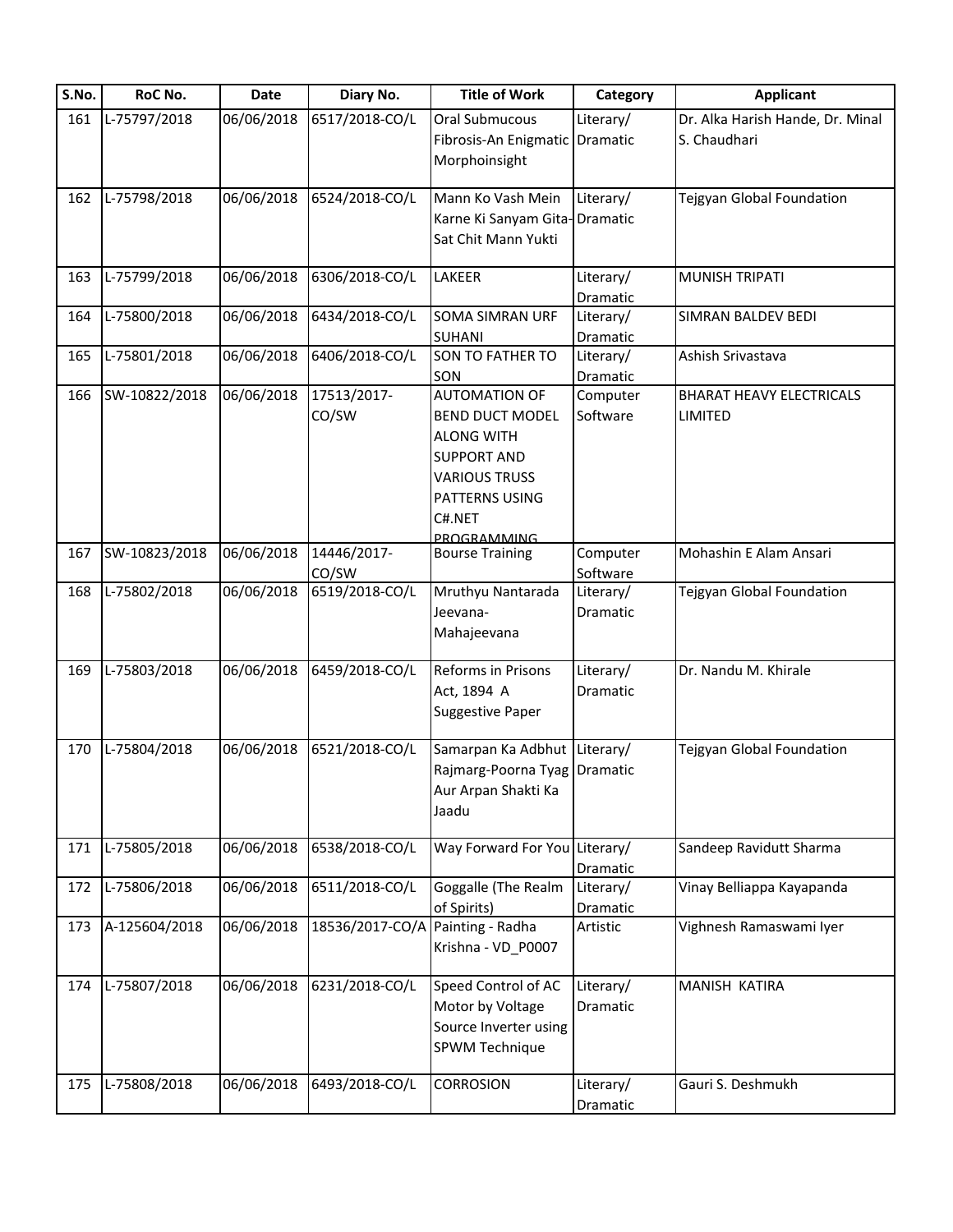| S.No. | RoC No. | Date | Diary No. | Title of Work | Category | Applicant |
|---|---|---|---|---|---|---|
| 161 | L-75797/2018 | 06/06/2018 | 6517/2018-CO/L | Oral Submucous Fibrosis-An Enigmatic Morphoinsight | Literary/ Dramatic | Dr. Alka Harish Hande, Dr. Minal S. Chaudhari |
| 162 | L-75798/2018 | 06/06/2018 | 6524/2018-CO/L | Mann Ko Vash Mein Karne Ki Sanyam Gita-Sat Chit Mann Yukti | Literary/ Dramatic | Tejgyan Global Foundation |
| 163 | L-75799/2018 | 06/06/2018 | 6306/2018-CO/L | LAKEER | Literary/ Dramatic | MUNISH TRIPATI |
| 164 | L-75800/2018 | 06/06/2018 | 6434/2018-CO/L | SOMA SIMRAN URF SUHANI | Literary/ Dramatic | SIMRAN BALDEV BEDI |
| 165 | L-75801/2018 | 06/06/2018 | 6406/2018-CO/L | SON TO FATHER TO SON | Literary/ Dramatic | Ashish Srivastava |
| 166 | SW-10822/2018 | 06/06/2018 | 17513/2017-CO/SW | AUTOMATION OF BEND DUCT MODEL ALONG WITH SUPPORT AND VARIOUS TRUSS PATTERNS USING C#.NET PROGRAMMING | Computer Software | BHARAT HEAVY ELECTRICALS LIMITED |
| 167 | SW-10823/2018 | 06/06/2018 | 14446/2017-CO/SW | Bourse Training | Computer Software | Mohashin E Alam Ansari |
| 168 | L-75802/2018 | 06/06/2018 | 6519/2018-CO/L | Mruthyu Nantarada Jeevana-Mahajeevana | Literary/ Dramatic | Tejgyan Global Foundation |
| 169 | L-75803/2018 | 06/06/2018 | 6459/2018-CO/L | Reforms in Prisons Act, 1894 A Suggestive Paper | Literary/ Dramatic | Dr. Nandu M. Khirale |
| 170 | L-75804/2018 | 06/06/2018 | 6521/2018-CO/L | Samarpan Ka Adbhut Rajmarg-Poorna Tyag Aur Arpan Shakti Ka Jaadu | Literary/ Dramatic | Tejgyan Global Foundation |
| 171 | L-75805/2018 | 06/06/2018 | 6538/2018-CO/L | Way Forward For You | Literary/ Dramatic | Sandeep Ravidutt Sharma |
| 172 | L-75806/2018 | 06/06/2018 | 6511/2018-CO/L | Goggalle (The Realm of Spirits) | Literary/ Dramatic | Vinay Belliappa Kayapanda |
| 173 | A-125604/2018 | 06/06/2018 | 18536/2017-CO/A | Painting - Radha Krishna - VD_P0007 | Artistic | Vighnesh Ramaswami Iyer |
| 174 | L-75807/2018 | 06/06/2018 | 6231/2018-CO/L | Speed Control of AC Motor by Voltage Source Inverter using SPWM Technique | Literary/ Dramatic | MANISH KATIRA |
| 175 | L-75808/2018 | 06/06/2018 | 6493/2018-CO/L | CORROSION | Literary/ Dramatic | Gauri S. Deshmukh |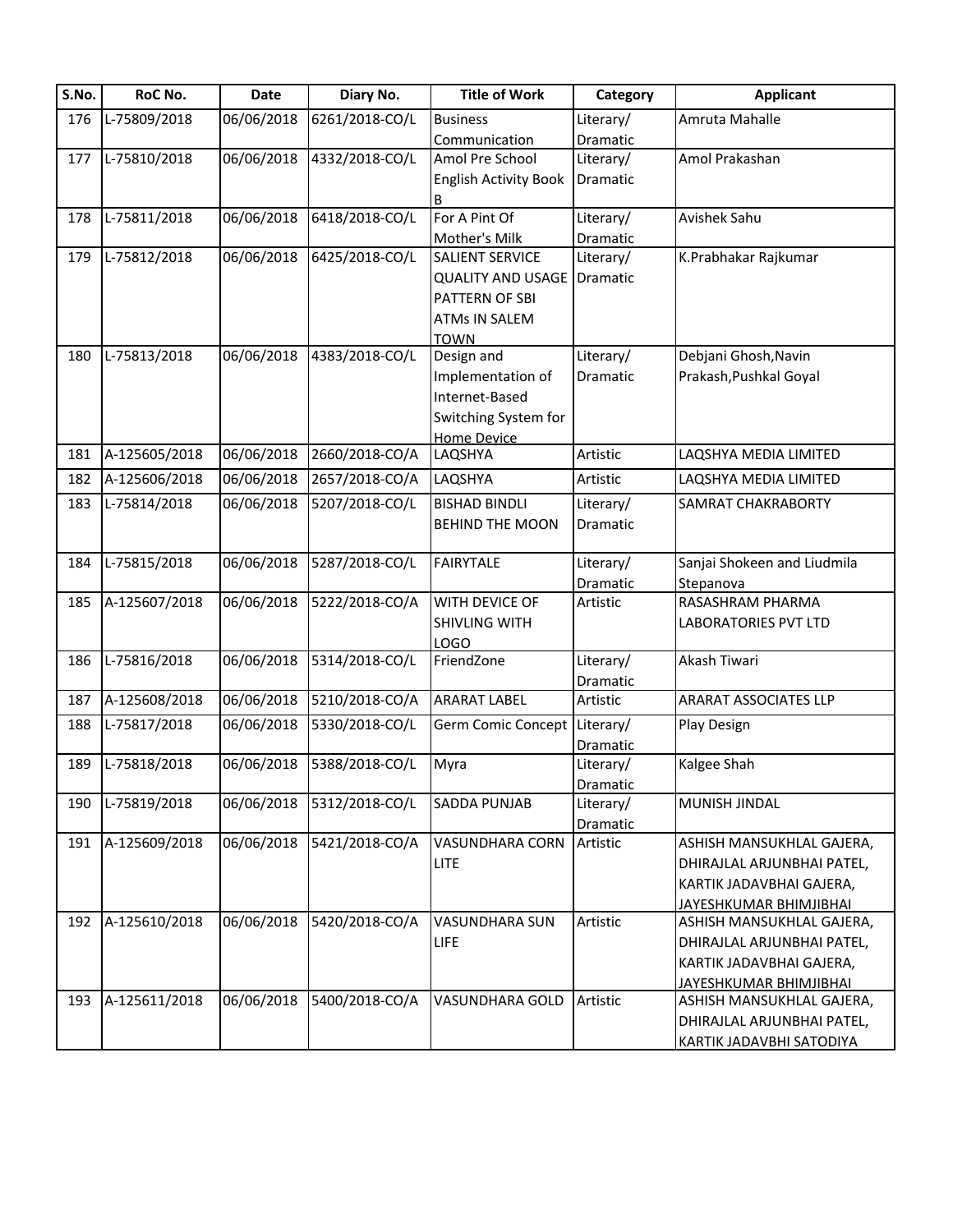| S.No. | RoC No. | Date | Diary No. | Title of Work | Category | Applicant |
|---|---|---|---|---|---|---|
| 176 | L-75809/2018 | 06/06/2018 | 6261/2018-CO/L | Business Communication | Literary/ Dramatic | Amruta Mahalle |
| 177 | L-75810/2018 | 06/06/2018 | 4332/2018-CO/L | Amol Pre School English Activity Book B | Literary/ Dramatic | Amol Prakashan |
| 178 | L-75811/2018 | 06/06/2018 | 6418/2018-CO/L | For A Pint Of Mother's Milk | Literary/ Dramatic | Avishek Sahu |
| 179 | L-75812/2018 | 06/06/2018 | 6425/2018-CO/L | SALIENT SERVICE QUALITY AND USAGE PATTERN OF SBI ATMs IN SALEM TOWN | Literary/ Dramatic | K.Prabhakar Rajkumar |
| 180 | L-75813/2018 | 06/06/2018 | 4383/2018-CO/L | Design and Implementation of Internet-Based Switching System for Home Device | Literary/ Dramatic | Debjani Ghosh,Navin Prakash,Pushkal Goyal |
| 181 | A-125605/2018 | 06/06/2018 | 2660/2018-CO/A | LAQSHYA | Artistic | LAQSHYA MEDIA LIMITED |
| 182 | A-125606/2018 | 06/06/2018 | 2657/2018-CO/A | LAQSHYA | Artistic | LAQSHYA MEDIA LIMITED |
| 183 | L-75814/2018 | 06/06/2018 | 5207/2018-CO/L | BISHAD BINDLI BEHIND THE MOON | Literary/ Dramatic | SAMRAT CHAKRABORTY |
| 184 | L-75815/2018 | 06/06/2018 | 5287/2018-CO/L | FAIRYTALE | Literary/ Dramatic | Sanjai Shokeen and Liudmila Stepanova |
| 185 | A-125607/2018 | 06/06/2018 | 5222/2018-CO/A | WITH DEVICE OF SHIVLING WITH LOGO | Artistic | RASASHRAM PHARMA LABORATORIES PVT LTD |
| 186 | L-75816/2018 | 06/06/2018 | 5314/2018-CO/L | FriendZone | Literary/ Dramatic | Akash Tiwari |
| 187 | A-125608/2018 | 06/06/2018 | 5210/2018-CO/A | ARARAT LABEL | Artistic | ARARAT ASSOCIATES LLP |
| 188 | L-75817/2018 | 06/06/2018 | 5330/2018-CO/L | Germ Comic Concept | Literary/ Dramatic | Play Design |
| 189 | L-75818/2018 | 06/06/2018 | 5388/2018-CO/L | Myra | Literary/ Dramatic | Kalgee Shah |
| 190 | L-75819/2018 | 06/06/2018 | 5312/2018-CO/L | SADDA PUNJAB | Literary/ Dramatic | MUNISH JINDAL |
| 191 | A-125609/2018 | 06/06/2018 | 5421/2018-CO/A | VASUNDHARA CORN LITE | Artistic | ASHISH MANSUKHLAL GAJERA, DHIRAJLAL ARJUNBHAI PATEL, KARTIK JADAVBHAI GAJERA, JAYESHKUMAR BHIMJIBHAI |
| 192 | A-125610/2018 | 06/06/2018 | 5420/2018-CO/A | VASUNDHARA SUN LIFE | Artistic | ASHISH MANSUKHLAL GAJERA, DHIRAJLAL ARJUNBHAI PATEL, KARTIK JADAVBHAI GAJERA, JAYESHKUMAR BHIMJIBHAI |
| 193 | A-125611/2018 | 06/06/2018 | 5400/2018-CO/A | VASUNDHARA GOLD | Artistic | ASHISH MANSUKHLAL GAJERA, DHIRAJLAL ARJUNBHAI PATEL, KARTIK JADAVBHI SATODIYA |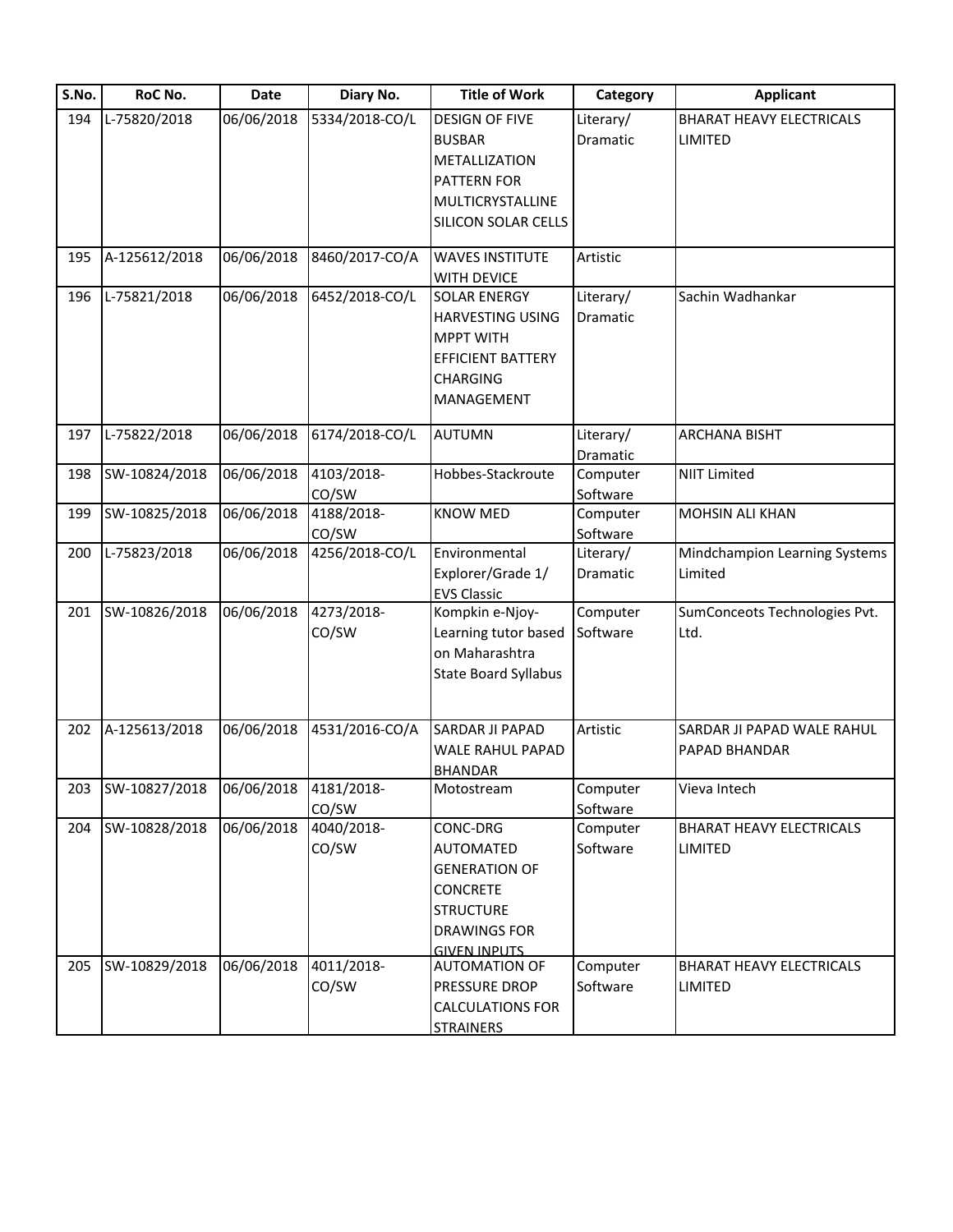| S.No. | RoC No. | Date | Diary No. | Title of Work | Category | Applicant |
|---|---|---|---|---|---|---|
| 194 | L-75820/2018 | 06/06/2018 | 5334/2018-CO/L | DESIGN OF FIVE BUSBAR METALLIZATION PATTERN FOR MULTICRYSTALLINE SILICON SOLAR CELLS | Literary/ Dramatic | BHARAT HEAVY ELECTRICALS LIMITED |
| 195 | A-125612/2018 | 06/06/2018 | 8460/2017-CO/A | WAVES INSTITUTE WITH DEVICE | Artistic | |
| 196 | L-75821/2018 | 06/06/2018 | 6452/2018-CO/L | SOLAR ENERGY HARVESTING USING MPPT WITH EFFICIENT BATTERY CHARGING MANAGEMENT | Literary/ Dramatic | Sachin Wadhankar |
| 197 | L-75822/2018 | 06/06/2018 | 6174/2018-CO/L | AUTUMN | Literary/ Dramatic | ARCHANA BISHT |
| 198 | SW-10824/2018 | 06/06/2018 | 4103/2018-CO/SW | Hobbes-Stackroute | Computer Software | NIIT Limited |
| 199 | SW-10825/2018 | 06/06/2018 | 4188/2018-CO/SW | KNOW MED | Computer Software | MOHSIN ALI KHAN |
| 200 | L-75823/2018 | 06/06/2018 | 4256/2018-CO/L | Environmental Explorer/Grade 1/ EVS Classic | Literary/ Dramatic | Mindchampion Learning Systems Limited |
| 201 | SW-10826/2018 | 06/06/2018 | 4273/2018-CO/SW | Kompkin e-Njoy-Learning tutor based on Maharashtra State Board Syllabus | Computer Software | SumConceots Technologies Pvt. Ltd. |
| 202 | A-125613/2018 | 06/06/2018 | 4531/2016-CO/A | SARDAR JI PAPAD WALE RAHUL PAPAD BHANDAR | Artistic | SARDAR JI PAPAD WALE RAHUL PAPAD BHANDAR |
| 203 | SW-10827/2018 | 06/06/2018 | 4181/2018-CO/SW | Motostream | Computer Software | Vieva Intech |
| 204 | SW-10828/2018 | 06/06/2018 | 4040/2018-CO/SW | CONC-DRG AUTOMATED GENERATION OF CONCRETE STRUCTURE DRAWINGS FOR GIVEN INPUTS | Computer Software | BHARAT HEAVY ELECTRICALS LIMITED |
| 205 | SW-10829/2018 | 06/06/2018 | 4011/2018-CO/SW | AUTOMATION OF PRESSURE DROP CALCULATIONS FOR STRAINERS | Computer Software | BHARAT HEAVY ELECTRICALS LIMITED |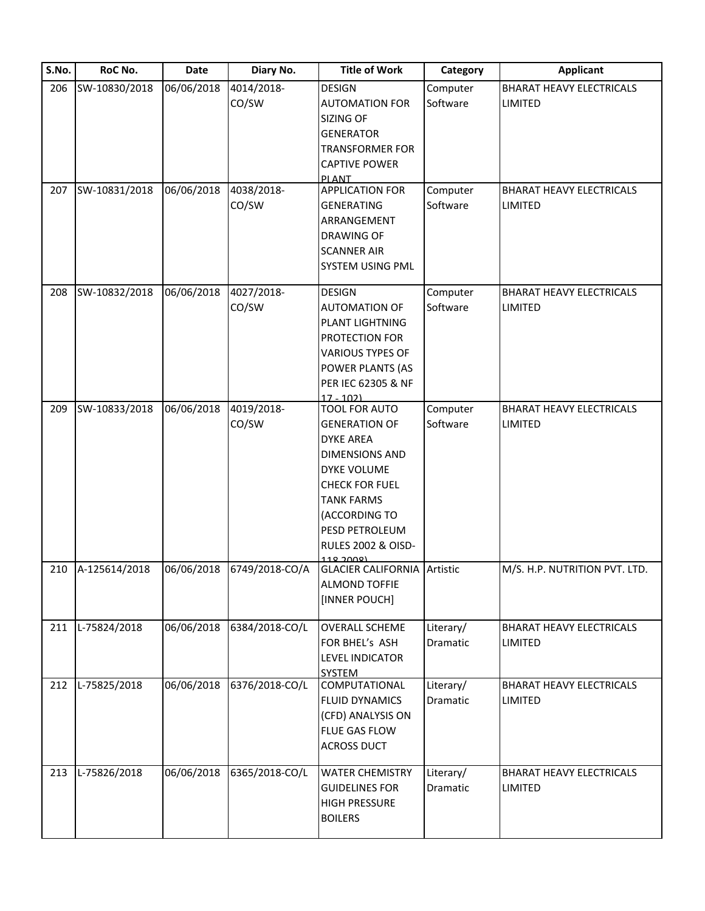| S.No. | RoC No. | Date | Diary No. | Title of Work | Category | Applicant |
|---|---|---|---|---|---|---|
| 206 | SW-10830/2018 | 06/06/2018 | 4014/2018-CO/SW | DESIGN AUTOMATION FOR SIZING OF GENERATOR TRANSFORMER FOR CAPTIVE POWER PLANT | Computer Software | BHARAT HEAVY ELECTRICALS LIMITED |
| 207 | SW-10831/2018 | 06/06/2018 | 4038/2018-CO/SW | APPLICATION FOR GENERATING ARRANGEMENT DRAWING OF SCANNER AIR SYSTEM USING PML | Computer Software | BHARAT HEAVY ELECTRICALS LIMITED |
| 208 | SW-10832/2018 | 06/06/2018 | 4027/2018-CO/SW | DESIGN AUTOMATION OF PLANT LIGHTNING PROTECTION FOR VARIOUS TYPES OF POWER PLANTS (AS PER IEC 62305 & NF 17 - 102) | Computer Software | BHARAT HEAVY ELECTRICALS LIMITED |
| 209 | SW-10833/2018 | 06/06/2018 | 4019/2018-CO/SW | TOOL FOR AUTO GENERATION OF DYKE AREA DIMENSIONS AND DYKE VOLUME CHECK FOR FUEL TANK FARMS (ACCORDING TO PESD PETROLEUM RULES 2002 & OISD-118 2008) | Computer Software | BHARAT HEAVY ELECTRICALS LIMITED |
| 210 | A-125614/2018 | 06/06/2018 | 6749/2018-CO/A | GLACIER CALIFORNIA ALMOND TOFFIE [INNER POUCH] | Artistic | M/S. H.P. NUTRITION PVT. LTD. |
| 211 | L-75824/2018 | 06/06/2018 | 6384/2018-CO/L | OVERALL SCHEME FOR BHEL's ASH LEVEL INDICATOR SYSTEM | Literary/ Dramatic | BHARAT HEAVY ELECTRICALS LIMITED |
| 212 | L-75825/2018 | 06/06/2018 | 6376/2018-CO/L | COMPUTATIONAL FLUID DYNAMICS (CFD) ANALYSIS ON FLUE GAS FLOW ACROSS DUCT | Literary/ Dramatic | BHARAT HEAVY ELECTRICALS LIMITED |
| 213 | L-75826/2018 | 06/06/2018 | 6365/2018-CO/L | WATER CHEMISTRY GUIDELINES FOR HIGH PRESSURE BOILERS | Literary/ Dramatic | BHARAT HEAVY ELECTRICALS LIMITED |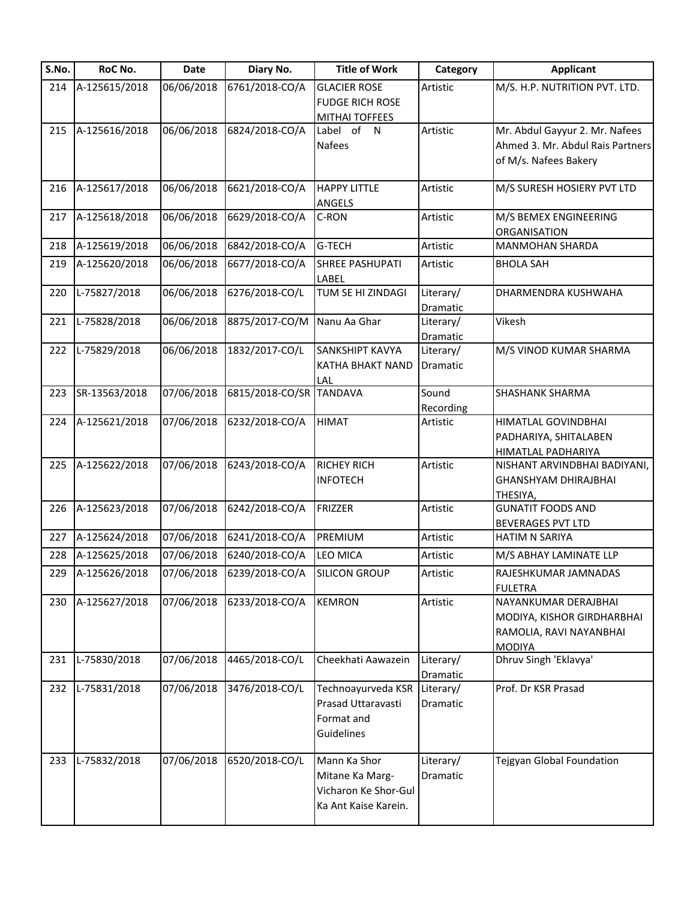| S.No. | RoC No. | Date | Diary No. | Title of Work | Category | Applicant |
|---|---|---|---|---|---|---|
| 214 | A-125615/2018 | 06/06/2018 | 6761/2018-CO/A | GLACIER ROSE FUDGE RICH ROSE MITHAI TOFFEES | Artistic | M/S. H.P. NUTRITION PVT. LTD. |
| 215 | A-125616/2018 | 06/06/2018 | 6824/2018-CO/A | Label of N Nafees | Artistic | Mr. Abdul Gayyur 2. Mr. Nafees Ahmed 3. Mr. Abdul Rais Partners of M/s. Nafees Bakery |
| 216 | A-125617/2018 | 06/06/2018 | 6621/2018-CO/A | HAPPY LITTLE ANGELS | Artistic | M/S SURESH HOSIERY PVT LTD |
| 217 | A-125618/2018 | 06/06/2018 | 6629/2018-CO/A | C-RON | Artistic | M/S BEMEX ENGINEERING ORGANISATION |
| 218 | A-125619/2018 | 06/06/2018 | 6842/2018-CO/A | G-TECH | Artistic | MANMOHAN SHARDA |
| 219 | A-125620/2018 | 06/06/2018 | 6677/2018-CO/A | SHREE PASHUPATI LABEL | Artistic | BHOLA SAH |
| 220 | L-75827/2018 | 06/06/2018 | 6276/2018-CO/L | TUM SE HI ZINDAGI | Literary/ Dramatic | DHARMENDRA KUSHWAHA |
| 221 | L-75828/2018 | 06/06/2018 | 8875/2017-CO/M | Nanu Aa Ghar | Literary/ Dramatic | Vikesh |
| 222 | L-75829/2018 | 06/06/2018 | 1832/2017-CO/L | SANKSHIPT KAVYA KATHA BHAKT NAND LAL | Literary/ Dramatic | M/S VINOD KUMAR SHARMA |
| 223 | SR-13563/2018 | 07/06/2018 | 6815/2018-CO/SR | TANDAVA | Sound Recording | SHASHANK SHARMA |
| 224 | A-125621/2018 | 07/06/2018 | 6232/2018-CO/A | HIMAT | Artistic | HIMATLAL GOVINDBHAI PADHARIYA, SHITALABEN HIMATLAL PADHARIYA |
| 225 | A-125622/2018 | 07/06/2018 | 6243/2018-CO/A | RICHEY RICH INFOTECH | Artistic | NISHANT ARVINDBHAI BADIYANI, GHANSHYAM DHIRAJBHAI THESIYA, |
| 226 | A-125623/2018 | 07/06/2018 | 6242/2018-CO/A | FRIZZER | Artistic | GUNATIT FOODS AND BEVERAGES PVT LTD |
| 227 | A-125624/2018 | 07/06/2018 | 6241/2018-CO/A | PREMIUM | Artistic | HATIM N SARIYA |
| 228 | A-125625/2018 | 07/06/2018 | 6240/2018-CO/A | LEO MICA | Artistic | M/S ABHAY LAMINATE LLP |
| 229 | A-125626/2018 | 07/06/2018 | 6239/2018-CO/A | SILICON GROUP | Artistic | RAJESHKUMAR JAMNADAS FULETRA |
| 230 | A-125627/2018 | 07/06/2018 | 6233/2018-CO/A | KEMRON | Artistic | NAYANKUMAR DERAJBHAI MODIYA, KISHOR GIRDHARBHAI RAMOLIA, RAVI NAYANBHAI MODIYA |
| 231 | L-75830/2018 | 07/06/2018 | 4465/2018-CO/L | Cheekhati Aawazein | Literary/ Dramatic | Dhruv Singh 'Eklavya' |
| 232 | L-75831/2018 | 07/06/2018 | 3476/2018-CO/L | Technoayurveda KSR Prasad Uttaravasti Format and Guidelines | Literary/ Dramatic | Prof. Dr KSR Prasad |
| 233 | L-75832/2018 | 07/06/2018 | 6520/2018-CO/L | Mann Ka Shor Mitane Ka Marg- Vicharon Ke Shor-Gul Ka Ant Kaise Karein. | Literary/ Dramatic | Tejgyan Global Foundation |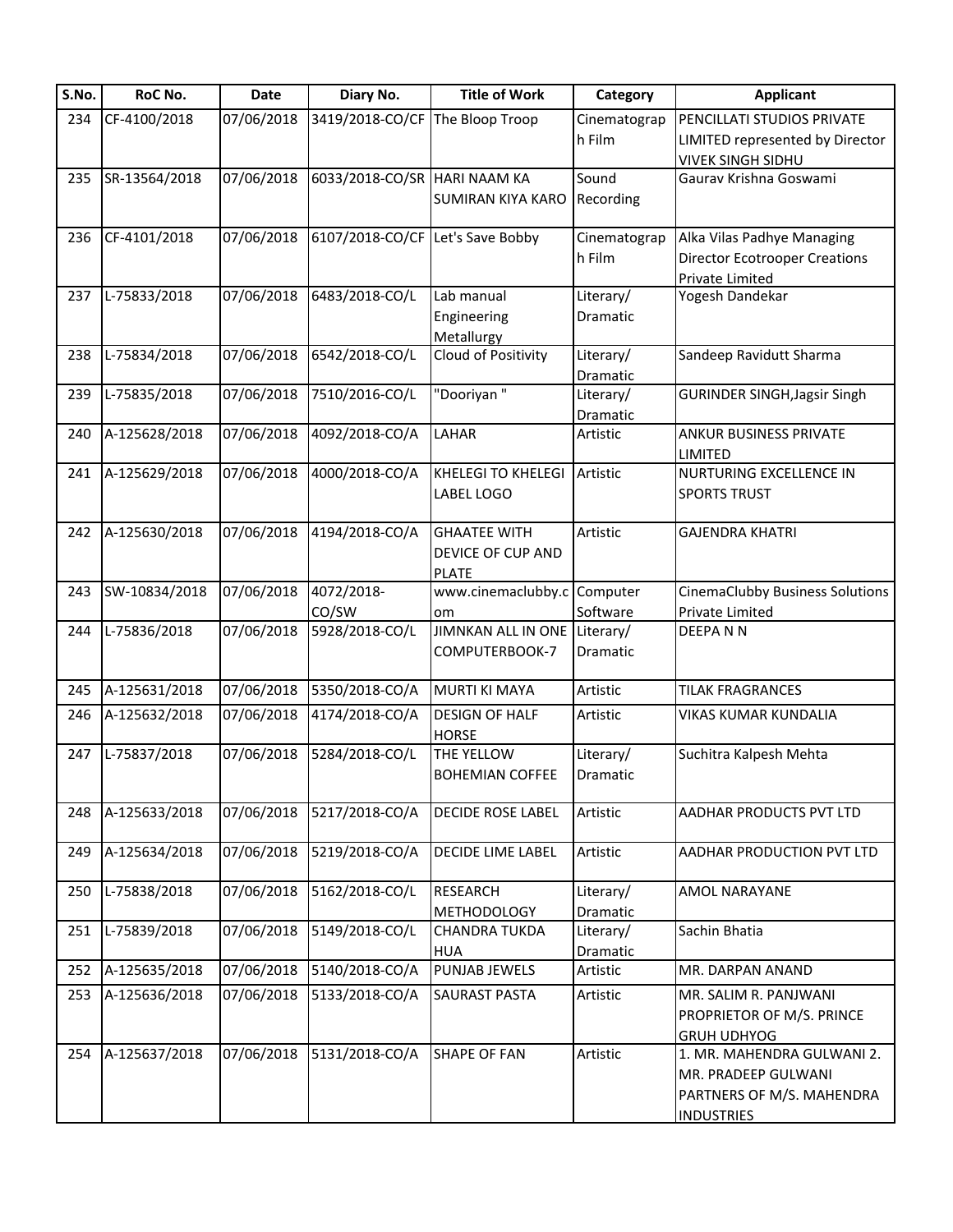| S.No. | RoC No. | Date | Diary No. | Title of Work | Category | Applicant |
|---|---|---|---|---|---|---|
| 234 | CF-4100/2018 | 07/06/2018 | 3419/2018-CO/CF | The Bloop Troop | Cinematograph Film | PENCILLATI STUDIOS PRIVATE LIMITED represented by Director VIVEK SINGH SIDHU |
| 235 | SR-13564/2018 | 07/06/2018 | 6033/2018-CO/SR | HARI NAAM KA SUMIRAN KIYA KARO | Sound Recording | Gaurav Krishna Goswami |
| 236 | CF-4101/2018 | 07/06/2018 | 6107/2018-CO/CF | Let's Save Bobby | Cinematograph Film | Alka Vilas Padhye Managing Director Ecotrooper Creations Private Limited |
| 237 | L-75833/2018 | 07/06/2018 | 6483/2018-CO/L | Lab manual Engineering Metallurgy | Literary/ Dramatic | Yogesh Dandekar |
| 238 | L-75834/2018 | 07/06/2018 | 6542/2018-CO/L | Cloud of Positivity | Literary/ Dramatic | Sandeep Ravidutt Sharma |
| 239 | L-75835/2018 | 07/06/2018 | 7510/2016-CO/L | "Dooriyan " | Literary/ Dramatic | GURINDER SINGH,Jagsir Singh |
| 240 | A-125628/2018 | 07/06/2018 | 4092/2018-CO/A | LAHAR | Artistic | ANKUR BUSINESS PRIVATE LIMITED |
| 241 | A-125629/2018 | 07/06/2018 | 4000/2018-CO/A | KHELEGI TO KHELEGI LABEL LOGO | Artistic | NURTURING EXCELLENCE IN SPORTS TRUST |
| 242 | A-125630/2018 | 07/06/2018 | 4194/2018-CO/A | GHAATEE WITH DEVICE OF CUP AND PLATE | Artistic | GAJENDRA KHATRI |
| 243 | SW-10834/2018 | 07/06/2018 | 4072/2018-CO/SW | www.cinemaclubby.com | Computer Software | CinemaClubby Business Solutions Private Limited |
| 244 | L-75836/2018 | 07/06/2018 | 5928/2018-CO/L | JIMNKAN ALL IN ONE COMPUTERBOOK-7 | Literary/ Dramatic | DEEPA N N |
| 245 | A-125631/2018 | 07/06/2018 | 5350/2018-CO/A | MURTI KI MAYA | Artistic | TILAK FRAGRANCES |
| 246 | A-125632/2018 | 07/06/2018 | 4174/2018-CO/A | DESIGN OF HALF HORSE | Artistic | VIKAS KUMAR KUNDALIA |
| 247 | L-75837/2018 | 07/06/2018 | 5284/2018-CO/L | THE YELLOW BOHEMIAN COFFEE | Literary/ Dramatic | Suchitra Kalpesh Mehta |
| 248 | A-125633/2018 | 07/06/2018 | 5217/2018-CO/A | DECIDE ROSE LABEL | Artistic | AADHAR PRODUCTS PVT LTD |
| 249 | A-125634/2018 | 07/06/2018 | 5219/2018-CO/A | DECIDE LIME LABEL | Artistic | AADHAR PRODUCTION PVT LTD |
| 250 | L-75838/2018 | 07/06/2018 | 5162/2018-CO/L | RESEARCH METHODOLOGY | Literary/ Dramatic | AMOL NARAYANE |
| 251 | L-75839/2018 | 07/06/2018 | 5149/2018-CO/L | CHANDRA TUKDA HUA | Literary/ Dramatic | Sachin Bhatia |
| 252 | A-125635/2018 | 07/06/2018 | 5140/2018-CO/A | PUNJAB JEWELS | Artistic | MR. DARPAN ANAND |
| 253 | A-125636/2018 | 07/06/2018 | 5133/2018-CO/A | SAURAST PASTA | Artistic | MR. SALIM R. PANJWANI PROPRIETOR OF M/S. PRINCE GRUH UDHYOG |
| 254 | A-125637/2018 | 07/06/2018 | 5131/2018-CO/A | SHAPE OF FAN | Artistic | 1. MR. MAHENDRA GULWANI 2. MR. PRADEEP GULWANI PARTNERS OF M/S. MAHENDRA INDUSTRIES |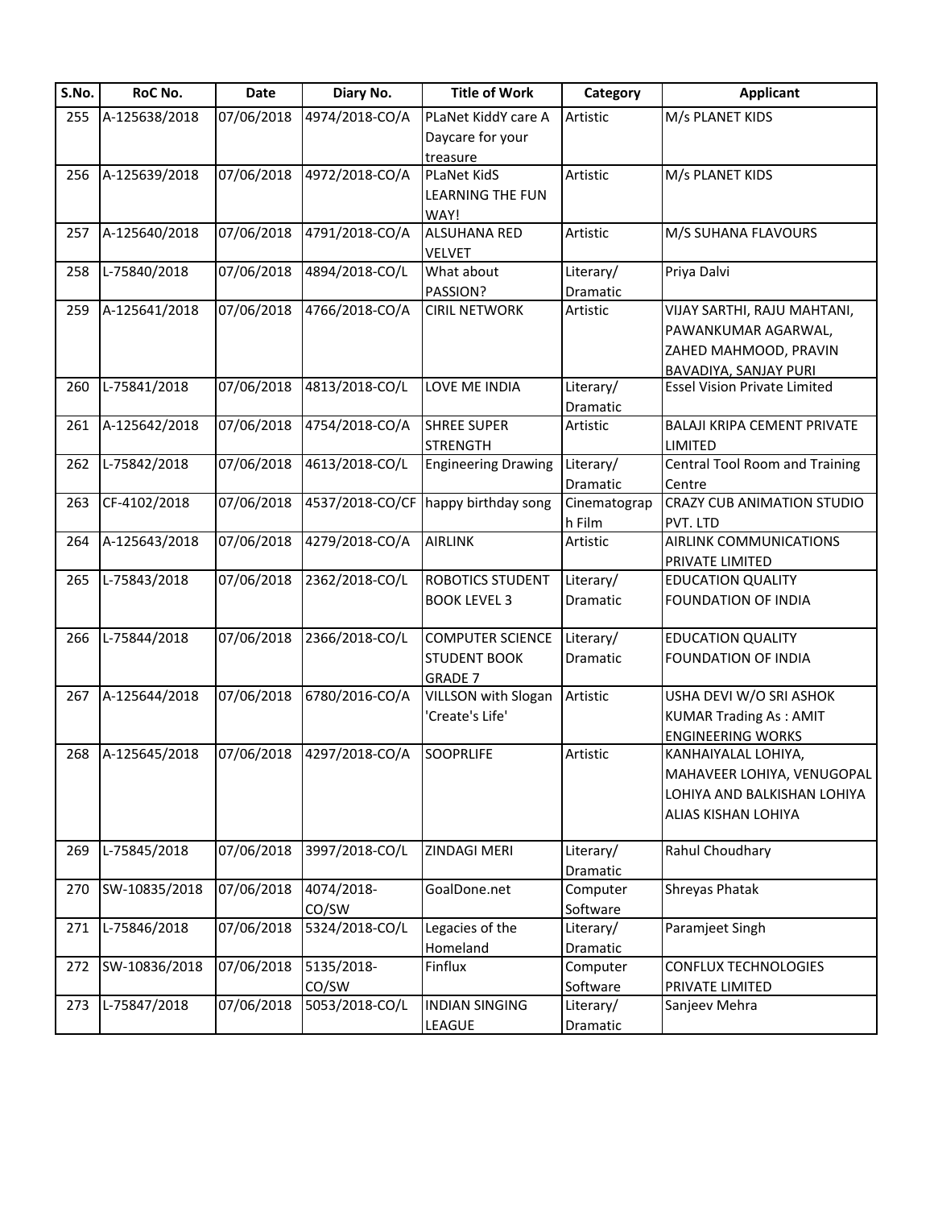| S.No. | RoC No. | Date | Diary No. | Title of Work | Category | Applicant |
|---|---|---|---|---|---|---|
| 255 | A-125638/2018 | 07/06/2018 | 4974/2018-CO/A | PLaNet KiddY care A Daycare for your treasure | Artistic | M/s PLANET KIDS |
| 256 | A-125639/2018 | 07/06/2018 | 4972/2018-CO/A | PLaNet KidS LEARNING THE FUN WAY! | Artistic | M/s PLANET KIDS |
| 257 | A-125640/2018 | 07/06/2018 | 4791/2018-CO/A | ALSUHANA RED VELVET | Artistic | M/S SUHANA FLAVOURS |
| 258 | L-75840/2018 | 07/06/2018 | 4894/2018-CO/L | What about PASSION? | Literary/ Dramatic | Priya Dalvi |
| 259 | A-125641/2018 | 07/06/2018 | 4766/2018-CO/A | CIRIL NETWORK | Artistic | VIJAY SARTHI, RAJU MAHTANI, PAWANKUMAR AGARWAL, ZAHED MAHMOOD, PRAVIN BAVADIYA, SANJAY PURI |
| 260 | L-75841/2018 | 07/06/2018 | 4813/2018-CO/L | LOVE ME INDIA | Literary/ Dramatic | Essel Vision Private Limited |
| 261 | A-125642/2018 | 07/06/2018 | 4754/2018-CO/A | SHREE SUPER STRENGTH | Artistic | BALAJI KRIPA CEMENT PRIVATE LIMITED |
| 262 | L-75842/2018 | 07/06/2018 | 4613/2018-CO/L | Engineering Drawing | Literary/ Dramatic | Central Tool Room and Training Centre |
| 263 | CF-4102/2018 | 07/06/2018 | 4537/2018-CO/CF | happy birthday song | Cinematograp h Film | CRAZY CUB ANIMATION STUDIO PVT. LTD |
| 264 | A-125643/2018 | 07/06/2018 | 4279/2018-CO/A | AIRLINK | Artistic | AIRLINK COMMUNICATIONS PRIVATE LIMITED |
| 265 | L-75843/2018 | 07/06/2018 | 2362/2018-CO/L | ROBOTICS STUDENT BOOK LEVEL 3 | Literary/ Dramatic | EDUCATION QUALITY FOUNDATION OF INDIA |
| 266 | L-75844/2018 | 07/06/2018 | 2366/2018-CO/L | COMPUTER SCIENCE STUDENT BOOK GRADE 7 | Literary/ Dramatic | EDUCATION QUALITY FOUNDATION OF INDIA |
| 267 | A-125644/2018 | 07/06/2018 | 6780/2016-CO/A | VILLSON with Slogan 'Create's Life' | Artistic | USHA DEVI W/O SRI ASHOK KUMAR Trading As : AMIT ENGINEERING WORKS |
| 268 | A-125645/2018 | 07/06/2018 | 4297/2018-CO/A | SOOPRLIFE | Artistic | KANHAIYALAL LOHIYA, MAHAVEER LOHIYA, VENUGOPAL LOHIYA AND BALKISHAN LOHIYA ALIAS KISHAN LOHIYA |
| 269 | L-75845/2018 | 07/06/2018 | 3997/2018-CO/L | ZINDAGI MERI | Literary/ Dramatic | Rahul Choudhary |
| 270 | SW-10835/2018 | 07/06/2018 | 4074/2018-CO/SW | GoalDone.net | Computer Software | Shreyas Phatak |
| 271 | L-75846/2018 | 07/06/2018 | 5324/2018-CO/L | Legacies of the Homeland | Literary/ Dramatic | Paramjeet Singh |
| 272 | SW-10836/2018 | 07/06/2018 | 5135/2018-CO/SW | Finflux | Computer Software | CONFLUX TECHNOLOGIES PRIVATE LIMITED |
| 273 | L-75847/2018 | 07/06/2018 | 5053/2018-CO/L | INDIAN SINGING LEAGUE | Literary/ Dramatic | Sanjeev Mehra |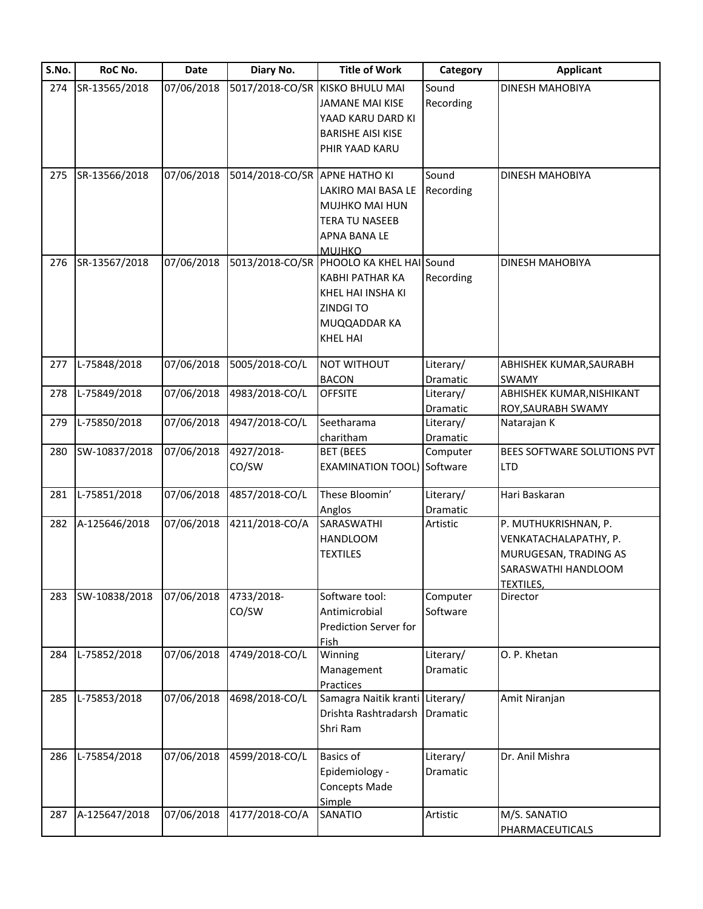| S.No. | RoC No. | Date | Diary No. | Title of Work | Category | Applicant |
|---|---|---|---|---|---|---|
| 274 | SR-13565/2018 | 07/06/2018 | 5017/2018-CO/SR | KISKO BHULU MAI JAMANE MAI KISE YAAD KARU DARD KI BARISHE AISI KISE PHIR YAAD KARU | Sound Recording | DINESH MAHOBIYA |
| 275 | SR-13566/2018 | 07/06/2018 | 5014/2018-CO/SR | APNE HATHO KI LAKIRO MAI BASA LE MUJHKO MAI HUN TERA TU NASEEB APNA BANA LE MUJHKO | Sound Recording | DINESH MAHOBIYA |
| 276 | SR-13567/2018 | 07/06/2018 | 5013/2018-CO/SR | PHOOLO KA KHEL HAI KABHI PATHAR KA KHEL HAI INSHA KI ZINDGI TO MUQQADDAR KA KHEL HAI | Sound Recording | DINESH MAHOBIYA |
| 277 | L-75848/2018 | 07/06/2018 | 5005/2018-CO/L | NOT WITHOUT BACON | Literary/ Dramatic | ABHISHEK KUMAR,SAURABH SWAMY |
| 278 | L-75849/2018 | 07/06/2018 | 4983/2018-CO/L | OFFSITE | Literary/ Dramatic | ABHISHEK KUMAR,NISHIKANT ROY,SAURABH SWAMY |
| 279 | L-75850/2018 | 07/06/2018 | 4947/2018-CO/L | Seetharama charitham | Literary/ Dramatic | Natarajan K |
| 280 | SW-10837/2018 | 07/06/2018 | 4927/2018-CO/SW | BET (BEES EXAMINATION TOOL) | Computer Software | BEES SOFTWARE SOLUTIONS PVT LTD |
| 281 | L-75851/2018 | 07/06/2018 | 4857/2018-CO/L | These Bloomin' Anglos | Literary/ Dramatic | Hari Baskaran |
| 282 | A-125646/2018 | 07/06/2018 | 4211/2018-CO/A | SARASWATHI HANDLOOM TEXTILES | Artistic | P. MUTHUKRISHNAN, P. VENKATACHALAPATHY, P. MURUGESAN, TRADING AS SARASWATHI HANDLOOM TEXTILES, |
| 283 | SW-10838/2018 | 07/06/2018 | 4733/2018-CO/SW | Software tool: Antimicrobial Prediction Server for Fish | Computer Software | Director |
| 284 | L-75852/2018 | 07/06/2018 | 4749/2018-CO/L | Winning Management Practices | Literary/ Dramatic | O. P. Khetan |
| 285 | L-75853/2018 | 07/06/2018 | 4698/2018-CO/L | Samagra Naitik kranti Drishta Rashtradarsh Shri Ram | Literary/ Dramatic | Amit Niranjan |
| 286 | L-75854/2018 | 07/06/2018 | 4599/2018-CO/L | Basics of Epidemiology - Concepts Made Simple | Literary/ Dramatic | Dr. Anil Mishra |
| 287 | A-125647/2018 | 07/06/2018 | 4177/2018-CO/A | SANATIO | Artistic | M/S. SANATIO PHARMACEUTICALS |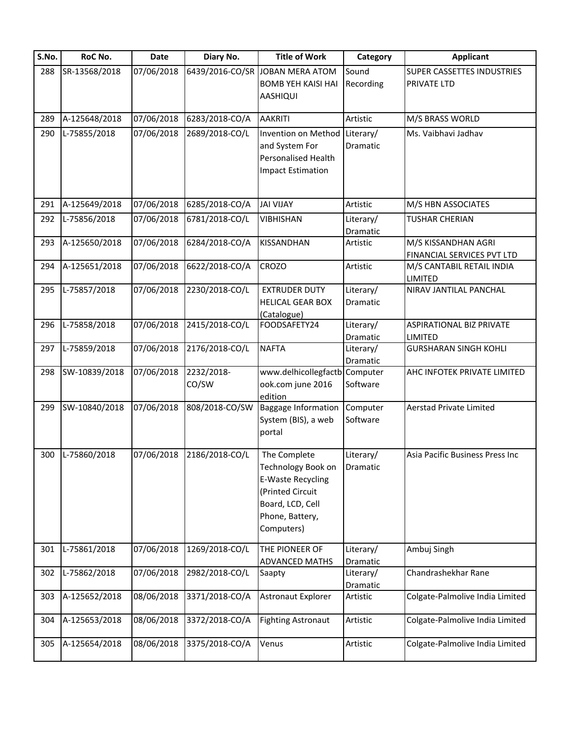| S.No. | RoC No. | Date | Diary No. | Title of Work | Category | Applicant |
|---|---|---|---|---|---|---|
| 288 | SR-13568/2018 | 07/06/2018 | 6439/2016-CO/SR | JOBAN MERA ATOM BOMB YEH KAISI HAI AASHIQUI | Sound Recording | SUPER CASSETTES INDUSTRIES PRIVATE LTD |
| 289 | A-125648/2018 | 07/06/2018 | 6283/2018-CO/A | AAKRITI | Artistic | M/S BRASS WORLD |
| 290 | L-75855/2018 | 07/06/2018 | 2689/2018-CO/L | Invention on Method and System For Personalised Health Impact Estimation | Literary/ Dramatic | Ms. Vaibhavi Jadhav |
| 291 | A-125649/2018 | 07/06/2018 | 6285/2018-CO/A | JAI VIJAY | Artistic | M/S HBN ASSOCIATES |
| 292 | L-75856/2018 | 07/06/2018 | 6781/2018-CO/L | VIBHISHAN | Literary/ Dramatic | TUSHAR CHERIAN |
| 293 | A-125650/2018 | 07/06/2018 | 6284/2018-CO/A | KISSANDHAN | Artistic | M/S KISSANDHAN AGRI FINANCIAL SERVICES PVT LTD |
| 294 | A-125651/2018 | 07/06/2018 | 6622/2018-CO/A | CROZO | Artistic | M/S CANTABIL RETAIL INDIA LIMITED |
| 295 | L-75857/2018 | 07/06/2018 | 2230/2018-CO/L | EXTRUDER DUTY HELICAL GEAR BOX (Catalogue) | Literary/ Dramatic | NIRAV JANTILAL PANCHAL |
| 296 | L-75858/2018 | 07/06/2018 | 2415/2018-CO/L | FOODSAFETY24 | Literary/ Dramatic | ASPIRATIONAL BIZ PRIVATE LIMITED |
| 297 | L-75859/2018 | 07/06/2018 | 2176/2018-CO/L | NAFTA | Literary/ Dramatic | GURSHARAN SINGH KOHLI |
| 298 | SW-10839/2018 | 07/06/2018 | 2232/2018-CO/SW | www.delhicollegfactbook.com june 2016 edition | Computer Software | AHC INFOTEK PRIVATE LIMITED |
| 299 | SW-10840/2018 | 07/06/2018 | 808/2018-CO/SW | Baggage Information System (BIS), a web portal | Computer Software | Aerstad Private Limited |
| 300 | L-75860/2018 | 07/06/2018 | 2186/2018-CO/L | The Complete Technology Book on E-Waste Recycling (Printed Circuit Board, LCD, Cell Phone, Battery, Computers) | Literary/ Dramatic | Asia Pacific Business Press Inc |
| 301 | L-75861/2018 | 07/06/2018 | 1269/2018-CO/L | THE PIONEER OF ADVANCED MATHS | Literary/ Dramatic | Ambuj Singh |
| 302 | L-75862/2018 | 07/06/2018 | 2982/2018-CO/L | Saapty | Literary/ Dramatic | Chandrashekhar Rane |
| 303 | A-125652/2018 | 08/06/2018 | 3371/2018-CO/A | Astronaut Explorer | Artistic | Colgate-Palmolive India Limited |
| 304 | A-125653/2018 | 08/06/2018 | 3372/2018-CO/A | Fighting Astronaut | Artistic | Colgate-Palmolive India Limited |
| 305 | A-125654/2018 | 08/06/2018 | 3375/2018-CO/A | Venus | Artistic | Colgate-Palmolive India Limited |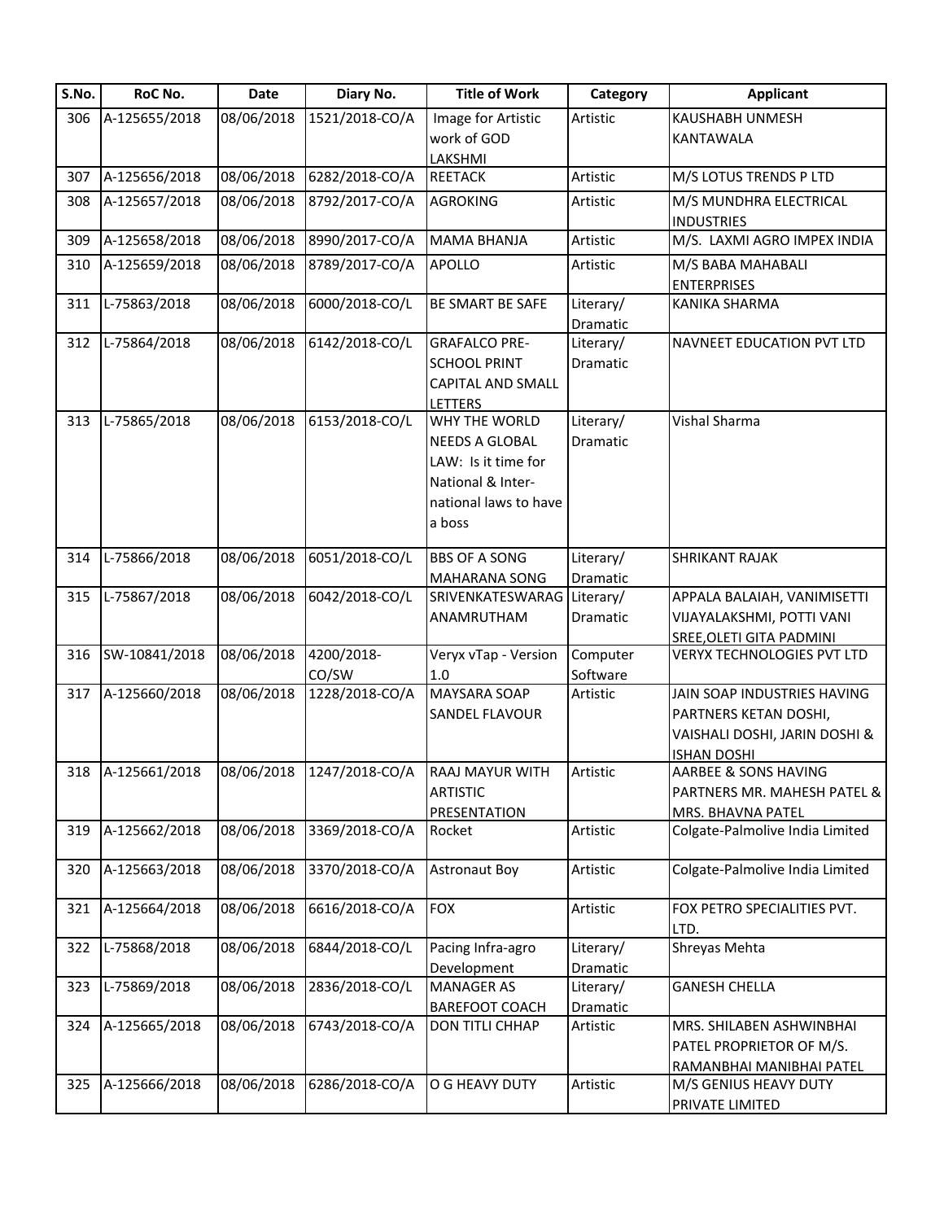| S.No. | RoC No. | Date | Diary No. | Title of Work | Category | Applicant |
|---|---|---|---|---|---|---|
| 306 | A-125655/2018 | 08/06/2018 | 1521/2018-CO/A | Image for Artistic work of GOD LAKSHMI | Artistic | KAUSHABH UNMESH KANTAWALA |
| 307 | A-125656/2018 | 08/06/2018 | 6282/2018-CO/A | REETACK | Artistic | M/S LOTUS TRENDS P LTD |
| 308 | A-125657/2018 | 08/06/2018 | 8792/2017-CO/A | AGROKING | Artistic | M/S MUNDHRA ELECTRICAL INDUSTRIES |
| 309 | A-125658/2018 | 08/06/2018 | 8990/2017-CO/A | MAMA BHANJA | Artistic | M/S. LAXMI AGRO IMPEX INDIA |
| 310 | A-125659/2018 | 08/06/2018 | 8789/2017-CO/A | APOLLO | Artistic | M/S BABA MAHABALI ENTERPRISES |
| 311 | L-75863/2018 | 08/06/2018 | 6000/2018-CO/L | BE SMART BE SAFE | Literary/ Dramatic | KANIKA SHARMA |
| 312 | L-75864/2018 | 08/06/2018 | 6142/2018-CO/L | GRAFALCO PRE-SCHOOL PRINT CAPITAL AND SMALL LETTERS | Literary/ Dramatic | NAVNEET EDUCATION PVT LTD |
| 313 | L-75865/2018 | 08/06/2018 | 6153/2018-CO/L | WHY THE WORLD NEEDS A GLOBAL LAW: Is it time for National & Inter-national laws to have a boss | Literary/ Dramatic | Vishal Sharma |
| 314 | L-75866/2018 | 08/06/2018 | 6051/2018-CO/L | BBS OF A SONG MAHARANA SONG | Literary/ Dramatic | SHRIKANT RAJAK |
| 315 | L-75867/2018 | 08/06/2018 | 6042/2018-CO/L | SRIVENKATESWARAG ANAMRUTHAM | Literary/ Dramatic | APPALA BALAIAH, VANIMISETTI VIJAYALAKSHMI, POTTI VANI SREE,OLETI GITA PADMINI |
| 316 | SW-10841/2018 | 08/06/2018 | 4200/2018-CO/SW | Veryx vTap - Version 1.0 | Computer Software | VERYX TECHNOLOGIES PVT LTD |
| 317 | A-125660/2018 | 08/06/2018 | 1228/2018-CO/A | MAYSARA SOAP SANDEL FLAVOUR | Artistic | JAIN SOAP INDUSTRIES HAVING PARTNERS KETAN DOSHI, VAISHALI DOSHI, JARIN DOSHI & ISHAN DOSHI |
| 318 | A-125661/2018 | 08/06/2018 | 1247/2018-CO/A | RAAJ MAYUR WITH ARTISTIC PRESENTATION | Artistic | AARBEE & SONS HAVING PARTNERS MR. MAHESH PATEL & MRS. BHAVNA PATEL |
| 319 | A-125662/2018 | 08/06/2018 | 3369/2018-CO/A | Rocket | Artistic | Colgate-Palmolive India Limited |
| 320 | A-125663/2018 | 08/06/2018 | 3370/2018-CO/A | Astronaut Boy | Artistic | Colgate-Palmolive India Limited |
| 321 | A-125664/2018 | 08/06/2018 | 6616/2018-CO/A | FOX | Artistic | FOX PETRO SPECIALITIES PVT. LTD. |
| 322 | L-75868/2018 | 08/06/2018 | 6844/2018-CO/L | Pacing Infra-agro Development | Literary/ Dramatic | Shreyas Mehta |
| 323 | L-75869/2018 | 08/06/2018 | 2836/2018-CO/L | MANAGER AS BAREFOOT COACH | Literary/ Dramatic | GANESH CHELLA |
| 324 | A-125665/2018 | 08/06/2018 | 6743/2018-CO/A | DON TITLI CHHAP | Artistic | MRS. SHILABEN ASHWINBHAI PATEL PROPRIETOR OF M/S. RAMANBHAI MANIBHAI PATEL |
| 325 | A-125666/2018 | 08/06/2018 | 6286/2018-CO/A | O G HEAVY DUTY | Artistic | M/S GENIUS HEAVY DUTY PRIVATE LIMITED |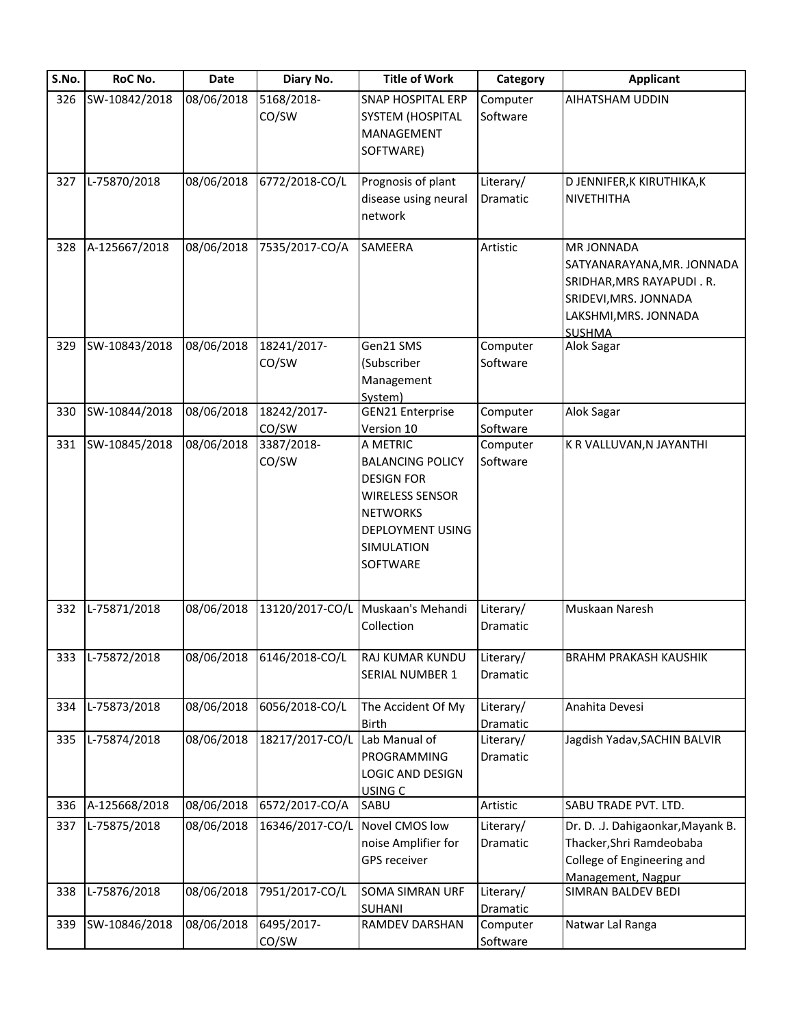| S.No. | RoC No. | Date | Diary No. | Title of Work | Category | Applicant |
|---|---|---|---|---|---|---|
| 326 | SW-10842/2018 | 08/06/2018 | 5168/2018-CO/SW | SNAP HOSPITAL ERP SYSTEM (HOSPITAL MANAGEMENT SOFTWARE) | Computer Software | AIHATSHAM UDDIN |
| 327 | L-75870/2018 | 08/06/2018 | 6772/2018-CO/L | Prognosis of plant disease using neural network | Literary/ Dramatic | D JENNIFER,K KIRUTHIKA,K NIVETHITHA |
| 328 | A-125667/2018 | 08/06/2018 | 7535/2017-CO/A | SAMEERA | Artistic | MR JONNADA SATYANARAYANA,MR. JONNADA SRIDHAR,MRS RAYAPUDI . R. SRIDEVI,MRS. JONNADA LAKSHMI,MRS. JONNADA SUSHMA |
| 329 | SW-10843/2018 | 08/06/2018 | 18241/2017-CO/SW | Gen21 SMS (Subscriber Management System) | Computer Software | Alok Sagar |
| 330 | SW-10844/2018 | 08/06/2018 | 18242/2017-CO/SW | GEN21 Enterprise Version 10 | Computer Software | Alok Sagar |
| 331 | SW-10845/2018 | 08/06/2018 | 3387/2018-CO/SW | A METRIC BALANCING POLICY DESIGN FOR WIRELESS SENSOR NETWORKS DEPLOYMENT USING SIMULATION SOFTWARE | Computer Software | K R VALLUVAN,N JAYANTHI |
| 332 | L-75871/2018 | 08/06/2018 | 13120/2017-CO/L | Muskaan's Mehandi Collection | Literary/ Dramatic | Muskaan Naresh |
| 333 | L-75872/2018 | 08/06/2018 | 6146/2018-CO/L | RAJ KUMAR KUNDU SERIAL NUMBER 1 | Literary/ Dramatic | BRAHM PRAKASH KAUSHIK |
| 334 | L-75873/2018 | 08/06/2018 | 6056/2018-CO/L | The Accident Of My Birth | Literary/ Dramatic | Anahita Devesi |
| 335 | L-75874/2018 | 08/06/2018 | 18217/2017-CO/L | Lab Manual of PROGRAMMING LOGIC AND DESIGN USING C | Literary/ Dramatic | Jagdish Yadav,SACHIN BALVIR |
| 336 | A-125668/2018 | 08/06/2018 | 6572/2017-CO/A | SABU | Artistic | SABU TRADE PVT. LTD. |
| 337 | L-75875/2018 | 08/06/2018 | 16346/2017-CO/L | Novel CMOS low noise Amplifier for GPS receiver | Literary/ Dramatic | Dr. D. .J. Dahigaonkar,Mayank B. Thacker,Shri Ramdeobaba College of Engineering and Management, Nagpur |
| 338 | L-75876/2018 | 08/06/2018 | 7951/2017-CO/L | SOMA SIMRAN URF SUHANI | Literary/ Dramatic | SIMRAN BALDEV BEDI |
| 339 | SW-10846/2018 | 08/06/2018 | 6495/2017-CO/SW | RAMDEV DARSHAN | Computer Software | Natwar Lal Ranga |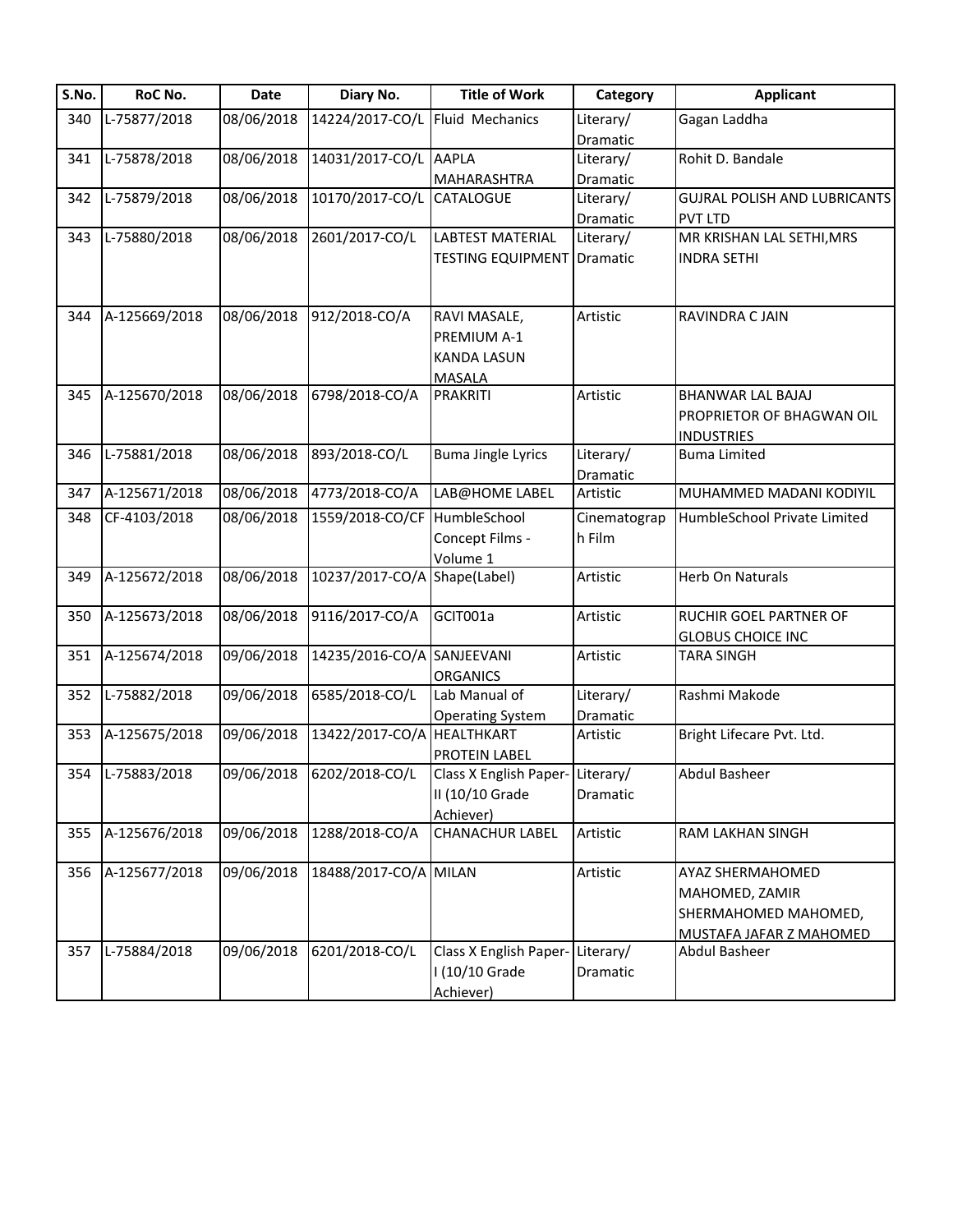| S.No. | RoC No. | Date | Diary No. | Title of Work | Category | Applicant |
|---|---|---|---|---|---|---|
| 340 | L-75877/2018 | 08/06/2018 | 14224/2017-CO/L | Fluid Mechanics | Literary/ Dramatic | Gagan Laddha |
| 341 | L-75878/2018 | 08/06/2018 | 14031/2017-CO/L | AAPLA MAHARASHTRA | Literary/ Dramatic | Rohit D. Bandale |
| 342 | L-75879/2018 | 08/06/2018 | 10170/2017-CO/L | CATALOGUE | Literary/ Dramatic | GUJRAL POLISH AND LUBRICANTS PVT LTD |
| 343 | L-75880/2018 | 08/06/2018 | 2601/2017-CO/L | LABTEST MATERIAL TESTING EQUIPMENT | Literary/ Dramatic | MR KRISHAN LAL SETHI,MRS INDRA SETHI |
| 344 | A-125669/2018 | 08/06/2018 | 912/2018-CO/A | RAVI MASALE, PREMIUM A-1 KANDA LASUN MASALA | Artistic | RAVINDRA C JAIN |
| 345 | A-125670/2018 | 08/06/2018 | 6798/2018-CO/A | PRAKRITI | Artistic | BHANWAR LAL BAJAJ PROPRIETOR OF BHAGWAN OIL INDUSTRIES |
| 346 | L-75881/2018 | 08/06/2018 | 893/2018-CO/L | Buma Jingle Lyrics | Literary/ Dramatic | Buma Limited |
| 347 | A-125671/2018 | 08/06/2018 | 4773/2018-CO/A | LAB@HOME LABEL | Artistic | MUHAMMED MADANI KODIYIL |
| 348 | CF-4103/2018 | 08/06/2018 | 1559/2018-CO/CF | HumbleSchool Concept Films - Volume 1 | Cinematograph Film | HumbleSchool Private Limited |
| 349 | A-125672/2018 | 08/06/2018 | 10237/2017-CO/A | Shape(Label) | Artistic | Herb On Naturals |
| 350 | A-125673/2018 | 08/06/2018 | 9116/2017-CO/A | GCIT001a | Artistic | RUCHIR GOEL PARTNER OF GLOBUS CHOICE INC |
| 351 | A-125674/2018 | 09/06/2018 | 14235/2016-CO/A | SANJEEVANI ORGANICS | Artistic | TARA SINGH |
| 352 | L-75882/2018 | 09/06/2018 | 6585/2018-CO/L | Lab Manual of Operating System | Literary/ Dramatic | Rashmi Makode |
| 353 | A-125675/2018 | 09/06/2018 | 13422/2017-CO/A | HEALTHKART PROTEIN LABEL | Artistic | Bright Lifecare Pvt. Ltd. |
| 354 | L-75883/2018 | 09/06/2018 | 6202/2018-CO/L | Class X English Paper-II (10/10 Grade Achiever) | Literary/ Dramatic | Abdul Basheer |
| 355 | A-125676/2018 | 09/06/2018 | 1288/2018-CO/A | CHANACHUR LABEL | Artistic | RAM LAKHAN SINGH |
| 356 | A-125677/2018 | 09/06/2018 | 18488/2017-CO/A | MILAN | Artistic | AYAZ SHERMAHOMED MAHOMED, ZAMIR SHERMAHOMED MAHOMED, MUSTAFA JAFAR Z MAHOMED |
| 357 | L-75884/2018 | 09/06/2018 | 6201/2018-CO/L | Class X English Paper-I (10/10 Grade Achiever) | Literary/ Dramatic | Abdul Basheer |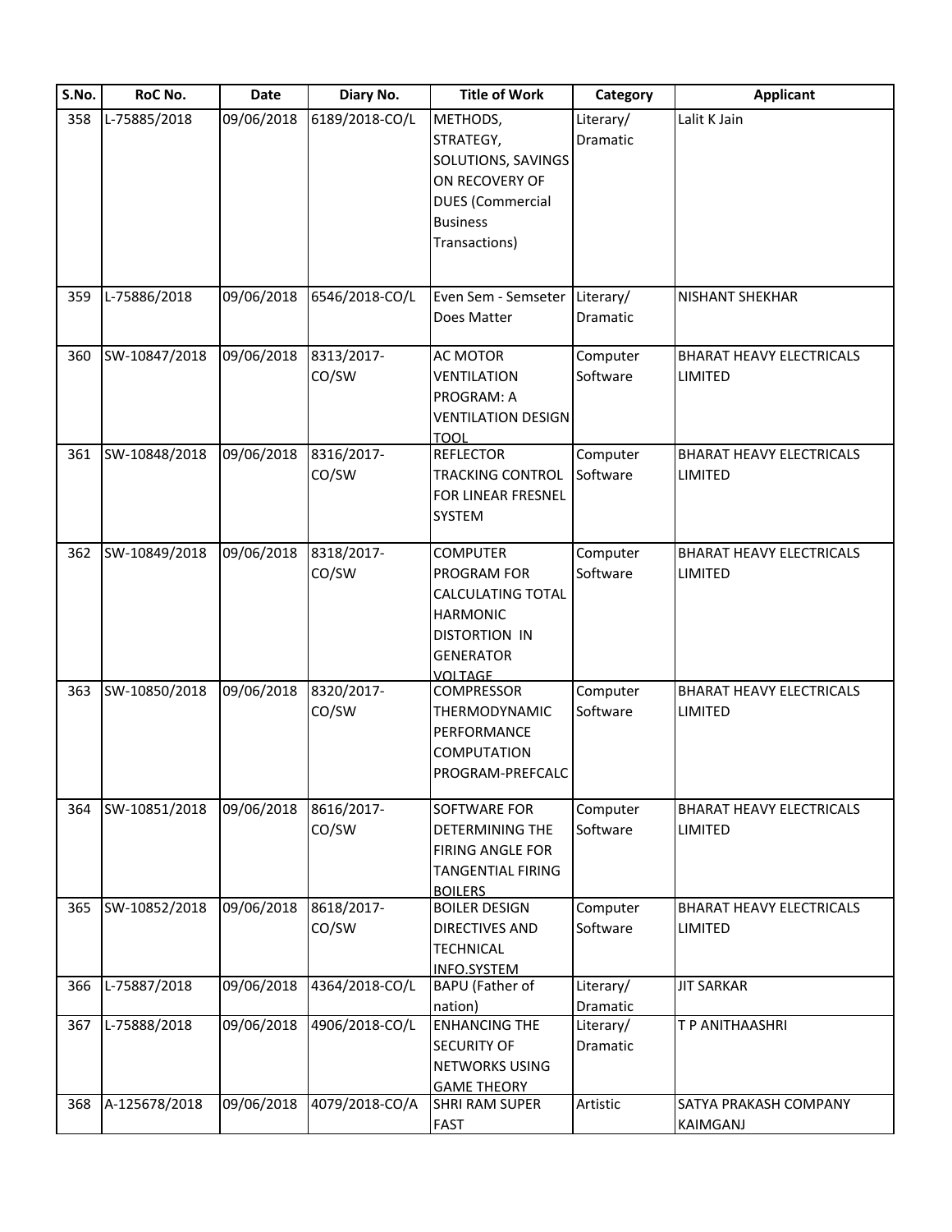| S.No. | RoC No. | Date | Diary No. | Title of Work | Category | Applicant |
|---|---|---|---|---|---|---|
| 358 | L-75885/2018 | 09/06/2018 | 6189/2018-CO/L | METHODS, STRATEGY, SOLUTIONS, SAVINGS ON RECOVERY OF DUES (Commercial Business Transactions) | Literary/ Dramatic | Lalit K Jain |
| 359 | L-75886/2018 | 09/06/2018 | 6546/2018-CO/L | Even Sem - Semseter Does Matter | Literary/ Dramatic | NISHANT SHEKHAR |
| 360 | SW-10847/2018 | 09/06/2018 | 8313/2017-CO/SW | AC MOTOR VENTILATION PROGRAM: A VENTILATION DESIGN TOOL | Computer Software | BHARAT HEAVY ELECTRICALS LIMITED |
| 361 | SW-10848/2018 | 09/06/2018 | 8316/2017-CO/SW | REFLECTOR TRACKING CONTROL FOR LINEAR FRESNEL SYSTEM | Computer Software | BHARAT HEAVY ELECTRICALS LIMITED |
| 362 | SW-10849/2018 | 09/06/2018 | 8318/2017-CO/SW | COMPUTER PROGRAM FOR CALCULATING TOTAL HARMONIC DISTORTION IN GENERATOR VOLTAGE | Computer Software | BHARAT HEAVY ELECTRICALS LIMITED |
| 363 | SW-10850/2018 | 09/06/2018 | 8320/2017-CO/SW | COMPRESSOR THERMODYNAMIC PERFORMANCE COMPUTATION PROGRAM-PREFCALC | Computer Software | BHARAT HEAVY ELECTRICALS LIMITED |
| 364 | SW-10851/2018 | 09/06/2018 | 8616/2017-CO/SW | SOFTWARE FOR DETERMINING THE FIRING ANGLE FOR TANGENTIAL FIRING BOILERS | Computer Software | BHARAT HEAVY ELECTRICALS LIMITED |
| 365 | SW-10852/2018 | 09/06/2018 | 8618/2017-CO/SW | BOILER DESIGN DIRECTIVES AND TECHNICAL INFO.SYSTEM | Computer Software | BHARAT HEAVY ELECTRICALS LIMITED |
| 366 | L-75887/2018 | 09/06/2018 | 4364/2018-CO/L | BAPU (Father of nation) | Literary/ Dramatic | JIT SARKAR |
| 367 | L-75888/2018 | 09/06/2018 | 4906/2018-CO/L | ENHANCING THE SECURITY OF NETWORKS USING GAME THEORY | Literary/ Dramatic | T P ANITHAASHRI |
| 368 | A-125678/2018 | 09/06/2018 | 4079/2018-CO/A | SHRI RAM SUPER FAST | Artistic | SATYA PRAKASH COMPANY KAIMGANJ |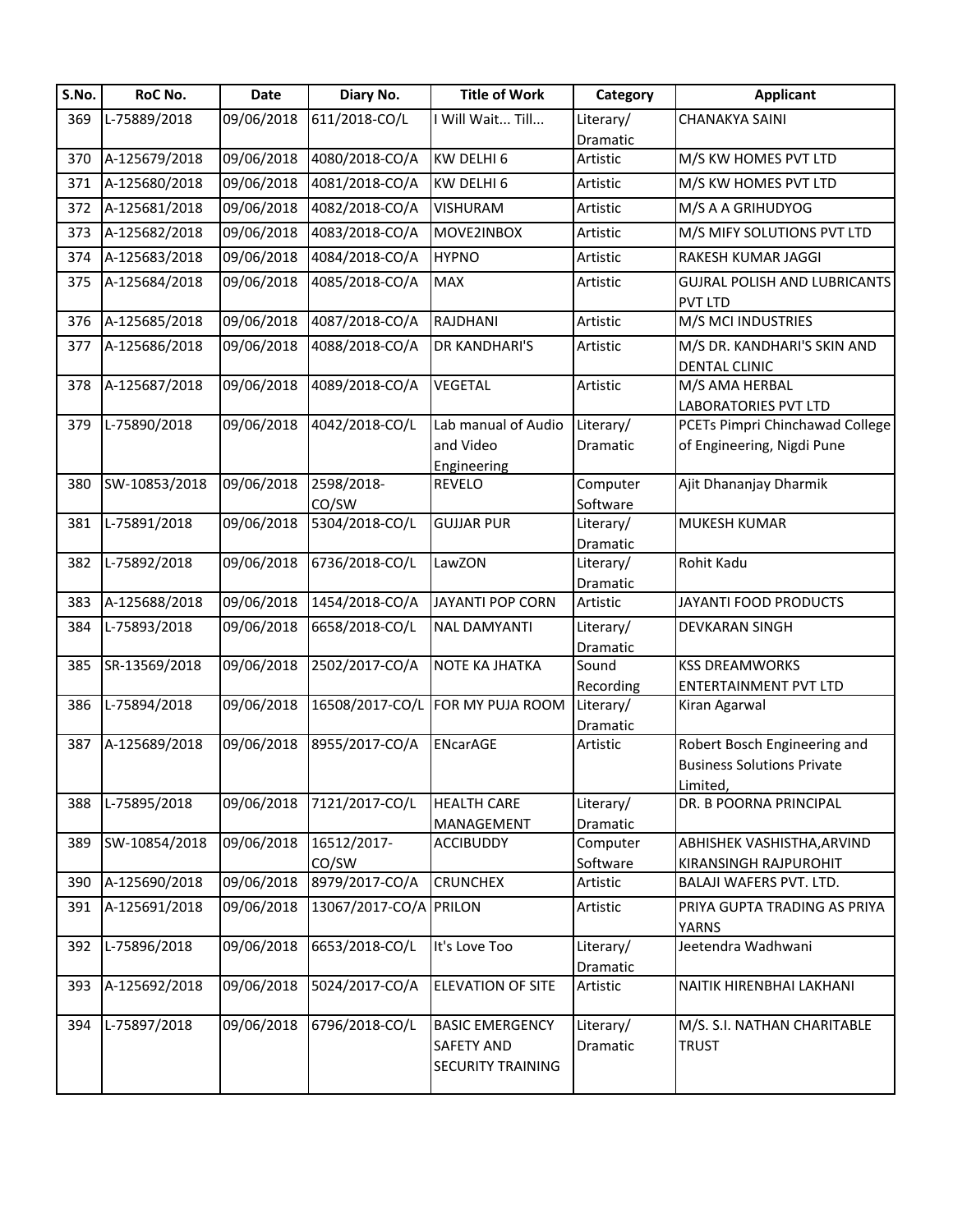| S.No. | RoC No. | Date | Diary No. | Title of Work | Category | Applicant |
|---|---|---|---|---|---|---|
| 369 | L-75889/2018 | 09/06/2018 | 611/2018-CO/L | I Will Wait... Till... | Literary/ Dramatic | CHANAKYA SAINI |
| 370 | A-125679/2018 | 09/06/2018 | 4080/2018-CO/A | KW DELHI 6 | Artistic | M/S KW HOMES PVT LTD |
| 371 | A-125680/2018 | 09/06/2018 | 4081/2018-CO/A | KW DELHI 6 | Artistic | M/S KW HOMES PVT LTD |
| 372 | A-125681/2018 | 09/06/2018 | 4082/2018-CO/A | VISHURAM | Artistic | M/S A A GRIHUDYOG |
| 373 | A-125682/2018 | 09/06/2018 | 4083/2018-CO/A | MOVE2INBOX | Artistic | M/S MIFY SOLUTIONS PVT LTD |
| 374 | A-125683/2018 | 09/06/2018 | 4084/2018-CO/A | HYPNO | Artistic | RAKESH KUMAR JAGGI |
| 375 | A-125684/2018 | 09/06/2018 | 4085/2018-CO/A | MAX | Artistic | GUJRAL POLISH AND LUBRICANTS PVT LTD |
| 376 | A-125685/2018 | 09/06/2018 | 4087/2018-CO/A | RAJDHANI | Artistic | M/S MCI INDUSTRIES |
| 377 | A-125686/2018 | 09/06/2018 | 4088/2018-CO/A | DR KANDHARI'S | Artistic | M/S DR. KANDHARI'S SKIN AND DENTAL CLINIC |
| 378 | A-125687/2018 | 09/06/2018 | 4089/2018-CO/A | VEGETAL | Artistic | M/S AMA HERBAL LABORATORIES PVT LTD |
| 379 | L-75890/2018 | 09/06/2018 | 4042/2018-CO/L | Lab manual of Audio and Video Engineering | Literary/ Dramatic | PCETs Pimpri Chinchawad College of Engineering, Nigdi Pune |
| 380 | SW-10853/2018 | 09/06/2018 | 2598/2018-CO/SW | REVELO | Computer Software | Ajit Dhananjay Dharmik |
| 381 | L-75891/2018 | 09/06/2018 | 5304/2018-CO/L | GUJJAR PUR | Literary/ Dramatic | MUKESH KUMAR |
| 382 | L-75892/2018 | 09/06/2018 | 6736/2018-CO/L | LawZON | Literary/ Dramatic | Rohit Kadu |
| 383 | A-125688/2018 | 09/06/2018 | 1454/2018-CO/A | JAYANTI POP CORN | Artistic | JAYANTI FOOD PRODUCTS |
| 384 | L-75893/2018 | 09/06/2018 | 6658/2018-CO/L | NAL DAMYANTI | Literary/ Dramatic | DEVKARAN SINGH |
| 385 | SR-13569/2018 | 09/06/2018 | 2502/2017-CO/A | NOTE KA JHATKA | Sound Recording | KSS DREAMWORKS ENTERTAINMENT PVT LTD |
| 386 | L-75894/2018 | 09/06/2018 | 16508/2017-CO/L | FOR MY PUJA ROOM | Literary/ Dramatic | Kiran Agarwal |
| 387 | A-125689/2018 | 09/06/2018 | 8955/2017-CO/A | ENcarAGE | Artistic | Robert Bosch Engineering and Business Solutions Private Limited, |
| 388 | L-75895/2018 | 09/06/2018 | 7121/2017-CO/L | HEALTH CARE MANAGEMENT | Literary/ Dramatic | DR. B POORNA PRINCIPAL |
| 389 | SW-10854/2018 | 09/06/2018 | 16512/2017-CO/SW | ACCIBUDDY | Computer Software | ABHISHEK VASHISTHA,ARVIND KIRANSINGH RAJPUROHIT |
| 390 | A-125690/2018 | 09/06/2018 | 8979/2017-CO/A | CRUNCHEX | Artistic | BALAJI WAFERS PVT. LTD. |
| 391 | A-125691/2018 | 09/06/2018 | 13067/2017-CO/A | PRILON | Artistic | PRIYA GUPTA TRADING AS PRIYA YARNS |
| 392 | L-75896/2018 | 09/06/2018 | 6653/2018-CO/L | It's Love Too | Literary/ Dramatic | Jeetendra Wadhwani |
| 393 | A-125692/2018 | 09/06/2018 | 5024/2017-CO/A | ELEVATION OF SITE | Artistic | NAITIK HIRENBHAI LAKHANI |
| 394 | L-75897/2018 | 09/06/2018 | 6796/2018-CO/L | BASIC EMERGENCY SAFETY AND SECURITY TRAINING | Literary/ Dramatic | M/S. S.I. NATHAN CHARITABLE TRUST |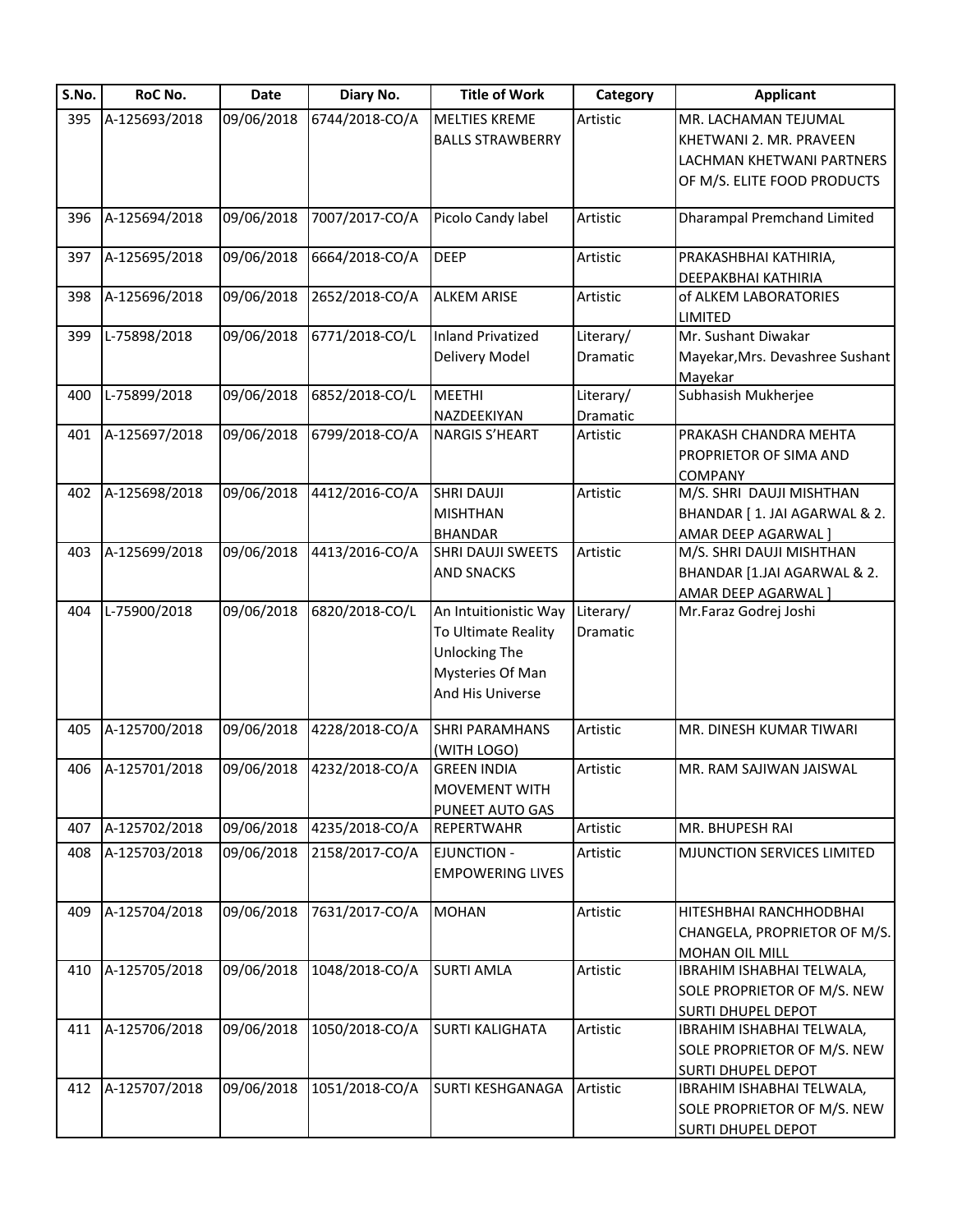| S.No. | RoC No. | Date | Diary No. | Title of Work | Category | Applicant |
|---|---|---|---|---|---|---|
| 395 | A-125693/2018 | 09/06/2018 | 6744/2018-CO/A | MELTIES KREME BALLS STRAWBERRY | Artistic | MR. LACHAMAN TEJUMAL KHETWANI 2. MR. PRAVEEN LACHMAN KHETWANI PARTNERS OF M/S. ELITE FOOD PRODUCTS |
| 396 | A-125694/2018 | 09/06/2018 | 7007/2017-CO/A | Picolo Candy label | Artistic | Dharampal Premchand Limited |
| 397 | A-125695/2018 | 09/06/2018 | 6664/2018-CO/A | DEEP | Artistic | PRAKASHBHAI KATHIRIA, DEEPAKBHAI KATHIRIA |
| 398 | A-125696/2018 | 09/06/2018 | 2652/2018-CO/A | ALKEM ARISE | Artistic | of ALKEM LABORATORIES LIMITED |
| 399 | L-75898/2018 | 09/06/2018 | 6771/2018-CO/L | Inland Privatized Delivery Model | Literary/ Dramatic | Mr. Sushant Diwakar Mayekar,Mrs. Devashree Sushant Mayekar |
| 400 | L-75899/2018 | 09/06/2018 | 6852/2018-CO/L | MEETHI NAZDEEKIYAN | Literary/ Dramatic | Subhasish Mukherjee |
| 401 | A-125697/2018 | 09/06/2018 | 6799/2018-CO/A | NARGIS S'HEART | Artistic | PRAKASH CHANDRA MEHTA PROPRIETOR OF SIMA AND COMPANY |
| 402 | A-125698/2018 | 09/06/2018 | 4412/2016-CO/A | SHRI DAUJI MISHTHAN BHANDAR | Artistic | M/S. SHRI DAUJI MISHTHAN BHANDAR [ 1. JAI AGARWAL & 2. AMAR DEEP AGARWAL ] |
| 403 | A-125699/2018 | 09/06/2018 | 4413/2016-CO/A | SHRI DAUJI SWEETS AND SNACKS | Artistic | M/S. SHRI DAUJI MISHTHAN BHANDAR [1.JAI AGARWAL & 2. AMAR DEEP AGARWAL ] |
| 404 | L-75900/2018 | 09/06/2018 | 6820/2018-CO/L | An Intuitionistic Way To Ultimate Reality Unlocking The Mysteries Of Man And His Universe | Literary/ Dramatic | Mr.Faraz Godrej Joshi |
| 405 | A-125700/2018 | 09/06/2018 | 4228/2018-CO/A | SHRI PARAMHANS (WITH LOGO) | Artistic | MR. DINESH KUMAR TIWARI |
| 406 | A-125701/2018 | 09/06/2018 | 4232/2018-CO/A | GREEN INDIA MOVEMENT WITH PUNEET AUTO GAS | Artistic | MR. RAM SAJIWAN JAISWAL |
| 407 | A-125702/2018 | 09/06/2018 | 4235/2018-CO/A | REPERTWAHR | Artistic | MR. BHUPESH RAI |
| 408 | A-125703/2018 | 09/06/2018 | 2158/2017-CO/A | EJUNCTION - EMPOWERING LIVES | Artistic | MJUNCTION SERVICES LIMITED |
| 409 | A-125704/2018 | 09/06/2018 | 7631/2017-CO/A | MOHAN | Artistic | HITESHBHAI RANCHHODBHAI CHANGELA, PROPRIETOR OF M/S. MOHAN OIL MILL |
| 410 | A-125705/2018 | 09/06/2018 | 1048/2018-CO/A | SURTI AMLA | Artistic | IBRAHIM ISHABHAI TELWALA, SOLE PROPRIETOR OF M/S. NEW SURTI DHUPEL DEPOT |
| 411 | A-125706/2018 | 09/06/2018 | 1050/2018-CO/A | SURTI KALIGHATA | Artistic | IBRAHIM ISHABHAI TELWALA, SOLE PROPRIETOR OF M/S. NEW SURTI DHUPEL DEPOT |
| 412 | A-125707/2018 | 09/06/2018 | 1051/2018-CO/A | SURTI KESHGANAGA | Artistic | IBRAHIM ISHABHAI TELWALA, SOLE PROPRIETOR OF M/S. NEW SURTI DHUPEL DEPOT |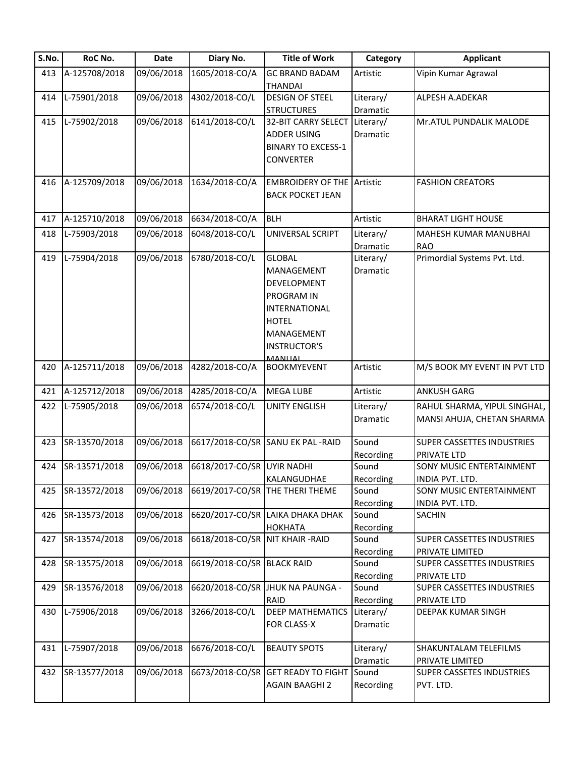| S.No. | RoC No. | Date | Diary No. | Title of Work | Category | Applicant |
|---|---|---|---|---|---|---|
| 413 | A-125708/2018 | 09/06/2018 | 1605/2018-CO/A | GC BRAND BADAM THANDAI | Artistic | Vipin Kumar Agrawal |
| 414 | L-75901/2018 | 09/06/2018 | 4302/2018-CO/L | DESIGN OF STEEL STRUCTURES | Literary/ Dramatic | ALPESH A.ADEKAR |
| 415 | L-75902/2018 | 09/06/2018 | 6141/2018-CO/L | 32-BIT CARRY SELECT ADDER USING BINARY TO EXCESS-1 CONVERTER | Literary/ Dramatic | Mr.ATUL PUNDALIK MALODE |
| 416 | A-125709/2018 | 09/06/2018 | 1634/2018-CO/A | EMBROIDERY OF THE BACK POCKET JEAN | Artistic | FASHION CREATORS |
| 417 | A-125710/2018 | 09/06/2018 | 6634/2018-CO/A | BLH | Artistic | BHARAT LIGHT HOUSE |
| 418 | L-75903/2018 | 09/06/2018 | 6048/2018-CO/L | UNIVERSAL SCRIPT | Literary/ Dramatic | MAHESH KUMAR MANUBHAI RAO |
| 419 | L-75904/2018 | 09/06/2018 | 6780/2018-CO/L | GLOBAL MANAGEMENT DEVELOPMENT PROGRAM IN INTERNATIONAL HOTEL MANAGEMENT INSTRUCTOR'S MANUAL | Literary/ Dramatic | Primordial Systems Pvt. Ltd. |
| 420 | A-125711/2018 | 09/06/2018 | 4282/2018-CO/A | BOOKMYEVENT | Artistic | M/S BOOK MY EVENT IN PVT LTD |
| 421 | A-125712/2018 | 09/06/2018 | 4285/2018-CO/A | MEGA LUBE | Artistic | ANKUSH GARG |
| 422 | L-75905/2018 | 09/06/2018 | 6574/2018-CO/L | UNITY ENGLISH | Literary/ Dramatic | RAHUL SHARMA, YIPUL SINGHAL, MANSI AHUJA, CHETAN SHARMA |
| 423 | SR-13570/2018 | 09/06/2018 | 6617/2018-CO/SR | SANU EK PAL -RAID | Sound Recording | SUPER CASSETTES INDUSTRIES PRIVATE LTD |
| 424 | SR-13571/2018 | 09/06/2018 | 6618/2017-CO/SR | UYIR NADHI KALANGUDHAE | Sound Recording | SONY MUSIC ENTERTAINMENT INDIA PVT. LTD. |
| 425 | SR-13572/2018 | 09/06/2018 | 6619/2017-CO/SR | THE THERI THEME | Sound Recording | SONY MUSIC ENTERTAINMENT INDIA PVT. LTD. |
| 426 | SR-13573/2018 | 09/06/2018 | 6620/2017-CO/SR | LAIKA DHAKA DHAK HOKHATA | Sound Recording | SACHIN |
| 427 | SR-13574/2018 | 09/06/2018 | 6618/2018-CO/SR | NIT KHAIR -RAID | Sound Recording | SUPER CASSETTES INDUSTRIES PRIVATE LIMITED |
| 428 | SR-13575/2018 | 09/06/2018 | 6619/2018-CO/SR | BLACK RAID | Sound Recording | SUPER CASSETTES INDUSTRIES PRIVATE LTD |
| 429 | SR-13576/2018 | 09/06/2018 | 6620/2018-CO/SR | JHUK NA PAUNGA - RAID | Sound Recording | SUPER CASSETTES INDUSTRIES PRIVATE LTD |
| 430 | L-75906/2018 | 09/06/2018 | 3266/2018-CO/L | DEEP MATHEMATICS FOR CLASS-X | Literary/ Dramatic | DEEPAK KUMAR SINGH |
| 431 | L-75907/2018 | 09/06/2018 | 6676/2018-CO/L | BEAUTY SPOTS | Literary/ Dramatic | SHAKUNTALAM TELEFILMS PRIVATE LIMITED |
| 432 | SR-13577/2018 | 09/06/2018 | 6673/2018-CO/SR | GET READY TO FIGHT AGAIN BAAGHI 2 | Sound Recording | SUPER CASSETES INDUSTRIES PVT. LTD. |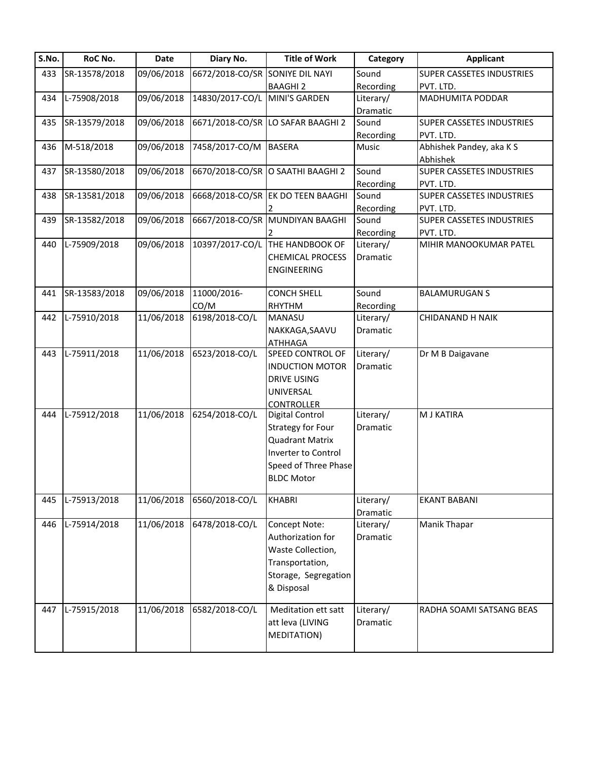| S.No. | RoC No. | Date | Diary No. | Title of Work | Category | Applicant |
|---|---|---|---|---|---|---|
| 433 | SR-13578/2018 | 09/06/2018 | 6672/2018-CO/SR | SONIYE DIL NAYI BAAGHI 2 | Sound Recording | SUPER CASSETES INDUSTRIES PVT. LTD. |
| 434 | L-75908/2018 | 09/06/2018 | 14830/2017-CO/L | MINI'S GARDEN | Literary/ Dramatic | MADHUMITA PODDAR |
| 435 | SR-13579/2018 | 09/06/2018 | 6671/2018-CO/SR | LO SAFAR BAAGHI 2 | Sound Recording | SUPER CASSETES INDUSTRIES PVT. LTD. |
| 436 | M-518/2018 | 09/06/2018 | 7458/2017-CO/M | BASERA | Music | Abhishek Pandey, aka K S Abhishek |
| 437 | SR-13580/2018 | 09/06/2018 | 6670/2018-CO/SR | O SAATHI BAAGHI 2 | Sound Recording | SUPER CASSETES INDUSTRIES PVT. LTD. |
| 438 | SR-13581/2018 | 09/06/2018 | 6668/2018-CO/SR | EK DO TEEN BAAGHI 2 | Sound Recording | SUPER CASSETES INDUSTRIES PVT. LTD. |
| 439 | SR-13582/2018 | 09/06/2018 | 6667/2018-CO/SR | MUNDIYAN BAAGHI 2 | Sound Recording | SUPER CASSETES INDUSTRIES PVT. LTD. |
| 440 | L-75909/2018 | 09/06/2018 | 10397/2017-CO/L | THE HANDBOOK OF CHEMICAL PROCESS ENGINEERING | Literary/ Dramatic | MIHIR MANOOKUMAR PATEL |
| 441 | SR-13583/2018 | 09/06/2018 | 11000/2016-CO/M | CONCH SHELL RHYTHM | Sound Recording | BALAMURUGAN S |
| 442 | L-75910/2018 | 11/06/2018 | 6198/2018-CO/L | MANASU NAKKAGA,SAAVU ATHHAGA | Literary/ Dramatic | CHIDANAND H NAIK |
| 443 | L-75911/2018 | 11/06/2018 | 6523/2018-CO/L | SPEED CONTROL OF INDUCTION MOTOR DRIVE USING UNIVERSAL CONTROLLER | Literary/ Dramatic | Dr M B Daigavane |
| 444 | L-75912/2018 | 11/06/2018 | 6254/2018-CO/L | Digital Control Strategy for Four Quadrant Matrix Inverter to Control Speed of Three Phase BLDC Motor | Literary/ Dramatic | M J KATIRA |
| 445 | L-75913/2018 | 11/06/2018 | 6560/2018-CO/L | KHABRI | Literary/ Dramatic | EKANT BABANI |
| 446 | L-75914/2018 | 11/06/2018 | 6478/2018-CO/L | Concept Note: Authorization for Waste Collection, Transportation, Storage, Segregation & Disposal | Literary/ Dramatic | Manik Thapar |
| 447 | L-75915/2018 | 11/06/2018 | 6582/2018-CO/L | Meditation ett satt att leva (LIVING MEDITATION) | Literary/ Dramatic | RADHA SOAMI SATSANG BEAS |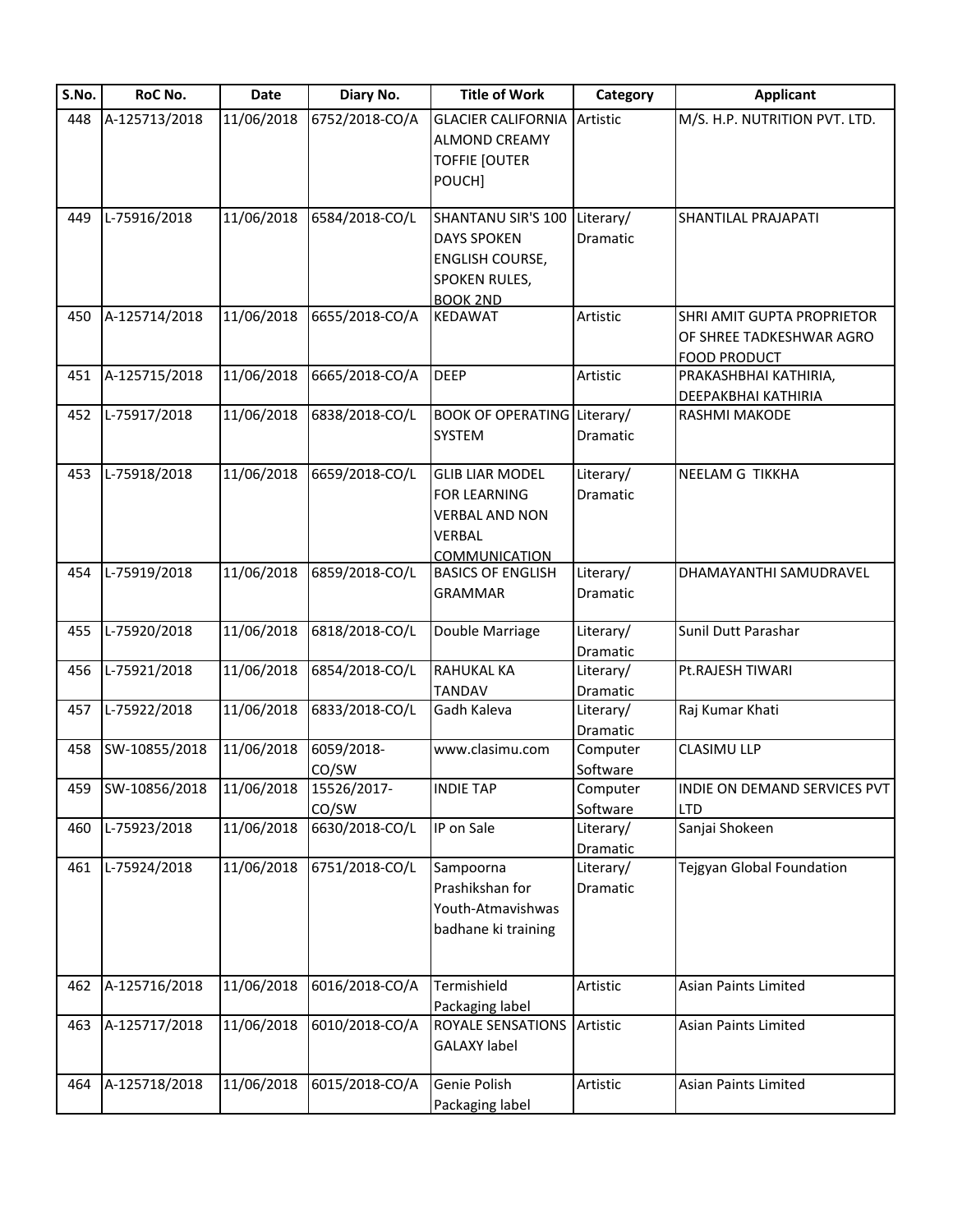| S.No. | RoC No. | Date | Diary No. | Title of Work | Category | Applicant |
|---|---|---|---|---|---|---|
| 448 | A-125713/2018 | 11/06/2018 | 6752/2018-CO/A | GLACIER CALIFORNIA ALMOND CREAMY TOFFIE [OUTER POUCH] | Artistic | M/S. H.P. NUTRITION PVT. LTD. |
| 449 | L-75916/2018 | 11/06/2018 | 6584/2018-CO/L | SHANTANU SIR'S 100 DAYS SPOKEN ENGLISH COURSE, SPOKEN RULES, BOOK 2ND | Literary/ Dramatic | SHANTILAL PRAJAPATI |
| 450 | A-125714/2018 | 11/06/2018 | 6655/2018-CO/A | KEDAWAT | Artistic | SHRI AMIT GUPTA PROPRIETOR OF SHREE TADKESHWAR AGRO FOOD PRODUCT |
| 451 | A-125715/2018 | 11/06/2018 | 6665/2018-CO/A | DEEP | Artistic | PRAKASHBHAI KATHIRIA, DEEPAKBHAI KATHIRIA |
| 452 | L-75917/2018 | 11/06/2018 | 6838/2018-CO/L | BOOK OF OPERATING SYSTEM | Literary/ Dramatic | RASHMI MAKODE |
| 453 | L-75918/2018 | 11/06/2018 | 6659/2018-CO/L | GLIB LIAR MODEL FOR LEARNING VERBAL AND NON VERBAL COMMUNICATION | Literary/ Dramatic | NEELAM G TIKKHA |
| 454 | L-75919/2018 | 11/06/2018 | 6859/2018-CO/L | BASICS OF ENGLISH GRAMMAR | Literary/ Dramatic | DHAMAYANTHI SAMUDRAVEL |
| 455 | L-75920/2018 | 11/06/2018 | 6818/2018-CO/L | Double Marriage | Literary/ Dramatic | Sunil Dutt Parashar |
| 456 | L-75921/2018 | 11/06/2018 | 6854/2018-CO/L | RAHUKAL KA TANDAV | Literary/ Dramatic | Pt.RAJESH TIWARI |
| 457 | L-75922/2018 | 11/06/2018 | 6833/2018-CO/L | Gadh Kaleva | Literary/ Dramatic | Raj Kumar Khati |
| 458 | SW-10855/2018 | 11/06/2018 | 6059/2018-CO/SW | www.clasimu.com | Computer Software | CLASIMU LLP |
| 459 | SW-10856/2018 | 11/06/2018 | 15526/2017-CO/SW | INDIE TAP | Computer Software | INDIE ON DEMAND SERVICES PVT LTD |
| 460 | L-75923/2018 | 11/06/2018 | 6630/2018-CO/L | IP on Sale | Literary/ Dramatic | Sanjai Shokeen |
| 461 | L-75924/2018 | 11/06/2018 | 6751/2018-CO/L | Sampoorna Prashikshan for Youth-Atmavishwas badhane ki training | Literary/ Dramatic | Tejgyan Global Foundation |
| 462 | A-125716/2018 | 11/06/2018 | 6016/2018-CO/A | Termishield Packaging label | Artistic | Asian Paints Limited |
| 463 | A-125717/2018 | 11/06/2018 | 6010/2018-CO/A | ROYALE SENSATIONS GALAXY label | Artistic | Asian Paints Limited |
| 464 | A-125718/2018 | 11/06/2018 | 6015/2018-CO/A | Genie Polish Packaging label | Artistic | Asian Paints Limited |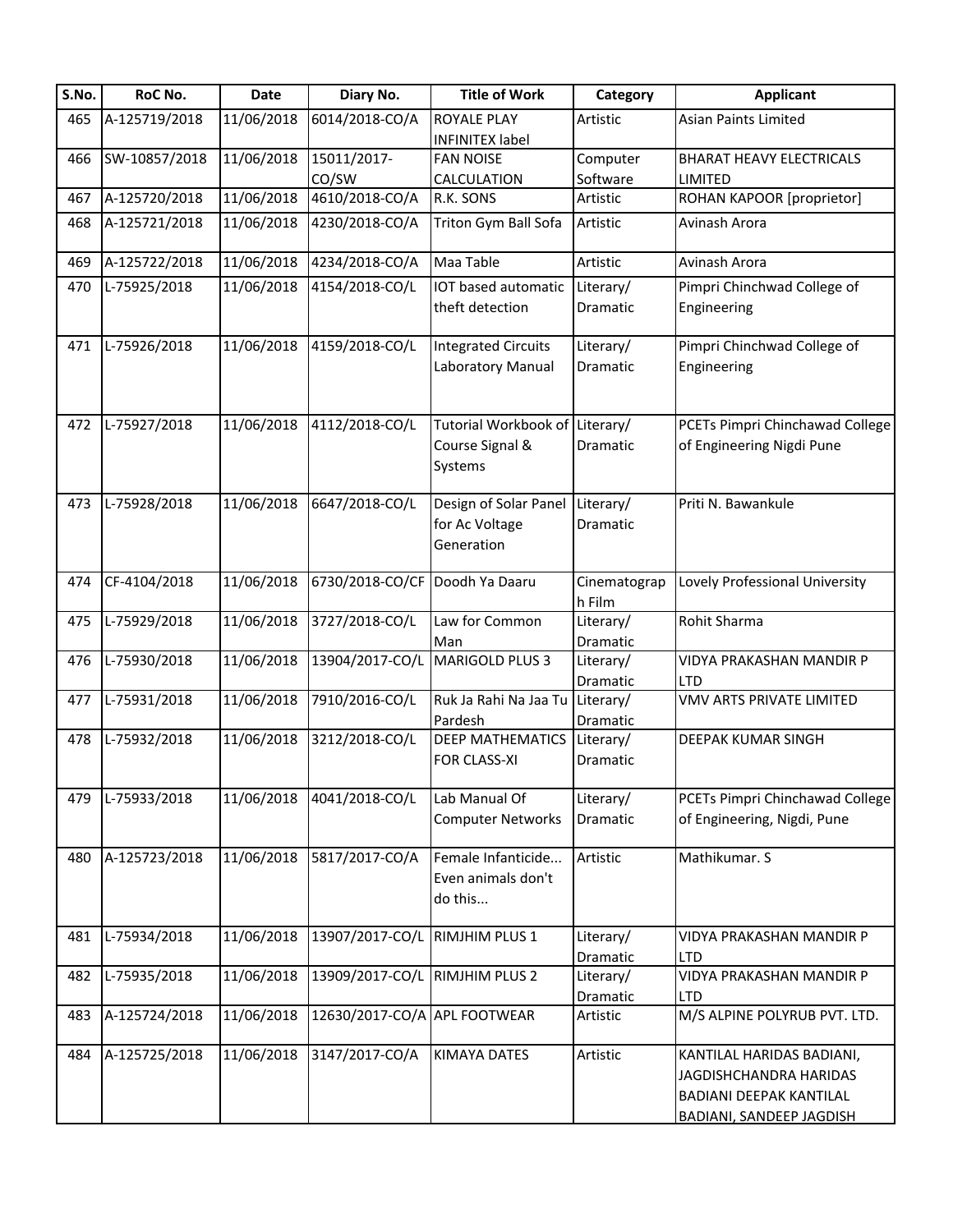| S.No. | RoC No. | Date | Diary No. | Title of Work | Category | Applicant |
| --- | --- | --- | --- | --- | --- | --- |
| 465 | A-125719/2018 | 11/06/2018 | 6014/2018-CO/A | ROYALE PLAY INFINITEX label | Artistic | Asian Paints Limited |
| 466 | SW-10857/2018 | 11/06/2018 | 15011/2017-CO/SW | FAN NOISE CALCULATION | Computer Software | BHARAT HEAVY ELECTRICALS LIMITED |
| 467 | A-125720/2018 | 11/06/2018 | 4610/2018-CO/A | R.K. SONS | Artistic | ROHAN KAPOOR [proprietor] |
| 468 | A-125721/2018 | 11/06/2018 | 4230/2018-CO/A | Triton Gym Ball Sofa | Artistic | Avinash Arora |
| 469 | A-125722/2018 | 11/06/2018 | 4234/2018-CO/A | Maa Table | Artistic | Avinash Arora |
| 470 | L-75925/2018 | 11/06/2018 | 4154/2018-CO/L | IOT based automatic theft detection | Literary/ Dramatic | Pimpri Chinchwad College of Engineering |
| 471 | L-75926/2018 | 11/06/2018 | 4159/2018-CO/L | Integrated Circuits Laboratory Manual | Literary/ Dramatic | Pimpri Chinchwad College of Engineering |
| 472 | L-75927/2018 | 11/06/2018 | 4112/2018-CO/L | Tutorial Workbook of Course Signal & Systems | Literary/ Dramatic | PCETs Pimpri Chinchawad College of Engineering Nigdi Pune |
| 473 | L-75928/2018 | 11/06/2018 | 6647/2018-CO/L | Design of Solar Panel for Ac Voltage Generation | Literary/ Dramatic | Priti N. Bawankule |
| 474 | CF-4104/2018 | 11/06/2018 | 6730/2018-CO/CF | Doodh Ya Daaru | Cinematograph Film | Lovely Professional University |
| 475 | L-75929/2018 | 11/06/2018 | 3727/2018-CO/L | Law for Common Man | Literary/ Dramatic | Rohit Sharma |
| 476 | L-75930/2018 | 11/06/2018 | 13904/2017-CO/L | MARIGOLD PLUS 3 | Literary/ Dramatic | VIDYA PRAKASHAN MANDIR P LTD |
| 477 | L-75931/2018 | 11/06/2018 | 7910/2016-CO/L | Ruk Ja Rahi Na Jaa Tu Pardesh | Literary/ Dramatic | VMV ARTS PRIVATE LIMITED |
| 478 | L-75932/2018 | 11/06/2018 | 3212/2018-CO/L | DEEP MATHEMATICS FOR CLASS-XI | Literary/ Dramatic | DEEPAK KUMAR SINGH |
| 479 | L-75933/2018 | 11/06/2018 | 4041/2018-CO/L | Lab Manual Of Computer Networks | Literary/ Dramatic | PCETs Pimpri Chinchawad College of Engineering, Nigdi, Pune |
| 480 | A-125723/2018 | 11/06/2018 | 5817/2017-CO/A | Female Infanticide... Even animals don't do this... | Artistic | Mathikumar. S |
| 481 | L-75934/2018 | 11/06/2018 | 13907/2017-CO/L | RIMJHIM PLUS 1 | Literary/ Dramatic | VIDYA PRAKASHAN MANDIR P LTD |
| 482 | L-75935/2018 | 11/06/2018 | 13909/2017-CO/L | RIMJHIM PLUS 2 | Literary/ Dramatic | VIDYA PRAKASHAN MANDIR P LTD |
| 483 | A-125724/2018 | 11/06/2018 | 12630/2017-CO/A | APL FOOTWEAR | Artistic | M/S ALPINE POLYRUB PVT. LTD. |
| 484 | A-125725/2018 | 11/06/2018 | 3147/2017-CO/A | KIMAYA DATES | Artistic | KANTILAL HARIDAS BADIANI, JAGDISHCHANDRA HARIDAS BADIANI DEEPAK KANTILAL BADIANI, SANDEEP JAGDISH |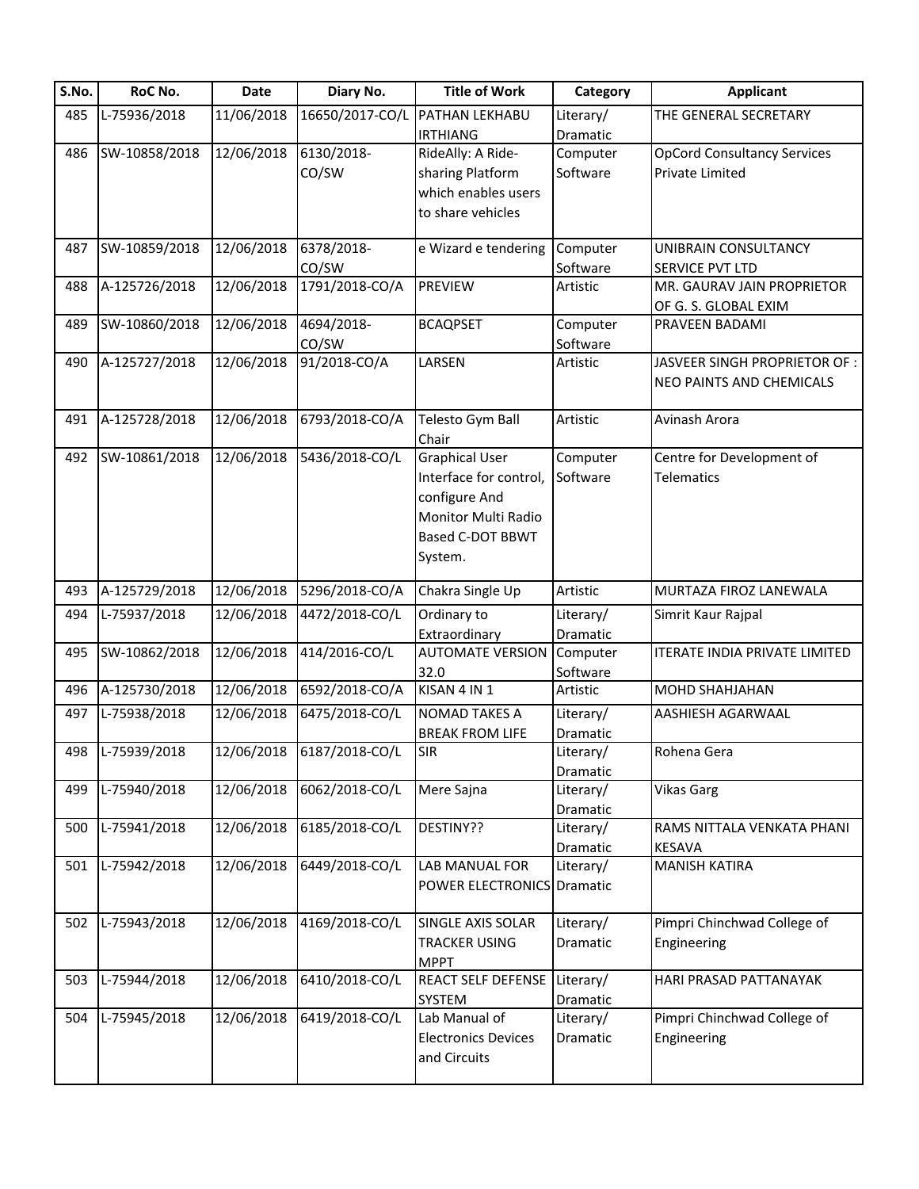| S.No. | RoC No. | Date | Diary No. | Title of Work | Category | Applicant |
|---|---|---|---|---|---|---|
| 485 | L-75936/2018 | 11/06/2018 | 16650/2017-CO/L | PATHAN LEKHABU IRTHIANG | Literary/ Dramatic | THE GENERAL SECRETARY |
| 486 | SW-10858/2018 | 12/06/2018 | 6130/2018-CO/SW | RideAlly: A Ride-sharing Platform which enables users to share vehicles | Computer Software | OpCord Consultancy Services Private Limited |
| 487 | SW-10859/2018 | 12/06/2018 | 6378/2018-CO/SW | e Wizard e tendering | Computer Software | UNIBRAIN CONSULTANCY SERVICE PVT LTD |
| 488 | A-125726/2018 | 12/06/2018 | 1791/2018-CO/A | PREVIEW | Artistic | MR. GAURAV JAIN PROPRIETOR OF G. S. GLOBAL EXIM |
| 489 | SW-10860/2018 | 12/06/2018 | 4694/2018-CO/SW | BCAQPSET | Computer Software | PRAVEEN BADAMI |
| 490 | A-125727/2018 | 12/06/2018 | 91/2018-CO/A | LARSEN | Artistic | JASVEER SINGH PROPRIETOR OF : NEO PAINTS AND CHEMICALS |
| 491 | A-125728/2018 | 12/06/2018 | 6793/2018-CO/A | Telesto Gym Ball Chair | Artistic | Avinash Arora |
| 492 | SW-10861/2018 | 12/06/2018 | 5436/2018-CO/L | Graphical User Interface for control, configure And Monitor Multi Radio Based C-DOT BBWT System. | Computer Software | Centre for Development of Telematics |
| 493 | A-125729/2018 | 12/06/2018 | 5296/2018-CO/A | Chakra Single Up | Artistic | MURTAZA FIROZ LANEWALA |
| 494 | L-75937/2018 | 12/06/2018 | 4472/2018-CO/L | Ordinary to Extraordinary | Literary/ Dramatic | Simrit Kaur Rajpal |
| 495 | SW-10862/2018 | 12/06/2018 | 414/2016-CO/L | AUTOMATE VERSION 32.0 | Computer Software | ITERATE INDIA PRIVATE LIMITED |
| 496 | A-125730/2018 | 12/06/2018 | 6592/2018-CO/A | KISAN 4 IN 1 | Artistic | MOHD SHAHJAHAN |
| 497 | L-75938/2018 | 12/06/2018 | 6475/2018-CO/L | NOMAD TAKES A BREAK FROM LIFE | Literary/ Dramatic | AASHIESH AGARWAAL |
| 498 | L-75939/2018 | 12/06/2018 | 6187/2018-CO/L | SIR | Literary/ Dramatic | Rohena Gera |
| 499 | L-75940/2018 | 12/06/2018 | 6062/2018-CO/L | Mere Sajna | Literary/ Dramatic | Vikas Garg |
| 500 | L-75941/2018 | 12/06/2018 | 6185/2018-CO/L | DESTINY?? | Literary/ Dramatic | RAMS NITTALA VENKATA PHANI KESAVA |
| 501 | L-75942/2018 | 12/06/2018 | 6449/2018-CO/L | LAB MANUAL FOR POWER ELECTRONICS | Literary/ Dramatic | MANISH KATIRA |
| 502 | L-75943/2018 | 12/06/2018 | 4169/2018-CO/L | SINGLE AXIS SOLAR TRACKER USING MPPT | Literary/ Dramatic | Pimpri Chinchwad College of Engineering |
| 503 | L-75944/2018 | 12/06/2018 | 6410/2018-CO/L | REACT SELF DEFENSE SYSTEM | Literary/ Dramatic | HARI PRASAD PATTANAYAK |
| 504 | L-75945/2018 | 12/06/2018 | 6419/2018-CO/L | Lab Manual of Electronics Devices and Circuits | Literary/ Dramatic | Pimpri Chinchwad College of Engineering |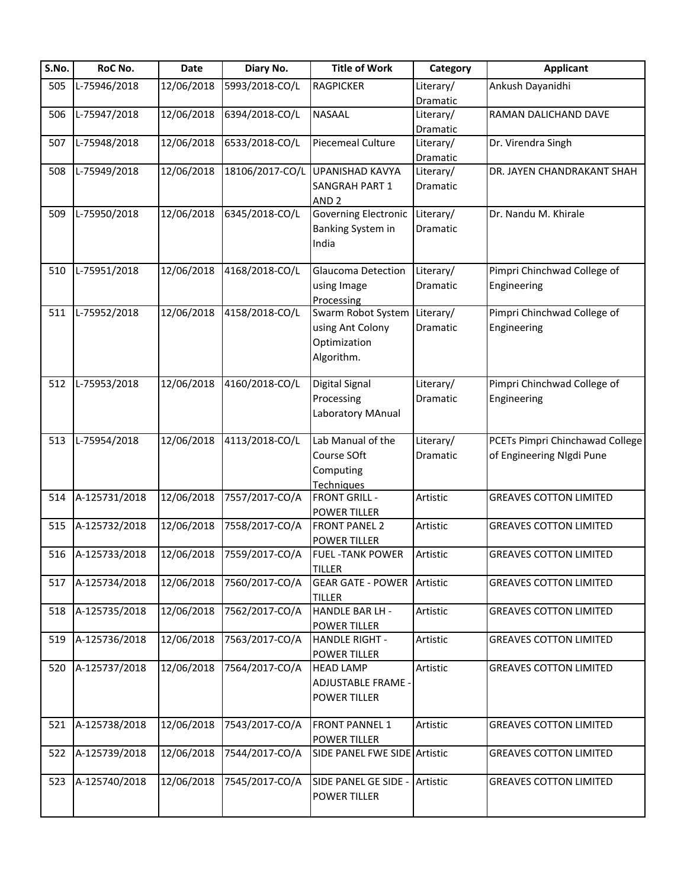| S.No. | RoC No. | Date | Diary No. | Title of Work | Category | Applicant |
|---|---|---|---|---|---|---|
| 505 | L-75946/2018 | 12/06/2018 | 5993/2018-CO/L | RAGPICKER | Literary/ Dramatic | Ankush Dayanidhi |
| 506 | L-75947/2018 | 12/06/2018 | 6394/2018-CO/L | NASAAL | Literary/ Dramatic | RAMAN DALICHAND DAVE |
| 507 | L-75948/2018 | 12/06/2018 | 6533/2018-CO/L | Piecemeal Culture | Literary/ Dramatic | Dr. Virendra Singh |
| 508 | L-75949/2018 | 12/06/2018 | 18106/2017-CO/L | UPANISHAD KAVYA SANGRAH PART 1 AND 2 | Literary/ Dramatic | DR. JAYEN CHANDRAKANT SHAH |
| 509 | L-75950/2018 | 12/06/2018 | 6345/2018-CO/L | Governing Electronic Banking System in India | Literary/ Dramatic | Dr. Nandu M. Khirale |
| 510 | L-75951/2018 | 12/06/2018 | 4168/2018-CO/L | Glaucoma Detection using Image Processing | Literary/ Dramatic | Pimpri Chinchwad College of Engineering |
| 511 | L-75952/2018 | 12/06/2018 | 4158/2018-CO/L | Swarm Robot System using Ant Colony Optimization Algorithm. | Literary/ Dramatic | Pimpri Chinchwad College of Engineering |
| 512 | L-75953/2018 | 12/06/2018 | 4160/2018-CO/L | Digital Signal Processing Laboratory MAnual | Literary/ Dramatic | Pimpri Chinchwad College of Engineering |
| 513 | L-75954/2018 | 12/06/2018 | 4113/2018-CO/L | Lab Manual of the Course SOft Computing Techniques | Literary/ Dramatic | PCETs Pimpri Chinchawad College of Engineering NIgdi Pune |
| 514 | A-125731/2018 | 12/06/2018 | 7557/2017-CO/A | FRONT GRILL - POWER TILLER | Artistic | GREAVES COTTON LIMITED |
| 515 | A-125732/2018 | 12/06/2018 | 7558/2017-CO/A | FRONT PANEL 2 POWER TILLER | Artistic | GREAVES COTTON LIMITED |
| 516 | A-125733/2018 | 12/06/2018 | 7559/2017-CO/A | FUEL -TANK POWER TILLER | Artistic | GREAVES COTTON LIMITED |
| 517 | A-125734/2018 | 12/06/2018 | 7560/2017-CO/A | GEAR GATE - POWER TILLER | Artistic | GREAVES COTTON LIMITED |
| 518 | A-125735/2018 | 12/06/2018 | 7562/2017-CO/A | HANDLE BAR LH - POWER TILLER | Artistic | GREAVES COTTON LIMITED |
| 519 | A-125736/2018 | 12/06/2018 | 7563/2017-CO/A | HANDLE RIGHT - POWER TILLER | Artistic | GREAVES COTTON LIMITED |
| 520 | A-125737/2018 | 12/06/2018 | 7564/2017-CO/A | HEAD LAMP ADJUSTABLE FRAME - POWER TILLER | Artistic | GREAVES COTTON LIMITED |
| 521 | A-125738/2018 | 12/06/2018 | 7543/2017-CO/A | FRONT PANNEL 1 POWER TILLER | Artistic | GREAVES COTTON LIMITED |
| 522 | A-125739/2018 | 12/06/2018 | 7544/2017-CO/A | SIDE PANEL FWE SIDE | Artistic | GREAVES COTTON LIMITED |
| 523 | A-125740/2018 | 12/06/2018 | 7545/2017-CO/A | SIDE PANEL GE SIDE - POWER TILLER | Artistic | GREAVES COTTON LIMITED |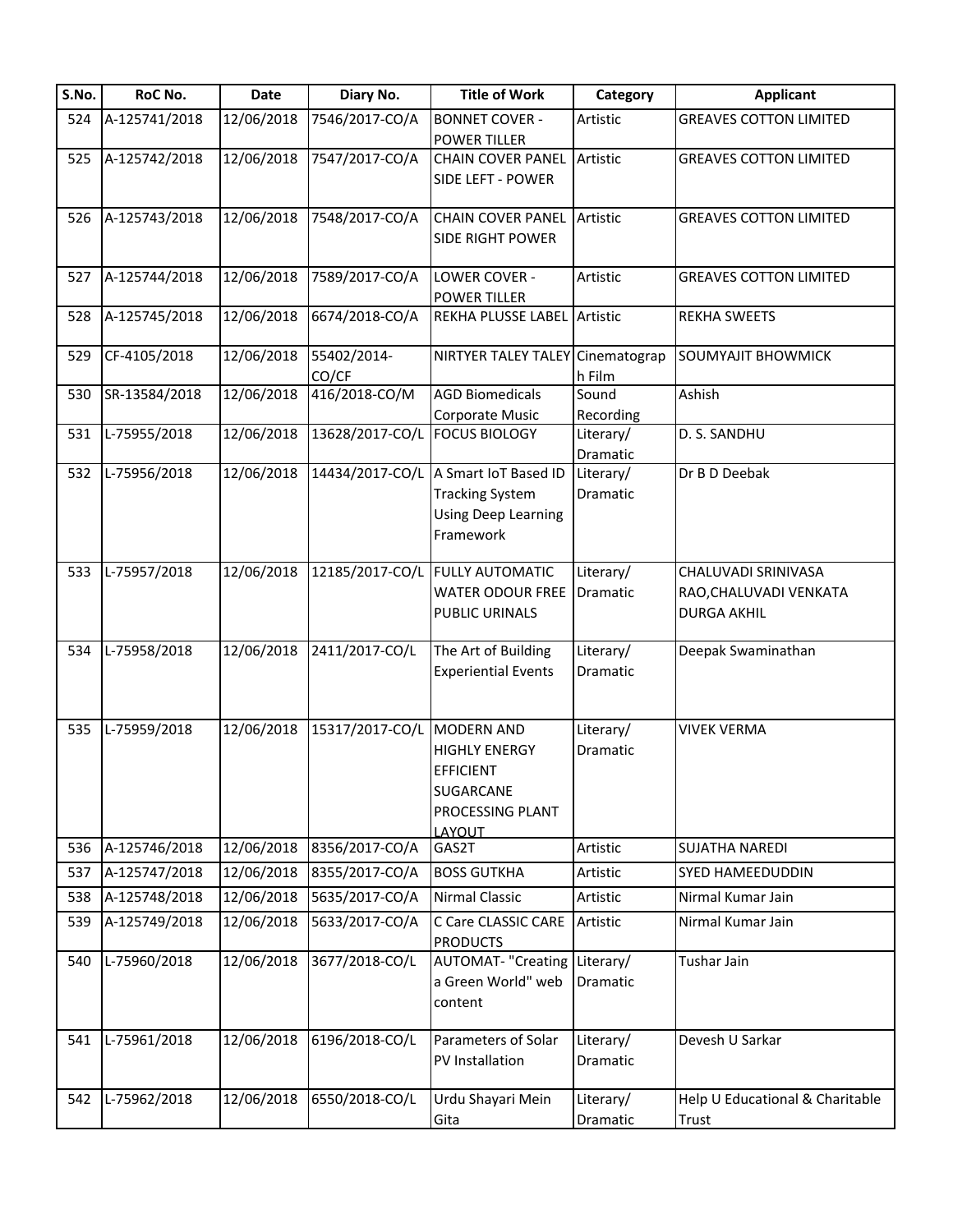| S.No. | RoC No. | Date | Diary No. | Title of Work | Category | Applicant |
|---|---|---|---|---|---|---|
| 524 | A-125741/2018 | 12/06/2018 | 7546/2017-CO/A | BONNET COVER - POWER TILLER | Artistic | GREAVES COTTON LIMITED |
| 525 | A-125742/2018 | 12/06/2018 | 7547/2017-CO/A | CHAIN COVER PANEL SIDE LEFT - POWER | Artistic | GREAVES COTTON LIMITED |
| 526 | A-125743/2018 | 12/06/2018 | 7548/2017-CO/A | CHAIN COVER PANEL SIDE RIGHT POWER | Artistic | GREAVES COTTON LIMITED |
| 527 | A-125744/2018 | 12/06/2018 | 7589/2017-CO/A | LOWER COVER - POWER TILLER | Artistic | GREAVES COTTON LIMITED |
| 528 | A-125745/2018 | 12/06/2018 | 6674/2018-CO/A | REKHA PLUSSE LABEL | Artistic | REKHA SWEETS |
| 529 | CF-4105/2018 | 12/06/2018 | 55402/2014-CO/CF | NIRTYER TALEY TALEY | Cinematograph Film | SOUMYAJIT BHOWMICK |
| 530 | SR-13584/2018 | 12/06/2018 | 416/2018-CO/M | AGD Biomedicals Corporate Music | Sound Recording | Ashish |
| 531 | L-75955/2018 | 12/06/2018 | 13628/2017-CO/L | FOCUS BIOLOGY | Literary/ Dramatic | D. S. SANDHU |
| 532 | L-75956/2018 | 12/06/2018 | 14434/2017-CO/L | A Smart IoT Based ID Tracking System Using Deep Learning Framework | Literary/ Dramatic | Dr B D Deebak |
| 533 | L-75957/2018 | 12/06/2018 | 12185/2017-CO/L | FULLY AUTOMATIC WATER ODOUR FREE PUBLIC URINALS | Literary/ Dramatic | CHALUVADI SRINIVASA RAO,CHALUVADI VENKATA DURGA AKHIL |
| 534 | L-75958/2018 | 12/06/2018 | 2411/2017-CO/L | The Art of Building Experiential Events | Literary/ Dramatic | Deepak Swaminathan |
| 535 | L-75959/2018 | 12/06/2018 | 15317/2017-CO/L | MODERN AND HIGHLY ENERGY EFFICIENT SUGARCANE PROCESSING PLANT LAYOUT | Literary/ Dramatic | VIVEK VERMA |
| 536 | A-125746/2018 | 12/06/2018 | 8356/2017-CO/A | GAS2T | Artistic | SUJATHA NAREDI |
| 537 | A-125747/2018 | 12/06/2018 | 8355/2017-CO/A | BOSS GUTKHA | Artistic | SYED HAMEEDUDDIN |
| 538 | A-125748/2018 | 12/06/2018 | 5635/2017-CO/A | Nirmal Classic | Artistic | Nirmal Kumar Jain |
| 539 | A-125749/2018 | 12/06/2018 | 5633/2017-CO/A | C Care CLASSIC CARE PRODUCTS | Artistic | Nirmal Kumar Jain |
| 540 | L-75960/2018 | 12/06/2018 | 3677/2018-CO/L | AUTOMAT- "Creating a Green World" web content | Literary/ Dramatic | Tushar Jain |
| 541 | L-75961/2018 | 12/06/2018 | 6196/2018-CO/L | Parameters of Solar PV Installation | Literary/ Dramatic | Devesh U Sarkar |
| 542 | L-75962/2018 | 12/06/2018 | 6550/2018-CO/L | Urdu Shayari Mein Gita | Literary/ Dramatic | Help U Educational & Charitable Trust |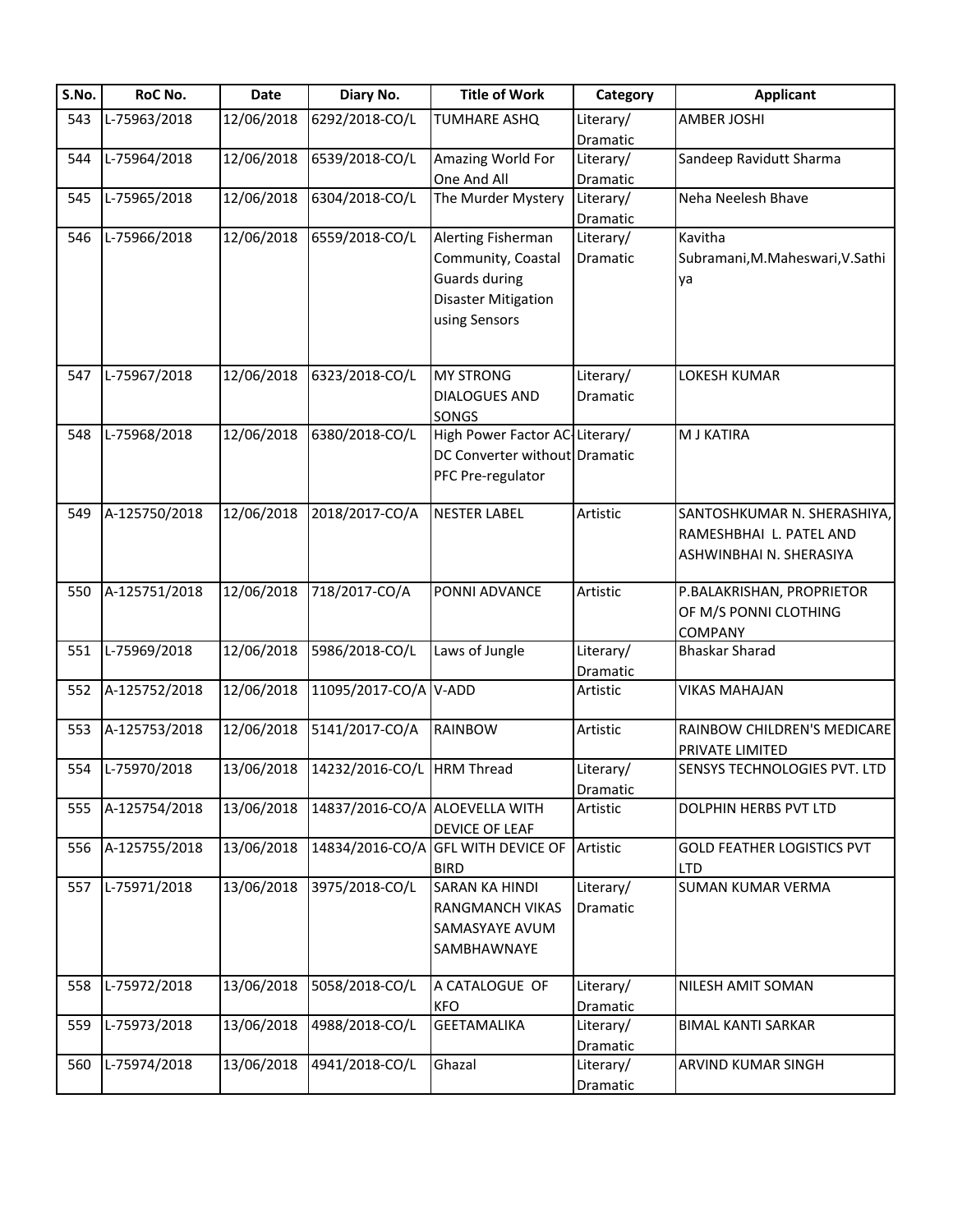| S.No. | RoC No. | Date | Diary No. | Title of Work | Category | Applicant |
|---|---|---|---|---|---|---|
| 543 | L-75963/2018 | 12/06/2018 | 6292/2018-CO/L | TUMHARE ASHQ | Literary/ Dramatic | AMBER JOSHI |
| 544 | L-75964/2018 | 12/06/2018 | 6539/2018-CO/L | Amazing World For One And All | Literary/ Dramatic | Sandeep Ravidutt Sharma |
| 545 | L-75965/2018 | 12/06/2018 | 6304/2018-CO/L | The Murder Mystery | Literary/ Dramatic | Neha Neelesh Bhave |
| 546 | L-75966/2018 | 12/06/2018 | 6559/2018-CO/L | Alerting Fisherman Community, Coastal Guards during Disaster Mitigation using Sensors | Literary/ Dramatic | Kavitha Subramani,M.Maheswari,V.Sathiya |
| 547 | L-75967/2018 | 12/06/2018 | 6323/2018-CO/L | MY STRONG DIALOGUES AND SONGS | Literary/ Dramatic | LOKESH KUMAR |
| 548 | L-75968/2018 | 12/06/2018 | 6380/2018-CO/L | High Power Factor AC-DC Converter without PFC Pre-regulator | Literary/ Dramatic | M J KATIRA |
| 549 | A-125750/2018 | 12/06/2018 | 2018/2017-CO/A | NESTER LABEL | Artistic | SANTOSHKUMAR N. SHERASHIYA, RAMESHBHAI L. PATEL AND ASHWINBHAI N. SHERASIYA |
| 550 | A-125751/2018 | 12/06/2018 | 718/2017-CO/A | PONNI ADVANCE | Artistic | P.BALAKRISHAN, PROPRIETOR OF M/S PONNI CLOTHING COMPANY |
| 551 | L-75969/2018 | 12/06/2018 | 5986/2018-CO/L | Laws of Jungle | Literary/ Dramatic | Bhaskar Sharad |
| 552 | A-125752/2018 | 12/06/2018 | 11095/2017-CO/A | V-ADD | Artistic | VIKAS MAHAJAN |
| 553 | A-125753/2018 | 12/06/2018 | 5141/2017-CO/A | RAINBOW | Artistic | RAINBOW CHILDREN'S MEDICARE PRIVATE LIMITED |
| 554 | L-75970/2018 | 13/06/2018 | 14232/2016-CO/L | HRM Thread | Literary/ Dramatic | SENSYS TECHNOLOGIES PVT. LTD |
| 555 | A-125754/2018 | 13/06/2018 | 14837/2016-CO/A | ALOEVELLA WITH DEVICE OF LEAF | Artistic | DOLPHIN HERBS PVT LTD |
| 556 | A-125755/2018 | 13/06/2018 | 14834/2016-CO/A | GFL WITH DEVICE OF BIRD | Artistic | GOLD FEATHER LOGISTICS PVT LTD |
| 557 | L-75971/2018 | 13/06/2018 | 3975/2018-CO/L | SARAN KA HINDI RANGMANCH VIKAS SAMASYAYE AVUM SAMBHAWNAYE | Literary/ Dramatic | SUMAN KUMAR VERMA |
| 558 | L-75972/2018 | 13/06/2018 | 5058/2018-CO/L | A CATALOGUE OF KFO | Literary/ Dramatic | NILESH AMIT SOMAN |
| 559 | L-75973/2018 | 13/06/2018 | 4988/2018-CO/L | GEETAMALIKA | Literary/ Dramatic | BIMAL KANTI SARKAR |
| 560 | L-75974/2018 | 13/06/2018 | 4941/2018-CO/L | Ghazal | Literary/ Dramatic | ARVIND KUMAR SINGH |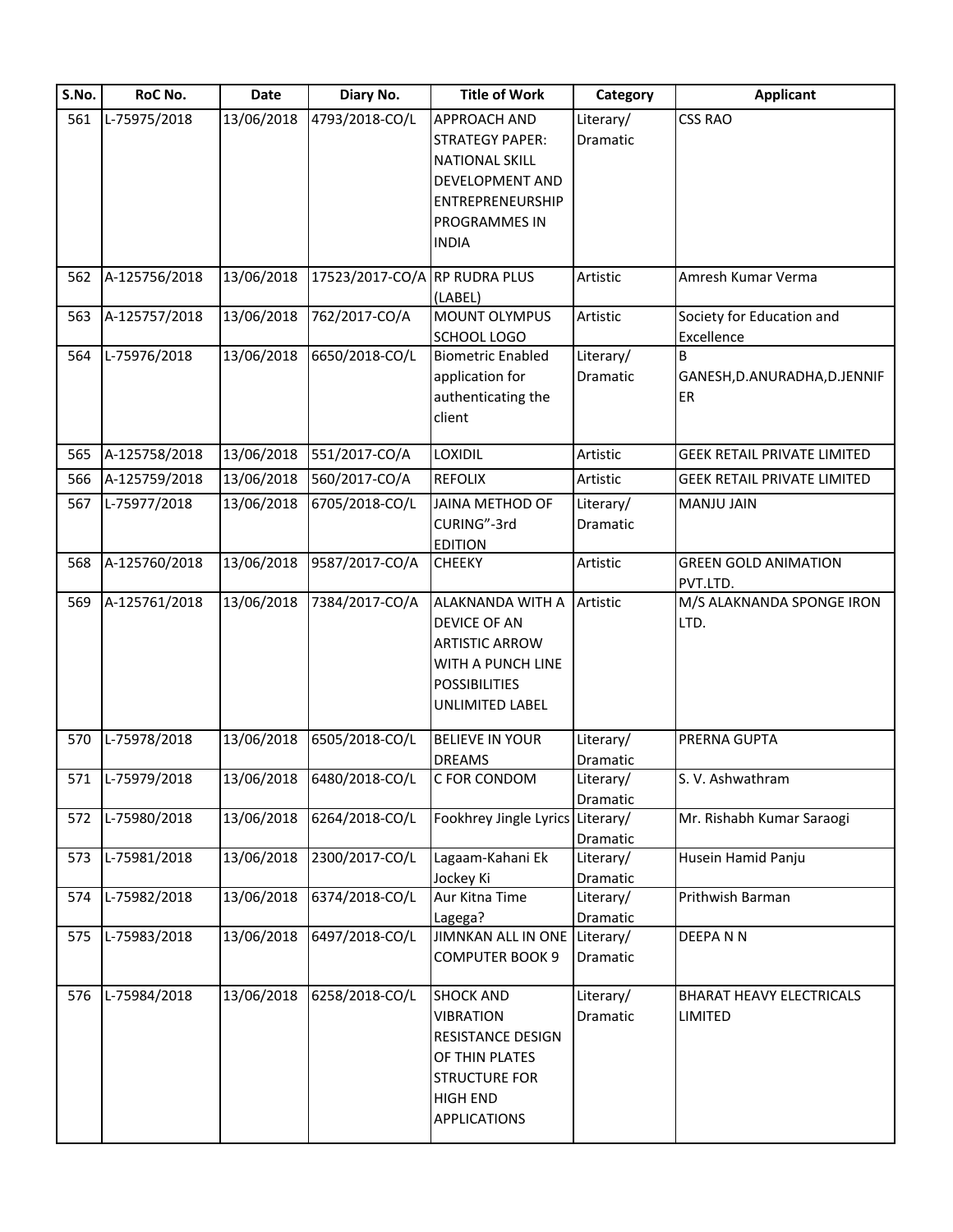| S.No. | RoC No. | Date | Diary No. | Title of Work | Category | Applicant |
|---|---|---|---|---|---|---|
| 561 | L-75975/2018 | 13/06/2018 | 4793/2018-CO/L | APPROACH AND STRATEGY PAPER: NATIONAL SKILL DEVELOPMENT AND ENTREPRENEURSHIP PROGRAMMES IN INDIA | Literary/ Dramatic | CSS RAO |
| 562 | A-125756/2018 | 13/06/2018 | 17523/2017-CO/A | RP RUDRA PLUS (LABEL) | Artistic | Amresh Kumar Verma |
| 563 | A-125757/2018 | 13/06/2018 | 762/2017-CO/A | MOUNT OLYMPUS SCHOOL LOGO | Artistic | Society for Education and Excellence |
| 564 | L-75976/2018 | 13/06/2018 | 6650/2018-CO/L | Biometric Enabled application for authenticating the client | Literary/ Dramatic | B GANESH,D.ANURADHA,D.JENNIFER |
| 565 | A-125758/2018 | 13/06/2018 | 551/2017-CO/A | LOXIDIL | Artistic | GEEK RETAIL PRIVATE LIMITED |
| 566 | A-125759/2018 | 13/06/2018 | 560/2017-CO/A | REFOLIX | Artistic | GEEK RETAIL PRIVATE LIMITED |
| 567 | L-75977/2018 | 13/06/2018 | 6705/2018-CO/L | JAINA METHOD OF CURING"-3rd EDITION | Literary/ Dramatic | MANJU JAIN |
| 568 | A-125760/2018 | 13/06/2018 | 9587/2017-CO/A | CHEEKY | Artistic | GREEN GOLD ANIMATION PVT.LTD. |
| 569 | A-125761/2018 | 13/06/2018 | 7384/2017-CO/A | ALAKNANDA WITH A DEVICE OF AN ARTISTIC ARROW WITH A PUNCH LINE POSSIBILITIES UNLIMITED LABEL | Artistic | M/S ALAKNANDA SPONGE IRON LTD. |
| 570 | L-75978/2018 | 13/06/2018 | 6505/2018-CO/L | BELIEVE IN YOUR DREAMS | Literary/ Dramatic | PRERNA GUPTA |
| 571 | L-75979/2018 | 13/06/2018 | 6480/2018-CO/L | C FOR CONDOM | Literary/ Dramatic | S. V. Ashwathram |
| 572 | L-75980/2018 | 13/06/2018 | 6264/2018-CO/L | Fookhrey Jingle Lyrics | Literary/ Dramatic | Mr. Rishabh Kumar Saraogi |
| 573 | L-75981/2018 | 13/06/2018 | 2300/2017-CO/L | Lagaam-Kahani Ek Jockey Ki | Literary/ Dramatic | Husein Hamid Panju |
| 574 | L-75982/2018 | 13/06/2018 | 6374/2018-CO/L | Aur Kitna Time Lagega? | Literary/ Dramatic | Prithwish Barman |
| 575 | L-75983/2018 | 13/06/2018 | 6497/2018-CO/L | JIMNKAN ALL IN ONE COMPUTER BOOK 9 | Literary/ Dramatic | DEEPA N N |
| 576 | L-75984/2018 | 13/06/2018 | 6258/2018-CO/L | SHOCK AND VIBRATION RESISTANCE DESIGN OF THIN PLATES STRUCTURE FOR HIGH END APPLICATIONS | Literary/ Dramatic | BHARAT HEAVY ELECTRICALS LIMITED |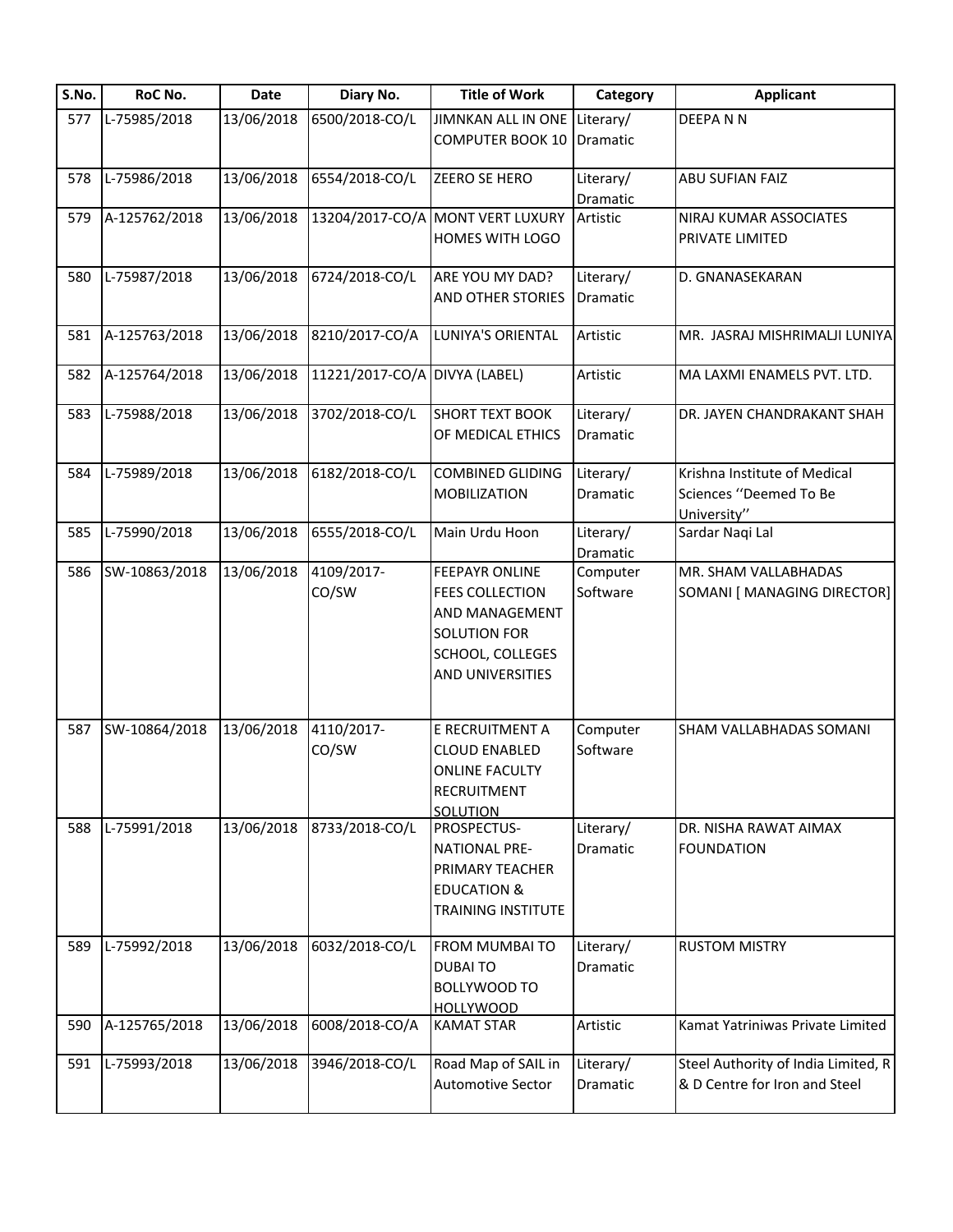| S.No. | RoC No. | Date | Diary No. | Title of Work | Category | Applicant |
|---|---|---|---|---|---|---|
| 577 | L-75985/2018 | 13/06/2018 | 6500/2018-CO/L | JIMNKAN ALL IN ONE COMPUTER BOOK 10 | Literary/ Dramatic | DEEPA N N |
| 578 | L-75986/2018 | 13/06/2018 | 6554/2018-CO/L | ZEERO SE HERO | Literary/ Dramatic | ABU SUFIAN FAIZ |
| 579 | A-125762/2018 | 13/06/2018 | 13204/2017-CO/A | MONT VERT LUXURY HOMES WITH LOGO | Artistic | NIRAJ KUMAR ASSOCIATES PRIVATE LIMITED |
| 580 | L-75987/2018 | 13/06/2018 | 6724/2018-CO/L | ARE YOU MY DAD? AND OTHER STORIES | Literary/ Dramatic | D. GNANASEKARAN |
| 581 | A-125763/2018 | 13/06/2018 | 8210/2017-CO/A | LUNIYA'S ORIENTAL | Artistic | MR. JASRAJ MISHRIMALJI LUNIYA |
| 582 | A-125764/2018 | 13/06/2018 | 11221/2017-CO/A | DIVYA (LABEL) | Artistic | MA LAXMI ENAMELS PVT. LTD. |
| 583 | L-75988/2018 | 13/06/2018 | 3702/2018-CO/L | SHORT TEXT BOOK OF MEDICAL ETHICS | Literary/ Dramatic | DR. JAYEN CHANDRAKANT SHAH |
| 584 | L-75989/2018 | 13/06/2018 | 6182/2018-CO/L | COMBINED GLIDING MOBILIZATION | Literary/ Dramatic | Krishna Institute of Medical Sciences ''Deemed To Be University'' |
| 585 | L-75990/2018 | 13/06/2018 | 6555/2018-CO/L | Main Urdu Hoon | Literary/ Dramatic | Sardar Naqi Lal |
| 586 | SW-10863/2018 | 13/06/2018 | 4109/2017-CO/SW | FEEPAYR ONLINE FEES COLLECTION AND MANAGEMENT SOLUTION FOR SCHOOL, COLLEGES AND UNIVERSITIES | Computer Software | MR. SHAM VALLABHADAS SOMANI [ MANAGING DIRECTOR] |
| 587 | SW-10864/2018 | 13/06/2018 | 4110/2017-CO/SW | E RECRUITMENT A CLOUD ENABLED ONLINE FACULTY RECRUITMENT SOLUTION | Computer Software | SHAM VALLABHADAS SOMANI |
| 588 | L-75991/2018 | 13/06/2018 | 8733/2018-CO/L | PROSPECTUS-NATIONAL PRE-PRIMARY TEACHER EDUCATION & TRAINING INSTITUTE | Literary/ Dramatic | DR. NISHA RAWAT AIMAX FOUNDATION |
| 589 | L-75992/2018 | 13/06/2018 | 6032/2018-CO/L | FROM MUMBAI TO DUBAI TO BOLLYWOOD TO HOLLYWOOD | Literary/ Dramatic | RUSTOM MISTRY |
| 590 | A-125765/2018 | 13/06/2018 | 6008/2018-CO/A | KAMAT STAR | Artistic | Kamat Yatriniwas Private Limited |
| 591 | L-75993/2018 | 13/06/2018 | 3946/2018-CO/L | Road Map of SAIL in Automotive Sector | Literary/ Dramatic | Steel Authority of India Limited, R & D Centre for Iron and Steel |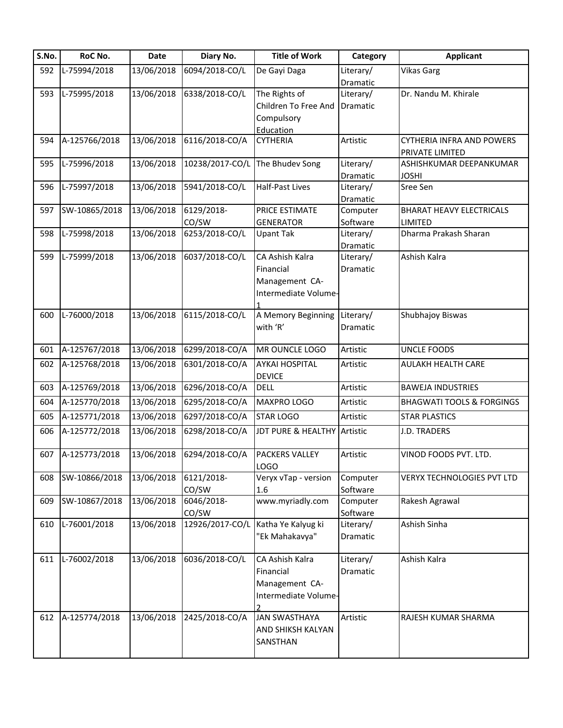| S.No. | RoC No. | Date | Diary No. | Title of Work | Category | Applicant |
|---|---|---|---|---|---|---|
| 592 | L-75994/2018 | 13/06/2018 | 6094/2018-CO/L | De Gayi Daga | Literary/ Dramatic | Vikas Garg |
| 593 | L-75995/2018 | 13/06/2018 | 6338/2018-CO/L | The Rights of Children To Free And Compulsory Education | Literary/ Dramatic | Dr. Nandu M. Khirale |
| 594 | A-125766/2018 | 13/06/2018 | 6116/2018-CO/A | CYTHERIA | Artistic | CYTHERIA INFRA AND POWERS PRIVATE LIMITED |
| 595 | L-75996/2018 | 13/06/2018 | 10238/2017-CO/L | The Bhudev Song | Literary/ Dramatic | ASHISHKUMAR DEEPANKUMAR JOSHI |
| 596 | L-75997/2018 | 13/06/2018 | 5941/2018-CO/L | Half-Past Lives | Literary/ Dramatic | Sree Sen |
| 597 | SW-10865/2018 | 13/06/2018 | 6129/2018-CO/SW | PRICE ESTIMATE GENERATOR | Computer Software | BHARAT HEAVY ELECTRICALS LIMITED |
| 598 | L-75998/2018 | 13/06/2018 | 6253/2018-CO/L | Upant Tak | Literary/ Dramatic | Dharma Prakash Sharan |
| 599 | L-75999/2018 | 13/06/2018 | 6037/2018-CO/L | CA Ashish Kalra Financial Management CA-Intermediate Volume-1 | Literary/ Dramatic | Ashish Kalra |
| 600 | L-76000/2018 | 13/06/2018 | 6115/2018-CO/L | A Memory Beginning with 'R' | Literary/ Dramatic | Shubhajoy Biswas |
| 601 | A-125767/2018 | 13/06/2018 | 6299/2018-CO/A | MR OUNCLE LOGO | Artistic | UNCLE FOODS |
| 602 | A-125768/2018 | 13/06/2018 | 6301/2018-CO/A | AYKAI HOSPITAL DEVICE | Artistic | AULAKH HEALTH CARE |
| 603 | A-125769/2018 | 13/06/2018 | 6296/2018-CO/A | DELL | Artistic | BAWEJA INDUSTRIES |
| 604 | A-125770/2018 | 13/06/2018 | 6295/2018-CO/A | MAXPRO LOGO | Artistic | BHAGWATI TOOLS & FORGINGS |
| 605 | A-125771/2018 | 13/06/2018 | 6297/2018-CO/A | STAR LOGO | Artistic | STAR PLASTICS |
| 606 | A-125772/2018 | 13/06/2018 | 6298/2018-CO/A | JDT PURE & HEALTHY | Artistic | J.D. TRADERS |
| 607 | A-125773/2018 | 13/06/2018 | 6294/2018-CO/A | PACKERS VALLEY LOGO | Artistic | VINOD FOODS PVT. LTD. |
| 608 | SW-10866/2018 | 13/06/2018 | 6121/2018-CO/SW | Veryx vTap - version 1.6 | Computer Software | VERYX TECHNOLOGIES PVT LTD |
| 609 | SW-10867/2018 | 13/06/2018 | 6046/2018-CO/SW | www.myriadly.com | Computer Software | Rakesh Agrawal |
| 610 | L-76001/2018 | 13/06/2018 | 12926/2017-CO/L | Katha Ye Kalyug ki "Ek Mahakavya" | Literary/ Dramatic | Ashish Sinha |
| 611 | L-76002/2018 | 13/06/2018 | 6036/2018-CO/L | CA Ashish Kalra Financial Management CA-Intermediate Volume-2 | Literary/ Dramatic | Ashish Kalra |
| 612 | A-125774/2018 | 13/06/2018 | 2425/2018-CO/A | JAN SWASTHAYA AND SHIKSH KALYAN SANSTHAN | Artistic | RAJESH KUMAR SHARMA |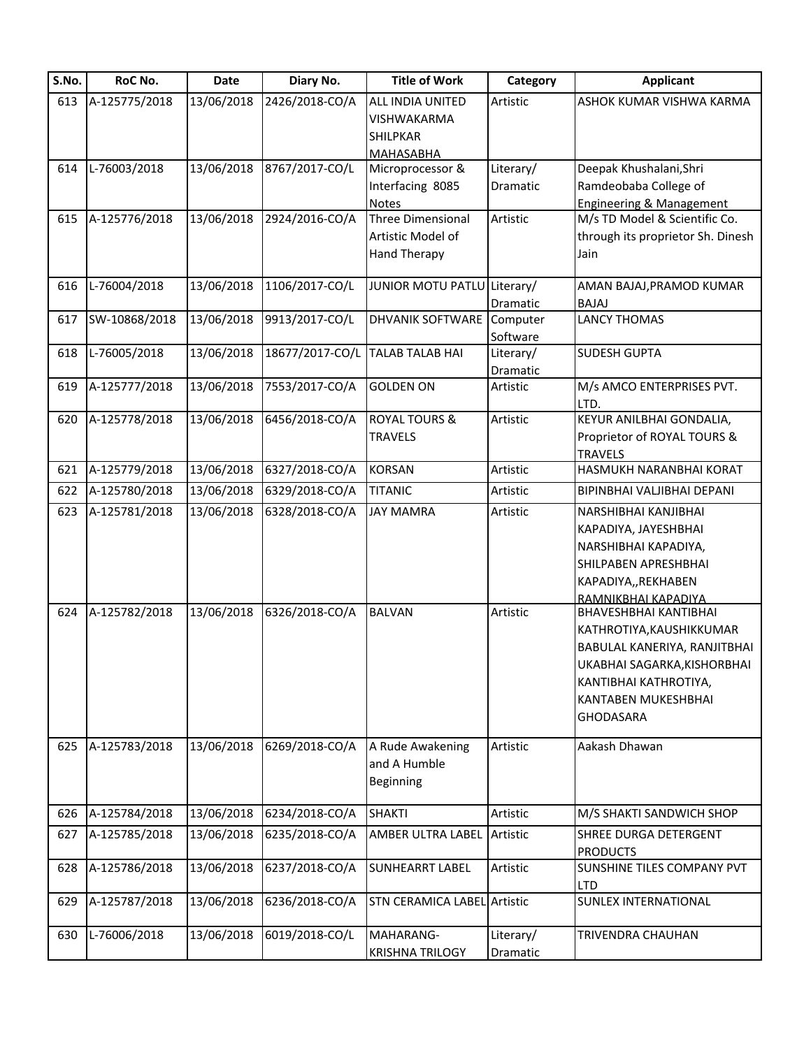| S.No. | RoC No. | Date | Diary No. | Title of Work | Category | Applicant |
|---|---|---|---|---|---|---|
| 613 | A-125775/2018 | 13/06/2018 | 2426/2018-CO/A | ALL INDIA UNITED VISHWAKARMA SHILPKAR MAHASABHA | Artistic | ASHOK KUMAR VISHWA KARMA |
| 614 | L-76003/2018 | 13/06/2018 | 8767/2017-CO/L | Microprocessor & Interfacing 8085 Notes | Literary/ Dramatic | Deepak Khushalani,Shri Ramdeobaba College of Engineering & Management |
| 615 | A-125776/2018 | 13/06/2018 | 2924/2016-CO/A | Three Dimensional Artistic Model of Hand Therapy | Artistic | M/s TD Model & Scientific Co. through its proprietor Sh. Dinesh Jain |
| 616 | L-76004/2018 | 13/06/2018 | 1106/2017-CO/L | JUNIOR MOTU PATLU | Literary/ Dramatic | AMAN BAJAJ,PRAMOD KUMAR BAJAJ |
| 617 | SW-10868/2018 | 13/06/2018 | 9913/2017-CO/L | DHVANIK SOFTWARE | Computer Software | LANCY THOMAS |
| 618 | L-76005/2018 | 13/06/2018 | 18677/2017-CO/L | TALAB TALAB HAI | Literary/ Dramatic | SUDESH GUPTA |
| 619 | A-125777/2018 | 13/06/2018 | 7553/2017-CO/A | GOLDEN ON | Artistic | M/s AMCO ENTERPRISES PVT. LTD. |
| 620 | A-125778/2018 | 13/06/2018 | 6456/2018-CO/A | ROYAL TOURS & TRAVELS | Artistic | KEYUR ANILBHAI GONDALIA, Proprietor of ROYAL TOURS & TRAVELS |
| 621 | A-125779/2018 | 13/06/2018 | 6327/2018-CO/A | KORSAN | Artistic | HASMUKH NARANBHAI KORAT |
| 622 | A-125780/2018 | 13/06/2018 | 6329/2018-CO/A | TITANIC | Artistic | BIPINBHAI VALJIBHAI DEPANI |
| 623 | A-125781/2018 | 13/06/2018 | 6328/2018-CO/A | JAY MAMRA | Artistic | NARSHIBHAI KANJIBHAI KAPADIYA, JAYESHBHAI NARSHIBHAI KAPADIYA, SHILPABEN APRESHBHAI KAPADIYA,,REKHABEN RAMNIKBHAI KAPADIYA |
| 624 | A-125782/2018 | 13/06/2018 | 6326/2018-CO/A | BALVAN | Artistic | BHAVESHBHAI KANTIBHAI KATHROTIYA,KAUSHIKKUMAR BABULAL KANERIYA, RANJITBHAI UKABHAI SAGARKA,KISHORBHAI KANTIBHAI KATHROTIYA, KANTABEN MUKESHBHAI GHODASARA |
| 625 | A-125783/2018 | 13/06/2018 | 6269/2018-CO/A | A Rude Awakening and A Humble Beginning | Artistic | Aakash Dhawan |
| 626 | A-125784/2018 | 13/06/2018 | 6234/2018-CO/A | SHAKTI | Artistic | M/S SHAKTI SANDWICH SHOP |
| 627 | A-125785/2018 | 13/06/2018 | 6235/2018-CO/A | AMBER ULTRA LABEL | Artistic | SHREE DURGA DETERGENT PRODUCTS |
| 628 | A-125786/2018 | 13/06/2018 | 6237/2018-CO/A | SUNHEARRT LABEL | Artistic | SUNSHINE TILES COMPANY PVT LTD |
| 629 | A-125787/2018 | 13/06/2018 | 6236/2018-CO/A | STN CERAMICA LABEL | Artistic | SUNLEX INTERNATIONAL |
| 630 | L-76006/2018 | 13/06/2018 | 6019/2018-CO/L | MAHARANG-KRISHNA TRILOGY | Literary/ Dramatic | TRIVENDRA CHAUHAN |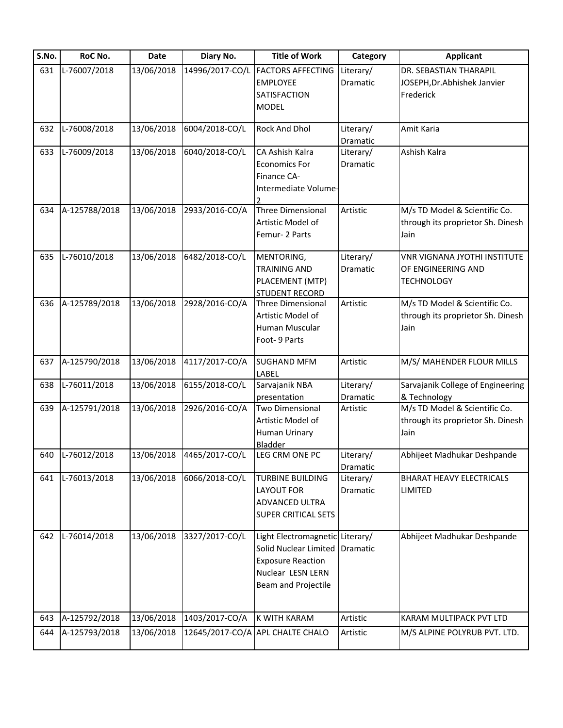| S.No. | RoC No. | Date | Diary No. | Title of Work | Category | Applicant |
|---|---|---|---|---|---|---|
| 631 | L-76007/2018 | 13/06/2018 | 14996/2017-CO/L | FACTORS AFFECTING EMPLOYEE SATISFACTION MODEL | Literary/ Dramatic | DR. SEBASTIAN THARAPIL JOSEPH,Dr.Abhishek Janvier Frederick |
| 632 | L-76008/2018 | 13/06/2018 | 6004/2018-CO/L | Rock And Dhol | Literary/ Dramatic | Amit Karia |
| 633 | L-76009/2018 | 13/06/2018 | 6040/2018-CO/L | CA Ashish Kalra Economics For Finance CA-Intermediate Volume-2 | Literary/ Dramatic | Ashish Kalra |
| 634 | A-125788/2018 | 13/06/2018 | 2933/2016-CO/A | Three Dimensional Artistic Model of Femur- 2 Parts | Artistic | M/s TD Model & Scientific Co. through its proprietor Sh. Dinesh Jain |
| 635 | L-76010/2018 | 13/06/2018 | 6482/2018-CO/L | MENTORING, TRAINING AND PLACEMENT (MTP) STUDENT RECORD | Literary/ Dramatic | VNR VIGNANA JYOTHI INSTITUTE OF ENGINEERING AND TECHNOLOGY |
| 636 | A-125789/2018 | 13/06/2018 | 2928/2016-CO/A | Three Dimensional Artistic Model of Human Muscular Foot- 9 Parts | Artistic | M/s TD Model & Scientific Co. through its proprietor Sh. Dinesh Jain |
| 637 | A-125790/2018 | 13/06/2018 | 4117/2017-CO/A | SUGHAND MFM LABEL | Artistic | M/S/ MAHENDER FLOUR MILLS |
| 638 | L-76011/2018 | 13/06/2018 | 6155/2018-CO/L | Sarvajanik NBA presentation | Literary/ Dramatic | Sarvajanik College of Engineering & Technology |
| 639 | A-125791/2018 | 13/06/2018 | 2926/2016-CO/A | Two Dimensional Artistic Model of Human Urinary Bladder | Artistic | M/s TD Model & Scientific Co. through its proprietor Sh. Dinesh Jain |
| 640 | L-76012/2018 | 13/06/2018 | 4465/2017-CO/L | LEG CRM ONE PC | Literary/ Dramatic | Abhijeet Madhukar Deshpande |
| 641 | L-76013/2018 | 13/06/2018 | 6066/2018-CO/L | TURBINE BUILDING LAYOUT FOR ADVANCED ULTRA SUPER CRITICAL SETS | Literary/ Dramatic | BHARAT HEAVY ELECTRICALS LIMITED |
| 642 | L-76014/2018 | 13/06/2018 | 3327/2017-CO/L | Light Electromagnetic Solid Nuclear Limited Exposure Reaction Nuclear LESN LERN Beam and Projectile | Literary/ Dramatic | Abhijeet Madhukar Deshpande |
| 643 | A-125792/2018 | 13/06/2018 | 1403/2017-CO/A | K WITH KARAM | Artistic | KARAM MULTIPACK PVT LTD |
| 644 | A-125793/2018 | 13/06/2018 | 12645/2017-CO/A | APL CHALTE CHALO | Artistic | M/S ALPINE POLYRUB PVT. LTD. |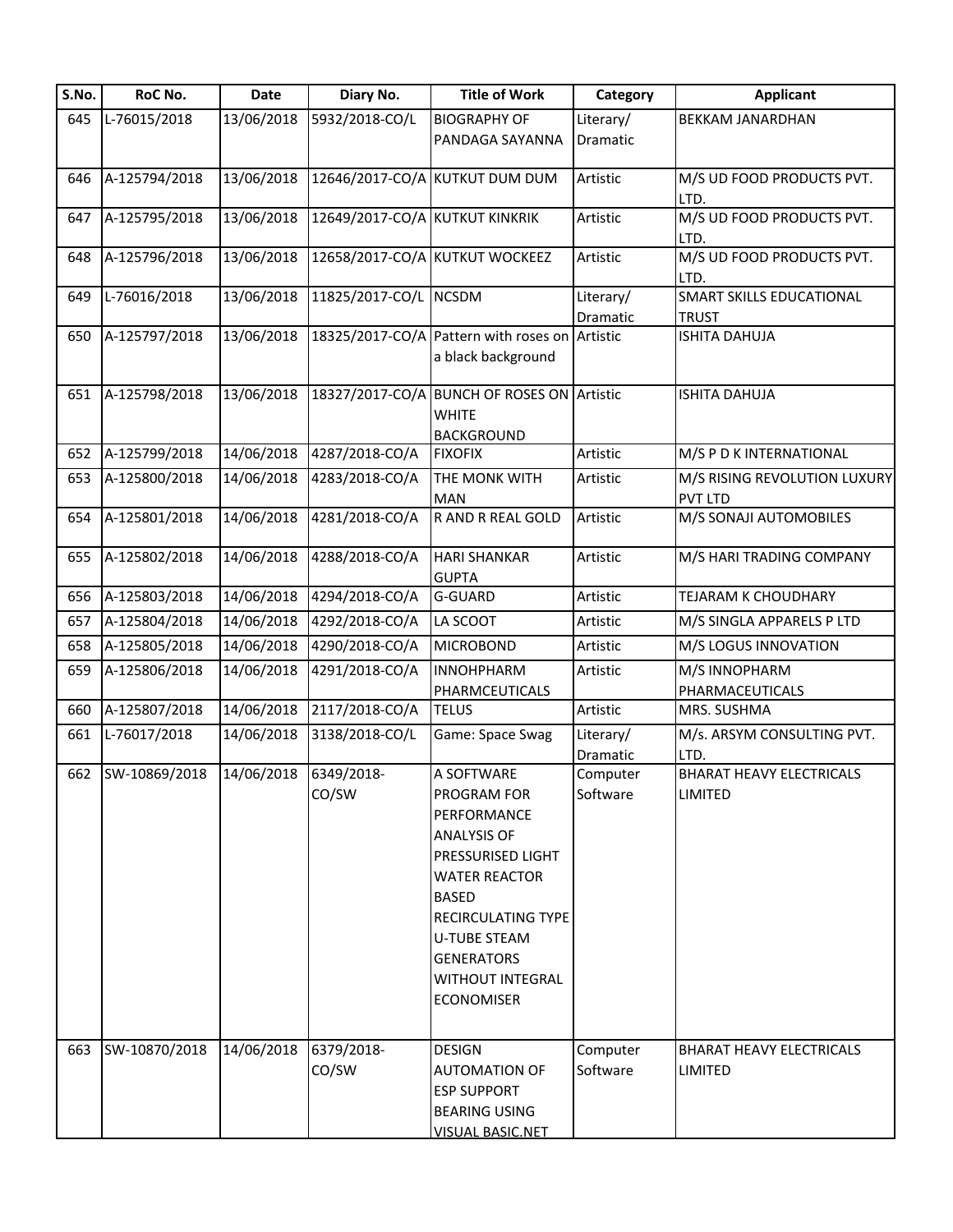| S.No. | RoC No. | Date | Diary No. | Title of Work | Category | Applicant |
|---|---|---|---|---|---|---|
| 645 | L-76015/2018 | 13/06/2018 | 5932/2018-CO/L | BIOGRAPHY OF PANDAGA SAYANNA | Literary/ Dramatic | BEKKAM JANARDHAN |
| 646 | A-125794/2018 | 13/06/2018 | 12646/2017-CO/A | KUTKUT DUM DUM | Artistic | M/S UD FOOD PRODUCTS PVT. LTD. |
| 647 | A-125795/2018 | 13/06/2018 | 12649/2017-CO/A | KUTKUT KINKRIK | Artistic | M/S UD FOOD PRODUCTS PVT. LTD. |
| 648 | A-125796/2018 | 13/06/2018 | 12658/2017-CO/A | KUTKUT WOCKEEZ | Artistic | M/S UD FOOD PRODUCTS PVT. LTD. |
| 649 | L-76016/2018 | 13/06/2018 | 11825/2017-CO/L | NCSDM | Literary/ Dramatic | SMART SKILLS EDUCATIONAL TRUST |
| 650 | A-125797/2018 | 13/06/2018 | 18325/2017-CO/A | Pattern with roses on a black background | Artistic | ISHITA DAHUJA |
| 651 | A-125798/2018 | 13/06/2018 | 18327/2017-CO/A | BUNCH OF ROSES ON WHITE BACKGROUND | Artistic | ISHITA DAHUJA |
| 652 | A-125799/2018 | 14/06/2018 | 4287/2018-CO/A | FIXOFIX | Artistic | M/S P D K INTERNATIONAL |
| 653 | A-125800/2018 | 14/06/2018 | 4283/2018-CO/A | THE MONK WITH MAN | Artistic | M/S RISING REVOLUTION LUXURY PVT LTD |
| 654 | A-125801/2018 | 14/06/2018 | 4281/2018-CO/A | R AND R REAL GOLD | Artistic | M/S SONAJI AUTOMOBILES |
| 655 | A-125802/2018 | 14/06/2018 | 4288/2018-CO/A | HARI SHANKAR GUPTA | Artistic | M/S HARI TRADING COMPANY |
| 656 | A-125803/2018 | 14/06/2018 | 4294/2018-CO/A | G-GUARD | Artistic | TEJARAM K CHOUDHARY |
| 657 | A-125804/2018 | 14/06/2018 | 4292/2018-CO/A | LA SCOOT | Artistic | M/S SINGLA APPARELS P LTD |
| 658 | A-125805/2018 | 14/06/2018 | 4290/2018-CO/A | MICROBOND | Artistic | M/S LOGUS INNOVATION |
| 659 | A-125806/2018 | 14/06/2018 | 4291/2018-CO/A | INNOHPHARM PHARMCEUTICALS | Artistic | M/S INNOPHARM PHARMACEUTICALS |
| 660 | A-125807/2018 | 14/06/2018 | 2117/2018-CO/A | TELUS | Artistic | MRS. SUSHMA |
| 661 | L-76017/2018 | 14/06/2018 | 3138/2018-CO/L | Game: Space Swag | Literary/ Dramatic | M/s. ARSYM CONSULTING PVT. LTD. |
| 662 | SW-10869/2018 | 14/06/2018 | 6349/2018-CO/SW | A SOFTWARE PROGRAM FOR PERFORMANCE ANALYSIS OF PRESSURISED LIGHT WATER REACTOR BASED RECIRCULATING TYPE U-TUBE STEAM GENERATORS WITHOUT INTEGRAL ECONOMISER | Computer Software | BHARAT HEAVY ELECTRICALS LIMITED |
| 663 | SW-10870/2018 | 14/06/2018 | 6379/2018-CO/SW | DESIGN AUTOMATION OF ESP SUPPORT BEARING USING VISUAL BASIC.NET | Computer Software | BHARAT HEAVY ELECTRICALS LIMITED |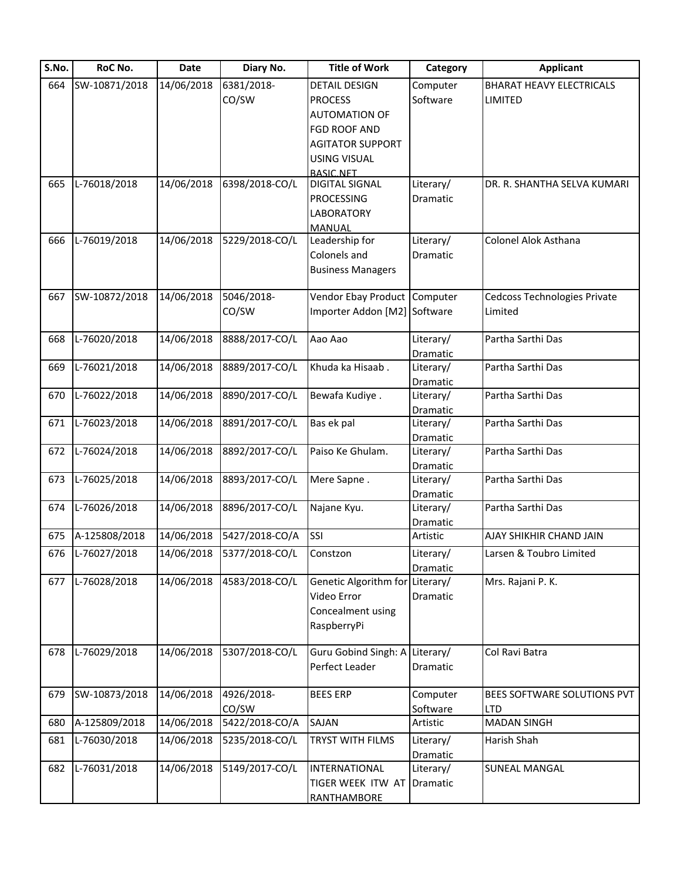| S.No. | RoC No. | Date | Diary No. | Title of Work | Category | Applicant |
|---|---|---|---|---|---|---|
| 664 | SW-10871/2018 | 14/06/2018 | 6381/2018-CO/SW | DETAIL DESIGN PROCESS AUTOMATION OF FGD ROOF AND AGITATOR SUPPORT USING VISUAL BASIC.NET | Computer Software | BHARAT HEAVY ELECTRICALS LIMITED |
| 665 | L-76018/2018 | 14/06/2018 | 6398/2018-CO/L | DIGITAL SIGNAL PROCESSING LABORATORY MANUAL | Literary/ Dramatic | DR. R. SHANTHA SELVA KUMARI |
| 666 | L-76019/2018 | 14/06/2018 | 5229/2018-CO/L | Leadership for Colonels and Business Managers | Literary/ Dramatic | Colonel Alok Asthana |
| 667 | SW-10872/2018 | 14/06/2018 | 5046/2018-CO/SW | Vendor Ebay Product Importer Addon [M2] | Computer Software | Cedcoss Technologies Private Limited |
| 668 | L-76020/2018 | 14/06/2018 | 8888/2017-CO/L | Aao Aao | Literary/ Dramatic | Partha Sarthi Das |
| 669 | L-76021/2018 | 14/06/2018 | 8889/2017-CO/L | Khuda ka Hisaab . | Literary/ Dramatic | Partha Sarthi Das |
| 670 | L-76022/2018 | 14/06/2018 | 8890/2017-CO/L | Bewafa Kudiye . | Literary/ Dramatic | Partha Sarthi Das |
| 671 | L-76023/2018 | 14/06/2018 | 8891/2017-CO/L | Bas ek pal | Literary/ Dramatic | Partha Sarthi Das |
| 672 | L-76024/2018 | 14/06/2018 | 8892/2017-CO/L | Paiso Ke Ghulam. | Literary/ Dramatic | Partha Sarthi Das |
| 673 | L-76025/2018 | 14/06/2018 | 8893/2017-CO/L | Mere Sapne . | Literary/ Dramatic | Partha Sarthi Das |
| 674 | L-76026/2018 | 14/06/2018 | 8896/2017-CO/L | Najane Kyu. | Literary/ Dramatic | Partha Sarthi Das |
| 675 | A-125808/2018 | 14/06/2018 | 5427/2018-CO/A | SSI | Artistic | AJAY SHIKHIR CHAND JAIN |
| 676 | L-76027/2018 | 14/06/2018 | 5377/2018-CO/L | Constzon | Literary/ Dramatic | Larsen & Toubro Limited |
| 677 | L-76028/2018 | 14/06/2018 | 4583/2018-CO/L | Genetic Algorithm for Video Error Concealment using RaspberryPi | Literary/ Dramatic | Mrs. Rajani P. K. |
| 678 | L-76029/2018 | 14/06/2018 | 5307/2018-CO/L | Guru Gobind Singh: A Perfect Leader | Literary/ Dramatic | Col Ravi Batra |
| 679 | SW-10873/2018 | 14/06/2018 | 4926/2018-CO/SW | BEES ERP | Computer Software | BEES SOFTWARE SOLUTIONS PVT LTD |
| 680 | A-125809/2018 | 14/06/2018 | 5422/2018-CO/A | SAJAN | Artistic | MADAN SINGH |
| 681 | L-76030/2018 | 14/06/2018 | 5235/2018-CO/L | TRYST WITH FILMS | Literary/ Dramatic | Harish Shah |
| 682 | L-76031/2018 | 14/06/2018 | 5149/2017-CO/L | INTERNATIONAL TIGER WEEK ITW AT RANTHAMBORE | Literary/ Dramatic | SUNEAL MANGAL |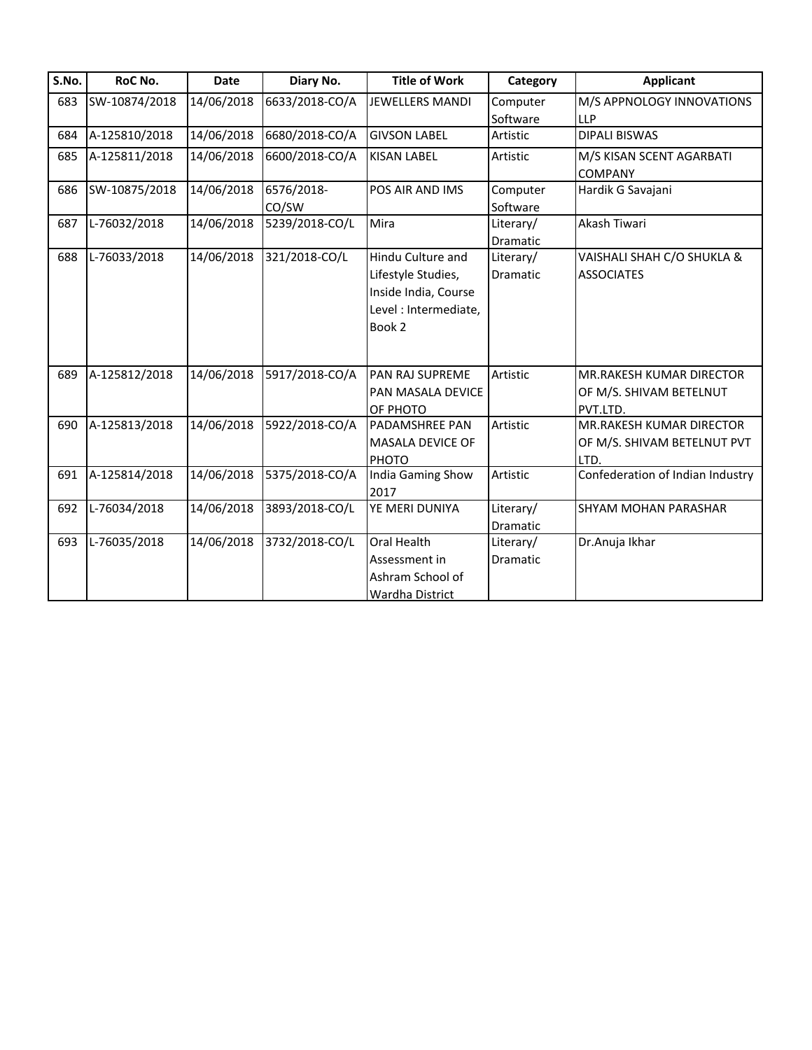| S.No. | RoC No. | Date | Diary No. | Title of Work | Category | Applicant |
|---|---|---|---|---|---|---|
| 683 | SW-10874/2018 | 14/06/2018 | 6633/2018-CO/A | JEWELLERS MANDI | Computer Software | M/S APPNOLOGY INNOVATIONS LLP |
| 684 | A-125810/2018 | 14/06/2018 | 6680/2018-CO/A | GIVSON LABEL | Artistic | DIPALI BISWAS |
| 685 | A-125811/2018 | 14/06/2018 | 6600/2018-CO/A | KISAN LABEL | Artistic | M/S KISAN SCENT AGARBATI COMPANY |
| 686 | SW-10875/2018 | 14/06/2018 | 6576/2018-CO/SW | POS AIR AND IMS | Computer Software | Hardik G Savajani |
| 687 | L-76032/2018 | 14/06/2018 | 5239/2018-CO/L | Mira | Literary/ Dramatic | Akash Tiwari |
| 688 | L-76033/2018 | 14/06/2018 | 321/2018-CO/L | Hindu Culture and Lifestyle Studies, Inside India, Course Level : Intermediate, Book 2 | Literary/ Dramatic | VAISHALI SHAH C/O SHUKLA & ASSOCIATES |
| 689 | A-125812/2018 | 14/06/2018 | 5917/2018-CO/A | PAN RAJ SUPREME PAN MASALA DEVICE OF PHOTO | Artistic | MR.RAKESH KUMAR DIRECTOR OF M/S. SHIVAM BETELNUT PVT.LTD. |
| 690 | A-125813/2018 | 14/06/2018 | 5922/2018-CO/A | PADAMSHREE PAN MASALA DEVICE OF PHOTO | Artistic | MR.RAKESH KUMAR DIRECTOR OF M/S. SHIVAM BETELNUT PVT LTD. |
| 691 | A-125814/2018 | 14/06/2018 | 5375/2018-CO/A | India Gaming Show 2017 | Artistic | Confederation of Indian Industry |
| 692 | L-76034/2018 | 14/06/2018 | 3893/2018-CO/L | YE MERI DUNIYA | Literary/ Dramatic | SHYAM MOHAN PARASHAR |
| 693 | L-76035/2018 | 14/06/2018 | 3732/2018-CO/L | Oral Health Assessment in Ashram School of Wardha District | Literary/ Dramatic | Dr.Anuja Ikhar |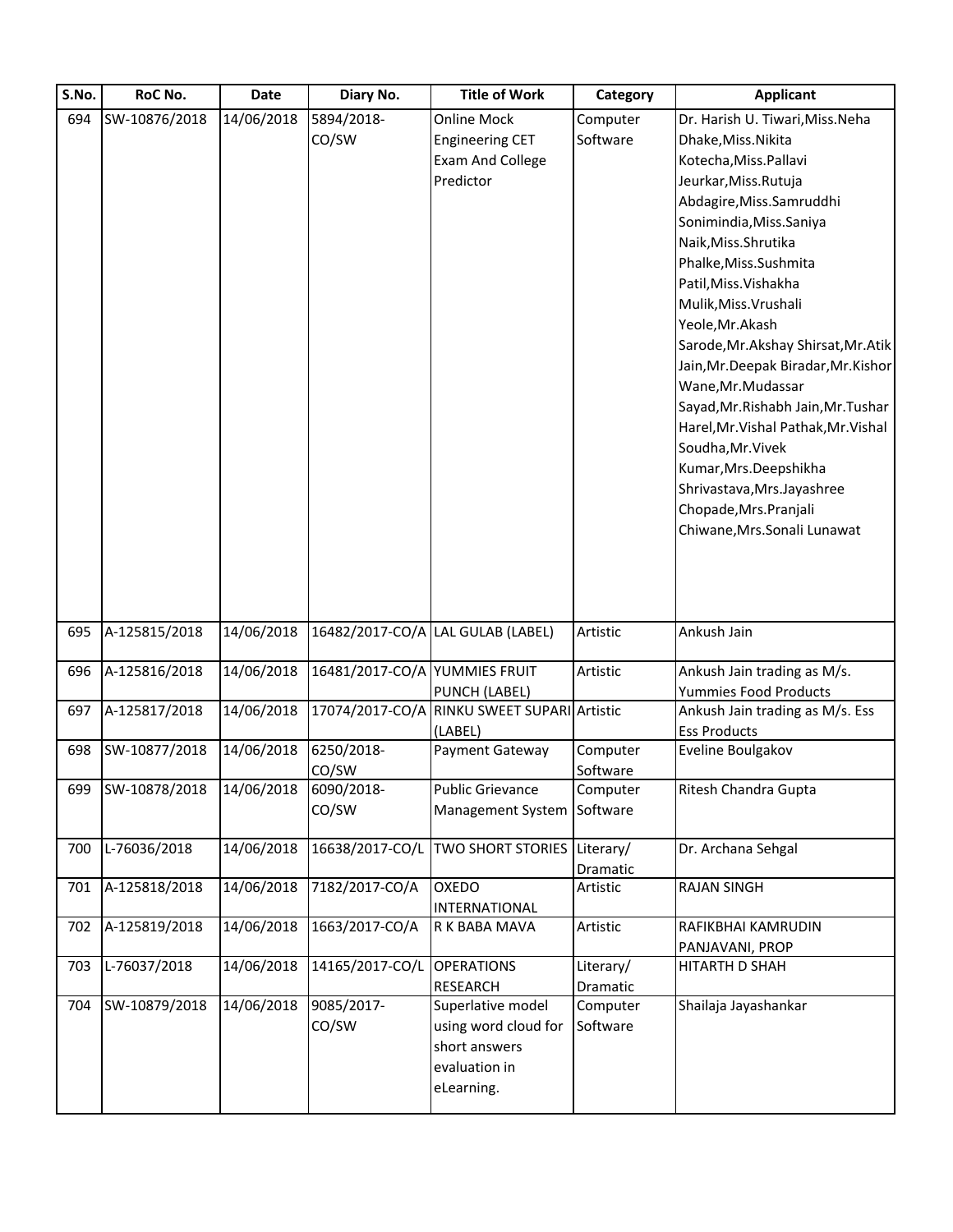| S.No. | RoC No. | Date | Diary No. | Title of Work | Category | Applicant |
|---|---|---|---|---|---|---|
| 694 | SW-10876/2018 | 14/06/2018 | 5894/2018-CO/SW | Online Mock Engineering CET Exam And College Predictor | Computer Software | Dr. Harish U. Tiwari,Miss.Neha Dhake,Miss.Nikita Kotecha,Miss.Pallavi Jeurkar,Miss.Rutuja Abdagire,Miss.Samruddhi Sonimindia,Miss.Saniya Naik,Miss.Shrutika Phalke,Miss.Sushmita Patil,Miss.Vishakha Mulik,Miss.Vrushali Yeole,Mr.Akash Sarode,Mr.Akshay Shirsat,Mr.Atik Jain,Mr.Deepak Biradar,Mr.Kishor Wane,Mr.Mudassar Sayad,Mr.Rishabh Jain,Mr.Tushar Harel,Mr.Vishal Pathak,Mr.Vishal Soudha,Mr.Vivek Kumar,Mrs.Deepshikha Shrivastava,Mrs.Jayashree Chopade,Mrs.Pranjali Chiwane,Mrs.Sonali Lunawat |
| 695 | A-125815/2018 | 14/06/2018 | 16482/2017-CO/A | LAL GULAB (LABEL) | Artistic | Ankush Jain |
| 696 | A-125816/2018 | 14/06/2018 | 16481/2017-CO/A | YUMMIES FRUIT PUNCH (LABEL) | Artistic | Ankush Jain trading as M/s. Yummies Food Products |
| 697 | A-125817/2018 | 14/06/2018 | 17074/2017-CO/A | RINKU SWEET SUPARI (LABEL) | Artistic | Ankush Jain trading as M/s. Ess Ess Products |
| 698 | SW-10877/2018 | 14/06/2018 | 6250/2018-CO/SW | Payment Gateway | Computer Software | Eveline Boulgakov |
| 699 | SW-10878/2018 | 14/06/2018 | 6090/2018-CO/SW | Public Grievance Management System | Computer Software | Ritesh Chandra Gupta |
| 700 | L-76036/2018 | 14/06/2018 | 16638/2017-CO/L | TWO SHORT STORIES | Literary/ Dramatic | Dr. Archana Sehgal |
| 701 | A-125818/2018 | 14/06/2018 | 7182/2017-CO/A | OXEDO INTERNATIONAL | Artistic | RAJAN SINGH |
| 702 | A-125819/2018 | 14/06/2018 | 1663/2017-CO/A | R K BABA MAVA | Artistic | RAFIKBHAI KAMRUDIN PANJAVANI, PROP |
| 703 | L-76037/2018 | 14/06/2018 | 14165/2017-CO/L | OPERATIONS RESEARCH | Literary/ Dramatic | HITARTH D SHAH |
| 704 | SW-10879/2018 | 14/06/2018 | 9085/2017-CO/SW | Superlative model using word cloud for short answers evaluation in eLearning. | Computer Software | Shailaja Jayashankar |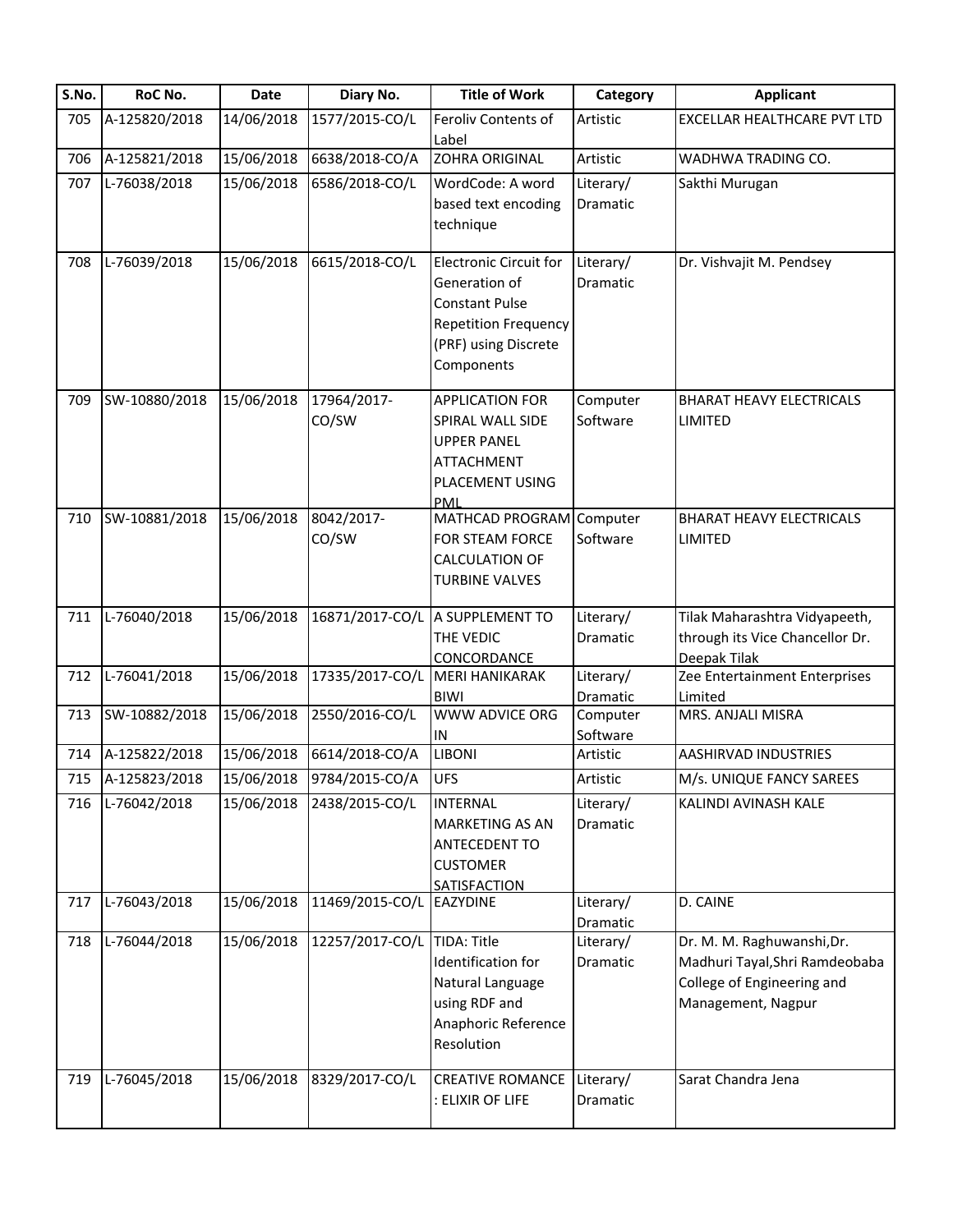| S.No. | RoC No. | Date | Diary No. | Title of Work | Category | Applicant |
|---|---|---|---|---|---|---|
| 705 | A-125820/2018 | 14/06/2018 | 1577/2015-CO/L | Feroliv Contents of Label | Artistic | EXCELLAR HEALTHCARE PVT LTD |
| 706 | A-125821/2018 | 15/06/2018 | 6638/2018-CO/A | ZOHRA ORIGINAL | Artistic | WADHWA TRADING CO. |
| 707 | L-76038/2018 | 15/06/2018 | 6586/2018-CO/L | WordCode: A word based text encoding technique | Literary/ Dramatic | Sakthi Murugan |
| 708 | L-76039/2018 | 15/06/2018 | 6615/2018-CO/L | Electronic Circuit for Generation of Constant Pulse Repetition Frequency (PRF) using Discrete Components | Literary/ Dramatic | Dr. Vishvajit M. Pendsey |
| 709 | SW-10880/2018 | 15/06/2018 | 17964/2017-CO/SW | APPLICATION FOR SPIRAL WALL SIDE UPPER PANEL ATTACHMENT PLACEMENT USING PML | Computer Software | BHARAT HEAVY ELECTRICALS LIMITED |
| 710 | SW-10881/2018 | 15/06/2018 | 8042/2017-CO/SW | MATHCAD PROGRAM FOR STEAM FORCE CALCULATION OF TURBINE VALVES | Computer Software | BHARAT HEAVY ELECTRICALS LIMITED |
| 711 | L-76040/2018 | 15/06/2018 | 16871/2017-CO/L | A SUPPLEMENT TO THE VEDIC CONCORDANCE | Literary/ Dramatic | Tilak Maharashtra Vidyapeeth, through its Vice Chancellor Dr. Deepak Tilak |
| 712 | L-76041/2018 | 15/06/2018 | 17335/2017-CO/L | MERI HANIKARAK BIWI | Literary/ Dramatic | Zee Entertainment Enterprises Limited |
| 713 | SW-10882/2018 | 15/06/2018 | 2550/2016-CO/L | WWW ADVICE ORG IN | Computer Software | MRS. ANJALI MISRA |
| 714 | A-125822/2018 | 15/06/2018 | 6614/2018-CO/A | LIBONI | Artistic | AASHIRVAD INDUSTRIES |
| 715 | A-125823/2018 | 15/06/2018 | 9784/2015-CO/A | UFS | Artistic | M/s. UNIQUE FANCY SAREES |
| 716 | L-76042/2018 | 15/06/2018 | 2438/2015-CO/L | INTERNAL MARKETING AS AN ANTECEDENT TO CUSTOMER SATISFACTION | Literary/ Dramatic | KALINDI AVINASH KALE |
| 717 | L-76043/2018 | 15/06/2018 | 11469/2015-CO/L | EAZYDINE | Literary/ Dramatic | D. CAINE |
| 718 | L-76044/2018 | 15/06/2018 | 12257/2017-CO/L | TIDA: Title Identification for Natural Language using RDF and Anaphoric Reference Resolution | Literary/ Dramatic | Dr. M. M. Raghuwanshi,Dr. Madhuri Tayal,Shri Ramdeobaba College of Engineering and Management, Nagpur |
| 719 | L-76045/2018 | 15/06/2018 | 8329/2017-CO/L | CREATIVE ROMANCE : ELIXIR OF LIFE | Literary/ Dramatic | Sarat Chandra Jena |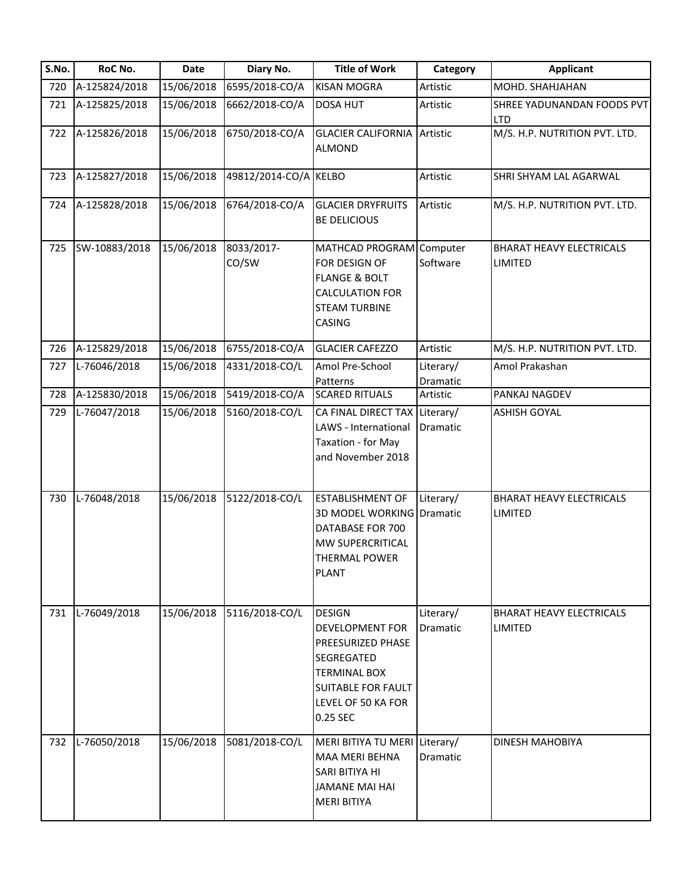| S.No. | RoC No. | Date | Diary No. | Title of Work | Category | Applicant |
|---|---|---|---|---|---|---|
| 720 | A-125824/2018 | 15/06/2018 | 6595/2018-CO/A | KISAN MOGRA | Artistic | MOHD. SHAHJAHAN |
| 721 | A-125825/2018 | 15/06/2018 | 6662/2018-CO/A | DOSA HUT | Artistic | SHREE YADUNANDAN FOODS PVT LTD |
| 722 | A-125826/2018 | 15/06/2018 | 6750/2018-CO/A | GLACIER CALIFORNIA ALMOND | Artistic | M/S. H.P. NUTRITION PVT. LTD. |
| 723 | A-125827/2018 | 15/06/2018 | 49812/2014-CO/A | KELBO | Artistic | SHRI SHYAM LAL AGARWAL |
| 724 | A-125828/2018 | 15/06/2018 | 6764/2018-CO/A | GLACIER DRYFRUITS BE DELICIOUS | Artistic | M/S. H.P. NUTRITION PVT. LTD. |
| 725 | SW-10883/2018 | 15/06/2018 | 8033/2017-CO/SW | MATHCAD PROGRAM FOR DESIGN OF FLANGE & BOLT CALCULATION FOR STEAM TURBINE CASING | Computer Software | BHARAT HEAVY ELECTRICALS LIMITED |
| 726 | A-125829/2018 | 15/06/2018 | 6755/2018-CO/A | GLACIER CAFEZZO | Artistic | M/S. H.P. NUTRITION PVT. LTD. |
| 727 | L-76046/2018 | 15/06/2018 | 4331/2018-CO/L | Amol Pre-School Patterns | Literary/ Dramatic | Amol Prakashan |
| 728 | A-125830/2018 | 15/06/2018 | 5419/2018-CO/A | SCARED RITUALS | Artistic | PANKAJ NAGDEV |
| 729 | L-76047/2018 | 15/06/2018 | 5160/2018-CO/L | CA FINAL DIRECT TAX LAWS - International Taxation - for May and November 2018 | Literary/ Dramatic | ASHISH GOYAL |
| 730 | L-76048/2018 | 15/06/2018 | 5122/2018-CO/L | ESTABLISHMENT OF 3D MODEL WORKING DATABASE FOR 700 MW SUPERCRITICAL THERMAL POWER PLANT | Literary/ Dramatic | BHARAT HEAVY ELECTRICALS LIMITED |
| 731 | L-76049/2018 | 15/06/2018 | 5116/2018-CO/L | DESIGN DEVELOPMENT FOR PREESURIZED PHASE SEGREGATED TERMINAL BOX SUITABLE FOR FAULT LEVEL OF 50 KA FOR 0.25 SEC | Literary/ Dramatic | BHARAT HEAVY ELECTRICALS LIMITED |
| 732 | L-76050/2018 | 15/06/2018 | 5081/2018-CO/L | MERI BITIYA TU MERI MAA MERI BEHNA SARI BITIYA HI JAMANE MAI HAI MERI BITIYA | Literary/ Dramatic | DINESH MAHOBIYA |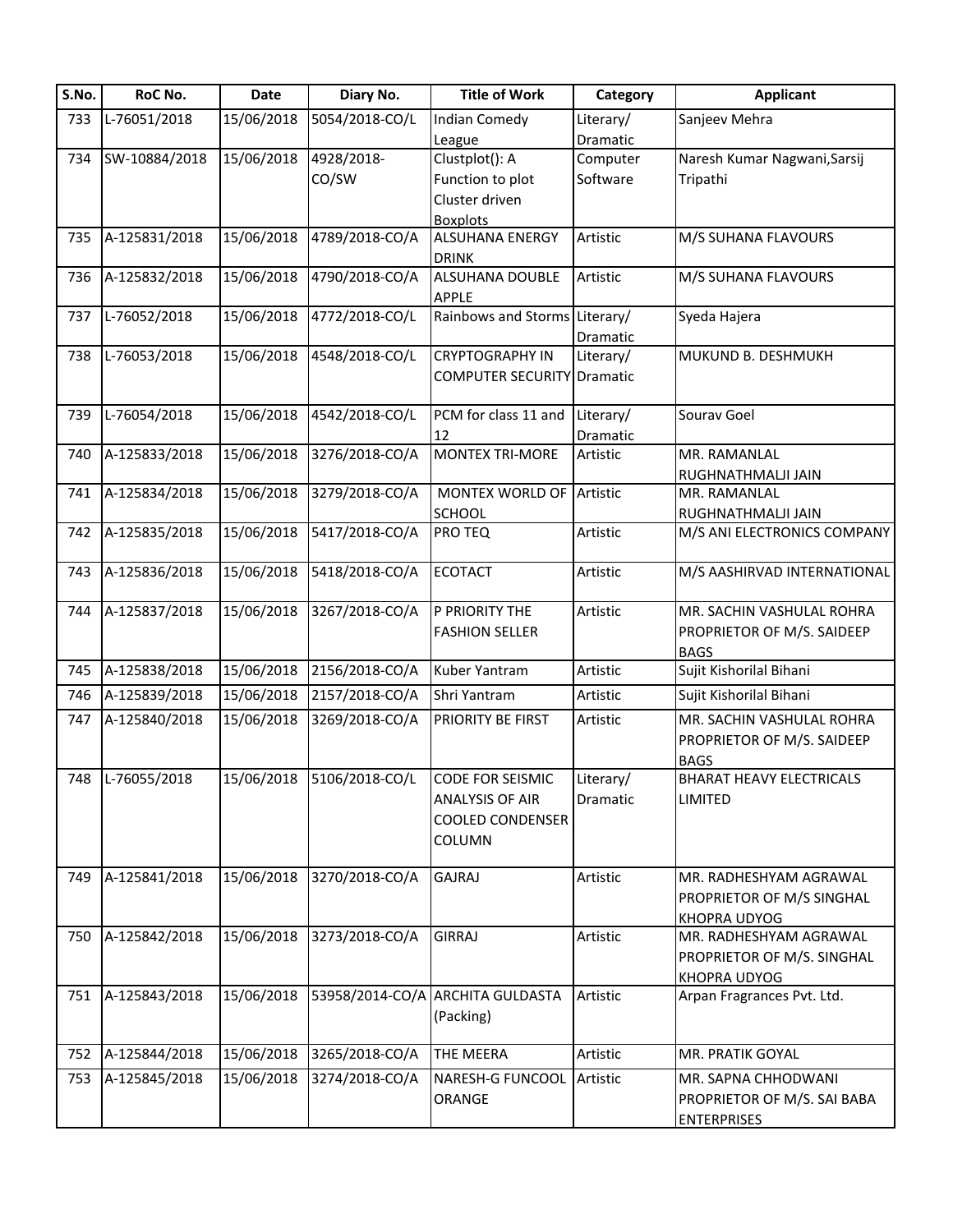| S.No. | RoC No. | Date | Diary No. | Title of Work | Category | Applicant |
| --- | --- | --- | --- | --- | --- | --- |
| 733 | L-76051/2018 | 15/06/2018 | 5054/2018-CO/L | Indian Comedy League | Literary/ Dramatic | Sanjeev Mehra |
| 734 | SW-10884/2018 | 15/06/2018 | 4928/2018-CO/SW | Clustplot(): A Function to plot Cluster driven Boxplots | Computer Software | Naresh Kumar Nagwani,Sarsij Tripathi |
| 735 | A-125831/2018 | 15/06/2018 | 4789/2018-CO/A | ALSUHANA ENERGY DRINK | Artistic | M/S SUHANA FLAVOURS |
| 736 | A-125832/2018 | 15/06/2018 | 4790/2018-CO/A | ALSUHANA DOUBLE APPLE | Artistic | M/S SUHANA FLAVOURS |
| 737 | L-76052/2018 | 15/06/2018 | 4772/2018-CO/L | Rainbows and Storms | Literary/ Dramatic | Syeda Hajera |
| 738 | L-76053/2018 | 15/06/2018 | 4548/2018-CO/L | CRYPTOGRAPHY IN COMPUTER SECURITY | Literary/ Dramatic | MUKUND B. DESHMUKH |
| 739 | L-76054/2018 | 15/06/2018 | 4542/2018-CO/L | PCM for class 11 and 12 | Literary/ Dramatic | Sourav Goel |
| 740 | A-125833/2018 | 15/06/2018 | 3276/2018-CO/A | MONTEX TRI-MORE | Artistic | MR. RAMANLAL RUGHNATHMALJI JAIN |
| 741 | A-125834/2018 | 15/06/2018 | 3279/2018-CO/A | MONTEX WORLD OF SCHOOL | Artistic | MR. RAMANLAL RUGHNATHMALJI JAIN |
| 742 | A-125835/2018 | 15/06/2018 | 5417/2018-CO/A | PRO TEQ | Artistic | M/S ANI ELECTRONICS COMPANY |
| 743 | A-125836/2018 | 15/06/2018 | 5418/2018-CO/A | ECOTACT | Artistic | M/S AASHIRVAD INTERNATIONAL |
| 744 | A-125837/2018 | 15/06/2018 | 3267/2018-CO/A | P PRIORITY THE FASHION SELLER | Artistic | MR. SACHIN VASHULAL ROHRA PROPRIETOR OF M/S. SAIDEEP BAGS |
| 745 | A-125838/2018 | 15/06/2018 | 2156/2018-CO/A | Kuber Yantram | Artistic | Sujit Kishorilal Bihani |
| 746 | A-125839/2018 | 15/06/2018 | 2157/2018-CO/A | Shri Yantram | Artistic | Sujit Kishorilal Bihani |
| 747 | A-125840/2018 | 15/06/2018 | 3269/2018-CO/A | PRIORITY BE FIRST | Artistic | MR. SACHIN VASHULAL ROHRA PROPRIETOR OF M/S. SAIDEEP BAGS |
| 748 | L-76055/2018 | 15/06/2018 | 5106/2018-CO/L | CODE FOR SEISMIC ANALYSIS OF AIR COOLED CONDENSER COLUMN | Literary/ Dramatic | BHARAT HEAVY ELECTRICALS LIMITED |
| 749 | A-125841/2018 | 15/06/2018 | 3270/2018-CO/A | GAJRAJ | Artistic | MR. RADHESHYAM AGRAWAL PROPRIETOR OF M/S SINGHAL KHOPRA UDYOG |
| 750 | A-125842/2018 | 15/06/2018 | 3273/2018-CO/A | GIRRAJ | Artistic | MR. RADHESHYAM AGRAWAL PROPRIETOR OF M/S. SINGHAL KHOPRA UDYOG |
| 751 | A-125843/2018 | 15/06/2018 | 53958/2014-CO/A | ARCHITA GULDASTA (Packing) | Artistic | Arpan Fragrances Pvt. Ltd. |
| 752 | A-125844/2018 | 15/06/2018 | 3265/2018-CO/A | THE MEERA | Artistic | MR. PRATIK GOYAL |
| 753 | A-125845/2018 | 15/06/2018 | 3274/2018-CO/A | NARESH-G FUNCOOL ORANGE | Artistic | MR. SAPNA CHHODWANI PROPRIETOR OF M/S. SAI BABA ENTERPRISES |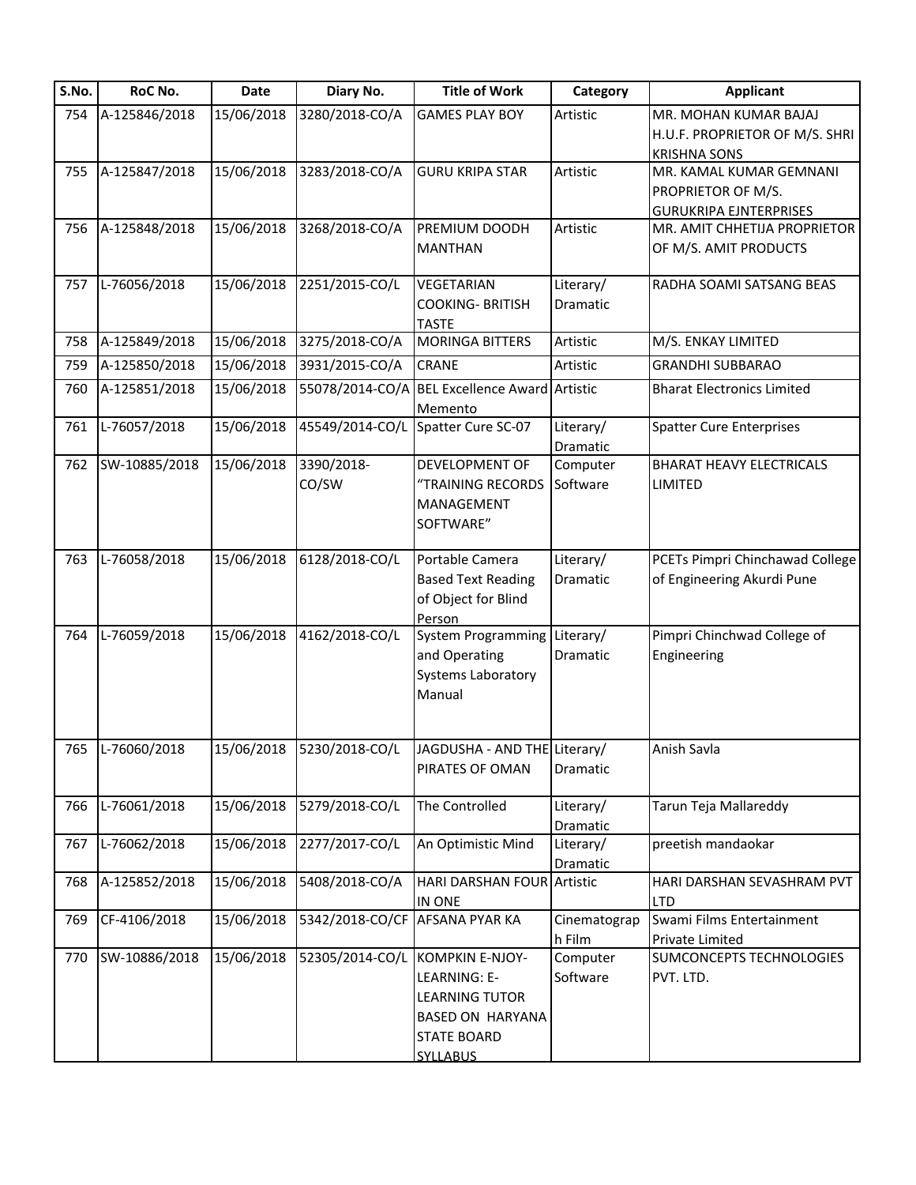| S.No. | RoC No. | Date | Diary No. | Title of Work | Category | Applicant |
|---|---|---|---|---|---|---|
| 754 | A-125846/2018 | 15/06/2018 | 3280/2018-CO/A | GAMES PLAY BOY | Artistic | MR. MOHAN KUMAR BAJAJ H.U.F. PROPRIETOR OF M/S. SHRI KRISHNA SONS |
| 755 | A-125847/2018 | 15/06/2018 | 3283/2018-CO/A | GURU KRIPA STAR | Artistic | MR. KAMAL KUMAR GEMNANI PROPRIETOR OF M/S. GURUKRIPA EJNTERPRISES |
| 756 | A-125848/2018 | 15/06/2018 | 3268/2018-CO/A | PREMIUM DOODH MANTHAN | Artistic | MR. AMIT CHHETIJA PROPRIETOR OF M/S. AMIT PRODUCTS |
| 757 | L-76056/2018 | 15/06/2018 | 2251/2015-CO/L | VEGETARIAN COOKING- BRITISH TASTE | Literary/ Dramatic | RADHA SOAMI SATSANG BEAS |
| 758 | A-125849/2018 | 15/06/2018 | 3275/2018-CO/A | MORINGA BITTERS | Artistic | M/S. ENKAY LIMITED |
| 759 | A-125850/2018 | 15/06/2018 | 3931/2015-CO/A | CRANE | Artistic | GRANDHI SUBBARAO |
| 760 | A-125851/2018 | 15/06/2018 | 55078/2014-CO/A | BEL Excellence Award Memento | Artistic | Bharat Electronics Limited |
| 761 | L-76057/2018 | 15/06/2018 | 45549/2014-CO/L | Spatter Cure SC-07 | Literary/ Dramatic | Spatter Cure Enterprises |
| 762 | SW-10885/2018 | 15/06/2018 | 3390/2018-CO/SW | DEVELOPMENT OF "TRAINING RECORDS MANAGEMENT SOFTWARE" | Computer Software | BHARAT HEAVY ELECTRICALS LIMITED |
| 763 | L-76058/2018 | 15/06/2018 | 6128/2018-CO/L | Portable Camera Based Text Reading of Object for Blind Person | Literary/ Dramatic | PCETs Pimpri Chinchawad College of Engineering Akurdi Pune |
| 764 | L-76059/2018 | 15/06/2018 | 4162/2018-CO/L | System Programming and Operating Systems Laboratory Manual | Literary/ Dramatic | Pimpri Chinchwad College of Engineering |
| 765 | L-76060/2018 | 15/06/2018 | 5230/2018-CO/L | JAGDUSHA - AND THE PIRATES OF OMAN | Literary/ Dramatic | Anish Savla |
| 766 | L-76061/2018 | 15/06/2018 | 5279/2018-CO/L | The Controlled | Literary/ Dramatic | Tarun Teja Mallareddy |
| 767 | L-76062/2018 | 15/06/2018 | 2277/2017-CO/L | An Optimistic Mind | Literary/ Dramatic | preetish mandaokar |
| 768 | A-125852/2018 | 15/06/2018 | 5408/2018-CO/A | HARI DARSHAN FOUR IN ONE | Artistic | HARI DARSHAN SEVASHRAM PVT LTD |
| 769 | CF-4106/2018 | 15/06/2018 | 5342/2018-CO/CF | AFSANA PYAR KA | Cinematograph Film | Swami Films Entertainment Private Limited |
| 770 | SW-10886/2018 | 15/06/2018 | 52305/2014-CO/L | KOMPKIN E-NJOY-LEARNING: E-LEARNING TUTOR BASED ON HARYANA STATE BOARD SYLLABUS | Computer Software | SUMCONCEPTS TECHNOLOGIES PVT. LTD. |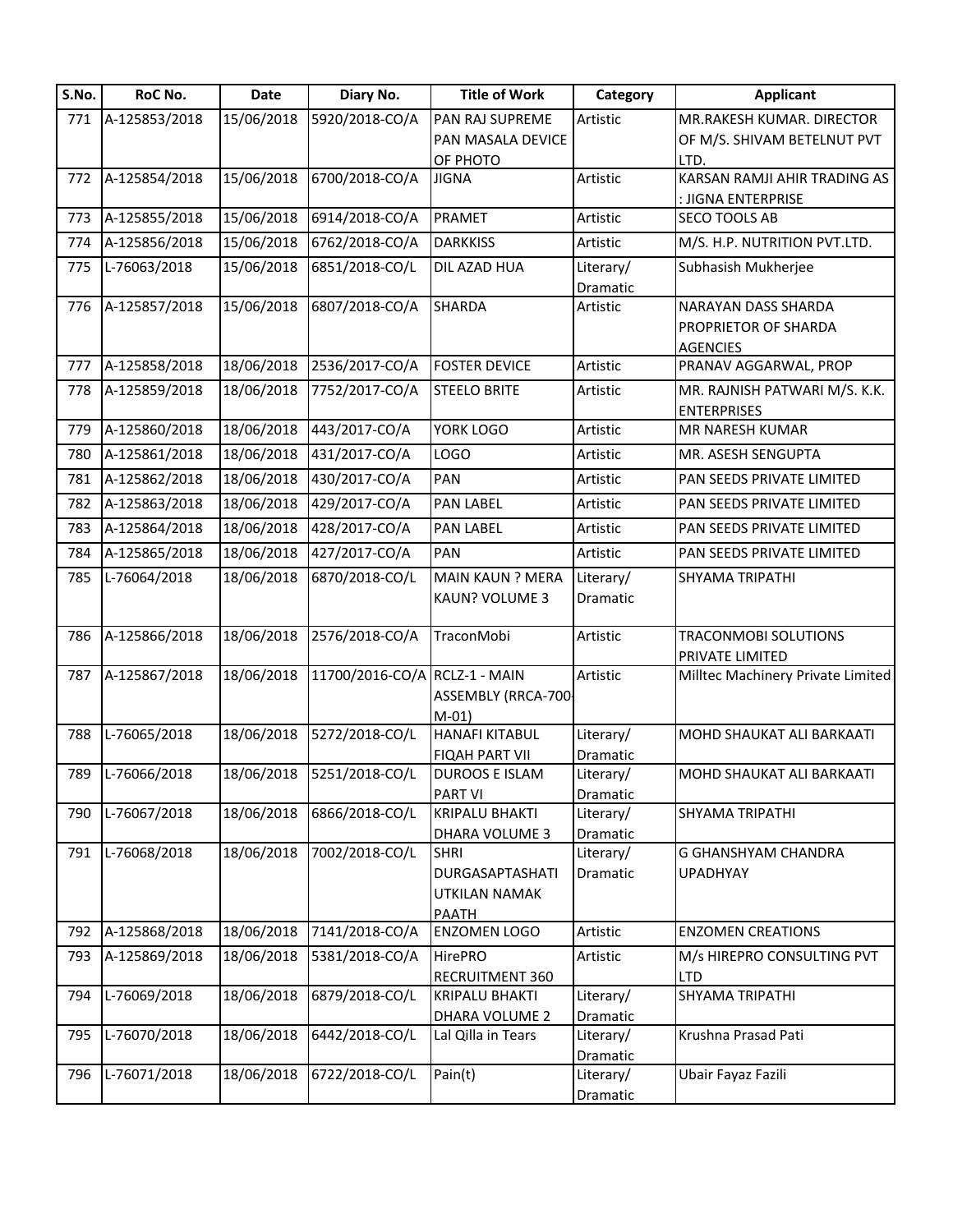| S.No. | RoC No. | Date | Diary No. | Title of Work | Category | Applicant |
|---|---|---|---|---|---|---|
| 771 | A-125853/2018 | 15/06/2018 | 5920/2018-CO/A | PAN RAJ SUPREME PAN MASALA DEVICE OF PHOTO | Artistic | MR.RAKESH KUMAR. DIRECTOR OF M/S. SHIVAM BETELNUT PVT LTD. |
| 772 | A-125854/2018 | 15/06/2018 | 6700/2018-CO/A | JIGNA | Artistic | KARSAN RAMJI AHIR TRADING AS : JIGNA ENTERPRISE |
| 773 | A-125855/2018 | 15/06/2018 | 6914/2018-CO/A | PRAMET | Artistic | SECO TOOLS AB |
| 774 | A-125856/2018 | 15/06/2018 | 6762/2018-CO/A | DARKKISS | Artistic | M/S. H.P. NUTRITION PVT.LTD. |
| 775 | L-76063/2018 | 15/06/2018 | 6851/2018-CO/L | DIL AZAD HUA | Literary/ Dramatic | Subhasish Mukherjee |
| 776 | A-125857/2018 | 15/06/2018 | 6807/2018-CO/A | SHARDA | Artistic | NARAYAN DASS SHARDA PROPRIETOR OF SHARDA AGENCIES |
| 777 | A-125858/2018 | 18/06/2018 | 2536/2017-CO/A | FOSTER DEVICE | Artistic | PRANAV AGGARWAL, PROP |
| 778 | A-125859/2018 | 18/06/2018 | 7752/2017-CO/A | STEELO BRITE | Artistic | MR. RAJNISH PATWARI M/S. K.K. ENTERPRISES |
| 779 | A-125860/2018 | 18/06/2018 | 443/2017-CO/A | YORK LOGO | Artistic | MR NARESH KUMAR |
| 780 | A-125861/2018 | 18/06/2018 | 431/2017-CO/A | LOGO | Artistic | MR. ASESH SENGUPTA |
| 781 | A-125862/2018 | 18/06/2018 | 430/2017-CO/A | PAN | Artistic | PAN SEEDS PRIVATE LIMITED |
| 782 | A-125863/2018 | 18/06/2018 | 429/2017-CO/A | PAN LABEL | Artistic | PAN SEEDS PRIVATE LIMITED |
| 783 | A-125864/2018 | 18/06/2018 | 428/2017-CO/A | PAN LABEL | Artistic | PAN SEEDS PRIVATE LIMITED |
| 784 | A-125865/2018 | 18/06/2018 | 427/2017-CO/A | PAN | Artistic | PAN SEEDS PRIVATE LIMITED |
| 785 | L-76064/2018 | 18/06/2018 | 6870/2018-CO/L | MAIN KAUN ? MERA KAUN? VOLUME 3 | Literary/ Dramatic | SHYAMA TRIPATHI |
| 786 | A-125866/2018 | 18/06/2018 | 2576/2018-CO/A | TraconMobi | Artistic | TRACONMOBI SOLUTIONS PRIVATE LIMITED |
| 787 | A-125867/2018 | 18/06/2018 | 11700/2016-CO/A | RCLZ-1 - MAIN ASSEMBLY (RRCA-700-M-01) | Artistic | Milltec Machinery Private Limited |
| 788 | L-76065/2018 | 18/06/2018 | 5272/2018-CO/L | HANAFI KITABUL FIQAH PART VII | Literary/ Dramatic | MOHD SHAUKAT ALI BARKAATI |
| 789 | L-76066/2018 | 18/06/2018 | 5251/2018-CO/L | DUROOS E ISLAM PART VI | Literary/ Dramatic | MOHD SHAUKAT ALI BARKAATI |
| 790 | L-76067/2018 | 18/06/2018 | 6866/2018-CO/L | KRIPALU BHAKTI DHARA VOLUME 3 | Literary/ Dramatic | SHYAMA TRIPATHI |
| 791 | L-76068/2018 | 18/06/2018 | 7002/2018-CO/L | SHRI DURGASAPTASHATI UTKILAN NAMAK PAATH | Literary/ Dramatic | G GHANSHYAM CHANDRA UPADHYAY |
| 792 | A-125868/2018 | 18/06/2018 | 7141/2018-CO/A | ENZOMEN LOGO | Artistic | ENZOMEN CREATIONS |
| 793 | A-125869/2018 | 18/06/2018 | 5381/2018-CO/A | HirePRO RECRUITMENT 360 | Artistic | M/s HIREPRO CONSULTING PVT LTD |
| 794 | L-76069/2018 | 18/06/2018 | 6879/2018-CO/L | KRIPALU BHAKTI DHARA VOLUME 2 | Literary/ Dramatic | SHYAMA TRIPATHI |
| 795 | L-76070/2018 | 18/06/2018 | 6442/2018-CO/L | Lal Qilla in Tears | Literary/ Dramatic | Krushna Prasad Pati |
| 796 | L-76071/2018 | 18/06/2018 | 6722/2018-CO/L | Pain(t) | Literary/ Dramatic | Ubair Fayaz Fazili |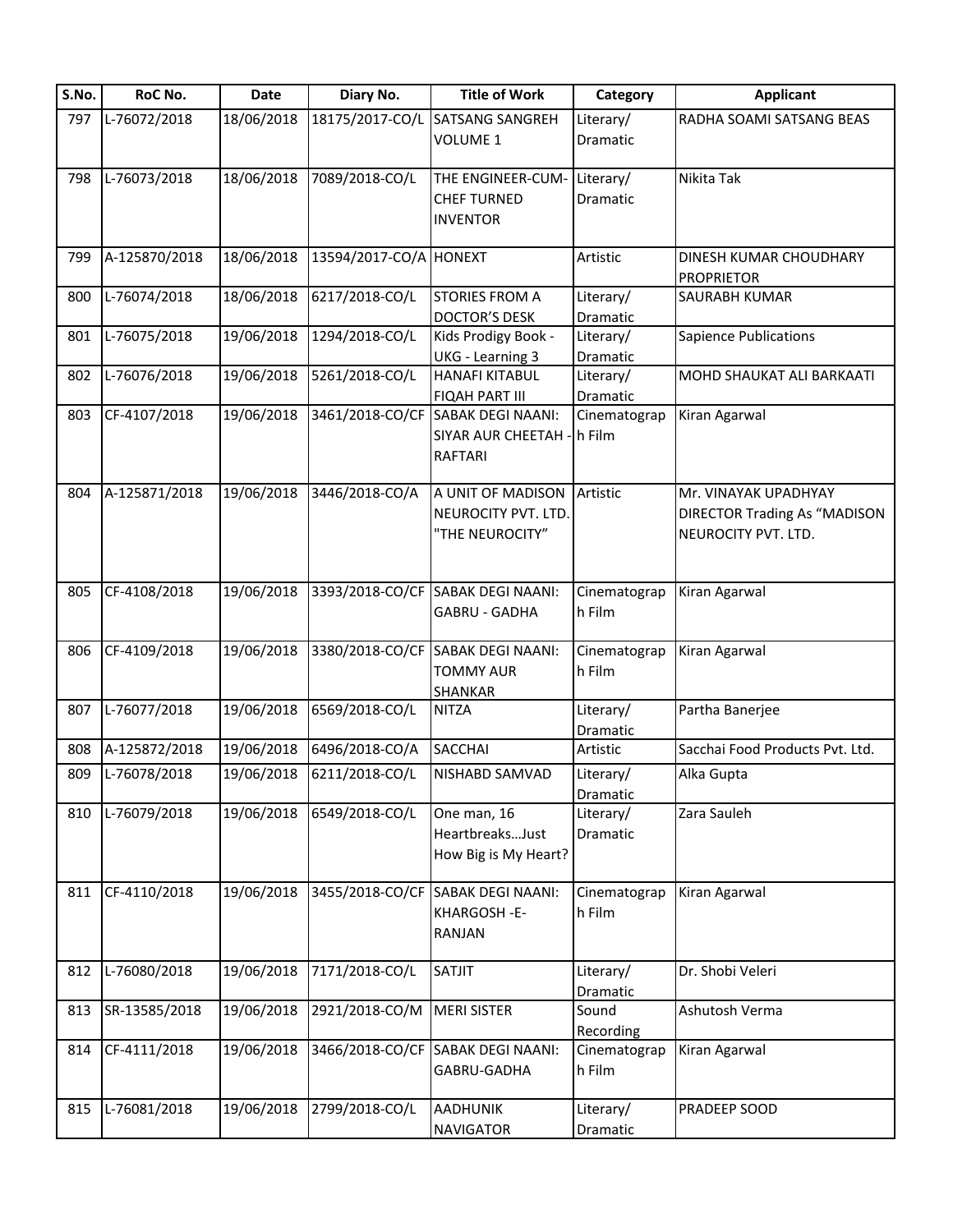| S.No. | RoC No. | Date | Diary No. | Title of Work | Category | Applicant |
|---|---|---|---|---|---|---|
| 797 | L-76072/2018 | 18/06/2018 | 18175/2017-CO/L | SATSANG SANGREH VOLUME 1 | Literary/ Dramatic | RADHA SOAMI SATSANG BEAS |
| 798 | L-76073/2018 | 18/06/2018 | 7089/2018-CO/L | THE ENGINEER-CUM-CHEF TURNED INVENTOR | Literary/ Dramatic | Nikita Tak |
| 799 | A-125870/2018 | 18/06/2018 | 13594/2017-CO/A | HONEXT | Artistic | DINESH KUMAR CHOUDHARY PROPRIETOR |
| 800 | L-76074/2018 | 18/06/2018 | 6217/2018-CO/L | STORIES FROM A DOCTOR'S DESK | Literary/ Dramatic | SAURABH KUMAR |
| 801 | L-76075/2018 | 19/06/2018 | 1294/2018-CO/L | Kids Prodigy Book - UKG - Learning 3 | Literary/ Dramatic | Sapience Publications |
| 802 | L-76076/2018 | 19/06/2018 | 5261/2018-CO/L | HANAFI KITABUL FIQAH PART III | Literary/ Dramatic | MOHD SHAUKAT ALI BARKAATI |
| 803 | CF-4107/2018 | 19/06/2018 | 3461/2018-CO/CF | SABAK DEGI NAANI: SIYAR AUR CHEETAH - RAFTARI | Cinematograph Film | Kiran Agarwal |
| 804 | A-125871/2018 | 19/06/2018 | 3446/2018-CO/A | A UNIT OF MADISON NEUROCITY PVT. LTD. "THE NEUROCITY" | Artistic | Mr. VINAYAK UPADHYAY DIRECTOR Trading As "MADISON NEUROCITY PVT. LTD. |
| 805 | CF-4108/2018 | 19/06/2018 | 3393/2018-CO/CF | SABAK DEGI NAANI: GABRU - GADHA | Cinematograph Film | Kiran Agarwal |
| 806 | CF-4109/2018 | 19/06/2018 | 3380/2018-CO/CF | SABAK DEGI NAANI: TOMMY AUR SHANKAR | Cinematograph Film | Kiran Agarwal |
| 807 | L-76077/2018 | 19/06/2018 | 6569/2018-CO/L | NITZA | Literary/ Dramatic | Partha Banerjee |
| 808 | A-125872/2018 | 19/06/2018 | 6496/2018-CO/A | SACCHAI | Artistic | Sacchai Food Products Pvt. Ltd. |
| 809 | L-76078/2018 | 19/06/2018 | 6211/2018-CO/L | NISHABD SAMVAD | Literary/ Dramatic | Alka Gupta |
| 810 | L-76079/2018 | 19/06/2018 | 6549/2018-CO/L | One man, 16 Heartbreaks…Just How Big is My Heart? | Literary/ Dramatic | Zara Sauleh |
| 811 | CF-4110/2018 | 19/06/2018 | 3455/2018-CO/CF | SABAK DEGI NAANI: KHARGOSH -E-RANJAN | Cinematograph Film | Kiran Agarwal |
| 812 | L-76080/2018 | 19/06/2018 | 7171/2018-CO/L | SATJIT | Literary/ Dramatic | Dr. Shobi Veleri |
| 813 | SR-13585/2018 | 19/06/2018 | 2921/2018-CO/M | MERI SISTER | Sound Recording | Ashutosh Verma |
| 814 | CF-4111/2018 | 19/06/2018 | 3466/2018-CO/CF | SABAK DEGI NAANI: GABRU-GADHA | Cinematograph Film | Kiran Agarwal |
| 815 | L-76081/2018 | 19/06/2018 | 2799/2018-CO/L | AADHUNIK NAVIGATOR | Literary/ Dramatic | PRADEEP SOOD |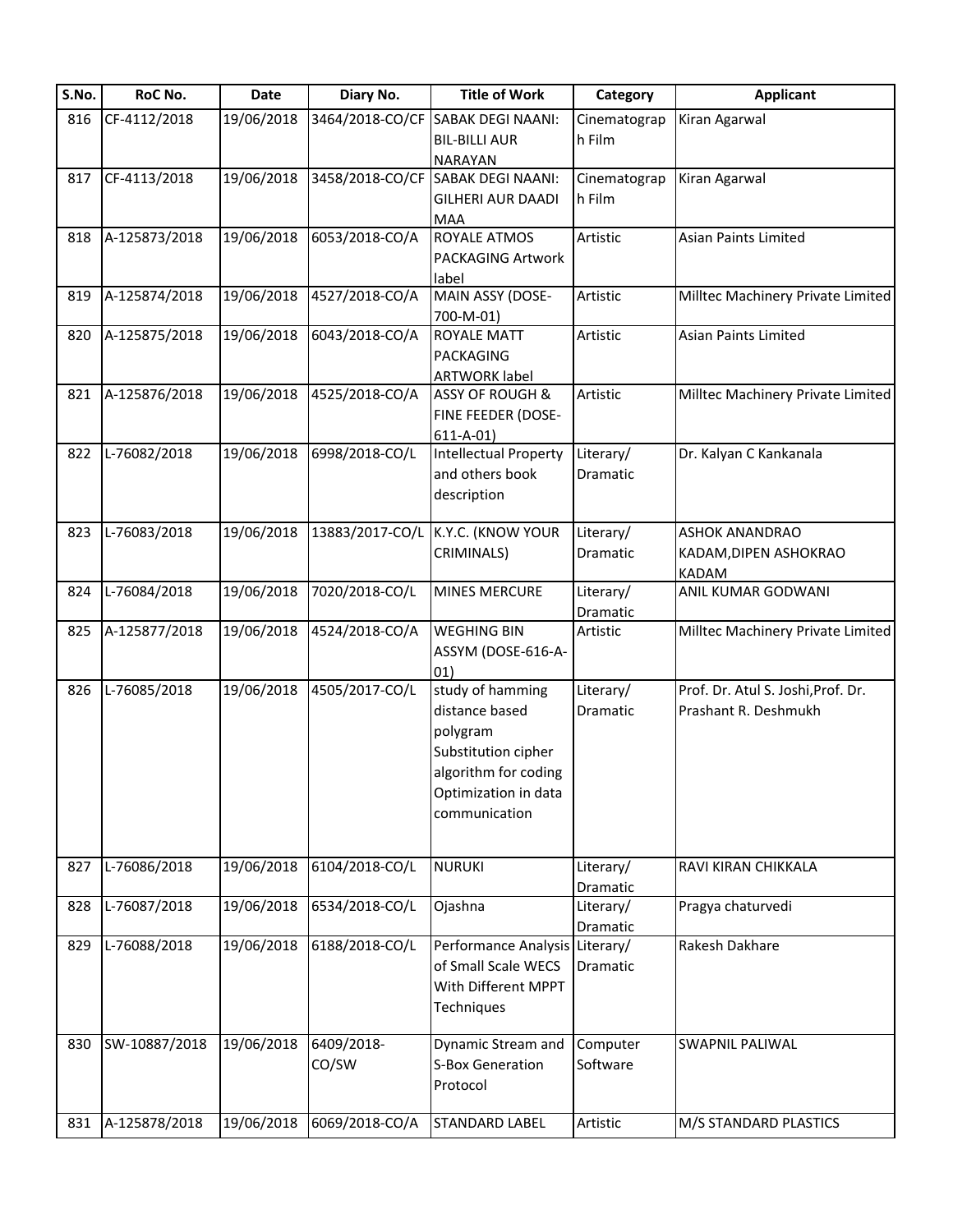| S.No. | RoC No. | Date | Diary No. | Title of Work | Category | Applicant |
|---|---|---|---|---|---|---|
| 816 | CF-4112/2018 | 19/06/2018 | 3464/2018-CO/CF | SABAK DEGI NAANI: BIL-BILLI AUR NARAYAN | Cinematograph Film | Kiran Agarwal |
| 817 | CF-4113/2018 | 19/06/2018 | 3458/2018-CO/CF | SABAK DEGI NAANI: GILHERI AUR DAADI MAA | Cinematograph Film | Kiran Agarwal |
| 818 | A-125873/2018 | 19/06/2018 | 6053/2018-CO/A | ROYALE ATMOS PACKAGING Artwork label | Artistic | Asian Paints Limited |
| 819 | A-125874/2018 | 19/06/2018 | 4527/2018-CO/A | MAIN ASSY (DOSE-700-M-01) | Artistic | Milltec Machinery Private Limited |
| 820 | A-125875/2018 | 19/06/2018 | 6043/2018-CO/A | ROYALE MATT PACKAGING ARTWORK label | Artistic | Asian Paints Limited |
| 821 | A-125876/2018 | 19/06/2018 | 4525/2018-CO/A | ASSY OF ROUGH & FINE FEEDER (DOSE-611-A-01) | Artistic | Milltec Machinery Private Limited |
| 822 | L-76082/2018 | 19/06/2018 | 6998/2018-CO/L | Intellectual Property and others book description | Literary/ Dramatic | Dr. Kalyan C Kankanala |
| 823 | L-76083/2018 | 19/06/2018 | 13883/2017-CO/L | K.Y.C. (KNOW YOUR CRIMINALS) | Literary/ Dramatic | ASHOK ANANDRAO KADAM,DIPEN ASHOKRAO KADAM |
| 824 | L-76084/2018 | 19/06/2018 | 7020/2018-CO/L | MINES MERCURE | Literary/ Dramatic | ANIL KUMAR GODWANI |
| 825 | A-125877/2018 | 19/06/2018 | 4524/2018-CO/A | WEGHING BIN ASSYM (DOSE-616-A-01) | Artistic | Milltec Machinery Private Limited |
| 826 | L-76085/2018 | 19/06/2018 | 4505/2017-CO/L | study of hamming distance based polygram Substitution cipher algorithm for coding Optimization in data communication | Literary/ Dramatic | Prof. Dr. Atul S. Joshi,Prof. Dr. Prashant R. Deshmukh |
| 827 | L-76086/2018 | 19/06/2018 | 6104/2018-CO/L | NURUKI | Literary/ Dramatic | RAVI KIRAN CHIKKALA |
| 828 | L-76087/2018 | 19/06/2018 | 6534/2018-CO/L | Ojashna | Literary/ Dramatic | Pragya chaturvedi |
| 829 | L-76088/2018 | 19/06/2018 | 6188/2018-CO/L | Performance Analysis of Small Scale WECS With Different MPPT Techniques | Literary/ Dramatic | Rakesh Dakhare |
| 830 | SW-10887/2018 | 19/06/2018 | 6409/2018-CO/SW | Dynamic Stream and S-Box Generation Protocol | Computer Software | SWAPNIL PALIWAL |
| 831 | A-125878/2018 | 19/06/2018 | 6069/2018-CO/A | STANDARD LABEL | Artistic | M/S STANDARD PLASTICS |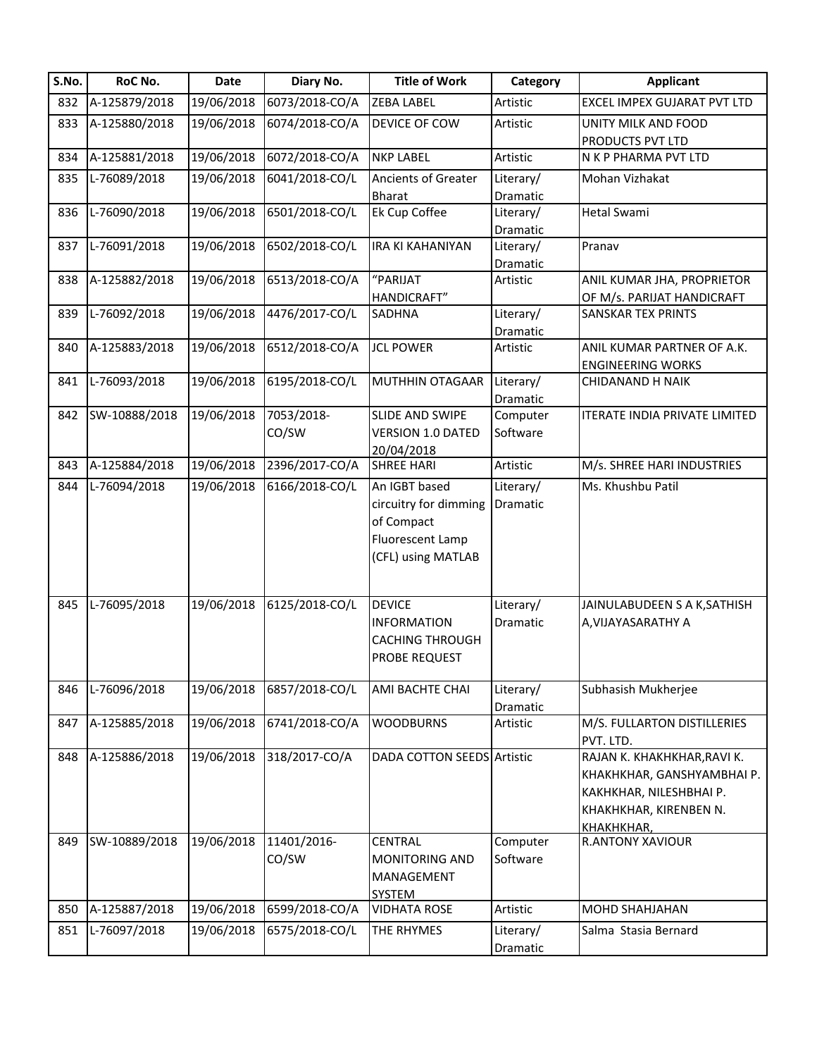| S.No. | RoC No. | Date | Diary No. | Title of Work | Category | Applicant |
|---|---|---|---|---|---|---|
| 832 | A-125879/2018 | 19/06/2018 | 6073/2018-CO/A | ZEBA LABEL | Artistic | EXCEL IMPEX GUJARAT PVT LTD |
| 833 | A-125880/2018 | 19/06/2018 | 6074/2018-CO/A | DEVICE OF COW | Artistic | UNITY MILK AND FOOD PRODUCTS PVT LTD |
| 834 | A-125881/2018 | 19/06/2018 | 6072/2018-CO/A | NKP LABEL | Artistic | N K P PHARMA PVT LTD |
| 835 | L-76089/2018 | 19/06/2018 | 6041/2018-CO/L | Ancients of Greater Bharat | Literary/ Dramatic | Mohan Vizhakat |
| 836 | L-76090/2018 | 19/06/2018 | 6501/2018-CO/L | Ek Cup Coffee | Literary/ Dramatic | Hetal Swami |
| 837 | L-76091/2018 | 19/06/2018 | 6502/2018-CO/L | IRA KI KAHANIYAN | Literary/ Dramatic | Pranav |
| 838 | A-125882/2018 | 19/06/2018 | 6513/2018-CO/A | "PARIJAT HANDICRAFT" | Artistic | ANIL KUMAR JHA, PROPRIETOR OF M/s. PARIJAT HANDICRAFT |
| 839 | L-76092/2018 | 19/06/2018 | 4476/2017-CO/L | SADHNA | Literary/ Dramatic | SANSKAR TEX PRINTS |
| 840 | A-125883/2018 | 19/06/2018 | 6512/2018-CO/A | JCL POWER | Artistic | ANIL KUMAR PARTNER OF A.K. ENGINEERING WORKS |
| 841 | L-76093/2018 | 19/06/2018 | 6195/2018-CO/L | MUTHHIN OTAGAAR | Literary/ Dramatic | CHIDANAND H NAIK |
| 842 | SW-10888/2018 | 19/06/2018 | 7053/2018-CO/SW | SLIDE AND SWIPE VERSION 1.0 DATED 20/04/2018 | Computer Software | ITERATE INDIA PRIVATE LIMITED |
| 843 | A-125884/2018 | 19/06/2018 | 2396/2017-CO/A | SHREE HARI | Artistic | M/s. SHREE HARI INDUSTRIES |
| 844 | L-76094/2018 | 19/06/2018 | 6166/2018-CO/L | An IGBT based circuitry for dimming of Compact Fluorescent Lamp (CFL) using MATLAB | Literary/ Dramatic | Ms. Khushbu Patil |
| 845 | L-76095/2018 | 19/06/2018 | 6125/2018-CO/L | DEVICE INFORMATION CACHING THROUGH PROBE REQUEST | Literary/ Dramatic | JAINULABUDEEN S A K,SATHISH A,VIJAYASARATHY A |
| 846 | L-76096/2018 | 19/06/2018 | 6857/2018-CO/L | AMI BACHTE CHAI | Literary/ Dramatic | Subhasish Mukherjee |
| 847 | A-125885/2018 | 19/06/2018 | 6741/2018-CO/A | WOODBURNS | Artistic | M/S. FULLARTON DISTILLERIES PVT. LTD. |
| 848 | A-125886/2018 | 19/06/2018 | 318/2017-CO/A | DADA COTTON SEEDS | Artistic | RAJAN K. KHAKHKHAR,RAVI K. KHAKHKHAR, GANSHYAMBHAI P. KAKHKHAR, NILESHBHAI P. KHAKHKHAR, KIRENBEN N. KHAKHKHAR, |
| 849 | SW-10889/2018 | 19/06/2018 | 11401/2016-CO/SW | CENTRAL MONITORING AND MANAGEMENT SYSTEM | Computer Software | R.ANTONY XAVIOUR |
| 850 | A-125887/2018 | 19/06/2018 | 6599/2018-CO/A | VIDHATA ROSE | Artistic | MOHD SHAHJAHAN |
| 851 | L-76097/2018 | 19/06/2018 | 6575/2018-CO/L | THE RHYMES | Literary/ Dramatic | Salma Stasia Bernard |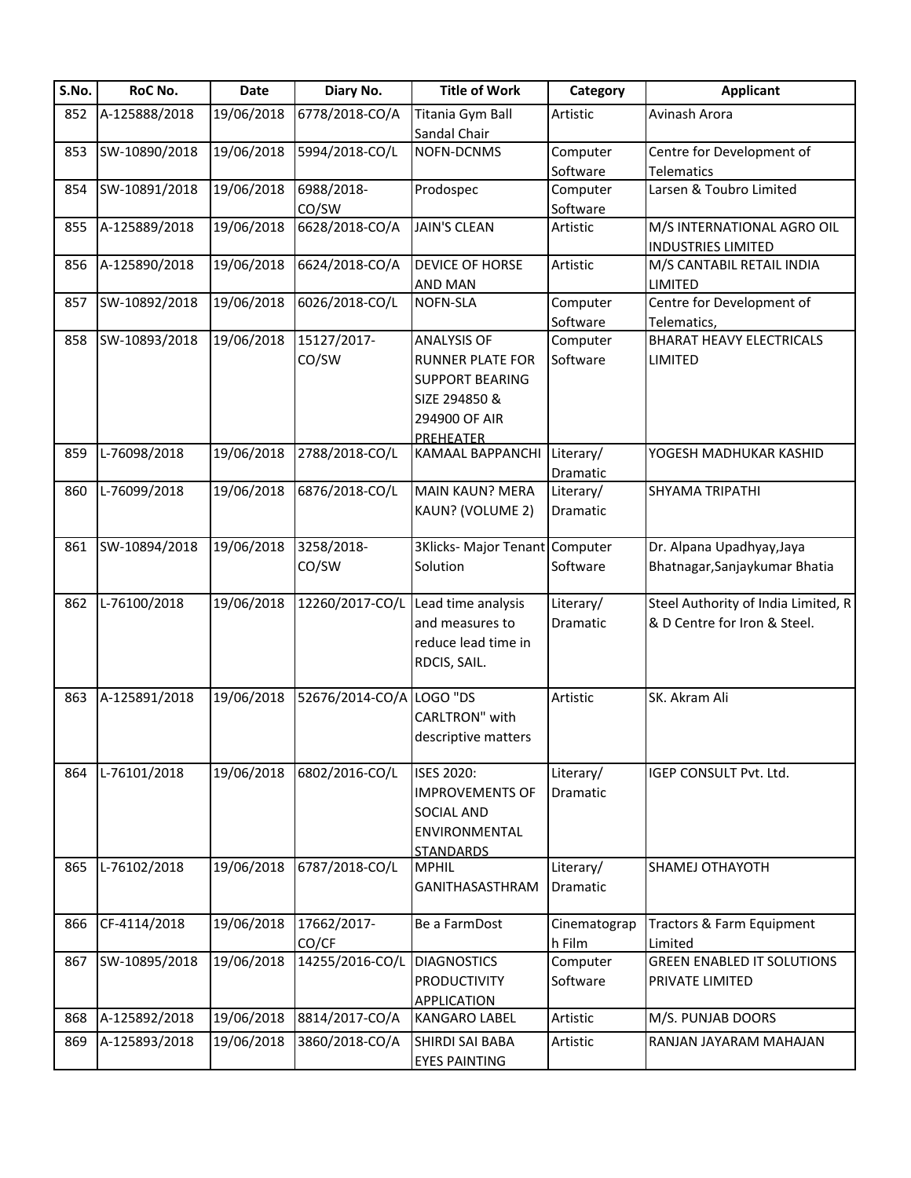| S.No. | RoC No. | Date | Diary No. | Title of Work | Category | Applicant |
| --- | --- | --- | --- | --- | --- | --- |
| 852 | A-125888/2018 | 19/06/2018 | 6778/2018-CO/A | Titania Gym Ball Sandal Chair | Artistic | Avinash Arora |
| 853 | SW-10890/2018 | 19/06/2018 | 5994/2018-CO/L | NOFN-DCNMS | Computer Software | Centre for Development of Telematics |
| 854 | SW-10891/2018 | 19/06/2018 | 6988/2018-CO/SW | Prodospec | Computer Software | Larsen & Toubro Limited |
| 855 | A-125889/2018 | 19/06/2018 | 6628/2018-CO/A | JAIN'S CLEAN | Artistic | M/S INTERNATIONAL AGRO OIL INDUSTRIES LIMITED |
| 856 | A-125890/2018 | 19/06/2018 | 6624/2018-CO/A | DEVICE OF HORSE AND MAN | Artistic | M/S CANTABIL RETAIL INDIA LIMITED |
| 857 | SW-10892/2018 | 19/06/2018 | 6026/2018-CO/L | NOFN-SLA | Computer Software | Centre for Development of Telematics, |
| 858 | SW-10893/2018 | 19/06/2018 | 15127/2017-CO/SW | ANALYSIS OF RUNNER PLATE FOR SUPPORT BEARING SIZE 294850 & 294900 OF AIR PREHEATER | Computer Software | BHARAT HEAVY ELECTRICALS LIMITED |
| 859 | L-76098/2018 | 19/06/2018 | 2788/2018-CO/L | KAMAAL BAPPANCHI | Literary/ Dramatic | YOGESH MADHUKAR KASHID |
| 860 | L-76099/2018 | 19/06/2018 | 6876/2018-CO/L | MAIN KAUN? MERA KAUN? (VOLUME 2) | Literary/ Dramatic | SHYAMA TRIPATHI |
| 861 | SW-10894/2018 | 19/06/2018 | 3258/2018-CO/SW | 3Klicks- Major Tenant Solution | Computer Software | Dr. Alpana Upadhyay,Jaya Bhatnagar,Sanjaykumar Bhatia |
| 862 | L-76100/2018 | 19/06/2018 | 12260/2017-CO/L | Lead time analysis and measures to reduce lead time in RDCIS, SAIL. | Literary/ Dramatic | Steel Authority of India Limited, R & D Centre for Iron & Steel. |
| 863 | A-125891/2018 | 19/06/2018 | 52676/2014-CO/A | LOGO "DS CARLTRON" with descriptive matters | Artistic | SK. Akram Ali |
| 864 | L-76101/2018 | 19/06/2018 | 6802/2016-CO/L | ISES 2020: IMPROVEMENTS OF SOCIAL AND ENVIRONMENTAL STANDARDS | Literary/ Dramatic | IGEP CONSULT Pvt. Ltd. |
| 865 | L-76102/2018 | 19/06/2018 | 6787/2018-CO/L | MPHIL GANITHASASTHRAM | Literary/ Dramatic | SHAMEJ OTHAYOTH |
| 866 | CF-4114/2018 | 19/06/2018 | 17662/2017-CO/CF | Be a FarmDost | Cinematograph Film | Tractors & Farm Equipment Limited |
| 867 | SW-10895/2018 | 19/06/2018 | 14255/2016-CO/L | DIAGNOSTICS PRODUCTIVITY APPLICATION | Computer Software | GREEN ENABLED IT SOLUTIONS PRIVATE LIMITED |
| 868 | A-125892/2018 | 19/06/2018 | 8814/2017-CO/A | KANGARO LABEL | Artistic | M/S. PUNJAB DOORS |
| 869 | A-125893/2018 | 19/06/2018 | 3860/2018-CO/A | SHIRDI SAI BABA EYES PAINTING | Artistic | RANJAN JAYARAM MAHAJAN |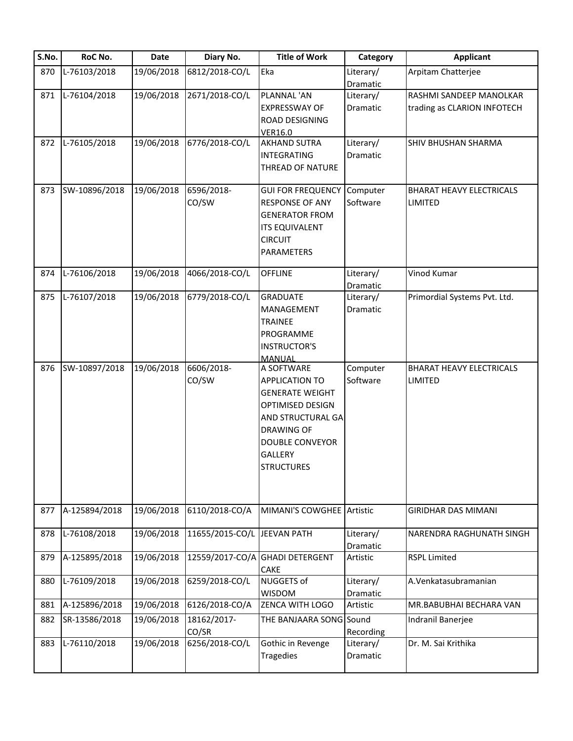| S.No. | RoC No. | Date | Diary No. | Title of Work | Category | Applicant |
|---|---|---|---|---|---|---|
| 870 | L-76103/2018 | 19/06/2018 | 6812/2018-CO/L | Eka | Literary/ Dramatic | Arpitam Chatterjee |
| 871 | L-76104/2018 | 19/06/2018 | 2671/2018-CO/L | PLANNAL 'AN EXPRESSWAY OF ROAD DESIGNING VER16.0 | Literary/ Dramatic | RASHMI SANDEEP MANOLKAR trading as CLARION INFOTECH |
| 872 | L-76105/2018 | 19/06/2018 | 6776/2018-CO/L | AKHAND SUTRA INTEGRATING THREAD OF NATURE | Literary/ Dramatic | SHIV BHUSHAN SHARMA |
| 873 | SW-10896/2018 | 19/06/2018 | 6596/2018-CO/SW | GUI FOR FREQUENCY RESPONSE OF ANY GENERATOR FROM ITS EQUIVALENT CIRCUIT PARAMETERS | Computer Software | BHARAT HEAVY ELECTRICALS LIMITED |
| 874 | L-76106/2018 | 19/06/2018 | 4066/2018-CO/L | OFFLINE | Literary/ Dramatic | Vinod Kumar |
| 875 | L-76107/2018 | 19/06/2018 | 6779/2018-CO/L | GRADUATE MANAGEMENT TRAINEE PROGRAMME INSTRUCTOR'S MANUAL | Literary/ Dramatic | Primordial Systems Pvt. Ltd. |
| 876 | SW-10897/2018 | 19/06/2018 | 6606/2018-CO/SW | A SOFTWARE APPLICATION TO GENERATE WEIGHT OPTIMISED DESIGN AND STRUCTURAL GA DRAWING OF DOUBLE CONVEYOR GALLERY STRUCTURES | Computer Software | BHARAT HEAVY ELECTRICALS LIMITED |
| 877 | A-125894/2018 | 19/06/2018 | 6110/2018-CO/A | MIMANI'S COWGHEE | Artistic | GIRIDHAR DAS MIMANI |
| 878 | L-76108/2018 | 19/06/2018 | 11655/2015-CO/L | JEEVAN PATH | Literary/ Dramatic | NARENDRA RAGHUNATH SINGH |
| 879 | A-125895/2018 | 19/06/2018 | 12559/2017-CO/A | GHADI DETERGENT CAKE | Artistic | RSPL Limited |
| 880 | L-76109/2018 | 19/06/2018 | 6259/2018-CO/L | NUGGETS of WISDOM | Literary/ Dramatic | A.Venkatasubramanian |
| 881 | A-125896/2018 | 19/06/2018 | 6126/2018-CO/A | ZENCA WITH LOGO | Artistic | MR.BABUBHAI BECHARA VAN |
| 882 | SR-13586/2018 | 19/06/2018 | 18162/2017-CO/SR | THE BANJAARA SONG | Sound Recording | Indranil Banerjee |
| 883 | L-76110/2018 | 19/06/2018 | 6256/2018-CO/L | Gothic in Revenge Tragedies | Literary/ Dramatic | Dr. M. Sai Krithika |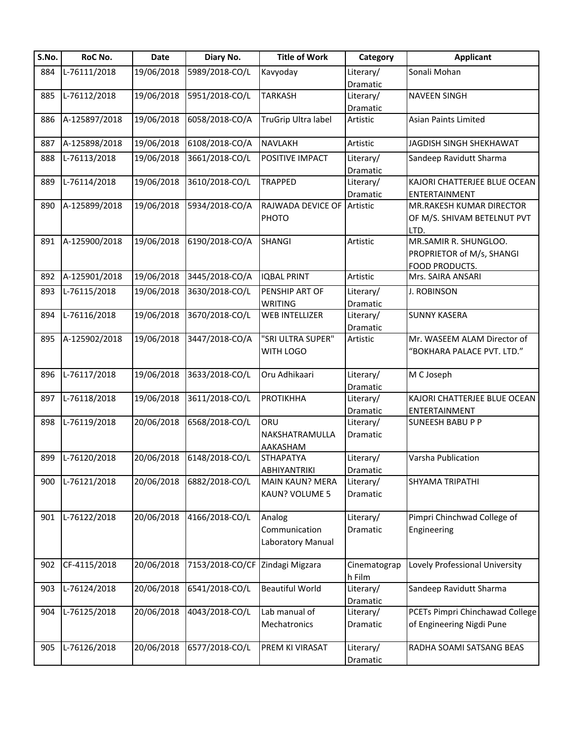| S.No. | RoC No. | Date | Diary No. | Title of Work | Category | Applicant |
| --- | --- | --- | --- | --- | --- | --- |
| 884 | L-76111/2018 | 19/06/2018 | 5989/2018-CO/L | Kavyoday | Literary/ Dramatic | Sonali Mohan |
| 885 | L-76112/2018 | 19/06/2018 | 5951/2018-CO/L | TARKASH | Literary/ Dramatic | NAVEEN SINGH |
| 886 | A-125897/2018 | 19/06/2018 | 6058/2018-CO/A | TruGrip Ultra label | Artistic | Asian Paints Limited |
| 887 | A-125898/2018 | 19/06/2018 | 6108/2018-CO/A | NAVLAKH | Artistic | JAGDISH SINGH SHEKHAWAT |
| 888 | L-76113/2018 | 19/06/2018 | 3661/2018-CO/L | POSITIVE IMPACT | Literary/ Dramatic | Sandeep Ravidutt Sharma |
| 889 | L-76114/2018 | 19/06/2018 | 3610/2018-CO/L | TRAPPED | Literary/ Dramatic | KAJORI CHATTERJEE BLUE OCEAN ENTERTAINMENT |
| 890 | A-125899/2018 | 19/06/2018 | 5934/2018-CO/A | RAJWADA DEVICE OF PHOTO | Artistic | MR.RAKESH KUMAR DIRECTOR OF M/S. SHIVAM BETELNUT PVT LTD. |
| 891 | A-125900/2018 | 19/06/2018 | 6190/2018-CO/A | SHANGI | Artistic | MR.SAMIR R. SHUNGLOO. PROPRIETOR of M/s, SHANGI FOOD PRODUCTS. |
| 892 | A-125901/2018 | 19/06/2018 | 3445/2018-CO/A | IQBAL PRINT | Artistic | Mrs. SAIRA ANSARI |
| 893 | L-76115/2018 | 19/06/2018 | 3630/2018-CO/L | PENSHIP ART OF WRITING | Literary/ Dramatic | J. ROBINSON |
| 894 | L-76116/2018 | 19/06/2018 | 3670/2018-CO/L | WEB INTELLIZER | Literary/ Dramatic | SUNNY KASERA |
| 895 | A-125902/2018 | 19/06/2018 | 3447/2018-CO/A | "SRI ULTRA SUPER" WITH LOGO | Artistic | Mr. WASEEM ALAM Director of "BOKHARA PALACE PVT. LTD." |
| 896 | L-76117/2018 | 19/06/2018 | 3633/2018-CO/L | Oru Adhikaari | Literary/ Dramatic | M C Joseph |
| 897 | L-76118/2018 | 19/06/2018 | 3611/2018-CO/L | PROTIKHHA | Literary/ Dramatic | KAJORI CHATTERJEE BLUE OCEAN ENTERTAINMENT |
| 898 | L-76119/2018 | 20/06/2018 | 6568/2018-CO/L | ORU NAKSHATRAMULLA AAKASHAM | Literary/ Dramatic | SUNEESH BABU P P |
| 899 | L-76120/2018 | 20/06/2018 | 6148/2018-CO/L | STHAPATYA ABHIYANTRIKI | Literary/ Dramatic | Varsha Publication |
| 900 | L-76121/2018 | 20/06/2018 | 6882/2018-CO/L | MAIN KAUN? MERA KAUN? VOLUME 5 | Literary/ Dramatic | SHYAMA TRIPATHI |
| 901 | L-76122/2018 | 20/06/2018 | 4166/2018-CO/L | Analog Communication Laboratory Manual | Literary/ Dramatic | Pimpri Chinchwad College of Engineering |
| 902 | CF-4115/2018 | 20/06/2018 | 7153/2018-CO/CF | Zindagi Migzara | Cinematograph Film | Lovely Professional University |
| 903 | L-76124/2018 | 20/06/2018 | 6541/2018-CO/L | Beautiful World | Literary/ Dramatic | Sandeep Ravidutt Sharma |
| 904 | L-76125/2018 | 20/06/2018 | 4043/2018-CO/L | Lab manual of Mechatronics | Literary/ Dramatic | PCETs Pimpri Chinchawad College of Engineering Nigdi Pune |
| 905 | L-76126/2018 | 20/06/2018 | 6577/2018-CO/L | PREM KI VIRASAT | Literary/ Dramatic | RADHA SOAMI SATSANG BEAS |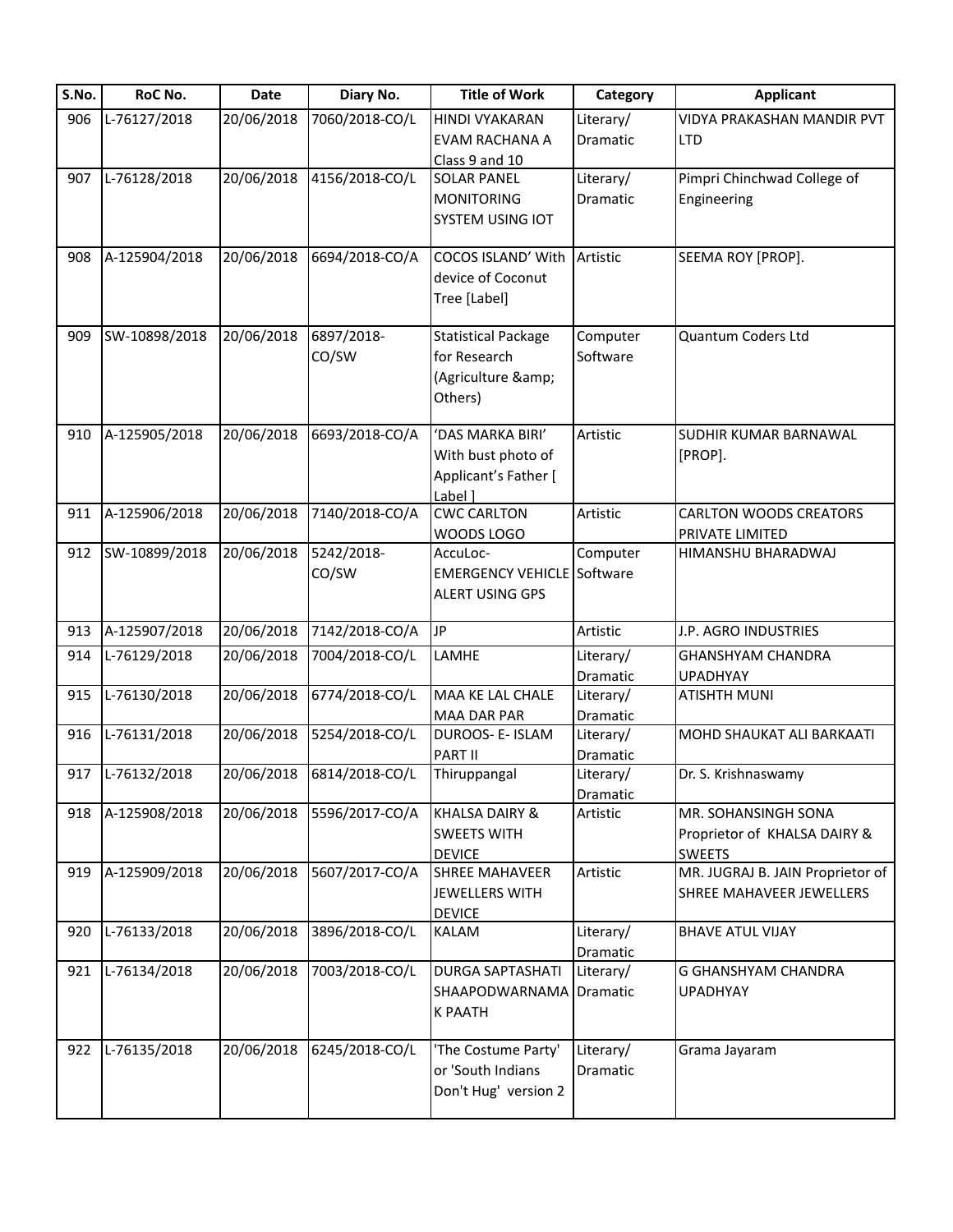| S.No. | RoC No. | Date | Diary No. | Title of Work | Category | Applicant |
|---|---|---|---|---|---|---|
| 906 | L-76127/2018 | 20/06/2018 | 7060/2018-CO/L | HINDI VYAKARAN EVAM RACHANA A Class 9 and 10 | Literary/ Dramatic | VIDYA PRAKASHAN MANDIR PVT LTD |
| 907 | L-76128/2018 | 20/06/2018 | 4156/2018-CO/L | SOLAR PANEL MONITORING SYSTEM USING IOT | Literary/ Dramatic | Pimpri Chinchwad College of Engineering |
| 908 | A-125904/2018 | 20/06/2018 | 6694/2018-CO/A | COCOS ISLAND' With device of Coconut Tree [Label] | Artistic | SEEMA ROY [PROP]. |
| 909 | SW-10898/2018 | 20/06/2018 | 6897/2018-CO/SW | Statistical Package for Research (Agriculture &amp; Others) | Computer Software | Quantum Coders Ltd |
| 910 | A-125905/2018 | 20/06/2018 | 6693/2018-CO/A | 'DAS MARKA BIRI' With bust photo of Applicant's Father [ Label ] | Artistic | SUDHIR KUMAR BARNAWAL [PROP]. |
| 911 | A-125906/2018 | 20/06/2018 | 7140/2018-CO/A | CWC CARLTON WOODS LOGO | Artistic | CARLTON WOODS CREATORS PRIVATE LIMITED |
| 912 | SW-10899/2018 | 20/06/2018 | 5242/2018-CO/SW | AccuLoc-EMERGENCY VEHICLE ALERT USING GPS | Computer Software | HIMANSHU BHARADWAJ |
| 913 | A-125907/2018 | 20/06/2018 | 7142/2018-CO/A | JP | Artistic | J.P. AGRO INDUSTRIES |
| 914 | L-76129/2018 | 20/06/2018 | 7004/2018-CO/L | LAMHE | Literary/ Dramatic | GHANSHYAM CHANDRA UPADHYAY |
| 915 | L-76130/2018 | 20/06/2018 | 6774/2018-CO/L | MAA KE LAL CHALE MAA DAR PAR | Literary/ Dramatic | ATISHTH MUNI |
| 916 | L-76131/2018 | 20/06/2018 | 5254/2018-CO/L | DUROOS- E- ISLAM PART II | Literary/ Dramatic | MOHD SHAUKAT ALI BARKAATI |
| 917 | L-76132/2018 | 20/06/2018 | 6814/2018-CO/L | Thiruppangal | Literary/ Dramatic | Dr. S. Krishnaswamy |
| 918 | A-125908/2018 | 20/06/2018 | 5596/2017-CO/A | KHALSA DAIRY & SWEETS WITH DEVICE | Artistic | MR. SOHANSINGH SONA Proprietor of KHALSA DAIRY & SWEETS |
| 919 | A-125909/2018 | 20/06/2018 | 5607/2017-CO/A | SHREE MAHAVEER JEWELLERS WITH DEVICE | Artistic | MR. JUGRAJ B. JAIN Proprietor of SHREE MAHAVEER JEWELLERS |
| 920 | L-76133/2018 | 20/06/2018 | 3896/2018-CO/L | KALAM | Literary/ Dramatic | BHAVE ATUL VIJAY |
| 921 | L-76134/2018 | 20/06/2018 | 7003/2018-CO/L | DURGA SAPTASHATI SHAAPODWARNAMA K PAATH | Literary/ Dramatic | G GHANSHYAM CHANDRA UPADHYAY |
| 922 | L-76135/2018 | 20/06/2018 | 6245/2018-CO/L | 'The Costume Party' or 'South Indians Don't Hug' version 2 | Literary/ Dramatic | Grama Jayaram |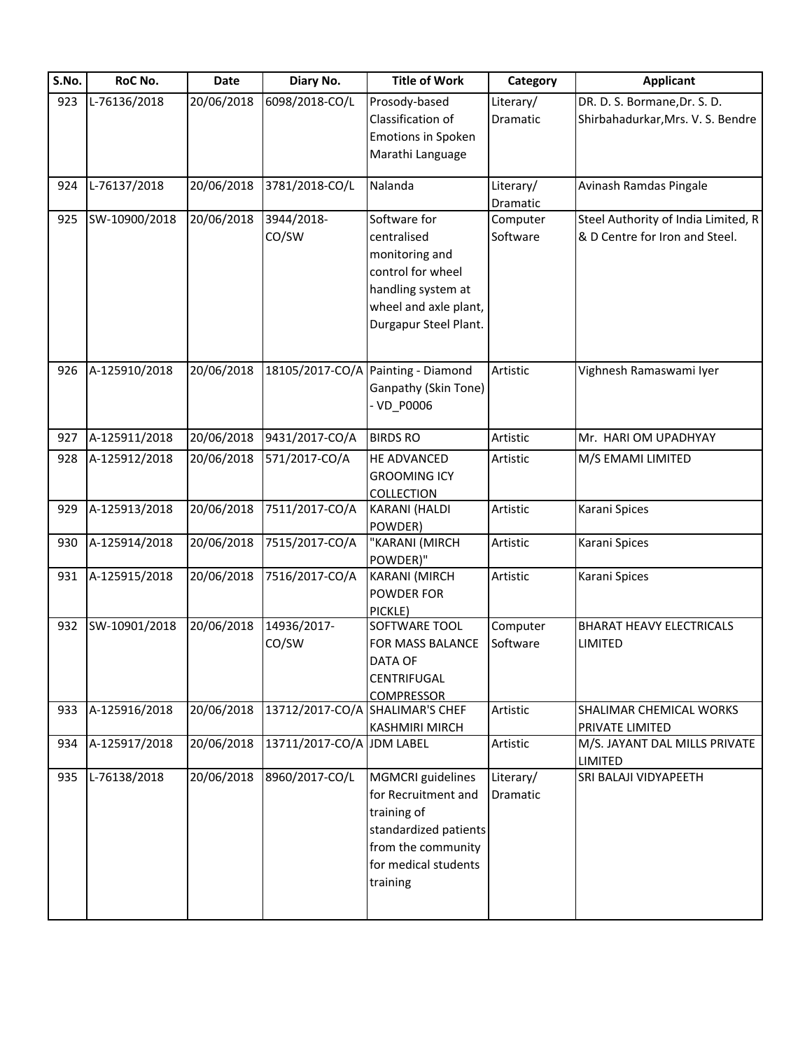| S.No. | RoC No. | Date | Diary No. | Title of Work | Category | Applicant |
|---|---|---|---|---|---|---|
| 923 | L-76136/2018 | 20/06/2018 | 6098/2018-CO/L | Prosody-based Classification of Emotions in Spoken Marathi Language | Literary/ Dramatic | DR. D. S. Bormane,Dr. S. D. Shirbahadurkar,Mrs. V. S. Bendre |
| 924 | L-76137/2018 | 20/06/2018 | 3781/2018-CO/L | Nalanda | Literary/ Dramatic | Avinash Ramdas Pingale |
| 925 | SW-10900/2018 | 20/06/2018 | 3944/2018-CO/SW | Software for centralised monitoring and control for wheel handling system at wheel and axle plant, Durgapur Steel Plant. | Computer Software | Steel Authority of India Limited, R & D Centre for Iron and Steel. |
| 926 | A-125910/2018 | 20/06/2018 | 18105/2017-CO/A | Painting - Diamond Ganpathy (Skin Tone) - VD_P0006 | Artistic | Vighnesh Ramaswami Iyer |
| 927 | A-125911/2018 | 20/06/2018 | 9431/2017-CO/A | BIRDS RO | Artistic | Mr. HARI OM UPADHYAY |
| 928 | A-125912/2018 | 20/06/2018 | 571/2017-CO/A | HE ADVANCED GROOMING ICY COLLECTION | Artistic | M/S EMAMI LIMITED |
| 929 | A-125913/2018 | 20/06/2018 | 7511/2017-CO/A | KARANI (HALDI POWDER) | Artistic | Karani Spices |
| 930 | A-125914/2018 | 20/06/2018 | 7515/2017-CO/A | "KARANI (MIRCH POWDER)" | Artistic | Karani Spices |
| 931 | A-125915/2018 | 20/06/2018 | 7516/2017-CO/A | KARANI (MIRCH POWDER FOR PICKLE) | Artistic | Karani Spices |
| 932 | SW-10901/2018 | 20/06/2018 | 14936/2017-CO/SW | SOFTWARE TOOL FOR MASS BALANCE DATA OF CENTRIFUGAL COMPRESSOR | Computer Software | BHARAT HEAVY ELECTRICALS LIMITED |
| 933 | A-125916/2018 | 20/06/2018 | 13712/2017-CO/A | SHALIMAR'S CHEF KASHMIRI MIRCH | Artistic | SHALIMAR CHEMICAL WORKS PRIVATE LIMITED |
| 934 | A-125917/2018 | 20/06/2018 | 13711/2017-CO/A | JDM LABEL | Artistic | M/S. JAYANT DAL MILLS PRIVATE LIMITED |
| 935 | L-76138/2018 | 20/06/2018 | 8960/2017-CO/L | MGMCRI guidelines for Recruitment and training of standardized patients from the community for medical students training | Literary/ Dramatic | SRI BALAJI VIDYAPEETH |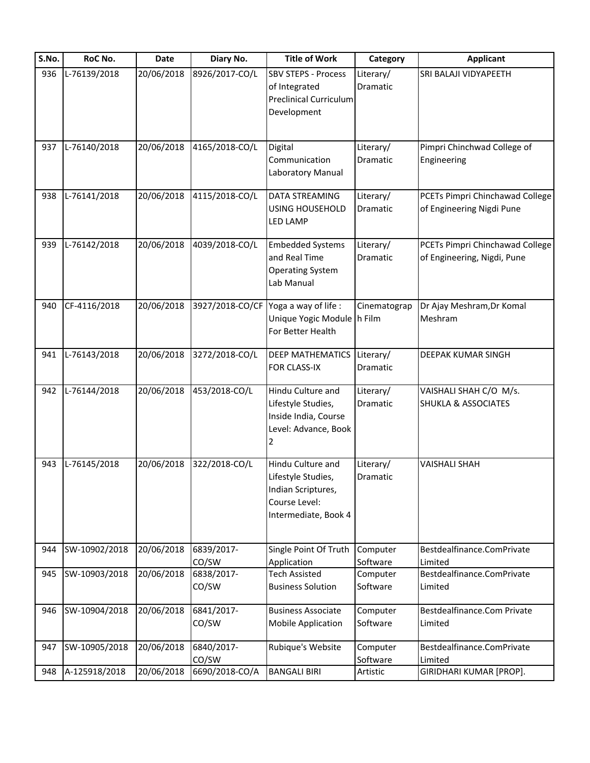| S.No. | RoC No. | Date | Diary No. | Title of Work | Category | Applicant |
|---|---|---|---|---|---|---|
| 936 | L-76139/2018 | 20/06/2018 | 8926/2017-CO/L | SBV STEPS - Process of Integrated Preclinical Curriculum Development | Literary/ Dramatic | SRI BALAJI VIDYAPEETH |
| 937 | L-76140/2018 | 20/06/2018 | 4165/2018-CO/L | Digital Communication Laboratory Manual | Literary/ Dramatic | Pimpri Chinchwad College of Engineering |
| 938 | L-76141/2018 | 20/06/2018 | 4115/2018-CO/L | DATA STREAMING USING HOUSEHOLD LED LAMP | Literary/ Dramatic | PCETs Pimpri Chinchawad College of Engineering Nigdi Pune |
| 939 | L-76142/2018 | 20/06/2018 | 4039/2018-CO/L | Embedded Systems and Real Time Operating System Lab Manual | Literary/ Dramatic | PCETs Pimpri Chinchawad College of Engineering, Nigdi, Pune |
| 940 | CF-4116/2018 | 20/06/2018 | 3927/2018-CO/CF | Yoga a way of life : Unique Yogic Module For Better Health | Cinematograph Film | Dr Ajay Meshram,Dr Komal Meshram |
| 941 | L-76143/2018 | 20/06/2018 | 3272/2018-CO/L | DEEP MATHEMATICS FOR CLASS-IX | Literary/ Dramatic | DEEPAK KUMAR SINGH |
| 942 | L-76144/2018 | 20/06/2018 | 453/2018-CO/L | Hindu Culture and Lifestyle Studies, Inside India, Course Level: Advance, Book 2 | Literary/ Dramatic | VAISHALI SHAH C/O M/s. SHUKLA & ASSOCIATES |
| 943 | L-76145/2018 | 20/06/2018 | 322/2018-CO/L | Hindu Culture and Lifestyle Studies, Indian Scriptures, Course Level: Intermediate, Book 4 | Literary/ Dramatic | VAISHALI SHAH |
| 944 | SW-10902/2018 | 20/06/2018 | 6839/2017-CO/SW | Single Point Of Truth Application | Computer Software | Bestdealfinance.ComPrivate Limited |
| 945 | SW-10903/2018 | 20/06/2018 | 6838/2017-CO/SW | Tech Assisted Business Solution | Computer Software | Bestdealfinance.ComPrivate Limited |
| 946 | SW-10904/2018 | 20/06/2018 | 6841/2017-CO/SW | Business Associate Mobile Application | Computer Software | Bestdealfinance.Com Private Limited |
| 947 | SW-10905/2018 | 20/06/2018 | 6840/2017-CO/SW | Rubique's Website | Computer Software | Bestdealfinance.ComPrivate Limited |
| 948 | A-125918/2018 | 20/06/2018 | 6690/2018-CO/A | BANGALI BIRI | Artistic | GIRIDHARI KUMAR [PROP]. |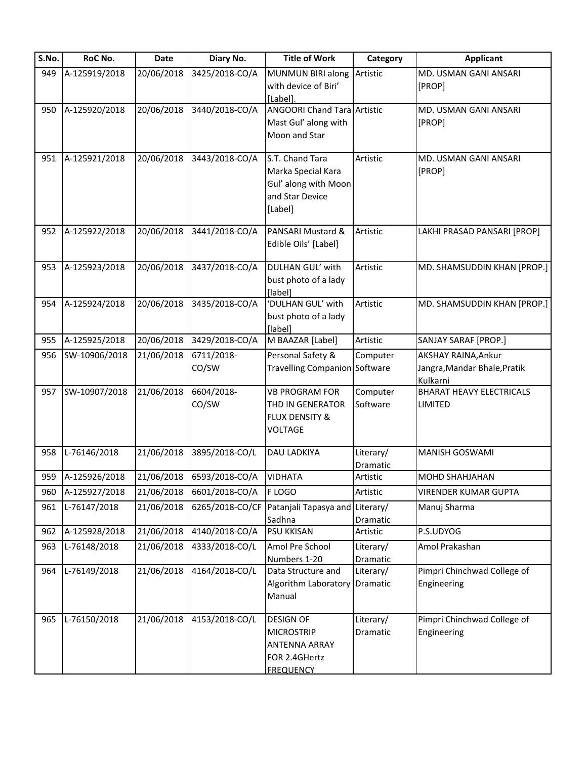| S.No. | RoC No. | Date | Diary No. | Title of Work | Category | Applicant |
|---|---|---|---|---|---|---|
| 949 | A-125919/2018 | 20/06/2018 | 3425/2018-CO/A | MUNMUN BIRI along with device of Biri' [Label]. | Artistic | MD. USMAN GANI ANSARI [PROP] |
| 950 | A-125920/2018 | 20/06/2018 | 3440/2018-CO/A | ANGOORI Chand Tara Mast Gul' along with Moon and Star | Artistic | MD. USMAN GANI ANSARI [PROP] |
| 951 | A-125921/2018 | 20/06/2018 | 3443/2018-CO/A | S.T. Chand Tara Marka Special Kara Gul' along with Moon and Star Device [Label] | Artistic | MD. USMAN GANI ANSARI [PROP] |
| 952 | A-125922/2018 | 20/06/2018 | 3441/2018-CO/A | PANSARI Mustard & Edible Oils' [Label] | Artistic | LAKHI PRASAD PANSARI [PROP] |
| 953 | A-125923/2018 | 20/06/2018 | 3437/2018-CO/A | DULHAN GUL' with bust photo of a lady [label] | Artistic | MD. SHAMSUDDIN KHAN [PROP.] |
| 954 | A-125924/2018 | 20/06/2018 | 3435/2018-CO/A | 'DULHAN GUL' with bust photo of a lady [label] | Artistic | MD. SHAMSUDDIN KHAN [PROP.] |
| 955 | A-125925/2018 | 20/06/2018 | 3429/2018-CO/A | M BAAZAR [Label] | Artistic | SANJAY SARAF [PROP.] |
| 956 | SW-10906/2018 | 21/06/2018 | 6711/2018-CO/SW | Personal Safety & Travelling Companion | Computer Software | AKSHAY RAINA,Ankur Jangra,Mandar Bhale,Pratik Kulkarni |
| 957 | SW-10907/2018 | 21/06/2018 | 6604/2018-CO/SW | VB PROGRAM FOR THD IN GENERATOR FLUX DENSITY & VOLTAGE | Computer Software | BHARAT HEAVY ELECTRICALS LIMITED |
| 958 | L-76146/2018 | 21/06/2018 | 3895/2018-CO/L | DAU LADKIYA | Literary/ Dramatic | MANISH GOSWAMI |
| 959 | A-125926/2018 | 21/06/2018 | 6593/2018-CO/A | VIDHATA | Artistic | MOHD SHAHJAHAN |
| 960 | A-125927/2018 | 21/06/2018 | 6601/2018-CO/A | F LOGO | Artistic | VIRENDER KUMAR GUPTA |
| 961 | L-76147/2018 | 21/06/2018 | 6265/2018-CO/CF | Patanjali Tapasya and Sadhna | Literary/ Dramatic | Manuj Sharma |
| 962 | A-125928/2018 | 21/06/2018 | 4140/2018-CO/A | PSU KKISAN | Artistic | P.S.UDYOG |
| 963 | L-76148/2018 | 21/06/2018 | 4333/2018-CO/L | Amol Pre School Numbers 1-20 | Literary/ Dramatic | Amol Prakashan |
| 964 | L-76149/2018 | 21/06/2018 | 4164/2018-CO/L | Data Structure and Algorithm Laboratory Manual | Literary/ Dramatic | Pimpri Chinchwad College of Engineering |
| 965 | L-76150/2018 | 21/06/2018 | 4153/2018-CO/L | DESIGN OF MICROSTRIP ANTENNA ARRAY FOR 2.4GHertz FREQUENCY | Literary/ Dramatic | Pimpri Chinchwad College of Engineering |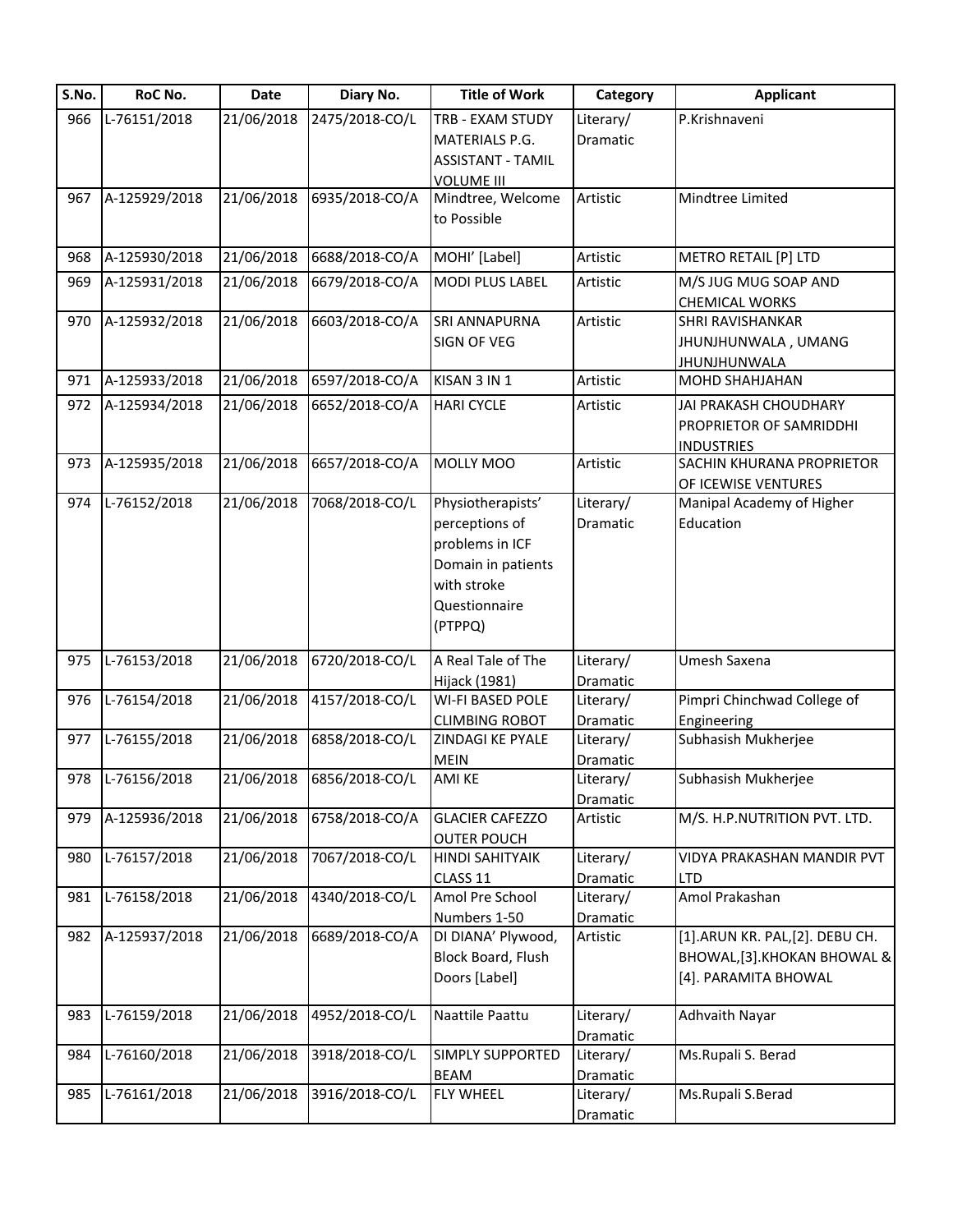| S.No. | RoC No. | Date | Diary No. | Title of Work | Category | Applicant |
|---|---|---|---|---|---|---|
| 966 | L-76151/2018 | 21/06/2018 | 2475/2018-CO/L | TRB - EXAM STUDY MATERIALS P.G. ASSISTANT - TAMIL VOLUME III | Literary/ Dramatic | P.Krishnaveni |
| 967 | A-125929/2018 | 21/06/2018 | 6935/2018-CO/A | Mindtree, Welcome to Possible | Artistic | Mindtree Limited |
| 968 | A-125930/2018 | 21/06/2018 | 6688/2018-CO/A | MOHI' [Label] | Artistic | METRO RETAIL [P] LTD |
| 969 | A-125931/2018 | 21/06/2018 | 6679/2018-CO/A | MODI PLUS LABEL | Artistic | M/S JUG MUG SOAP AND CHEMICAL WORKS |
| 970 | A-125932/2018 | 21/06/2018 | 6603/2018-CO/A | SRI ANNAPURNA SIGN OF VEG | Artistic | SHRI RAVISHANKAR JHUNJHUNWALA , UMANG JHUNJHUNWALA |
| 971 | A-125933/2018 | 21/06/2018 | 6597/2018-CO/A | KISAN 3 IN 1 | Artistic | MOHD SHAHJAHAN |
| 972 | A-125934/2018 | 21/06/2018 | 6652/2018-CO/A | HARI CYCLE | Artistic | JAI PRAKASH CHOUDHARY PROPRIETOR OF SAMRIDDHI INDUSTRIES |
| 973 | A-125935/2018 | 21/06/2018 | 6657/2018-CO/A | MOLLY MOO | Artistic | SACHIN KHURANA PROPRIETOR OF ICEWISE VENTURES |
| 974 | L-76152/2018 | 21/06/2018 | 7068/2018-CO/L | Physiotherapists' perceptions of problems in ICF Domain in patients with stroke Questionnaire (PTPPQ) | Literary/ Dramatic | Manipal Academy of Higher Education |
| 975 | L-76153/2018 | 21/06/2018 | 6720/2018-CO/L | A Real Tale of The Hijack (1981) | Literary/ Dramatic | Umesh Saxena |
| 976 | L-76154/2018 | 21/06/2018 | 4157/2018-CO/L | WI-FI BASED POLE CLIMBING ROBOT | Literary/ Dramatic | Pimpri Chinchwad College of Engineering |
| 977 | L-76155/2018 | 21/06/2018 | 6858/2018-CO/L | ZINDAGI KE PYALE MEIN | Literary/ Dramatic | Subhasish Mukherjee |
| 978 | L-76156/2018 | 21/06/2018 | 6856/2018-CO/L | AMI KE | Literary/ Dramatic | Subhasish Mukherjee |
| 979 | A-125936/2018 | 21/06/2018 | 6758/2018-CO/A | GLACIER CAFEZZO OUTER POUCH | Artistic | M/S. H.P.NUTRITION PVT. LTD. |
| 980 | L-76157/2018 | 21/06/2018 | 7067/2018-CO/L | HINDI SAHITYAIK CLASS 11 | Literary/ Dramatic | VIDYA PRAKASHAN MANDIR PVT LTD |
| 981 | L-76158/2018 | 21/06/2018 | 4340/2018-CO/L | Amol Pre School Numbers 1-50 | Literary/ Dramatic | Amol Prakashan |
| 982 | A-125937/2018 | 21/06/2018 | 6689/2018-CO/A | DI DIANA' Plywood, Block Board, Flush Doors [Label] | Artistic | [1].ARUN KR. PAL,[2]. DEBU CH. BHOWAL,[3].KHOKAN BHOWAL & [4]. PARAMITA BHOWAL |
| 983 | L-76159/2018 | 21/06/2018 | 4952/2018-CO/L | Naattile Paattu | Literary/ Dramatic | Adhvaith Nayar |
| 984 | L-76160/2018 | 21/06/2018 | 3918/2018-CO/L | SIMPLY SUPPORTED BEAM | Literary/ Dramatic | Ms.Rupali S. Berad |
| 985 | L-76161/2018 | 21/06/2018 | 3916/2018-CO/L | FLY WHEEL | Literary/ Dramatic | Ms.Rupali S.Berad |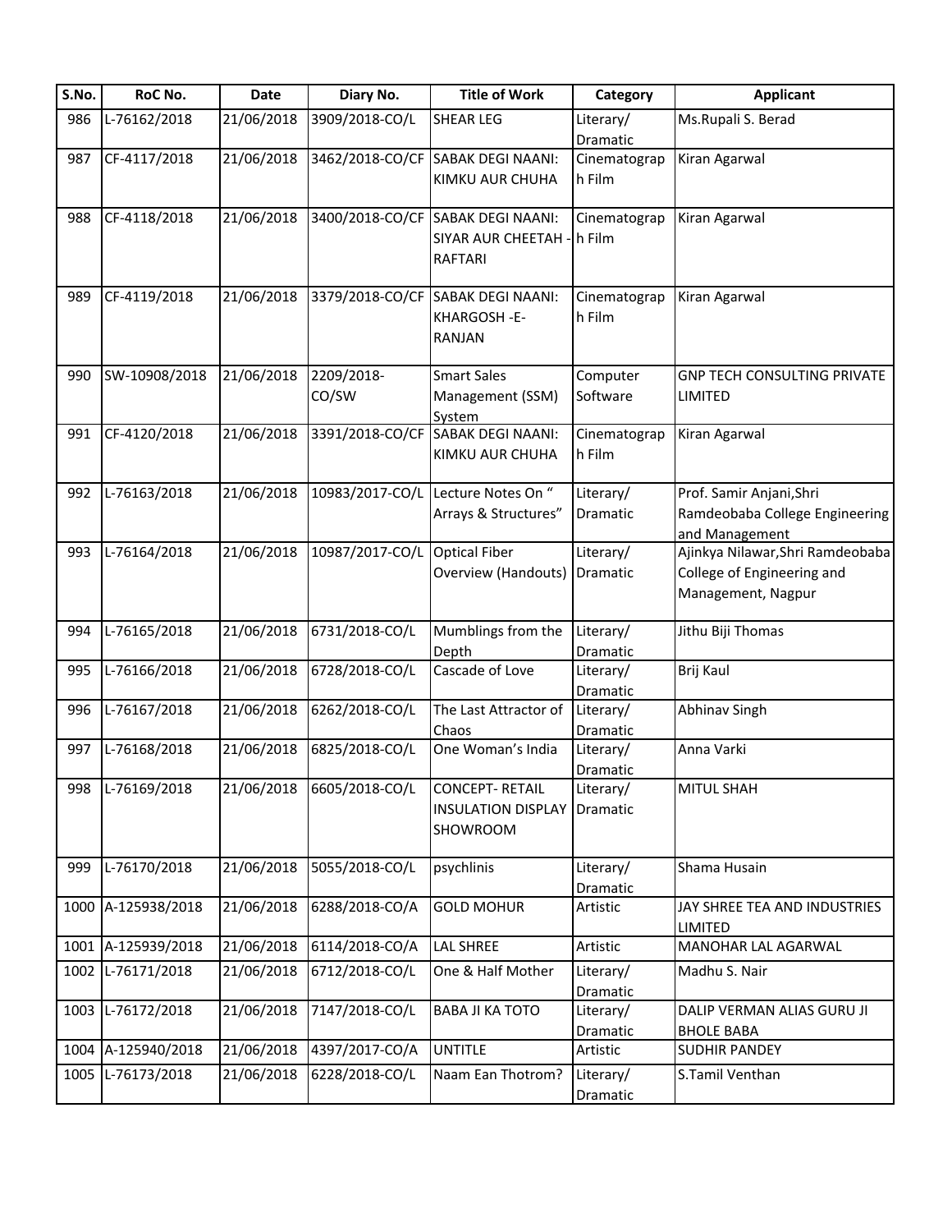| S.No. | RoC No. | Date | Diary No. | Title of Work | Category | Applicant |
|---|---|---|---|---|---|---|
| 986 | L-76162/2018 | 21/06/2018 | 3909/2018-CO/L | SHEAR LEG | Literary/ Dramatic | Ms.Rupali S. Berad |
| 987 | CF-4117/2018 | 21/06/2018 | 3462/2018-CO/CF | SABAK DEGI NAANI: KIMKU AUR CHUHA | Cinematograph Film | Kiran Agarwal |
| 988 | CF-4118/2018 | 21/06/2018 | 3400/2018-CO/CF | SABAK DEGI NAANI: SIYAR AUR CHEETAH - RAFTARI | Cinematograph Film | Kiran Agarwal |
| 989 | CF-4119/2018 | 21/06/2018 | 3379/2018-CO/CF | SABAK DEGI NAANI: KHARGOSH -E-RANJAN | Cinematograph Film | Kiran Agarwal |
| 990 | SW-10908/2018 | 21/06/2018 | 2209/2018-CO/SW | Smart Sales Management (SSM) System | Computer Software | GNP TECH CONSULTING PRIVATE LIMITED |
| 991 | CF-4120/2018 | 21/06/2018 | 3391/2018-CO/CF | SABAK DEGI NAANI: KIMKU AUR CHUHA | Cinematograph Film | Kiran Agarwal |
| 992 | L-76163/2018 | 21/06/2018 | 10983/2017-CO/L | Lecture Notes On " Arrays & Structures" | Literary/ Dramatic | Prof. Samir Anjani,Shri Ramdeobaba College Engineering and Management |
| 993 | L-76164/2018 | 21/06/2018 | 10987/2017-CO/L | Optical Fiber Overview (Handouts) | Literary/ Dramatic | Ajinkya Nilawar,Shri Ramdeobaba College of Engineering and Management, Nagpur |
| 994 | L-76165/2018 | 21/06/2018 | 6731/2018-CO/L | Mumblings from the Depth | Literary/ Dramatic | Jithu Biji Thomas |
| 995 | L-76166/2018 | 21/06/2018 | 6728/2018-CO/L | Cascade of Love | Literary/ Dramatic | Brij Kaul |
| 996 | L-76167/2018 | 21/06/2018 | 6262/2018-CO/L | The Last Attractor of Chaos | Literary/ Dramatic | Abhinav Singh |
| 997 | L-76168/2018 | 21/06/2018 | 6825/2018-CO/L | One Woman's India | Literary/ Dramatic | Anna Varki |
| 998 | L-76169/2018 | 21/06/2018 | 6605/2018-CO/L | CONCEPT- RETAIL INSULATION DISPLAY SHOWROOM | Literary/ Dramatic | MITUL SHAH |
| 999 | L-76170/2018 | 21/06/2018 | 5055/2018-CO/L | psychlinis | Literary/ Dramatic | Shama Husain |
| 1000 | A-125938/2018 | 21/06/2018 | 6288/2018-CO/A | GOLD MOHUR | Artistic | JAY SHREE TEA AND INDUSTRIES LIMITED |
| 1001 | A-125939/2018 | 21/06/2018 | 6114/2018-CO/A | LAL SHREE | Artistic | MANOHAR LAL AGARWAL |
| 1002 | L-76171/2018 | 21/06/2018 | 6712/2018-CO/L | One & Half Mother | Literary/ Dramatic | Madhu S. Nair |
| 1003 | L-76172/2018 | 21/06/2018 | 7147/2018-CO/L | BABA JI KA TOTO | Literary/ Dramatic | DALIP VERMAN ALIAS GURU JI BHOLE BABA |
| 1004 | A-125940/2018 | 21/06/2018 | 4397/2017-CO/A | UNTITLE | Artistic | SUDHIR PANDEY |
| 1005 | L-76173/2018 | 21/06/2018 | 6228/2018-CO/L | Naam Ean Thotrom? | Literary/ Dramatic | S.Tamil Venthan |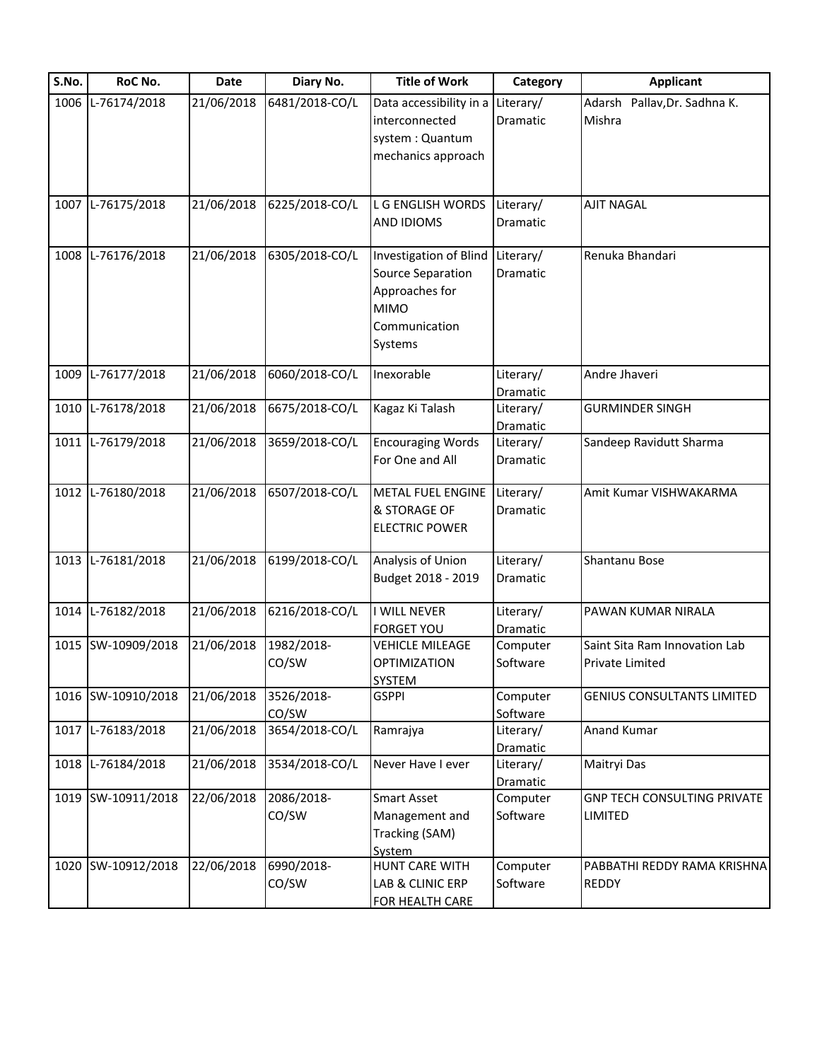| S.No. | RoC No. | Date | Diary No. | Title of Work | Category | Applicant |
|---|---|---|---|---|---|---|
| 1006 | L-76174/2018 | 21/06/2018 | 6481/2018-CO/L | Data accessibility in a interconnected system : Quantum mechanics approach | Literary/ Dramatic | Adarsh Pallav,Dr. Sadhna K. Mishra |
| 1007 | L-76175/2018 | 21/06/2018 | 6225/2018-CO/L | L G ENGLISH WORDS AND IDIOMS | Literary/ Dramatic | AJIT NAGAL |
| 1008 | L-76176/2018 | 21/06/2018 | 6305/2018-CO/L | Investigation of Blind Source Separation Approaches for MIMO Communication Systems | Literary/ Dramatic | Renuka Bhandari |
| 1009 | L-76177/2018 | 21/06/2018 | 6060/2018-CO/L | Inexorable | Literary/ Dramatic | Andre Jhaveri |
| 1010 | L-76178/2018 | 21/06/2018 | 6675/2018-CO/L | Kagaz Ki Talash | Literary/ Dramatic | GURMINDER SINGH |
| 1011 | L-76179/2018 | 21/06/2018 | 3659/2018-CO/L | Encouraging Words For One and All | Literary/ Dramatic | Sandeep Ravidutt Sharma |
| 1012 | L-76180/2018 | 21/06/2018 | 6507/2018-CO/L | METAL FUEL ENGINE & STORAGE OF ELECTRIC POWER | Literary/ Dramatic | Amit Kumar VISHWAKARMA |
| 1013 | L-76181/2018 | 21/06/2018 | 6199/2018-CO/L | Analysis of Union Budget 2018 - 2019 | Literary/ Dramatic | Shantanu Bose |
| 1014 | L-76182/2018 | 21/06/2018 | 6216/2018-CO/L | I WILL NEVER FORGET YOU | Literary/ Dramatic | PAWAN KUMAR NIRALA |
| 1015 | SW-10909/2018 | 21/06/2018 | 1982/2018-CO/SW | VEHICLE MILEAGE OPTIMIZATION SYSTEM | Computer Software | Saint Sita Ram Innovation Lab Private Limited |
| 1016 | SW-10910/2018 | 21/06/2018 | 3526/2018-CO/SW | GSPPI | Computer Software | GENIUS CONSULTANTS LIMITED |
| 1017 | L-76183/2018 | 21/06/2018 | 3654/2018-CO/L | Ramrajya | Literary/ Dramatic | Anand Kumar |
| 1018 | L-76184/2018 | 21/06/2018 | 3534/2018-CO/L | Never Have I ever | Literary/ Dramatic | Maitryi Das |
| 1019 | SW-10911/2018 | 22/06/2018 | 2086/2018-CO/SW | Smart Asset Management and Tracking (SAM) System | Computer Software | GNP TECH CONSULTING PRIVATE LIMITED |
| 1020 | SW-10912/2018 | 22/06/2018 | 6990/2018-CO/SW | HUNT CARE WITH LAB & CLINIC ERP FOR HEALTH CARE | Computer Software | PABBATHI REDDY RAMA KRISHNA REDDY |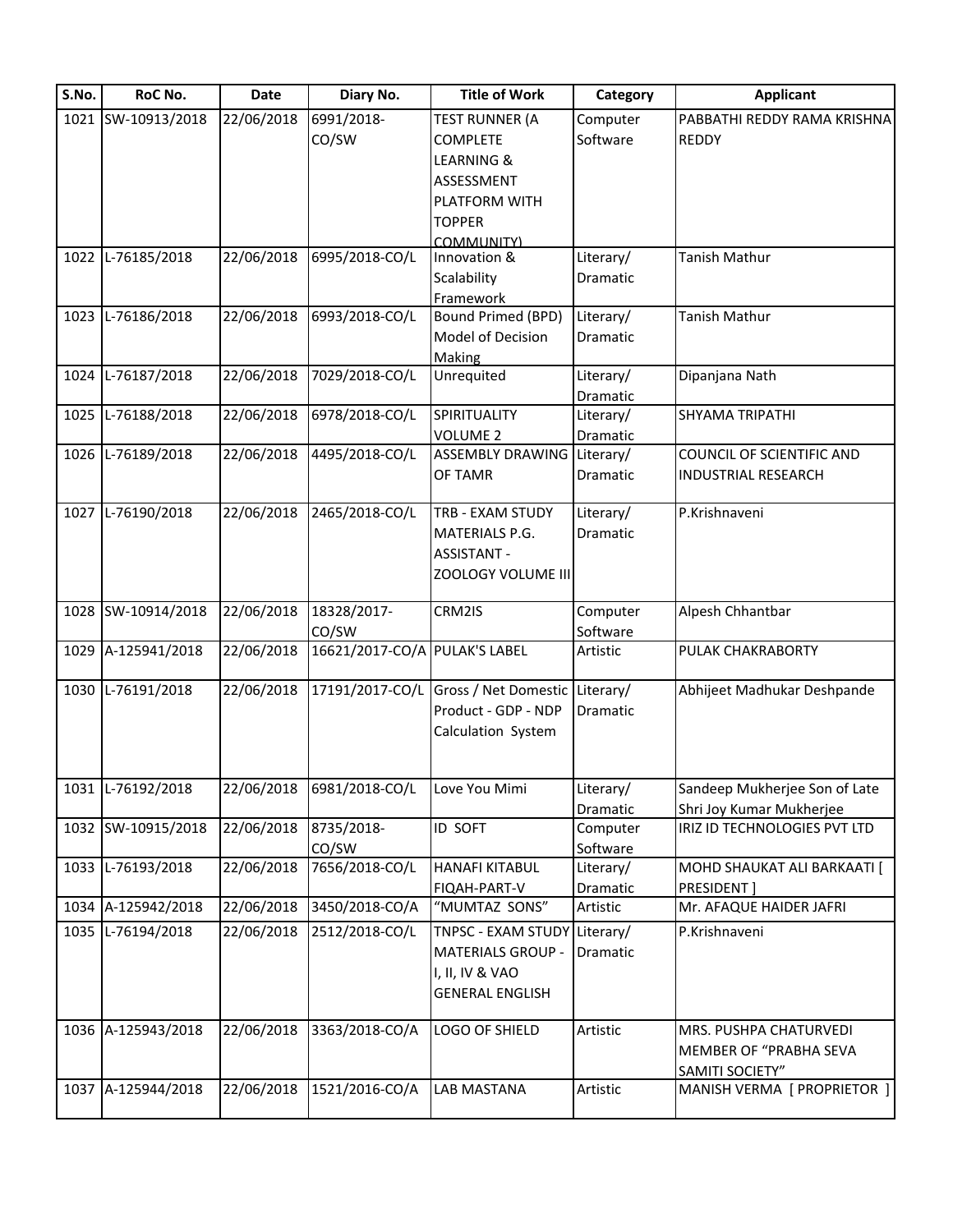| S.No. | RoC No. | Date | Diary No. | Title of Work | Category | Applicant |
|---|---|---|---|---|---|---|
| 1021 | SW-10913/2018 | 22/06/2018 | 6991/2018-CO/SW | TEST RUNNER (A COMPLETE LEARNING & ASSESSMENT PLATFORM WITH TOPPER COMMUNITY) | Computer Software | PABBATHI REDDY RAMA KRISHNA REDDY |
| 1022 | L-76185/2018 | 22/06/2018 | 6995/2018-CO/L | Innovation & Scalability Framework | Literary/ Dramatic | Tanish Mathur |
| 1023 | L-76186/2018 | 22/06/2018 | 6993/2018-CO/L | Bound Primed (BPD) Model of Decision Making | Literary/ Dramatic | Tanish Mathur |
| 1024 | L-76187/2018 | 22/06/2018 | 7029/2018-CO/L | Unrequited | Literary/ Dramatic | Dipanjana Nath |
| 1025 | L-76188/2018 | 22/06/2018 | 6978/2018-CO/L | SPIRITUALITY VOLUME 2 | Literary/ Dramatic | SHYAMA TRIPATHI |
| 1026 | L-76189/2018 | 22/06/2018 | 4495/2018-CO/L | ASSEMBLY DRAWING OF TAMR | Literary/ Dramatic | COUNCIL OF SCIENTIFIC AND INDUSTRIAL RESEARCH |
| 1027 | L-76190/2018 | 22/06/2018 | 2465/2018-CO/L | TRB - EXAM STUDY MATERIALS P.G. ASSISTANT - ZOOLOGY VOLUME III | Literary/ Dramatic | P.Krishnaveni |
| 1028 | SW-10914/2018 | 22/06/2018 | 18328/2017-CO/SW | CRM2IS | Computer Software | Alpesh Chhantbar |
| 1029 | A-125941/2018 | 22/06/2018 | 16621/2017-CO/A | PULAK'S LABEL | Artistic | PULAK CHAKRABORTY |
| 1030 | L-76191/2018 | 22/06/2018 | 17191/2017-CO/L | Gross / Net Domestic Product - GDP - NDP Calculation System | Literary/ Dramatic | Abhijeet Madhukar Deshpande |
| 1031 | L-76192/2018 | 22/06/2018 | 6981/2018-CO/L | Love You Mimi | Literary/ Dramatic | Sandeep Mukherjee Son of Late Shri Joy Kumar Mukherjee |
| 1032 | SW-10915/2018 | 22/06/2018 | 8735/2018-CO/SW | ID SOFT | Computer Software | IRIZ ID TECHNOLOGIES PVT LTD |
| 1033 | L-76193/2018 | 22/06/2018 | 7656/2018-CO/L | HANAFI KITABUL FIQAH-PART-V | Literary/ Dramatic | MOHD SHAUKAT ALI BARKAATI [ PRESIDENT ] |
| 1034 | A-125942/2018 | 22/06/2018 | 3450/2018-CO/A | "MUMTAZ SONS" | Artistic | Mr. AFAQUE HAIDER JAFRI |
| 1035 | L-76194/2018 | 22/06/2018 | 2512/2018-CO/L | TNPSC - EXAM STUDY MATERIALS GROUP - I, II, IV & VAO GENERAL ENGLISH | Literary/ Dramatic | P.Krishnaveni |
| 1036 | A-125943/2018 | 22/06/2018 | 3363/2018-CO/A | LOGO OF SHIELD | Artistic | MRS. PUSHPA CHATURVEDI MEMBER OF "PRABHA SEVA SAMITI SOCIETY" |
| 1037 | A-125944/2018 | 22/06/2018 | 1521/2016-CO/A | LAB MASTANA | Artistic | MANISH VERMA [ PROPRIETOR ] |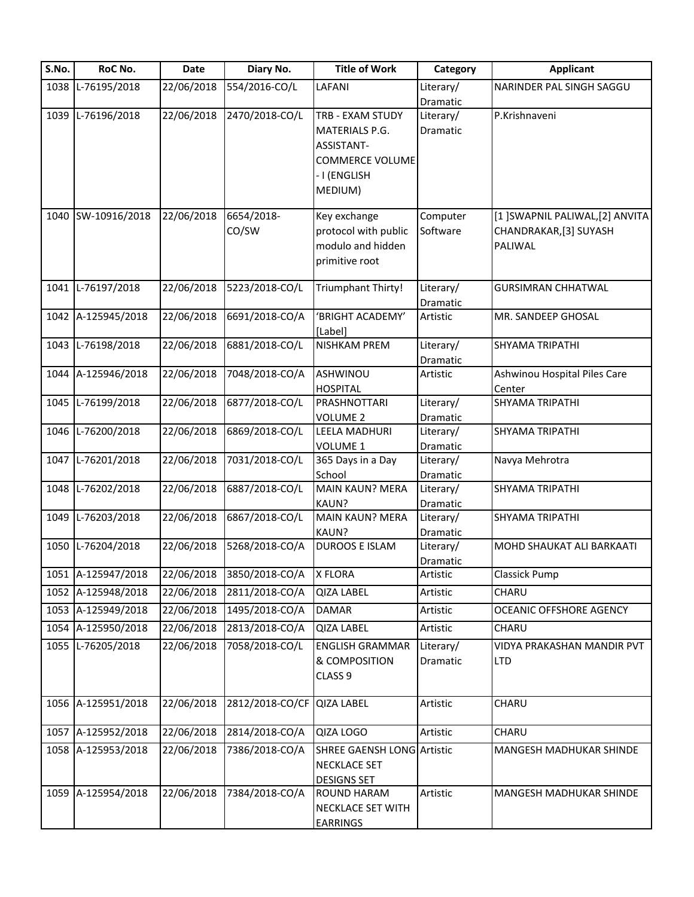| S.No. | RoC No. | Date | Diary No. | Title of Work | Category | Applicant |
|---|---|---|---|---|---|---|
| 1038 | L-76195/2018 | 22/06/2018 | 554/2016-CO/L | LAFANI | Literary/ Dramatic | NARINDER PAL SINGH SAGGU |
| 1039 | L-76196/2018 | 22/06/2018 | 2470/2018-CO/L | TRB - EXAM STUDY MATERIALS P.G. ASSISTANT- COMMERCE VOLUME - I (ENGLISH MEDIUM) | Literary/ Dramatic | P.Krishnaveni |
| 1040 | SW-10916/2018 | 22/06/2018 | 6654/2018-CO/SW | Key exchange protocol with public modulo and hidden primitive root | Computer Software | [1 ]SWAPNIL PALIWAL,[2] ANVITA CHANDRAKAR,[3] SUYASH PALIWAL |
| 1041 | L-76197/2018 | 22/06/2018 | 5223/2018-CO/L | Triumphant Thirty! | Literary/ Dramatic | GURSIMRAN CHHATWAL |
| 1042 | A-125945/2018 | 22/06/2018 | 6691/2018-CO/A | 'BRIGHT ACADEMY' [Label] | Artistic | MR. SANDEEP GHOSAL |
| 1043 | L-76198/2018 | 22/06/2018 | 6881/2018-CO/L | NISHKAM PREM | Literary/ Dramatic | SHYAMA TRIPATHI |
| 1044 | A-125946/2018 | 22/06/2018 | 7048/2018-CO/A | ASHWINOU HOSPITAL | Artistic | Ashwinou Hospital Piles Care Center |
| 1045 | L-76199/2018 | 22/06/2018 | 6877/2018-CO/L | PRASHNOTTARI VOLUME 2 | Literary/ Dramatic | SHYAMA TRIPATHI |
| 1046 | L-76200/2018 | 22/06/2018 | 6869/2018-CO/L | LEELA MADHURI VOLUME 1 | Literary/ Dramatic | SHYAMA TRIPATHI |
| 1047 | L-76201/2018 | 22/06/2018 | 7031/2018-CO/L | 365 Days in a Day School | Literary/ Dramatic | Navya Mehrotra |
| 1048 | L-76202/2018 | 22/06/2018 | 6887/2018-CO/L | MAIN KAUN? MERA KAUN? | Literary/ Dramatic | SHYAMA TRIPATHI |
| 1049 | L-76203/2018 | 22/06/2018 | 6867/2018-CO/L | MAIN KAUN? MERA KAUN? | Literary/ Dramatic | SHYAMA TRIPATHI |
| 1050 | L-76204/2018 | 22/06/2018 | 5268/2018-CO/A | DUROOS E ISLAM | Literary/ Dramatic | MOHD SHAUKAT ALI BARKAATI |
| 1051 | A-125947/2018 | 22/06/2018 | 3850/2018-CO/A | X FLORA | Artistic | Classick Pump |
| 1052 | A-125948/2018 | 22/06/2018 | 2811/2018-CO/A | QIZA LABEL | Artistic | CHARU |
| 1053 | A-125949/2018 | 22/06/2018 | 1495/2018-CO/A | DAMAR | Artistic | OCEANIC OFFSHORE AGENCY |
| 1054 | A-125950/2018 | 22/06/2018 | 2813/2018-CO/A | QIZA LABEL | Artistic | CHARU |
| 1055 | L-76205/2018 | 22/06/2018 | 7058/2018-CO/L | ENGLISH GRAMMAR & COMPOSITION CLASS 9 | Literary/ Dramatic | VIDYA PRAKASHAN MANDIR PVT LTD |
| 1056 | A-125951/2018 | 22/06/2018 | 2812/2018-CO/CF | QIZA LABEL | Artistic | CHARU |
| 1057 | A-125952/2018 | 22/06/2018 | 2814/2018-CO/A | QIZA LOGO | Artistic | CHARU |
| 1058 | A-125953/2018 | 22/06/2018 | 7386/2018-CO/A | SHREE GAENSH LONG NECKLACE SET DESIGNS SET | Artistic | MANGESH MADHUKAR SHINDE |
| 1059 | A-125954/2018 | 22/06/2018 | 7384/2018-CO/A | ROUND HARAM NECKLACE SET WITH EARRINGS | Artistic | MANGESH MADHUKAR SHINDE |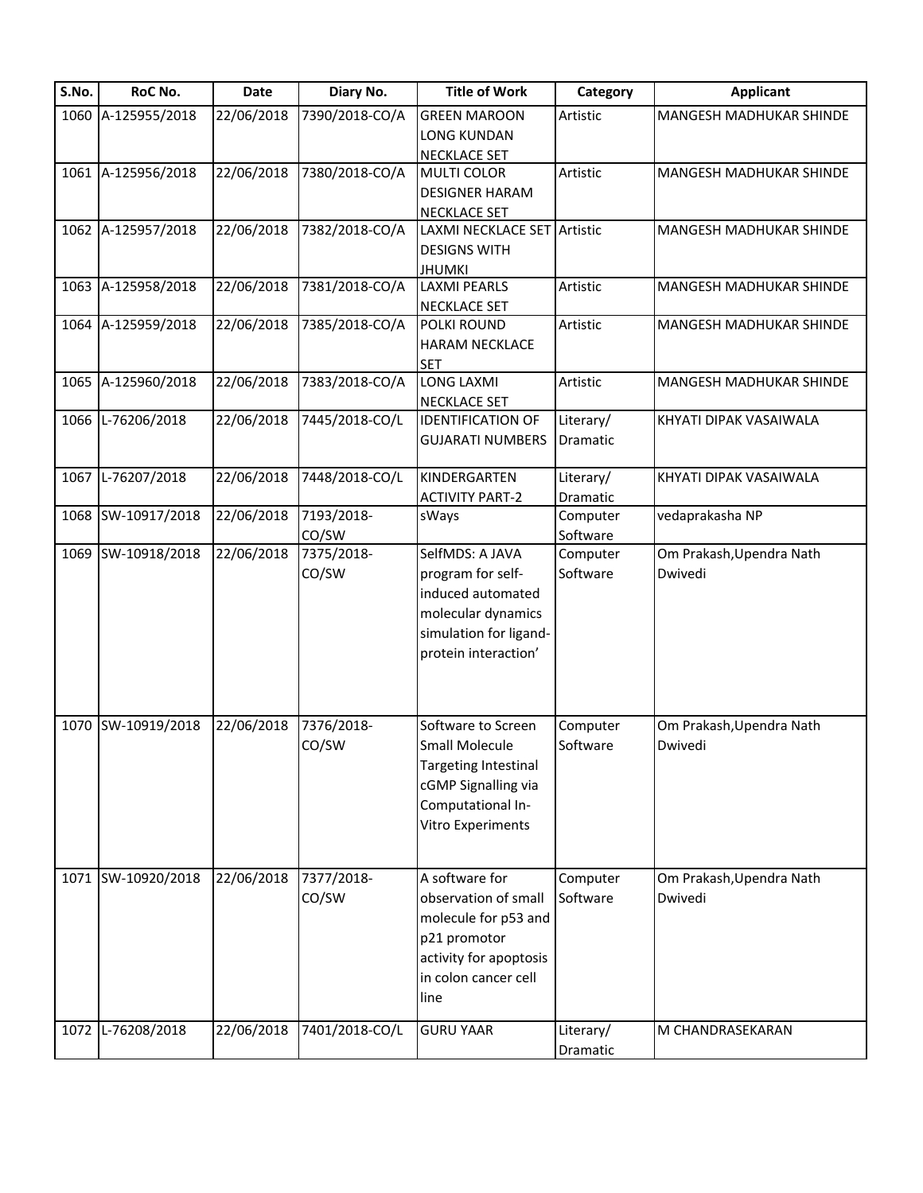| S.No. | RoC No. | Date | Diary No. | Title of Work | Category | Applicant |
|---|---|---|---|---|---|---|
| 1060 | A-125955/2018 | 22/06/2018 | 7390/2018-CO/A | GREEN MAROON LONG KUNDAN NECKLACE SET | Artistic | MANGESH MADHUKAR SHINDE |
| 1061 | A-125956/2018 | 22/06/2018 | 7380/2018-CO/A | MULTI COLOR DESIGNER HARAM NECKLACE SET | Artistic | MANGESH MADHUKAR SHINDE |
| 1062 | A-125957/2018 | 22/06/2018 | 7382/2018-CO/A | LAXMI NECKLACE SET DESIGNS WITH JHUMKI | Artistic | MANGESH MADHUKAR SHINDE |
| 1063 | A-125958/2018 | 22/06/2018 | 7381/2018-CO/A | LAXMI PEARLS NECKLACE SET | Artistic | MANGESH MADHUKAR SHINDE |
| 1064 | A-125959/2018 | 22/06/2018 | 7385/2018-CO/A | POLKI ROUND HARAM NECKLACE SET | Artistic | MANGESH MADHUKAR SHINDE |
| 1065 | A-125960/2018 | 22/06/2018 | 7383/2018-CO/A | LONG LAXMI NECKLACE SET | Artistic | MANGESH MADHUKAR SHINDE |
| 1066 | L-76206/2018 | 22/06/2018 | 7445/2018-CO/L | IDENTIFICATION OF GUJARATI NUMBERS | Literary/ Dramatic | KHYATI DIPAK VASAIWALA |
| 1067 | L-76207/2018 | 22/06/2018 | 7448/2018-CO/L | KINDERGARTEN ACTIVITY PART-2 | Literary/ Dramatic | KHYATI DIPAK VASAIWALA |
| 1068 | SW-10917/2018 | 22/06/2018 | 7193/2018-CO/SW | sWays | Computer Software | vedaprakasha NP |
| 1069 | SW-10918/2018 | 22/06/2018 | 7375/2018-CO/SW | SelfMDS: A JAVA program for self-induced automated molecular dynamics simulation for ligand-protein interaction' | Computer Software | Om Prakash,Upendra Nath Dwivedi |
| 1070 | SW-10919/2018 | 22/06/2018 | 7376/2018-CO/SW | Software to Screen Small Molecule Targeting Intestinal cGMP Signalling via Computational In-Vitro Experiments | Computer Software | Om Prakash,Upendra Nath Dwivedi |
| 1071 | SW-10920/2018 | 22/06/2018 | 7377/2018-CO/SW | A software for observation of small molecule for p53 and p21 promotor activity for apoptosis in colon cancer cell line | Computer Software | Om Prakash,Upendra Nath Dwivedi |
| 1072 | L-76208/2018 | 22/06/2018 | 7401/2018-CO/L | GURU YAAR | Literary/ Dramatic | M CHANDRASEKARAN |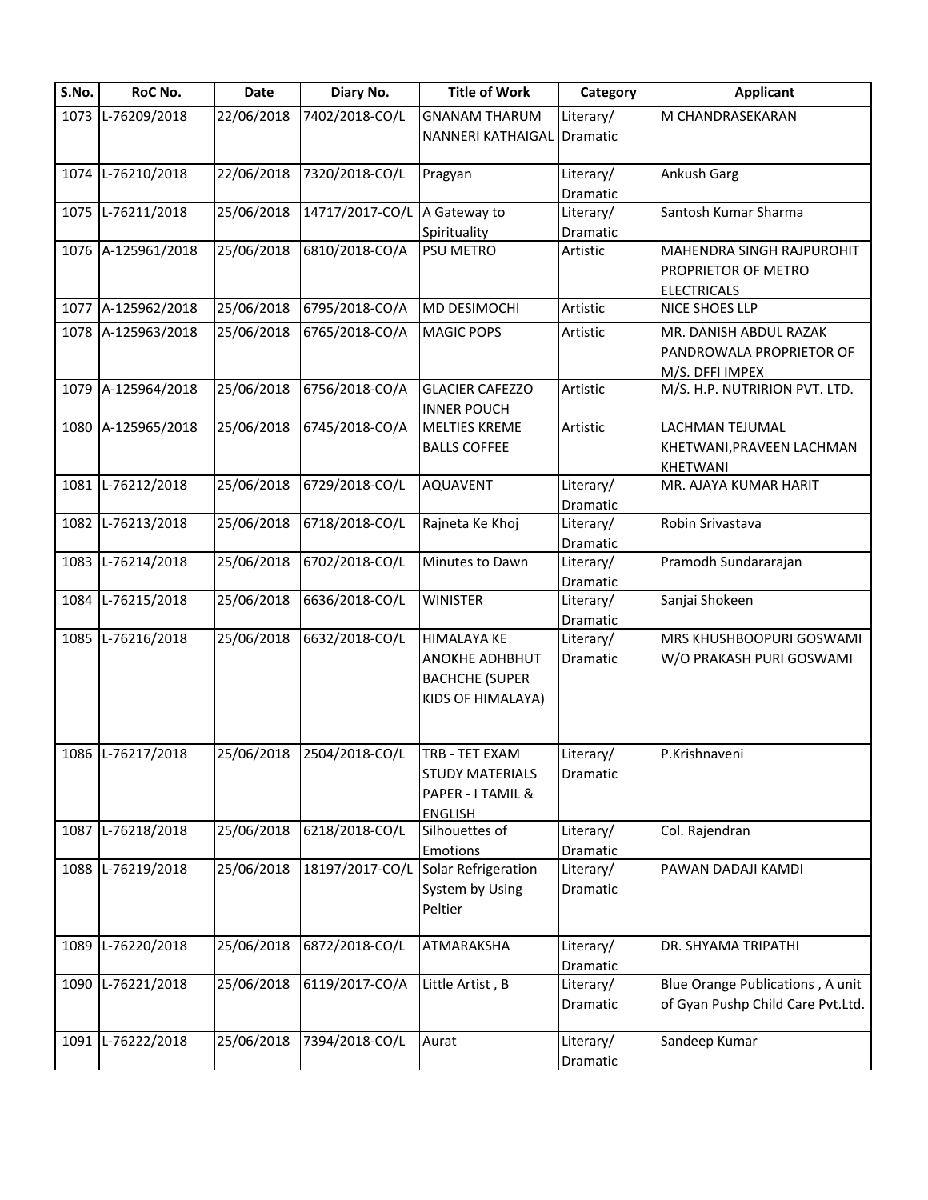| S.No. | RoC No. | Date | Diary No. | Title of Work | Category | Applicant |
|---|---|---|---|---|---|---|
| 1073 | L-76209/2018 | 22/06/2018 | 7402/2018-CO/L | GNANAM THARUM NANNERI KATHAIGAL | Literary/ Dramatic | M CHANDRASEKARAN |
| 1074 | L-76210/2018 | 22/06/2018 | 7320/2018-CO/L | Pragyan | Literary/ Dramatic | Ankush Garg |
| 1075 | L-76211/2018 | 25/06/2018 | 14717/2017-CO/L | A Gateway to Spirituality | Literary/ Dramatic | Santosh Kumar Sharma |
| 1076 | A-125961/2018 | 25/06/2018 | 6810/2018-CO/A | PSU METRO | Artistic | MAHENDRA SINGH RAJPUROHIT PROPRIETOR OF METRO ELECTRICALS |
| 1077 | A-125962/2018 | 25/06/2018 | 6795/2018-CO/A | MD DESIMOCHI | Artistic | NICE SHOES LLP |
| 1078 | A-125963/2018 | 25/06/2018 | 6765/2018-CO/A | MAGIC POPS | Artistic | MR. DANISH ABDUL RAZAK PANDROWALA PROPRIETOR OF M/S. DFFI IMPEX |
| 1079 | A-125964/2018 | 25/06/2018 | 6756/2018-CO/A | GLACIER CAFEZZO INNER POUCH | Artistic | M/S. H.P. NUTRIRION PVT. LTD. |
| 1080 | A-125965/2018 | 25/06/2018 | 6745/2018-CO/A | MELTIES KREME BALLS COFFEE | Artistic | LACHMAN TEJUMAL KHETWANI,PRAVEEN LACHMAN KHETWANI |
| 1081 | L-76212/2018 | 25/06/2018 | 6729/2018-CO/L | AQUAVENT | Literary/ Dramatic | MR. AJAYA KUMAR HARIT |
| 1082 | L-76213/2018 | 25/06/2018 | 6718/2018-CO/L | Rajneta Ke Khoj | Literary/ Dramatic | Robin Srivastava |
| 1083 | L-76214/2018 | 25/06/2018 | 6702/2018-CO/L | Minutes to Dawn | Literary/ Dramatic | Pramodh Sundararajan |
| 1084 | L-76215/2018 | 25/06/2018 | 6636/2018-CO/L | WINISTER | Literary/ Dramatic | Sanjai Shokeen |
| 1085 | L-76216/2018 | 25/06/2018 | 6632/2018-CO/L | HIMALAYA KE ANOKHE ADHBHUT BACHCHE (SUPER KIDS OF HIMALAYA) | Literary/ Dramatic | MRS KHUSHBOOPURI GOSWAMI W/O PRAKASH PURI GOSWAMI |
| 1086 | L-76217/2018 | 25/06/2018 | 2504/2018-CO/L | TRB - TET EXAM STUDY MATERIALS PAPER - I TAMIL & ENGLISH | Literary/ Dramatic | P.Krishnaveni |
| 1087 | L-76218/2018 | 25/06/2018 | 6218/2018-CO/L | Silhouettes of Emotions | Literary/ Dramatic | Col. Rajendran |
| 1088 | L-76219/2018 | 25/06/2018 | 18197/2017-CO/L | Solar Refrigeration System by Using Peltier | Literary/ Dramatic | PAWAN DADAJI KAMDI |
| 1089 | L-76220/2018 | 25/06/2018 | 6872/2018-CO/L | ATMARAKSHA | Literary/ Dramatic | DR. SHYAMA TRIPATHI |
| 1090 | L-76221/2018 | 25/06/2018 | 6119/2017-CO/A | Little Artist , B | Literary/ Dramatic | Blue Orange Publications , A unit of Gyan Pushp Child Care Pvt.Ltd. |
| 1091 | L-76222/2018 | 25/06/2018 | 7394/2018-CO/L | Aurat | Literary/ Dramatic | Sandeep Kumar |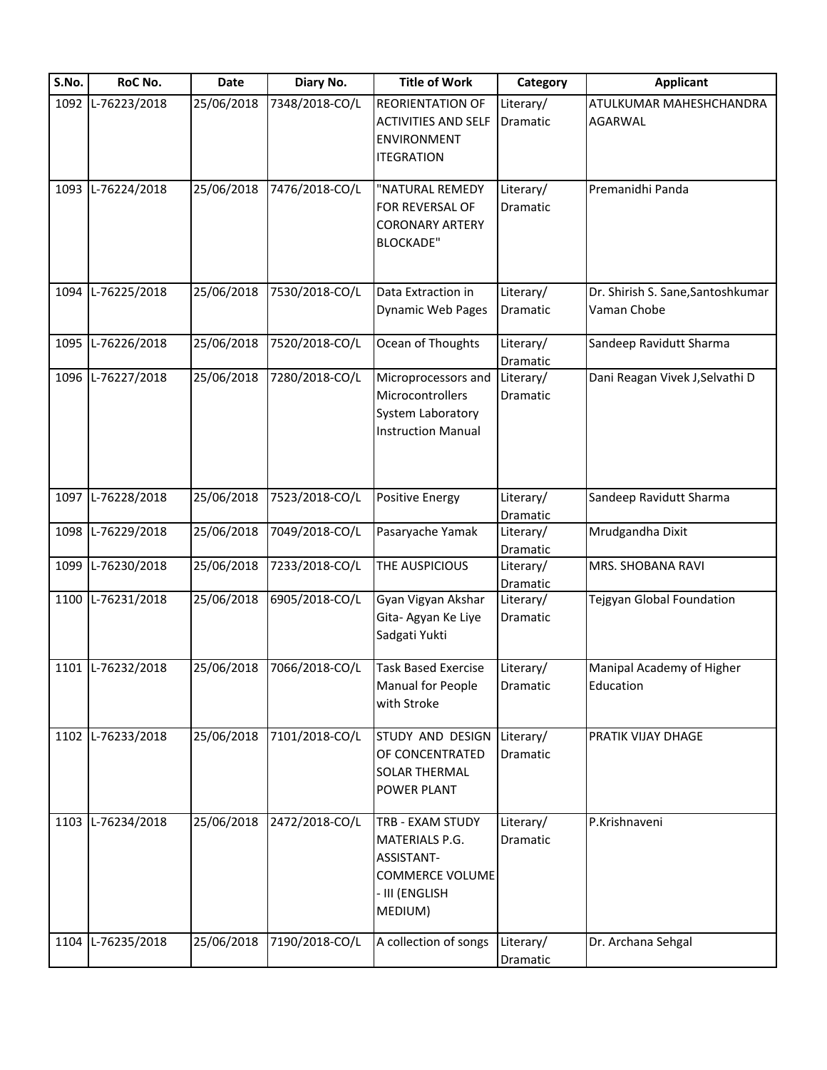| S.No. | RoC No. | Date | Diary No. | Title of Work | Category | Applicant |
|---|---|---|---|---|---|---|
| 1092 | L-76223/2018 | 25/06/2018 | 7348/2018-CO/L | REORIENTATION OF ACTIVITIES AND SELF ENVIRONMENT ITEGRATION | Literary/ Dramatic | ATULKUMAR MAHESHCHANDRA AGARWAL |
| 1093 | L-76224/2018 | 25/06/2018 | 7476/2018-CO/L | "NATURAL REMEDY FOR REVERSAL OF CORONARY ARTERY BLOCKADE" | Literary/ Dramatic | Premanidhi Panda |
| 1094 | L-76225/2018 | 25/06/2018 | 7530/2018-CO/L | Data Extraction in Dynamic Web Pages | Literary/ Dramatic | Dr. Shirish S. Sane,Santoshkumar Vaman Chobe |
| 1095 | L-76226/2018 | 25/06/2018 | 7520/2018-CO/L | Ocean of Thoughts | Literary/ Dramatic | Sandeep Ravidutt Sharma |
| 1096 | L-76227/2018 | 25/06/2018 | 7280/2018-CO/L | Microprocessors and Microcontrollers System Laboratory Instruction Manual | Literary/ Dramatic | Dani Reagan Vivek J,Selvathi D |
| 1097 | L-76228/2018 | 25/06/2018 | 7523/2018-CO/L | Positive Energy | Literary/ Dramatic | Sandeep Ravidutt Sharma |
| 1098 | L-76229/2018 | 25/06/2018 | 7049/2018-CO/L | Pasaryache Yamak | Literary/ Dramatic | Mrudgandha Dixit |
| 1099 | L-76230/2018 | 25/06/2018 | 7233/2018-CO/L | THE AUSPICIOUS | Literary/ Dramatic | MRS. SHOBANA RAVI |
| 1100 | L-76231/2018 | 25/06/2018 | 6905/2018-CO/L | Gyan Vigyan Akshar Gita- Agyan Ke Liye Sadgati Yukti | Literary/ Dramatic | Tejgyan Global Foundation |
| 1101 | L-76232/2018 | 25/06/2018 | 7066/2018-CO/L | Task Based Exercise Manual for People with Stroke | Literary/ Dramatic | Manipal Academy of Higher Education |
| 1102 | L-76233/2018 | 25/06/2018 | 7101/2018-CO/L | STUDY AND DESIGN OF CONCENTRATED SOLAR THERMAL POWER PLANT | Literary/ Dramatic | PRATIK VIJAY DHAGE |
| 1103 | L-76234/2018 | 25/06/2018 | 2472/2018-CO/L | TRB - EXAM STUDY MATERIALS P.G. ASSISTANT-COMMERCE VOLUME - III (ENGLISH MEDIUM) | Literary/ Dramatic | P.Krishnaveni |
| 1104 | L-76235/2018 | 25/06/2018 | 7190/2018-CO/L | A collection of songs | Literary/ Dramatic | Dr. Archana Sehgal |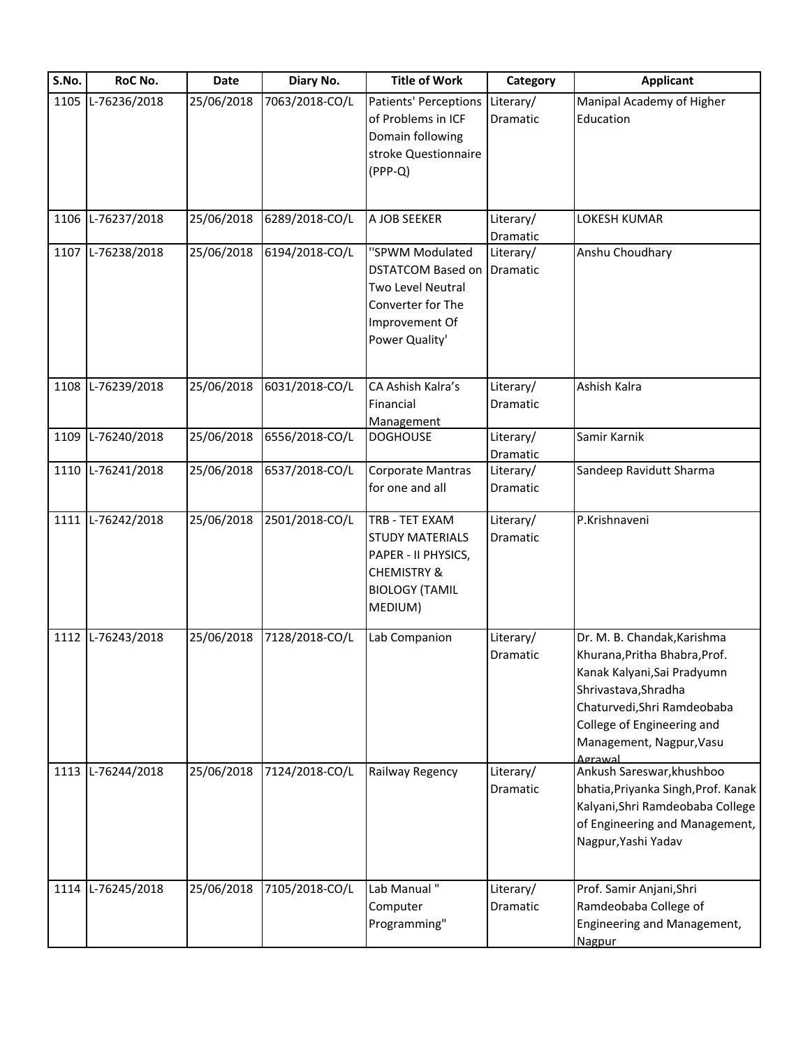| S.No. | RoC No. | Date | Diary No. | Title of Work | Category | Applicant |
|---|---|---|---|---|---|---|
| 1105 | L-76236/2018 | 25/06/2018 | 7063/2018-CO/L | Patients' Perceptions of Problems in ICF Domain following stroke Questionnaire (PPP-Q) | Literary/ Dramatic | Manipal Academy of Higher Education |
| 1106 | L-76237/2018 | 25/06/2018 | 6289/2018-CO/L | A JOB SEEKER | Literary/ Dramatic | LOKESH KUMAR |
| 1107 | L-76238/2018 | 25/06/2018 | 6194/2018-CO/L | ''SPWM Modulated DSTATCOM Based on Two Level Neutral Converter for The Improvement Of Power Quality' | Literary/ Dramatic | Anshu Choudhary |
| 1108 | L-76239/2018 | 25/06/2018 | 6031/2018-CO/L | CA Ashish Kalra's Financial Management | Literary/ Dramatic | Ashish Kalra |
| 1109 | L-76240/2018 | 25/06/2018 | 6556/2018-CO/L | DOGHOUSE | Literary/ Dramatic | Samir Karnik |
| 1110 | L-76241/2018 | 25/06/2018 | 6537/2018-CO/L | Corporate Mantras for one and all | Literary/ Dramatic | Sandeep Ravidutt Sharma |
| 1111 | L-76242/2018 | 25/06/2018 | 2501/2018-CO/L | TRB - TET EXAM STUDY MATERIALS PAPER - II PHYSICS, CHEMISTRY & BIOLOGY (TAMIL MEDIUM) | Literary/ Dramatic | P.Krishnaveni |
| 1112 | L-76243/2018 | 25/06/2018 | 7128/2018-CO/L | Lab Companion | Literary/ Dramatic | Dr. M. B. Chandak,Karishma Khurana,Pritha Bhabra,Prof. Kanak Kalyani,Sai Pradyumn Shrivastava,Shradha Chaturvedi,Shri Ramdeobaba College of Engineering and Management, Nagpur,Vasu Agrawal |
| 1113 | L-76244/2018 | 25/06/2018 | 7124/2018-CO/L | Railway Regency | Literary/ Dramatic | Ankush Sareswar,khushboo bhatia,Priyanka Singh,Prof. Kanak Kalyani,Shri Ramdeobaba College of Engineering and Management, Nagpur,Yashi Yadav |
| 1114 | L-76245/2018 | 25/06/2018 | 7105/2018-CO/L | Lab Manual " Computer Programming" | Literary/ Dramatic | Prof. Samir Anjani,Shri Ramdeobaba College of Engineering and Management, Nagpur |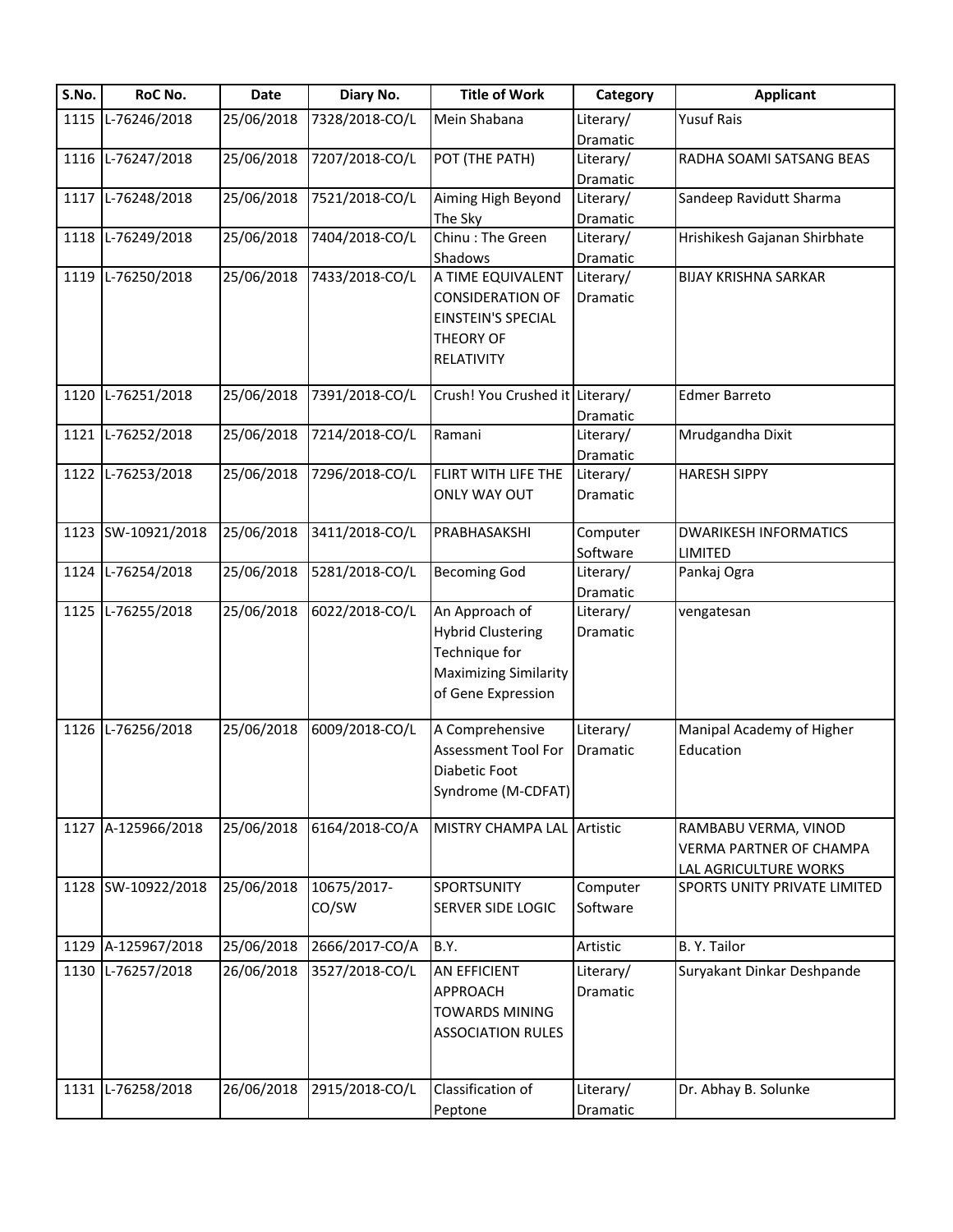| S.No. | RoC No. | Date | Diary No. | Title of Work | Category | Applicant |
|---|---|---|---|---|---|---|
| 1115 | L-76246/2018 | 25/06/2018 | 7328/2018-CO/L | Mein Shabana | Literary/ Dramatic | Yusuf Rais |
| 1116 | L-76247/2018 | 25/06/2018 | 7207/2018-CO/L | POT (THE PATH) | Literary/ Dramatic | RADHA SOAMI SATSANG BEAS |
| 1117 | L-76248/2018 | 25/06/2018 | 7521/2018-CO/L | Aiming High Beyond The Sky | Literary/ Dramatic | Sandeep Ravidutt Sharma |
| 1118 | L-76249/2018 | 25/06/2018 | 7404/2018-CO/L | Chinu : The Green Shadows | Literary/ Dramatic | Hrishikesh Gajanan Shirbhate |
| 1119 | L-76250/2018 | 25/06/2018 | 7433/2018-CO/L | A TIME EQUIVALENT CONSIDERATION OF EINSTEIN'S SPECIAL THEORY OF RELATIVITY | Literary/ Dramatic | BIJAY KRISHNA SARKAR |
| 1120 | L-76251/2018 | 25/06/2018 | 7391/2018-CO/L | Crush! You Crushed it | Literary/ Dramatic | Edmer Barreto |
| 1121 | L-76252/2018 | 25/06/2018 | 7214/2018-CO/L | Ramani | Literary/ Dramatic | Mrudgandha Dixit |
| 1122 | L-76253/2018 | 25/06/2018 | 7296/2018-CO/L | FLIRT WITH LIFE THE ONLY WAY OUT | Literary/ Dramatic | HARESH SIPPY |
| 1123 | SW-10921/2018 | 25/06/2018 | 3411/2018-CO/L | PRABHASAKSHI | Computer Software | DWARIKESH INFORMATICS LIMITED |
| 1124 | L-76254/2018 | 25/06/2018 | 5281/2018-CO/L | Becoming God | Literary/ Dramatic | Pankaj Ogra |
| 1125 | L-76255/2018 | 25/06/2018 | 6022/2018-CO/L | An Approach of Hybrid Clustering Technique for Maximizing Similarity of Gene Expression | Literary/ Dramatic | vengatesan |
| 1126 | L-76256/2018 | 25/06/2018 | 6009/2018-CO/L | A Comprehensive Assessment Tool For Diabetic Foot Syndrome (M-CDFAT) | Literary/ Dramatic | Manipal Academy of Higher Education |
| 1127 | A-125966/2018 | 25/06/2018 | 6164/2018-CO/A | MISTRY CHAMPA LAL | Artistic | RAMBABU VERMA, VINOD VERMA PARTNER OF CHAMPA LAL AGRICULTURE WORKS |
| 1128 | SW-10922/2018 | 25/06/2018 | 10675/2017-CO/SW | SPORTSUNITY SERVER SIDE LOGIC | Computer Software | SPORTS UNITY PRIVATE LIMITED |
| 1129 | A-125967/2018 | 25/06/2018 | 2666/2017-CO/A | B.Y. | Artistic | B. Y. Tailor |
| 1130 | L-76257/2018 | 26/06/2018 | 3527/2018-CO/L | AN EFFICIENT APPROACH TOWARDS MINING ASSOCIATION RULES | Literary/ Dramatic | Suryakant Dinkar Deshpande |
| 1131 | L-76258/2018 | 26/06/2018 | 2915/2018-CO/L | Classification of Peptone | Literary/ Dramatic | Dr. Abhay B. Solunke |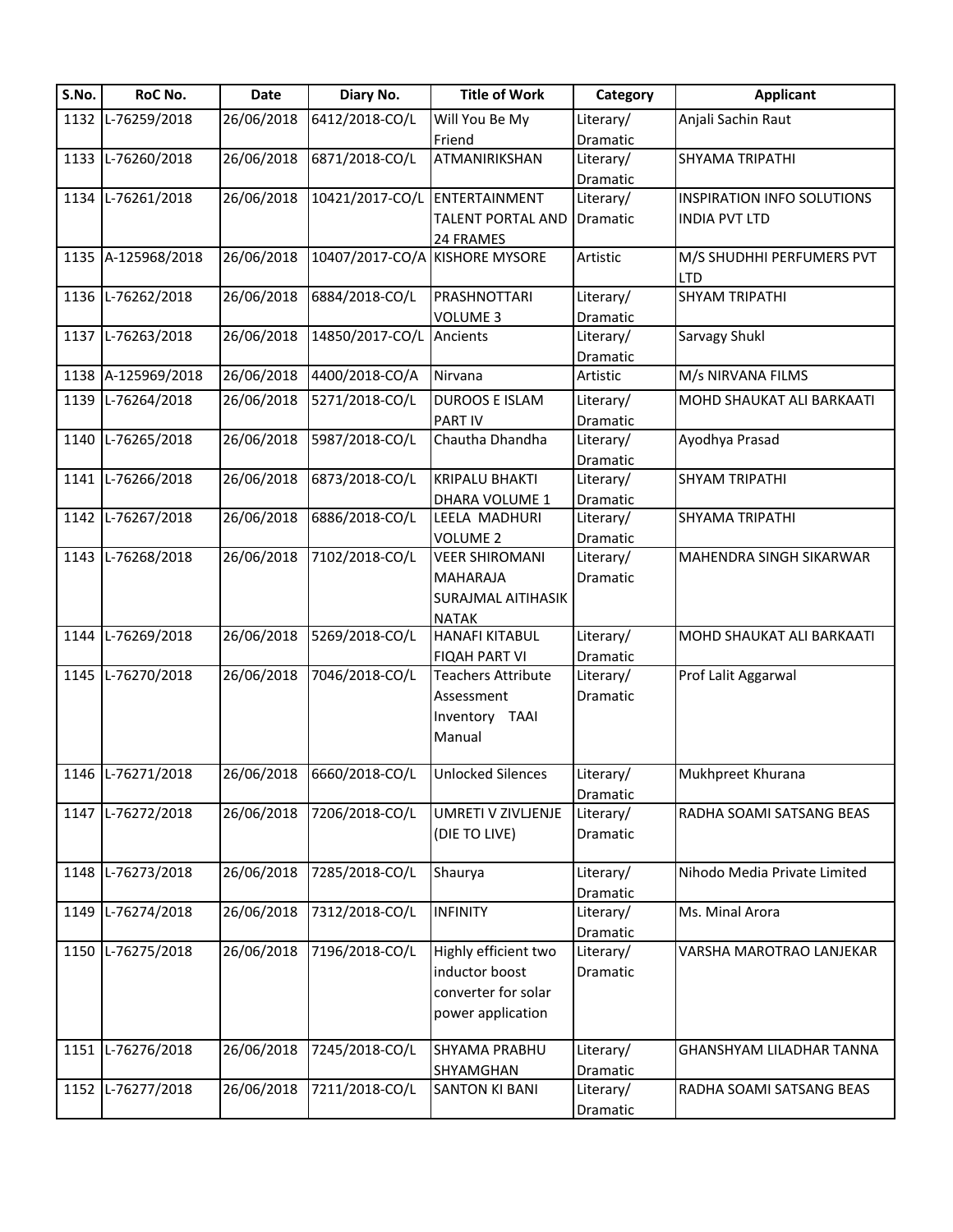| S.No. | RoC No. | Date | Diary No. | Title of Work | Category | Applicant |
|---|---|---|---|---|---|---|
| 1132 | L-76259/2018 | 26/06/2018 | 6412/2018-CO/L | Will You Be My Friend | Literary/ Dramatic | Anjali Sachin Raut |
| 1133 | L-76260/2018 | 26/06/2018 | 6871/2018-CO/L | ATMANIRIKSHAN | Literary/ Dramatic | SHYAMA TRIPATHI |
| 1134 | L-76261/2018 | 26/06/2018 | 10421/2017-CO/L | ENTERTAINMENT TALENT PORTAL AND 24 FRAMES | Literary/ Dramatic | INSPIRATION INFO SOLUTIONS INDIA PVT LTD |
| 1135 | A-125968/2018 | 26/06/2018 | 10407/2017-CO/A | KISHORE MYSORE | Artistic | M/S SHUDHHI PERFUMERS PVT LTD |
| 1136 | L-76262/2018 | 26/06/2018 | 6884/2018-CO/L | PRASHNOTTARI VOLUME 3 | Literary/ Dramatic | SHYAM TRIPATHI |
| 1137 | L-76263/2018 | 26/06/2018 | 14850/2017-CO/L | Ancients | Literary/ Dramatic | Sarvagy Shukl |
| 1138 | A-125969/2018 | 26/06/2018 | 4400/2018-CO/A | Nirvana | Artistic | M/s NIRVANA FILMS |
| 1139 | L-76264/2018 | 26/06/2018 | 5271/2018-CO/L | DUROOS E ISLAM PART IV | Literary/ Dramatic | MOHD SHAUKAT ALI BARKAATI |
| 1140 | L-76265/2018 | 26/06/2018 | 5987/2018-CO/L | Chautha Dhandha | Literary/ Dramatic | Ayodhya Prasad |
| 1141 | L-76266/2018 | 26/06/2018 | 6873/2018-CO/L | KRIPALU BHAKTI DHARA VOLUME 1 | Literary/ Dramatic | SHYAM TRIPATHI |
| 1142 | L-76267/2018 | 26/06/2018 | 6886/2018-CO/L | LEELA MADHURI VOLUME 2 | Literary/ Dramatic | SHYAMA TRIPATHI |
| 1143 | L-76268/2018 | 26/06/2018 | 7102/2018-CO/L | VEER SHIROMANI MAHARAJA SURAJMAL AITIHASIK NATAK | Literary/ Dramatic | MAHENDRA SINGH SIKARWAR |
| 1144 | L-76269/2018 | 26/06/2018 | 5269/2018-CO/L | HANAFI KITABUL FIQAH PART VI | Literary/ Dramatic | MOHD SHAUKAT ALI BARKAATI |
| 1145 | L-76270/2018 | 26/06/2018 | 7046/2018-CO/L | Teachers Attribute Assessment Inventory TAAI Manual | Literary/ Dramatic | Prof Lalit Aggarwal |
| 1146 | L-76271/2018 | 26/06/2018 | 6660/2018-CO/L | Unlocked Silences | Literary/ Dramatic | Mukhpreet Khurana |
| 1147 | L-76272/2018 | 26/06/2018 | 7206/2018-CO/L | UMRETI V ZIVLJENJE (DIE TO LIVE) | Literary/ Dramatic | RADHA SOAMI SATSANG BEAS |
| 1148 | L-76273/2018 | 26/06/2018 | 7285/2018-CO/L | Shaurya | Literary/ Dramatic | Nihodo Media Private Limited |
| 1149 | L-76274/2018 | 26/06/2018 | 7312/2018-CO/L | INFINITY | Literary/ Dramatic | Ms. Minal Arora |
| 1150 | L-76275/2018 | 26/06/2018 | 7196/2018-CO/L | Highly efficient two inductor boost converter for solar power application | Literary/ Dramatic | VARSHA MAROTRAO LANJEKAR |
| 1151 | L-76276/2018 | 26/06/2018 | 7245/2018-CO/L | SHYAMA PRABHU SHYAMGHAN | Literary/ Dramatic | GHANSHYAM LILADHAR TANNA |
| 1152 | L-76277/2018 | 26/06/2018 | 7211/2018-CO/L | SANTON KI BANI | Literary/ Dramatic | RADHA SOAMI SATSANG BEAS |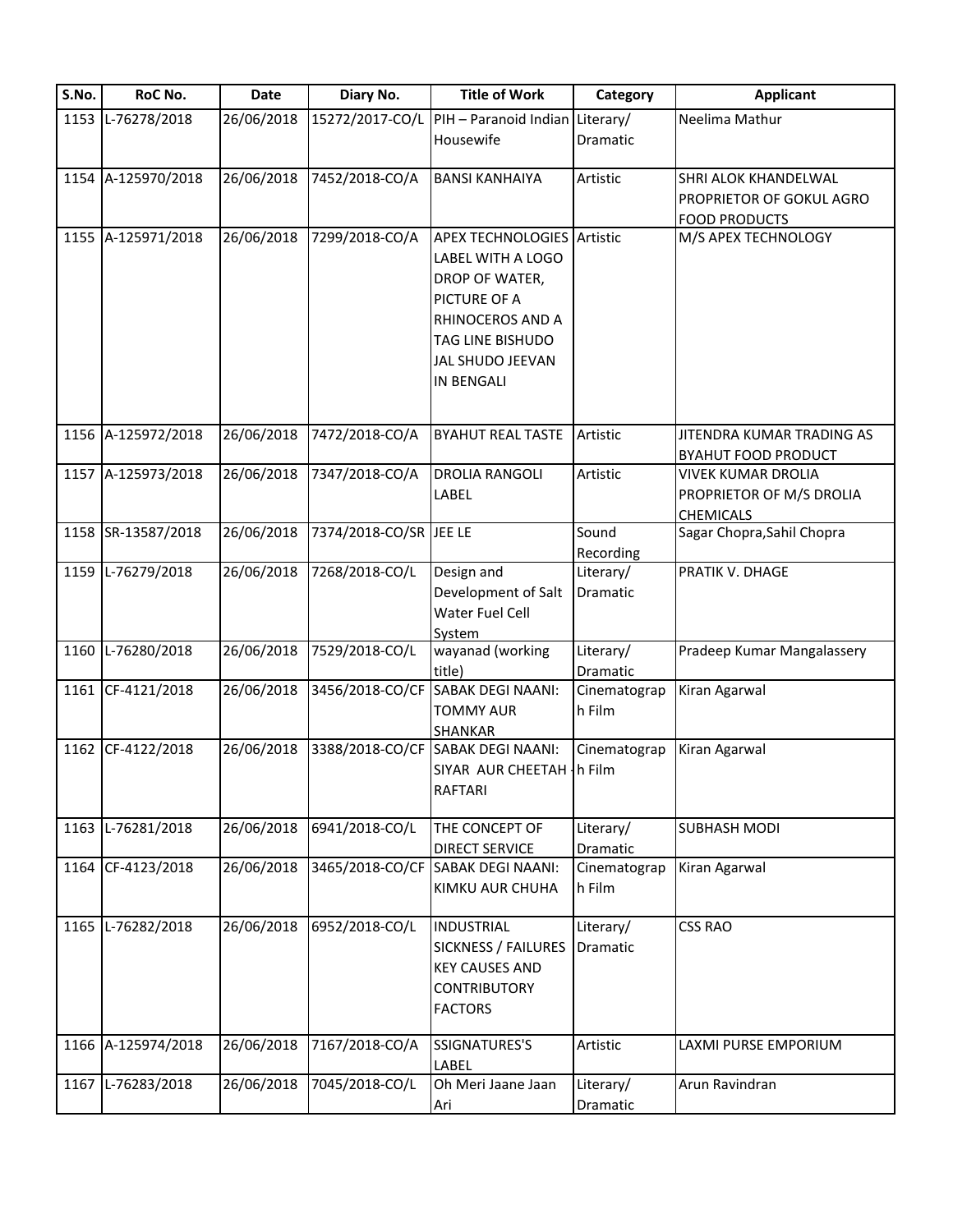| S.No. | RoC No. | Date | Diary No. | Title of Work | Category | Applicant |
| --- | --- | --- | --- | --- | --- | --- |
| 1153 | L-76278/2018 | 26/06/2018 | 15272/2017-CO/L | PIH – Paranoid Indian Housewife | Literary/ Dramatic | Neelima Mathur |
| 1154 | A-125970/2018 | 26/06/2018 | 7452/2018-CO/A | BANSI KANHAIYA | Artistic | SHRI ALOK KHANDELWAL PROPRIETOR OF GOKUL AGRO FOOD PRODUCTS |
| 1155 | A-125971/2018 | 26/06/2018 | 7299/2018-CO/A | APEX TECHNOLOGIES LABEL WITH A LOGO DROP OF WATER, PICTURE OF A RHINOCEROS AND A TAG LINE BISHUDO JAL SHUDO JEEVAN IN BENGALI | Artistic | M/S APEX TECHNOLOGY |
| 1156 | A-125972/2018 | 26/06/2018 | 7472/2018-CO/A | BYAHUT REAL TASTE | Artistic | JITENDRA KUMAR TRADING AS BYAHUT FOOD PRODUCT |
| 1157 | A-125973/2018 | 26/06/2018 | 7347/2018-CO/A | DROLIA RANGOLI LABEL | Artistic | VIVEK KUMAR DROLIA PROPRIETOR OF M/S DROLIA CHEMICALS |
| 1158 | SR-13587/2018 | 26/06/2018 | 7374/2018-CO/SR | JEE LE | Sound Recording | Sagar Chopra,Sahil Chopra |
| 1159 | L-76279/2018 | 26/06/2018 | 7268/2018-CO/L | Design and Development of Salt Water Fuel Cell System | Literary/ Dramatic | PRATIK V. DHAGE |
| 1160 | L-76280/2018 | 26/06/2018 | 7529/2018-CO/L | wayanad (working title) | Literary/ Dramatic | Pradeep Kumar Mangalassery |
| 1161 | CF-4121/2018 | 26/06/2018 | 3456/2018-CO/CF | SABAK DEGI NAANI: TOMMY AUR SHANKAR | Cinematograph Film | Kiran Agarwal |
| 1162 | CF-4122/2018 | 26/06/2018 | 3388/2018-CO/CF | SABAK DEGI NAANI: SIYAR AUR CHEETAH - RAFTARI | Cinematograph Film | Kiran Agarwal |
| 1163 | L-76281/2018 | 26/06/2018 | 6941/2018-CO/L | THE CONCEPT OF DIRECT SERVICE | Literary/ Dramatic | SUBHASH MODI |
| 1164 | CF-4123/2018 | 26/06/2018 | 3465/2018-CO/CF | SABAK DEGI NAANI: KIMKU AUR CHUHA | Cinematograph Film | Kiran Agarwal |
| 1165 | L-76282/2018 | 26/06/2018 | 6952/2018-CO/L | INDUSTRIAL SICKNESS / FAILURES KEY CAUSES AND CONTRIBUTORY FACTORS | Literary/ Dramatic | CSS RAO |
| 1166 | A-125974/2018 | 26/06/2018 | 7167/2018-CO/A | SSIGNATURES'S LABEL | Artistic | LAXMI PURSE EMPORIUM |
| 1167 | L-76283/2018 | 26/06/2018 | 7045/2018-CO/L | Oh Meri Jaane Jaan Ari | Literary/ Dramatic | Arun Ravindran |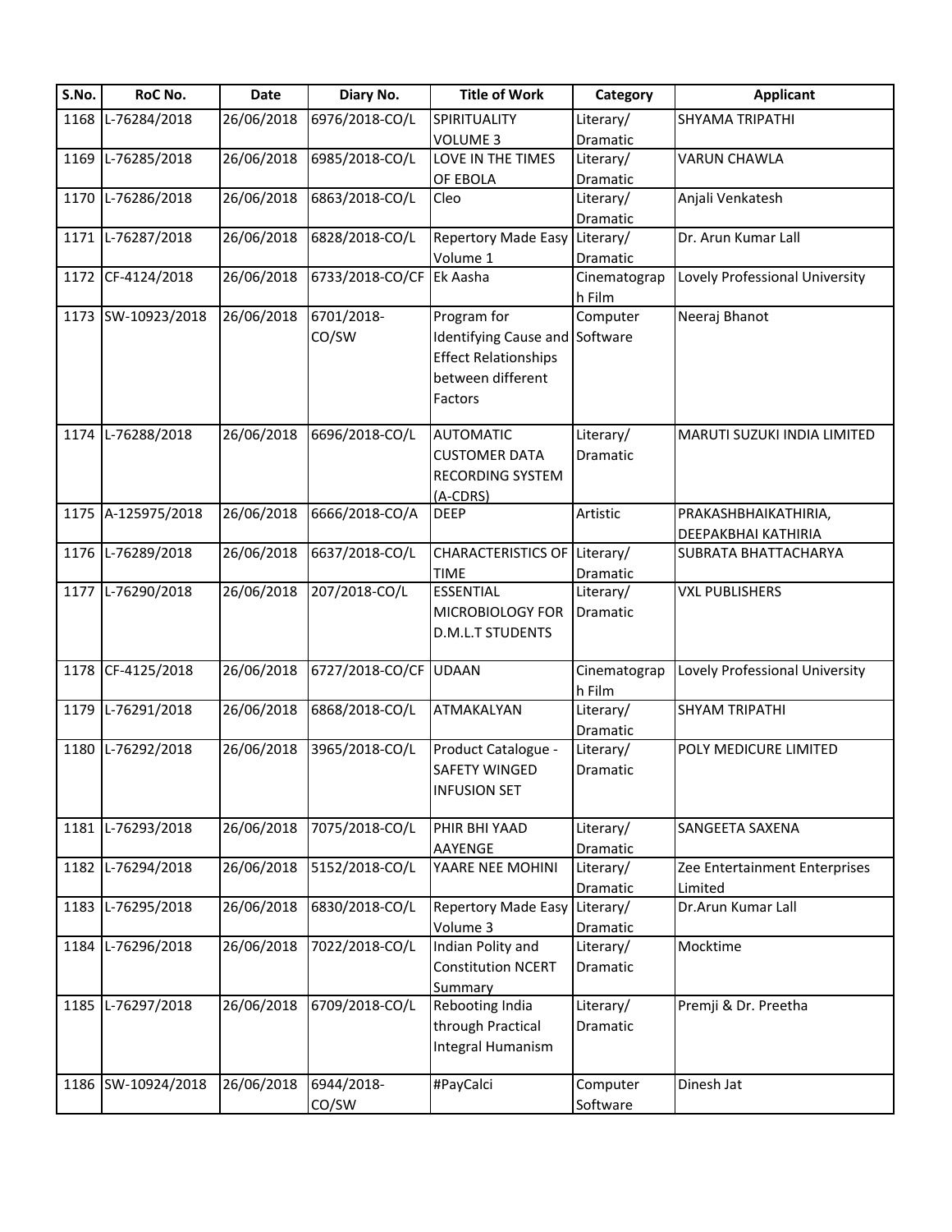| S.No. | RoC No. | Date | Diary No. | Title of Work | Category | Applicant |
|---|---|---|---|---|---|---|
| 1168 | L-76284/2018 | 26/06/2018 | 6976/2018-CO/L | SPIRITUALITY VOLUME 3 | Literary/ Dramatic | SHYAMA TRIPATHI |
| 1169 | L-76285/2018 | 26/06/2018 | 6985/2018-CO/L | LOVE IN THE TIMES OF EBOLA | Literary/ Dramatic | VARUN CHAWLA |
| 1170 | L-76286/2018 | 26/06/2018 | 6863/2018-CO/L | Cleo | Literary/ Dramatic | Anjali Venkatesh |
| 1171 | L-76287/2018 | 26/06/2018 | 6828/2018-CO/L | Repertory Made Easy Volume 1 | Literary/ Dramatic | Dr. Arun Kumar Lall |
| 1172 | CF-4124/2018 | 26/06/2018 | 6733/2018-CO/CF | Ek Aasha | Cinematograph Film | Lovely Professional University |
| 1173 | SW-10923/2018 | 26/06/2018 | 6701/2018-CO/SW | Program for Identifying Cause and Effect Relationships between different Factors | Computer Software | Neeraj Bhanot |
| 1174 | L-76288/2018 | 26/06/2018 | 6696/2018-CO/L | AUTOMATIC CUSTOMER DATA RECORDING SYSTEM (A-CDRS) | Literary/ Dramatic | MARUTI SUZUKI INDIA LIMITED |
| 1175 | A-125975/2018 | 26/06/2018 | 6666/2018-CO/A | DEEP | Artistic | PRAKASHBHAIKATHIRIA, DEEPAKBHAI KATHIRIA |
| 1176 | L-76289/2018 | 26/06/2018 | 6637/2018-CO/L | CHARACTERISTICS OF TIME | Literary/ Dramatic | SUBRATA BHATTACHARYA |
| 1177 | L-76290/2018 | 26/06/2018 | 207/2018-CO/L | ESSENTIAL MICROBIOLOGY FOR D.M.L.T STUDENTS | Literary/ Dramatic | VXL PUBLISHERS |
| 1178 | CF-4125/2018 | 26/06/2018 | 6727/2018-CO/CF | UDAAN | Cinematograph Film | Lovely Professional University |
| 1179 | L-76291/2018 | 26/06/2018 | 6868/2018-CO/L | ATMAKALYAN | Literary/ Dramatic | SHYAM TRIPATHI |
| 1180 | L-76292/2018 | 26/06/2018 | 3965/2018-CO/L | Product Catalogue - SAFETY WINGED INFUSION SET | Literary/ Dramatic | POLY MEDICURE LIMITED |
| 1181 | L-76293/2018 | 26/06/2018 | 7075/2018-CO/L | PHIR BHI YAAD AAYENGE | Literary/ Dramatic | SANGEETA SAXENA |
| 1182 | L-76294/2018 | 26/06/2018 | 5152/2018-CO/L | YAARE NEE MOHINI | Literary/ Dramatic | Zee Entertainment Enterprises Limited |
| 1183 | L-76295/2018 | 26/06/2018 | 6830/2018-CO/L | Repertory Made Easy Volume 3 | Literary/ Dramatic | Dr.Arun Kumar Lall |
| 1184 | L-76296/2018 | 26/06/2018 | 7022/2018-CO/L | Indian Polity and Constitution NCERT Summary | Literary/ Dramatic | Mocktime |
| 1185 | L-76297/2018 | 26/06/2018 | 6709/2018-CO/L | Rebooting India through Practical Integral Humanism | Literary/ Dramatic | Premji & Dr. Preetha |
| 1186 | SW-10924/2018 | 26/06/2018 | 6944/2018-CO/SW | #PayCalci | Computer Software | Dinesh Jat |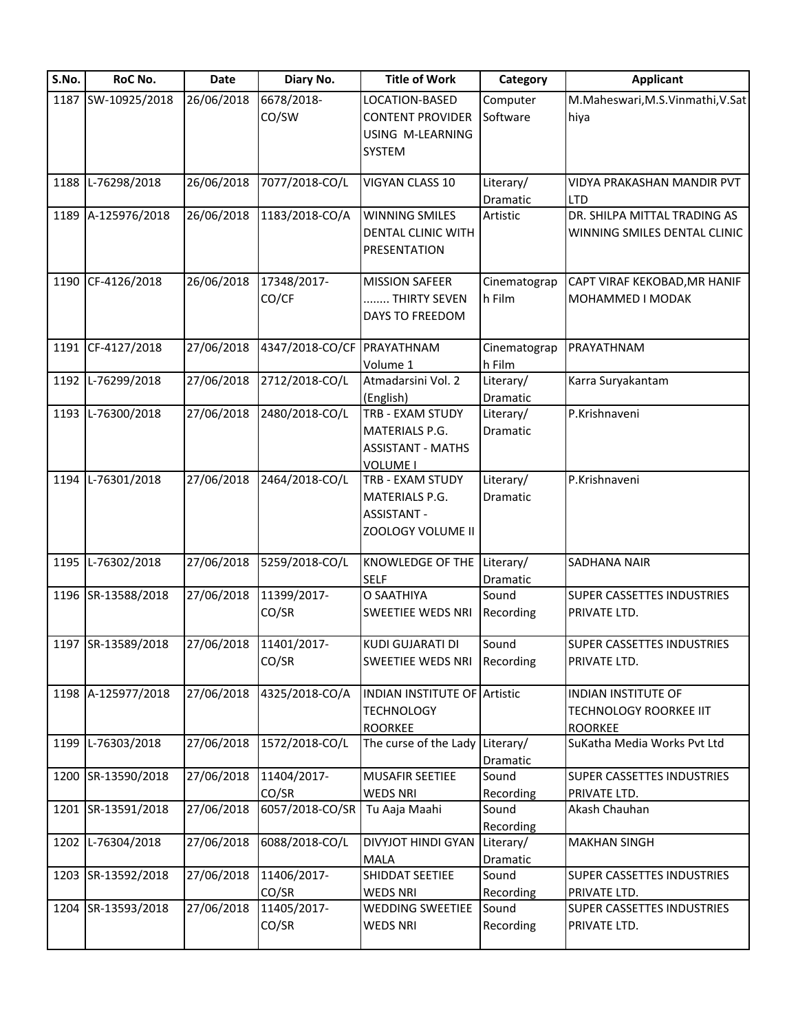| S.No. | RoC No. | Date | Diary No. | Title of Work | Category | Applicant |
|---|---|---|---|---|---|---|
| 1187 | SW-10925/2018 | 26/06/2018 | 6678/2018-CO/SW | LOCATION-BASED CONTENT PROVIDER USING M-LEARNING SYSTEM | Computer Software | M.Maheswari,M.S.Vinmathi,V.Sathiya |
| 1188 | L-76298/2018 | 26/06/2018 | 7077/2018-CO/L | VIGYAN CLASS 10 | Literary/ Dramatic | VIDYA PRAKASHAN MANDIR PVT LTD |
| 1189 | A-125976/2018 | 26/06/2018 | 1183/2018-CO/A | WINNING SMILES DENTAL CLINIC WITH PRESENTATION | Artistic | DR. SHILPA MITTAL TRADING AS WINNING SMILES DENTAL CLINIC |
| 1190 | CF-4126/2018 | 26/06/2018 | 17348/2017-CO/CF | MISSION SAFEER ........ THIRTY SEVEN DAYS TO FREEDOM | Cinematograph Film | CAPT VIRAF KEKOBAD,MR HANIF MOHAMMED I MODAK |
| 1191 | CF-4127/2018 | 27/06/2018 | 4347/2018-CO/CF | PRAYATHNAM Volume 1 | Cinematograph Film | PRAYATHNAM |
| 1192 | L-76299/2018 | 27/06/2018 | 2712/2018-CO/L | Atmadarsini Vol. 2 (English) | Literary/ Dramatic | Karra Suryakantam |
| 1193 | L-76300/2018 | 27/06/2018 | 2480/2018-CO/L | TRB - EXAM STUDY MATERIALS P.G. ASSISTANT - MATHS VOLUME I | Literary/ Dramatic | P.Krishnaveni |
| 1194 | L-76301/2018 | 27/06/2018 | 2464/2018-CO/L | TRB - EXAM STUDY MATERIALS P.G. ASSISTANT - ZOOLOGY VOLUME II | Literary/ Dramatic | P.Krishnaveni |
| 1195 | L-76302/2018 | 27/06/2018 | 5259/2018-CO/L | KNOWLEDGE OF THE SELF | Literary/ Dramatic | SADHANA NAIR |
| 1196 | SR-13588/2018 | 27/06/2018 | 11399/2017-CO/SR | O SAATHIYA SWEETIEE WEDS NRI | Sound Recording | SUPER CASSETTES INDUSTRIES PRIVATE LTD. |
| 1197 | SR-13589/2018 | 27/06/2018 | 11401/2017-CO/SR | KUDI GUJARATI DI SWEETIEE WEDS NRI | Sound Recording | SUPER CASSETTES INDUSTRIES PRIVATE LTD. |
| 1198 | A-125977/2018 | 27/06/2018 | 4325/2018-CO/A | INDIAN INSTITUTE OF TECHNOLOGY ROORKEE | Artistic | INDIAN INSTITUTE OF TECHNOLOGY ROORKEE IIT ROORKEE |
| 1199 | L-76303/2018 | 27/06/2018 | 1572/2018-CO/L | The curse of the Lady | Literary/ Dramatic | SuKatha Media Works Pvt Ltd |
| 1200 | SR-13590/2018 | 27/06/2018 | 11404/2017-CO/SR | MUSAFIR SEETIEE WEDS NRI | Sound Recording | SUPER CASSETTES INDUSTRIES PRIVATE LTD. |
| 1201 | SR-13591/2018 | 27/06/2018 | 6057/2018-CO/SR | Tu Aaja Maahi | Sound Recording | Akash Chauhan |
| 1202 | L-76304/2018 | 27/06/2018 | 6088/2018-CO/L | DIVYJOT HINDI GYAN MALA | Literary/ Dramatic | MAKHAN SINGH |
| 1203 | SR-13592/2018 | 27/06/2018 | 11406/2017-CO/SR | SHIDDAT SEETIEE WEDS NRI | Sound Recording | SUPER CASSETTES INDUSTRIES PRIVATE LTD. |
| 1204 | SR-13593/2018 | 27/06/2018 | 11405/2017-CO/SR | WEDDING SWEETIEE WEDS NRI | Sound Recording | SUPER CASSETTES INDUSTRIES PRIVATE LTD. |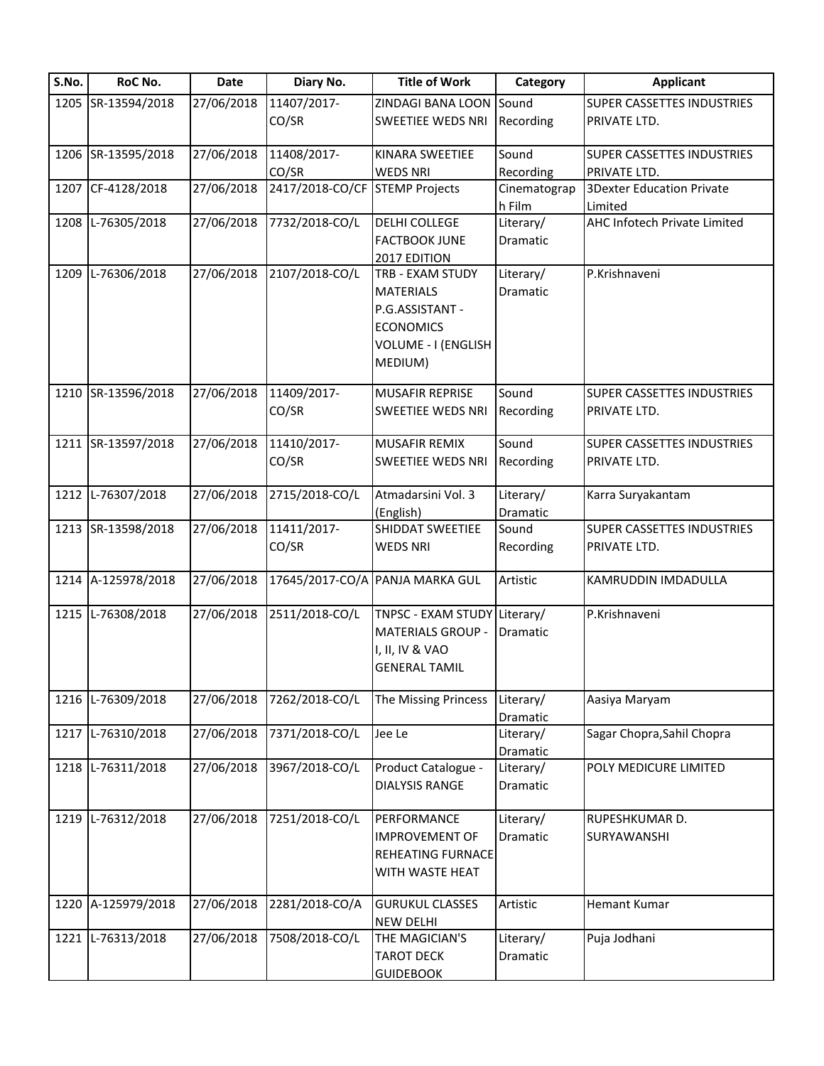| S.No. | RoC No. | Date | Diary No. | Title of Work | Category | Applicant |
|---|---|---|---|---|---|---|
| 1205 | SR-13594/2018 | 27/06/2018 | 11407/2017-CO/SR | ZINDAGI BANA LOON SWEETIEE WEDS NRI | Sound Recording | SUPER CASSETTES INDUSTRIES PRIVATE LTD. |
| 1206 | SR-13595/2018 | 27/06/2018 | 11408/2017-CO/SR | KINARA SWEETIEE WEDS NRI | Sound Recording | SUPER CASSETTES INDUSTRIES PRIVATE LTD. |
| 1207 | CF-4128/2018 | 27/06/2018 | 2417/2018-CO/CF | STEMP Projects | Cinematograph Film | 3Dexter Education Private Limited |
| 1208 | L-76305/2018 | 27/06/2018 | 7732/2018-CO/L | DELHI COLLEGE FACTBOOK JUNE 2017 EDITION | Literary/ Dramatic | AHC Infotech Private Limited |
| 1209 | L-76306/2018 | 27/06/2018 | 2107/2018-CO/L | TRB - EXAM STUDY MATERIALS P.G.ASSISTANT - ECONOMICS VOLUME - I (ENGLISH MEDIUM) | Literary/ Dramatic | P.Krishnaveni |
| 1210 | SR-13596/2018 | 27/06/2018 | 11409/2017-CO/SR | MUSAFIR REPRISE SWEETIEE WEDS NRI | Sound Recording | SUPER CASSETTES INDUSTRIES PRIVATE LTD. |
| 1211 | SR-13597/2018 | 27/06/2018 | 11410/2017-CO/SR | MUSAFIR REMIX SWEETIEE WEDS NRI | Sound Recording | SUPER CASSETTES INDUSTRIES PRIVATE LTD. |
| 1212 | L-76307/2018 | 27/06/2018 | 2715/2018-CO/L | Atmadarsini Vol. 3 (English) | Literary/ Dramatic | Karra Suryakantam |
| 1213 | SR-13598/2018 | 27/06/2018 | 11411/2017-CO/SR | SHIDDAT SWEETIEE WEDS NRI | Sound Recording | SUPER CASSETTES INDUSTRIES PRIVATE LTD. |
| 1214 | A-125978/2018 | 27/06/2018 | 17645/2017-CO/A | PANJA MARKA GUL | Artistic | KAMRUDDIN IMDADULLA |
| 1215 | L-76308/2018 | 27/06/2018 | 2511/2018-CO/L | TNPSC - EXAM STUDY MATERIALS GROUP - I, II, IV & VAO GENERAL TAMIL | Literary/ Dramatic | P.Krishnaveni |
| 1216 | L-76309/2018 | 27/06/2018 | 7262/2018-CO/L | The Missing Princess | Literary/ Dramatic | Aasiya Maryam |
| 1217 | L-76310/2018 | 27/06/2018 | 7371/2018-CO/L | Jee Le | Literary/ Dramatic | Sagar Chopra,Sahil Chopra |
| 1218 | L-76311/2018 | 27/06/2018 | 3967/2018-CO/L | Product Catalogue - DIALYSIS RANGE | Literary/ Dramatic | POLY MEDICURE LIMITED |
| 1219 | L-76312/2018 | 27/06/2018 | 7251/2018-CO/L | PERFORMANCE IMPROVEMENT OF REHEATING FURNACE WITH WASTE HEAT | Literary/ Dramatic | RUPESHKUMAR D. SURYAWANSHI |
| 1220 | A-125979/2018 | 27/06/2018 | 2281/2018-CO/A | GURUKUL CLASSES NEW DELHI | Artistic | Hemant Kumar |
| 1221 | L-76313/2018 | 27/06/2018 | 7508/2018-CO/L | THE MAGICIAN'S TAROT DECK GUIDEBOOK | Literary/ Dramatic | Puja Jodhani |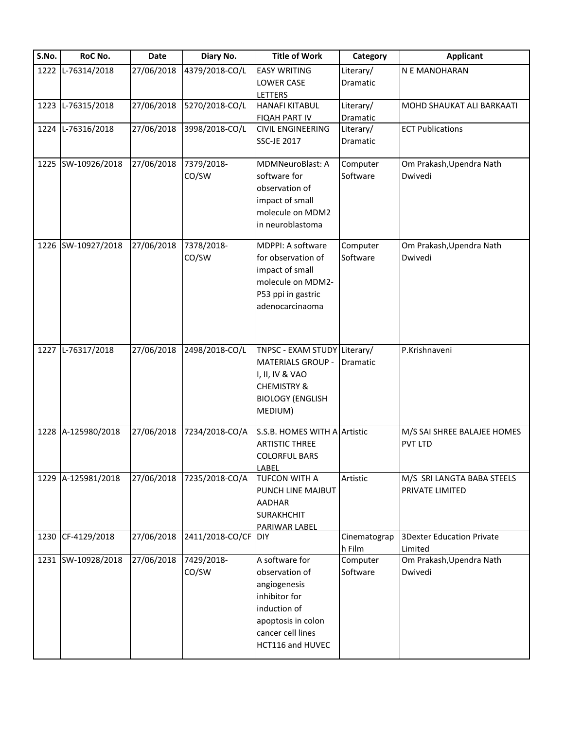| S.No. | RoC No. | Date | Diary No. | Title of Work | Category | Applicant |
|---|---|---|---|---|---|---|
| 1222 | L-76314/2018 | 27/06/2018 | 4379/2018-CO/L | EASY WRITING LOWER CASE LETTERS | Literary/ Dramatic | N E MANOHARAN |
| 1223 | L-76315/2018 | 27/06/2018 | 5270/2018-CO/L | HANAFI KITABUL FIQAH PART IV | Literary/ Dramatic | MOHD SHAUKAT ALI BARKAATI |
| 1224 | L-76316/2018 | 27/06/2018 | 3998/2018-CO/L | CIVIL ENGINEERING SSC-JE 2017 | Literary/ Dramatic | ECT Publications |
| 1225 | SW-10926/2018 | 27/06/2018 | 7379/2018-CO/SW | MDMNeuroBlast: A software for observation of impact of small molecule on MDM2 in neuroblastoma | Computer Software | Om Prakash,Upendra Nath Dwivedi |
| 1226 | SW-10927/2018 | 27/06/2018 | 7378/2018-CO/SW | MDPPI: A software for observation of impact of small molecule on MDM2-P53 ppi in gastric adenocarcinaoma | Computer Software | Om Prakash,Upendra Nath Dwivedi |
| 1227 | L-76317/2018 | 27/06/2018 | 2498/2018-CO/L | TNPSC - EXAM STUDY MATERIALS GROUP - I, II, IV & VAO CHEMISTRY & BIOLOGY (ENGLISH MEDIUM) | Literary/ Dramatic | P.Krishnaveni |
| 1228 | A-125980/2018 | 27/06/2018 | 7234/2018-CO/A | S.S.B. HOMES WITH A ARTISTIC THREE COLORFUL BARS LABEL | Artistic | M/S SAI SHREE BALAJEE HOMES PVT LTD |
| 1229 | A-125981/2018 | 27/06/2018 | 7235/2018-CO/A | TUFCON WITH A PUNCH LINE MAJBUT AADHAR SURAKHCHIT PARIWAR LABEL | Artistic | M/S SRI LANGTA BABA STEELS PRIVATE LIMITED |
| 1230 | CF-4129/2018 | 27/06/2018 | 2411/2018-CO/CF | DIY | Cinematograph Film | 3Dexter Education Private Limited |
| 1231 | SW-10928/2018 | 27/06/2018 | 7429/2018-CO/SW | A software for observation of angiogenesis inhibitor for induction of apoptosis in colon cancer cell lines HCT116 and HUVEC | Computer Software | Om Prakash,Upendra Nath Dwivedi |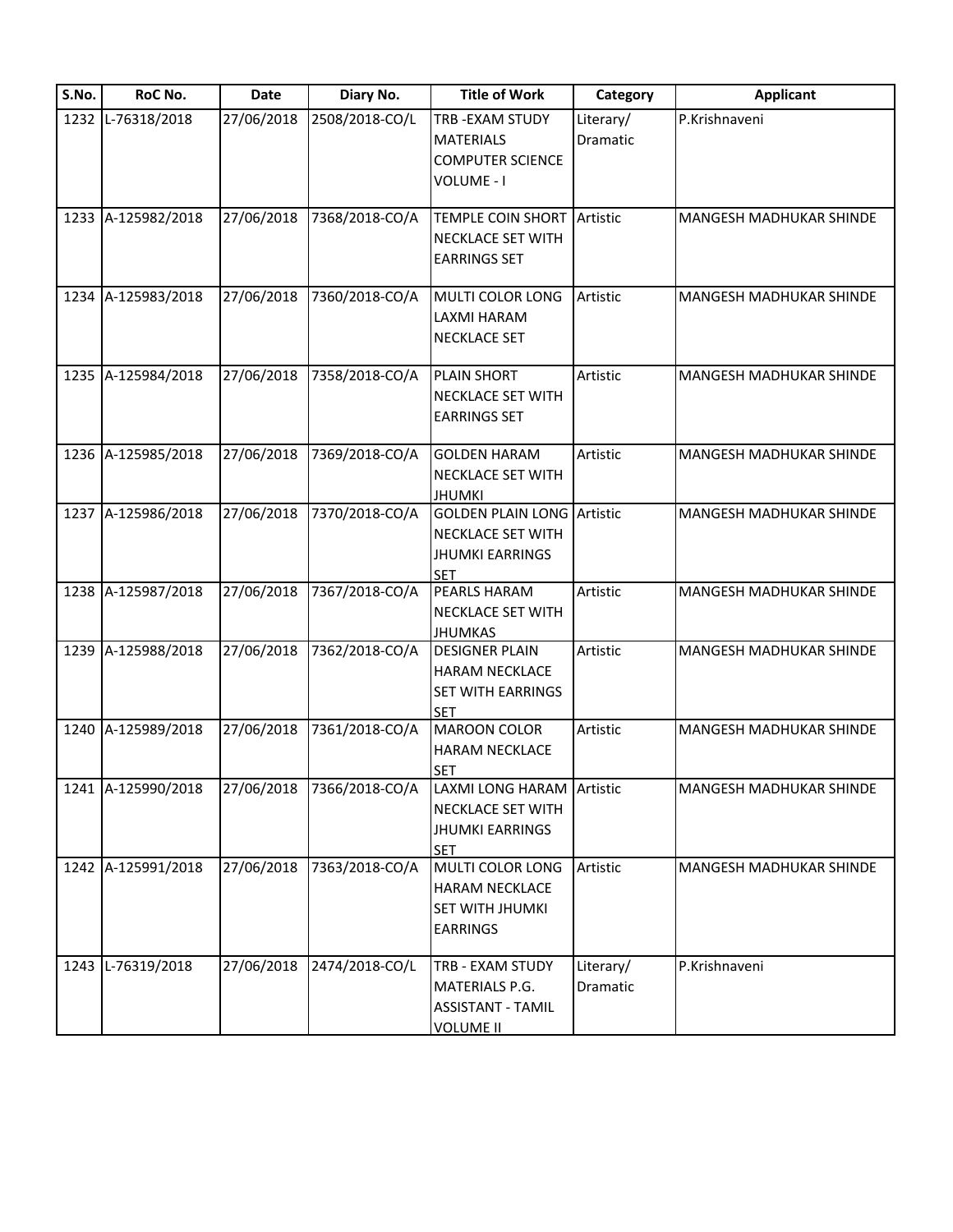| S.No. | RoC No. | Date | Diary No. | Title of Work | Category | Applicant |
|---|---|---|---|---|---|---|
| 1232 | L-76318/2018 | 27/06/2018 | 2508/2018-CO/L | TRB -EXAM STUDY MATERIALS COMPUTER SCIENCE VOLUME - I | Literary/ Dramatic | P.Krishnaveni |
| 1233 | A-125982/2018 | 27/06/2018 | 7368/2018-CO/A | TEMPLE COIN SHORT NECKLACE SET WITH EARRINGS SET | Artistic | MANGESH MADHUKAR SHINDE |
| 1234 | A-125983/2018 | 27/06/2018 | 7360/2018-CO/A | MULTI COLOR LONG LAXMI HARAM NECKLACE SET | Artistic | MANGESH MADHUKAR SHINDE |
| 1235 | A-125984/2018 | 27/06/2018 | 7358/2018-CO/A | PLAIN SHORT NECKLACE SET WITH EARRINGS SET | Artistic | MANGESH MADHUKAR SHINDE |
| 1236 | A-125985/2018 | 27/06/2018 | 7369/2018-CO/A | GOLDEN HARAM NECKLACE SET WITH JHUMKI | Artistic | MANGESH MADHUKAR SHINDE |
| 1237 | A-125986/2018 | 27/06/2018 | 7370/2018-CO/A | GOLDEN PLAIN LONG NECKLACE SET WITH JHUMKI EARRINGS SET | Artistic | MANGESH MADHUKAR SHINDE |
| 1238 | A-125987/2018 | 27/06/2018 | 7367/2018-CO/A | PEARLS HARAM NECKLACE SET WITH JHUMKAS | Artistic | MANGESH MADHUKAR SHINDE |
| 1239 | A-125988/2018 | 27/06/2018 | 7362/2018-CO/A | DESIGNER PLAIN HARAM NECKLACE SET WITH EARRINGS SET | Artistic | MANGESH MADHUKAR SHINDE |
| 1240 | A-125989/2018 | 27/06/2018 | 7361/2018-CO/A | MAROON COLOR HARAM NECKLACE SET | Artistic | MANGESH MADHUKAR SHINDE |
| 1241 | A-125990/2018 | 27/06/2018 | 7366/2018-CO/A | LAXMI LONG HARAM NECKLACE SET WITH JHUMKI EARRINGS SET | Artistic | MANGESH MADHUKAR SHINDE |
| 1242 | A-125991/2018 | 27/06/2018 | 7363/2018-CO/A | MULTI COLOR LONG HARAM NECKLACE SET WITH JHUMKI EARRINGS | Artistic | MANGESH MADHUKAR SHINDE |
| 1243 | L-76319/2018 | 27/06/2018 | 2474/2018-CO/L | TRB - EXAM STUDY MATERIALS P.G. ASSISTANT - TAMIL VOLUME II | Literary/ Dramatic | P.Krishnaveni |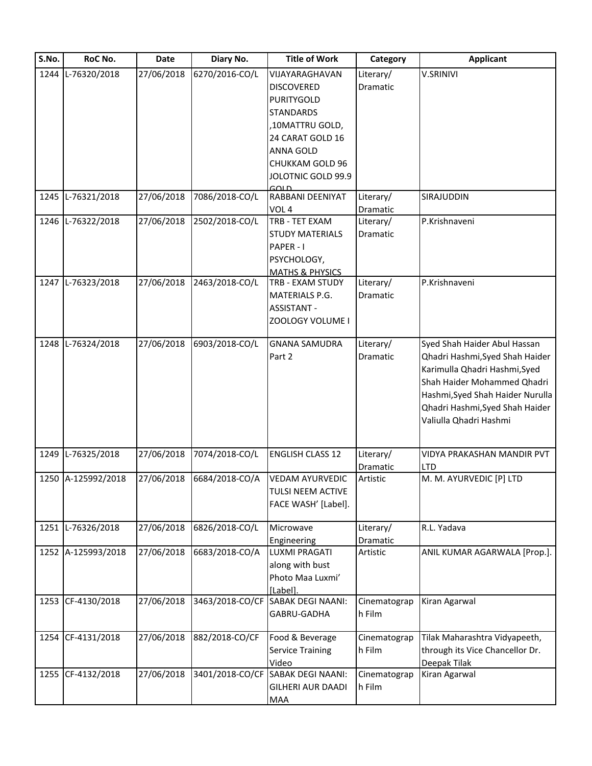| S.No. | RoC No. | Date | Diary No. | Title of Work | Category | Applicant |
|---|---|---|---|---|---|---|
| 1244 | L-76320/2018 | 27/06/2018 | 6270/2016-CO/L | VIJAYARAGHAVAN DISCOVERED PURITYGOLD STANDARDS ,10MATTRU GOLD, 24 CARAT GOLD 16 ANNA GOLD CHUKKAM GOLD 96 JOLOTNIC GOLD 99.9 GOLD | Literary/ Dramatic | V.SRINIVI |
| 1245 | L-76321/2018 | 27/06/2018 | 7086/2018-CO/L | RABBANI DEENIYAT VOL 4 | Literary/ Dramatic | SIRAJUDDIN |
| 1246 | L-76322/2018 | 27/06/2018 | 2502/2018-CO/L | TRB - TET EXAM STUDY MATERIALS PAPER - I PSYCHOLOGY, MATHS & PHYSICS | Literary/ Dramatic | P.Krishnaveni |
| 1247 | L-76323/2018 | 27/06/2018 | 2463/2018-CO/L | TRB - EXAM STUDY MATERIALS P.G. ASSISTANT - ZOOLOGY VOLUME I | Literary/ Dramatic | P.Krishnaveni |
| 1248 | L-76324/2018 | 27/06/2018 | 6903/2018-CO/L | GNANA SAMUDRA Part 2 | Literary/ Dramatic | Syed Shah Haider Abul Hassan Qhadri Hashmi,Syed Shah Haider Karimulla Qhadri Hashmi,Syed Shah Haider Mohammed Qhadri Hashmi,Syed Shah Haider Nurulla Qhadri Hashmi,Syed Shah Haider Valiulla Qhadri Hashmi |
| 1249 | L-76325/2018 | 27/06/2018 | 7074/2018-CO/L | ENGLISH CLASS 12 | Literary/ Dramatic | VIDYA PRAKASHAN MANDIR PVT LTD |
| 1250 | A-125992/2018 | 27/06/2018 | 6684/2018-CO/A | VEDAM AYURVEDIC TULSI NEEM ACTIVE FACE WASH' [Label]. | Artistic | M. M. AYURVEDIC [P] LTD |
| 1251 | L-76326/2018 | 27/06/2018 | 6826/2018-CO/L | Microwave Engineering | Literary/ Dramatic | R.L. Yadava |
| 1252 | A-125993/2018 | 27/06/2018 | 6683/2018-CO/A | LUXMI PRAGATI along with bust Photo Maa Luxmi' [Label]. | Artistic | ANIL KUMAR AGARWALA [Prop.]. |
| 1253 | CF-4130/2018 | 27/06/2018 | 3463/2018-CO/CF | SABAK DEGI NAANI: GABRU-GADHA | Cinematograp h Film | Kiran Agarwal |
| 1254 | CF-4131/2018 | 27/06/2018 | 882/2018-CO/CF | Food & Beverage Service Training Video | Cinematograp h Film | Tilak Maharashtra Vidyapeeth, through its Vice Chancellor Dr. Deepak Tilak |
| 1255 | CF-4132/2018 | 27/06/2018 | 3401/2018-CO/CF | SABAK DEGI NAANI: GILHERI AUR DAADI MAA | Cinematograp h Film | Kiran Agarwal |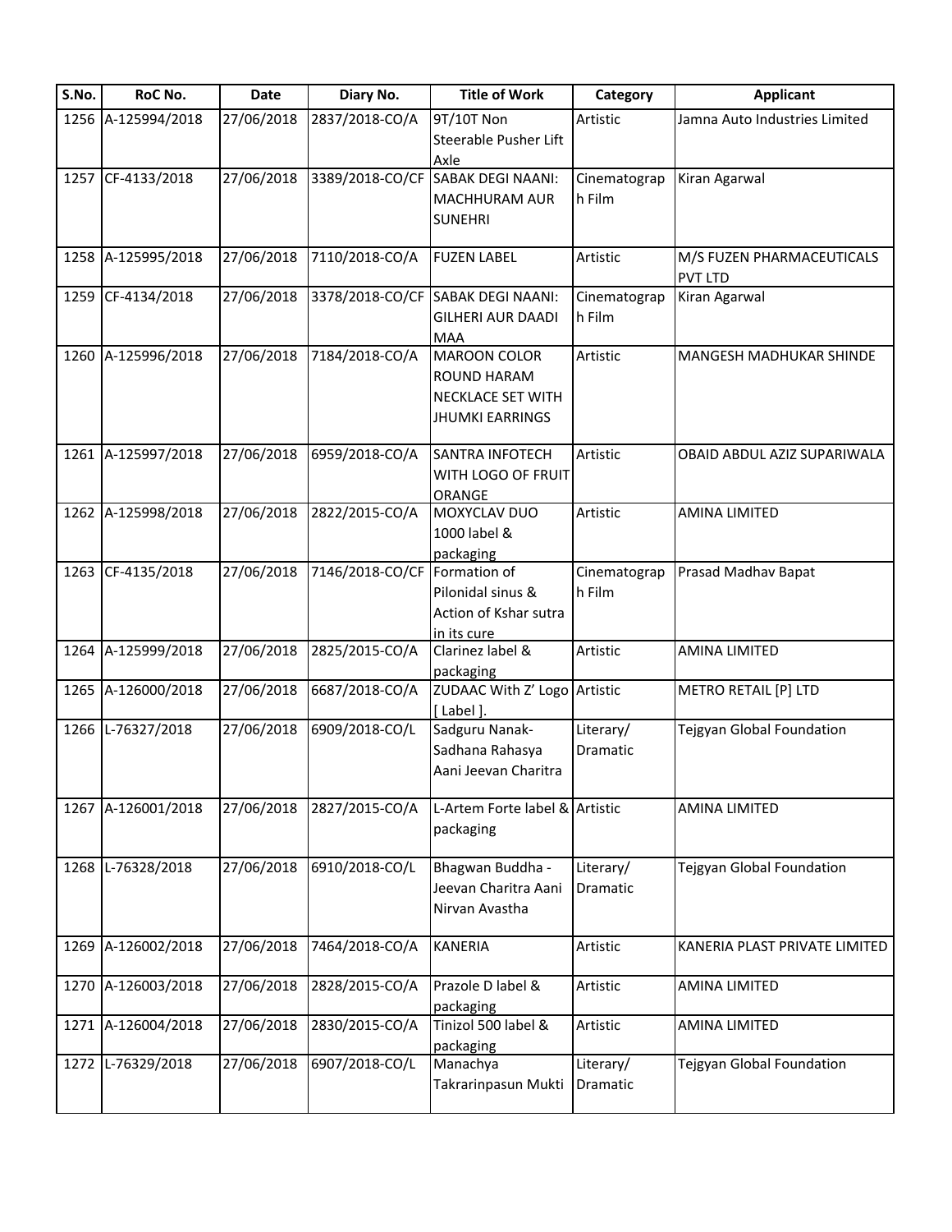| S.No. | RoC No. | Date | Diary No. | Title of Work | Category | Applicant |
|---|---|---|---|---|---|---|
| 1256 | A-125994/2018 | 27/06/2018 | 2837/2018-CO/A | 9T/10T Non Steerable Pusher Lift Axle | Artistic | Jamna Auto Industries Limited |
| 1257 | CF-4133/2018 | 27/06/2018 | 3389/2018-CO/CF | SABAK DEGI NAANI: MACHHURAM AUR SUNEHRI | Cinematograph Film | Kiran Agarwal |
| 1258 | A-125995/2018 | 27/06/2018 | 7110/2018-CO/A | FUZEN LABEL | Artistic | M/S FUZEN PHARMACEUTICALS PVT LTD |
| 1259 | CF-4134/2018 | 27/06/2018 | 3378/2018-CO/CF | SABAK DEGI NAANI: GILHERI AUR DAADI MAA | Cinematograph Film | Kiran Agarwal |
| 1260 | A-125996/2018 | 27/06/2018 | 7184/2018-CO/A | MAROON COLOR ROUND HARAM NECKLACE SET WITH JHUMKI EARRINGS | Artistic | MANGESH MADHUKAR SHINDE |
| 1261 | A-125997/2018 | 27/06/2018 | 6959/2018-CO/A | SANTRA INFOTECH WITH LOGO OF FRUIT ORANGE | Artistic | OBAID ABDUL AZIZ SUPARIWALA |
| 1262 | A-125998/2018 | 27/06/2018 | 2822/2015-CO/A | MOXYCLAV DUO 1000 label & packaging | Artistic | AMINA LIMITED |
| 1263 | CF-4135/2018 | 27/06/2018 | 7146/2018-CO/CF | Formation of Pilonidal sinus & Action of Kshar sutra in its cure | Cinematograph Film | Prasad Madhav Bapat |
| 1264 | A-125999/2018 | 27/06/2018 | 2825/2015-CO/A | Clarinez label & packaging | Artistic | AMINA LIMITED |
| 1265 | A-126000/2018 | 27/06/2018 | 6687/2018-CO/A | ZUDAAC With Z' Logo [ Label ]. | Artistic | METRO RETAIL [P] LTD |
| 1266 | L-76327/2018 | 27/06/2018 | 6909/2018-CO/L | Sadguru Nanak-Sadhana Rahasya Aani Jeevan Charitra | Literary/ Dramatic | Tejgyan Global Foundation |
| 1267 | A-126001/2018 | 27/06/2018 | 2827/2015-CO/A | L-Artem Forte label & packaging | Artistic | AMINA LIMITED |
| 1268 | L-76328/2018 | 27/06/2018 | 6910/2018-CO/L | Bhagwan Buddha - Jeevan Charitra Aani Nirvan Avastha | Literary/ Dramatic | Tejgyan Global Foundation |
| 1269 | A-126002/2018 | 27/06/2018 | 7464/2018-CO/A | KANERIA | Artistic | KANERIA PLAST PRIVATE LIMITED |
| 1270 | A-126003/2018 | 27/06/2018 | 2828/2015-CO/A | Prazole D label & packaging | Artistic | AMINA LIMITED |
| 1271 | A-126004/2018 | 27/06/2018 | 2830/2015-CO/A | Tinizol 500 label & packaging | Artistic | AMINA LIMITED |
| 1272 | L-76329/2018 | 27/06/2018 | 6907/2018-CO/L | Manachya Takrarinpasun Mukti | Literary/ Dramatic | Tejgyan Global Foundation |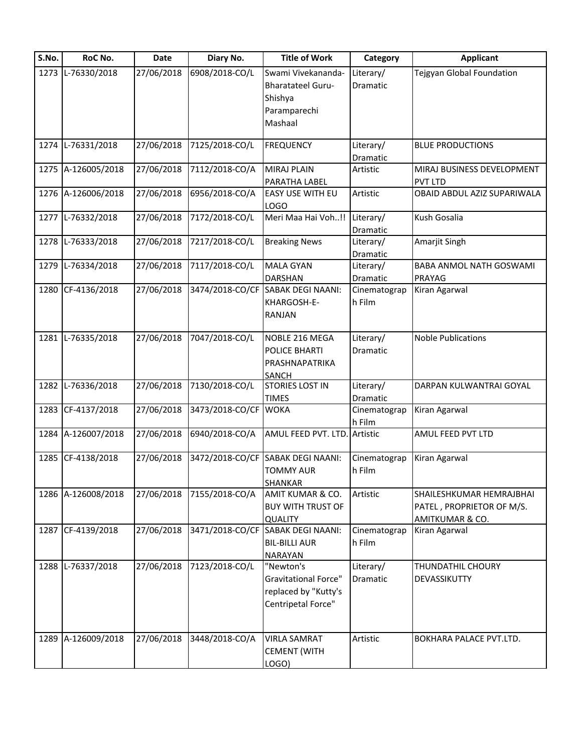| S.No. | RoC No. | Date | Diary No. | Title of Work | Category | Applicant |
|---|---|---|---|---|---|---|
| 1273 | L-76330/2018 | 27/06/2018 | 6908/2018-CO/L | Swami Vivekananda-Bharatateel Guru-Shishya Paramparechi Mashaal | Literary/ Dramatic | Tejgyan Global Foundation |
| 1274 | L-76331/2018 | 27/06/2018 | 7125/2018-CO/L | FREQUENCY | Literary/ Dramatic | BLUE PRODUCTIONS |
| 1275 | A-126005/2018 | 27/06/2018 | 7112/2018-CO/A | MIRAJ PLAIN PARATHA LABEL | Artistic | MIRAJ BUSINESS DEVELOPMENT PVT LTD |
| 1276 | A-126006/2018 | 27/06/2018 | 6956/2018-CO/A | EASY USE WITH EU LOGO | Artistic | OBAID ABDUL AZIZ SUPARIWALA |
| 1277 | L-76332/2018 | 27/06/2018 | 7172/2018-CO/L | Meri Maa Hai Voh..!! | Literary/ Dramatic | Kush Gosalia |
| 1278 | L-76333/2018 | 27/06/2018 | 7217/2018-CO/L | Breaking News | Literary/ Dramatic | Amarjit Singh |
| 1279 | L-76334/2018 | 27/06/2018 | 7117/2018-CO/L | MALA GYAN DARSHAN | Literary/ Dramatic | BABA ANMOL NATH GOSWAMI PRAYAG |
| 1280 | CF-4136/2018 | 27/06/2018 | 3474/2018-CO/CF | SABAK DEGI NAANI: KHARGOSH-E-RANJAN | Cinematograph Film | Kiran Agarwal |
| 1281 | L-76335/2018 | 27/06/2018 | 7047/2018-CO/L | NOBLE 216 MEGA POLICE BHARTI PRASHNAPATRIKA SANCH | Literary/ Dramatic | Noble Publications |
| 1282 | L-76336/2018 | 27/06/2018 | 7130/2018-CO/L | STORIES LOST IN TIMES | Literary/ Dramatic | DARPAN KULWANTRAI GOYAL |
| 1283 | CF-4137/2018 | 27/06/2018 | 3473/2018-CO/CF | WOKA | Cinematograph Film | Kiran Agarwal |
| 1284 | A-126007/2018 | 27/06/2018 | 6940/2018-CO/A | AMUL FEED PVT. LTD. | Artistic | AMUL FEED PVT LTD |
| 1285 | CF-4138/2018 | 27/06/2018 | 3472/2018-CO/CF | SABAK DEGI NAANI: TOMMY AUR SHANKAR | Cinematograph Film | Kiran Agarwal |
| 1286 | A-126008/2018 | 27/06/2018 | 7155/2018-CO/A | AMIT KUMAR & CO. BUY WITH TRUST OF QUALITY | Artistic | SHAILESHKUMAR HEMRAJBHAI PATEL , PROPRIETOR OF M/S. AMITKUMAR & CO. |
| 1287 | CF-4139/2018 | 27/06/2018 | 3471/2018-CO/CF | SABAK DEGI NAANI: BIL-BILLI AUR NARAYAN | Cinematograph Film | Kiran Agarwal |
| 1288 | L-76337/2018 | 27/06/2018 | 7123/2018-CO/L | "Newton's Gravitational Force" replaced by "Kutty's Centripetal Force" | Literary/ Dramatic | THUNDATHIL CHOURY DEVASSIKUTTY |
| 1289 | A-126009/2018 | 27/06/2018 | 3448/2018-CO/A | VIRLA SAMRAT CEMENT (WITH LOGO) | Artistic | BOKHARA PALACE PVT.LTD. |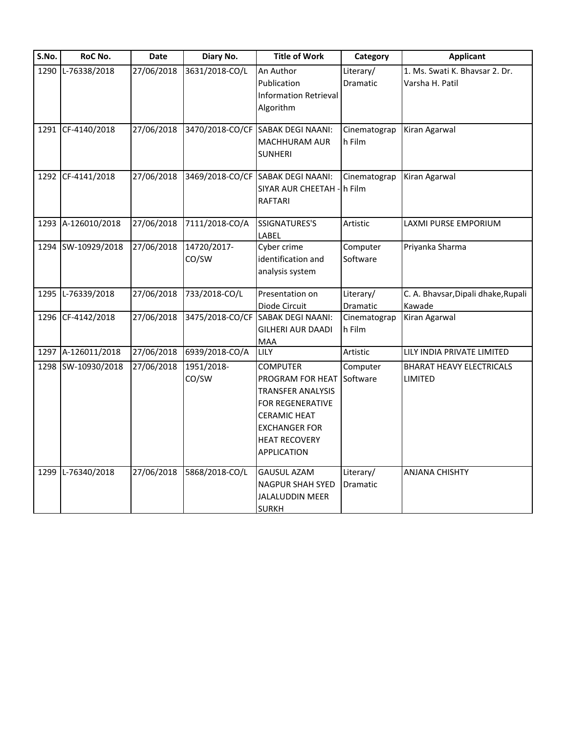| S.No. | RoC No. | Date | Diary No. | Title of Work | Category | Applicant |
|---|---|---|---|---|---|---|
| 1290 | L-76338/2018 | 27/06/2018 | 3631/2018-CO/L | An Author Publication Information Retrieval Algorithm | Literary/ Dramatic | 1. Ms. Swati K. Bhavsar 2. Dr. Varsha H. Patil |
| 1291 | CF-4140/2018 | 27/06/2018 | 3470/2018-CO/CF | SABAK DEGI NAANI: MACHHURAM AUR SUNHERI | Cinematograph Film | Kiran Agarwal |
| 1292 | CF-4141/2018 | 27/06/2018 | 3469/2018-CO/CF | SABAK DEGI NAANI: SIYAR AUR CHEETAH - RAFTARI | Cinematograph Film | Kiran Agarwal |
| 1293 | A-126010/2018 | 27/06/2018 | 7111/2018-CO/A | SSIGNATURES'S LABEL | Artistic | LAXMI PURSE EMPORIUM |
| 1294 | SW-10929/2018 | 27/06/2018 | 14720/2017-CO/SW | Cyber crime identification and analysis system | Computer Software | Priyanka Sharma |
| 1295 | L-76339/2018 | 27/06/2018 | 733/2018-CO/L | Presentation on Diode Circuit | Literary/ Dramatic | C. A. Bhavsar,Dipali dhake,Rupali Kawade |
| 1296 | CF-4142/2018 | 27/06/2018 | 3475/2018-CO/CF | SABAK DEGI NAANI: GILHERI AUR DAADI MAA | Cinematograph Film | Kiran Agarwal |
| 1297 | A-126011/2018 | 27/06/2018 | 6939/2018-CO/A | LILY | Artistic | LILY INDIA PRIVATE LIMITED |
| 1298 | SW-10930/2018 | 27/06/2018 | 1951/2018-CO/SW | COMPUTER PROGRAM FOR HEAT TRANSFER ANALYSIS FOR REGENERATIVE CERAMIC HEAT EXCHANGER FOR HEAT RECOVERY APPLICATION | Computer Software | BHARAT HEAVY ELECTRICALS LIMITED |
| 1299 | L-76340/2018 | 27/06/2018 | 5868/2018-CO/L | GAUSUL AZAM NAGPUR SHAH SYED JALALUDDIN MEER SURKH | Literary/ Dramatic | ANJANA CHISHTY |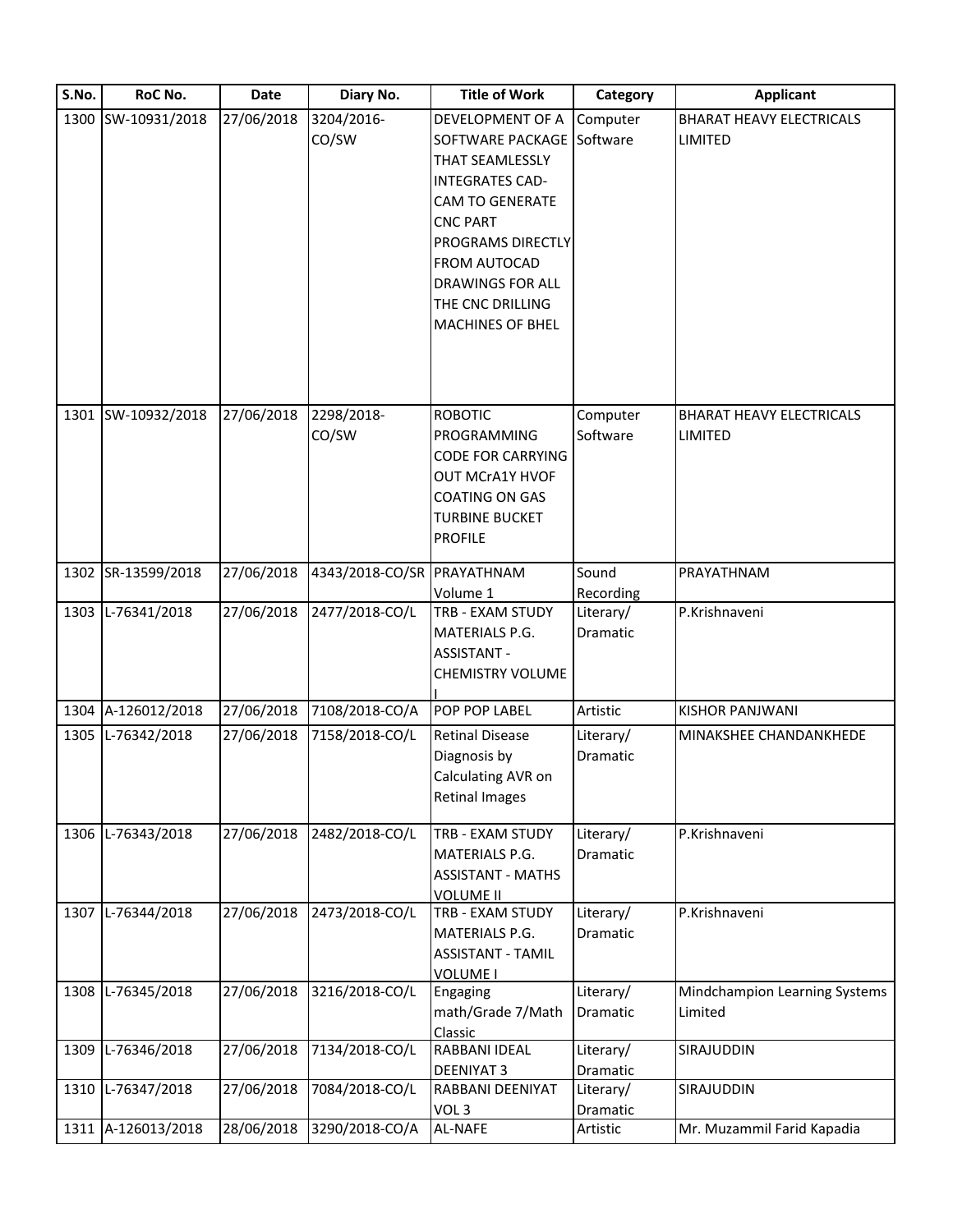| S.No. | RoC No. | Date | Diary No. | Title of Work | Category | Applicant |
|---|---|---|---|---|---|---|
| 1300 | SW-10931/2018 | 27/06/2018 | 3204/2016-CO/SW | DEVELOPMENT OF A SOFTWARE PACKAGE THAT SEAMLESSLY INTEGRATES CAD-CAM TO GENERATE CNC PART PROGRAMS DIRECTLY FROM AUTOCAD DRAWINGS FOR ALL THE CNC DRILLING MACHINES OF BHEL | Computer Software | BHARAT HEAVY ELECTRICALS LIMITED |
| 1301 | SW-10932/2018 | 27/06/2018 | 2298/2018-CO/SW | ROBOTIC PROGRAMMING CODE FOR CARRYING OUT MCrA1Y HVOF COATING ON GAS TURBINE BUCKET PROFILE | Computer Software | BHARAT HEAVY ELECTRICALS LIMITED |
| 1302 | SR-13599/2018 | 27/06/2018 | 4343/2018-CO/SR | PRAYATHNAM Volume 1 | Sound Recording | PRAYATHNAM |
| 1303 | L-76341/2018 | 27/06/2018 | 2477/2018-CO/L | TRB - EXAM STUDY MATERIALS P.G. ASSISTANT - CHEMISTRY VOLUME I | Literary/ Dramatic | P.Krishnaveni |
| 1304 | A-126012/2018 | 27/06/2018 | 7108/2018-CO/A | POP POP LABEL | Artistic | KISHOR PANJWANI |
| 1305 | L-76342/2018 | 27/06/2018 | 7158/2018-CO/L | Retinal Disease Diagnosis by Calculating AVR on Retinal Images | Literary/ Dramatic | MINAKSHEE CHANDANKHEDE |
| 1306 | L-76343/2018 | 27/06/2018 | 2482/2018-CO/L | TRB - EXAM STUDY MATERIALS P.G. ASSISTANT - MATHS VOLUME II | Literary/ Dramatic | P.Krishnaveni |
| 1307 | L-76344/2018 | 27/06/2018 | 2473/2018-CO/L | TRB - EXAM STUDY MATERIALS P.G. ASSISTANT - TAMIL VOLUME I | Literary/ Dramatic | P.Krishnaveni |
| 1308 | L-76345/2018 | 27/06/2018 | 3216/2018-CO/L | Engaging math/Grade 7/Math Classic | Literary/ Dramatic | Mindchampion Learning Systems Limited |
| 1309 | L-76346/2018 | 27/06/2018 | 7134/2018-CO/L | RABBANI IDEAL DEENIYAT 3 | Literary/ Dramatic | SIRAJUDDIN |
| 1310 | L-76347/2018 | 27/06/2018 | 7084/2018-CO/L | RABBANI DEENIYAT VOL 3 | Literary/ Dramatic | SIRAJUDDIN |
| 1311 | A-126013/2018 | 28/06/2018 | 3290/2018-CO/A | AL-NAFE | Artistic | Mr. Muzammil Farid Kapadia |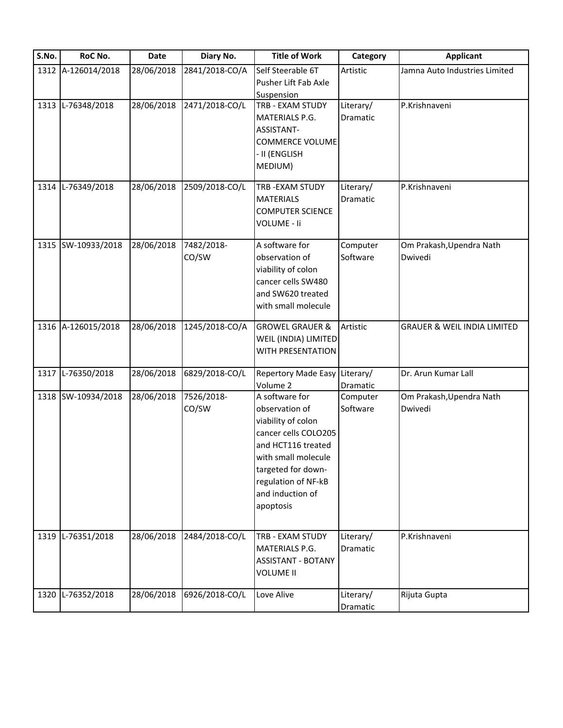| S.No. | RoC No. | Date | Diary No. | Title of Work | Category | Applicant |
|---|---|---|---|---|---|---|
| 1312 | A-126014/2018 | 28/06/2018 | 2841/2018-CO/A | Self Steerable 6T Pusher Lift Fab Axle Suspension | Artistic | Jamna Auto Industries Limited |
| 1313 | L-76348/2018 | 28/06/2018 | 2471/2018-CO/L | TRB - EXAM STUDY MATERIALS P.G. ASSISTANT-COMMERCE VOLUME - II (ENGLISH MEDIUM) | Literary/ Dramatic | P.Krishnaveni |
| 1314 | L-76349/2018 | 28/06/2018 | 2509/2018-CO/L | TRB -EXAM STUDY MATERIALS COMPUTER SCIENCE VOLUME - Ii | Literary/ Dramatic | P.Krishnaveni |
| 1315 | SW-10933/2018 | 28/06/2018 | 7482/2018-CO/SW | A software for observation of viability of colon cancer cells SW480 and SW620 treated with small molecule | Computer Software | Om Prakash,Upendra Nath Dwivedi |
| 1316 | A-126015/2018 | 28/06/2018 | 1245/2018-CO/A | GROWEL GRAUER & WEIL (INDIA) LIMITED WITH PRESENTATION | Artistic | GRAUER & WEIL INDIA LIMITED |
| 1317 | L-76350/2018 | 28/06/2018 | 6829/2018-CO/L | Repertory Made Easy Volume 2 | Literary/ Dramatic | Dr. Arun Kumar Lall |
| 1318 | SW-10934/2018 | 28/06/2018 | 7526/2018-CO/SW | A software for observation of viability of colon cancer cells COLO205 and HCT116 treated with small molecule targeted for down-regulation of NF-kB and induction of apoptosis | Computer Software | Om Prakash,Upendra Nath Dwivedi |
| 1319 | L-76351/2018 | 28/06/2018 | 2484/2018-CO/L | TRB - EXAM STUDY MATERIALS P.G. ASSISTANT - BOTANY VOLUME II | Literary/ Dramatic | P.Krishnaveni |
| 1320 | L-76352/2018 | 28/06/2018 | 6926/2018-CO/L | Love Alive | Literary/ Dramatic | Rijuta Gupta |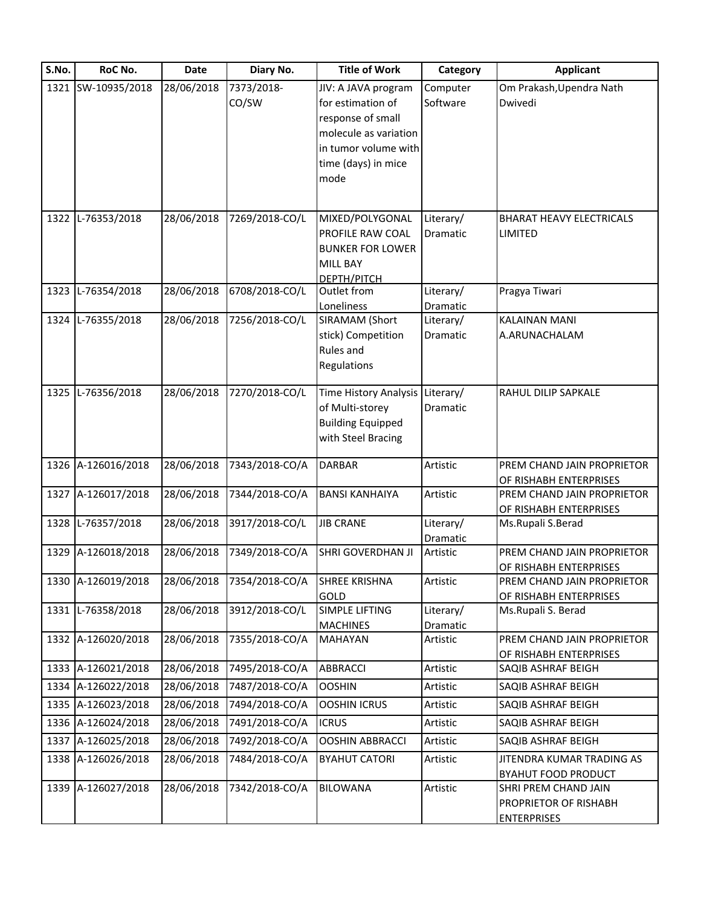| S.No. | RoC No. | Date | Diary No. | Title of Work | Category | Applicant |
|---|---|---|---|---|---|---|
| 1321 | SW-10935/2018 | 28/06/2018 | 7373/2018-CO/SW | JIV: A JAVA program for estimation of response of small molecule as variation in tumor volume with time (days) in mice mode | Computer Software | Om Prakash,Upendra Nath Dwivedi |
| 1322 | L-76353/2018 | 28/06/2018 | 7269/2018-CO/L | MIXED/POLYGONAL PROFILE RAW COAL BUNKER FOR LOWER MILL BAY DEPTH/PITCH | Literary/ Dramatic | BHARAT HEAVY ELECTRICALS LIMITED |
| 1323 | L-76354/2018 | 28/06/2018 | 6708/2018-CO/L | Outlet from Loneliness | Literary/ Dramatic | Pragya Tiwari |
| 1324 | L-76355/2018 | 28/06/2018 | 7256/2018-CO/L | SIRAMAM (Short stick) Competition Rules and Regulations | Literary/ Dramatic | KALAINAN MANI A.ARUNACHALAM |
| 1325 | L-76356/2018 | 28/06/2018 | 7270/2018-CO/L | Time History Analysis of Multi-storey Building Equipped with Steel Bracing | Literary/ Dramatic | RAHUL DILIP SAPKALE |
| 1326 | A-126016/2018 | 28/06/2018 | 7343/2018-CO/A | DARBAR | Artistic | PREM CHAND JAIN PROPRIETOR OF RISHABH ENTERPRISES |
| 1327 | A-126017/2018 | 28/06/2018 | 7344/2018-CO/A | BANSI KANHAIYA | Artistic | PREM CHAND JAIN PROPRIETOR OF RISHABH ENTERPRISES |
| 1328 | L-76357/2018 | 28/06/2018 | 3917/2018-CO/L | JIB CRANE | Literary/ Dramatic | Ms.Rupali S.Berad |
| 1329 | A-126018/2018 | 28/06/2018 | 7349/2018-CO/A | SHRI GOVERDHAN JI | Artistic | PREM CHAND JAIN PROPRIETOR OF RISHABH ENTERPRISES |
| 1330 | A-126019/2018 | 28/06/2018 | 7354/2018-CO/A | SHREE KRISHNA GOLD | Artistic | PREM CHAND JAIN PROPRIETOR OF RISHABH ENTERPRISES |
| 1331 | L-76358/2018 | 28/06/2018 | 3912/2018-CO/L | SIMPLE LIFTING MACHINES | Literary/ Dramatic | Ms.Rupali S. Berad |
| 1332 | A-126020/2018 | 28/06/2018 | 7355/2018-CO/A | MAHAYAN | Artistic | PREM CHAND JAIN PROPRIETOR OF RISHABH ENTERPRISES |
| 1333 | A-126021/2018 | 28/06/2018 | 7495/2018-CO/A | ABBRACCI | Artistic | SAQIB ASHRAF BEIGH |
| 1334 | A-126022/2018 | 28/06/2018 | 7487/2018-CO/A | OOSHIN | Artistic | SAQIB ASHRAF BEIGH |
| 1335 | A-126023/2018 | 28/06/2018 | 7494/2018-CO/A | OOSHIN ICRUS | Artistic | SAQIB ASHRAF BEIGH |
| 1336 | A-126024/2018 | 28/06/2018 | 7491/2018-CO/A | ICRUS | Artistic | SAQIB ASHRAF BEIGH |
| 1337 | A-126025/2018 | 28/06/2018 | 7492/2018-CO/A | OOSHIN ABBRACCI | Artistic | SAQIB ASHRAF BEIGH |
| 1338 | A-126026/2018 | 28/06/2018 | 7484/2018-CO/A | BYAHUT CATORI | Artistic | JITENDRA KUMAR TRADING AS BYAHUT FOOD PRODUCT |
| 1339 | A-126027/2018 | 28/06/2018 | 7342/2018-CO/A | BILOWANA | Artistic | SHRI PREM CHAND JAIN PROPRIETOR OF RISHABH ENTERPRISES |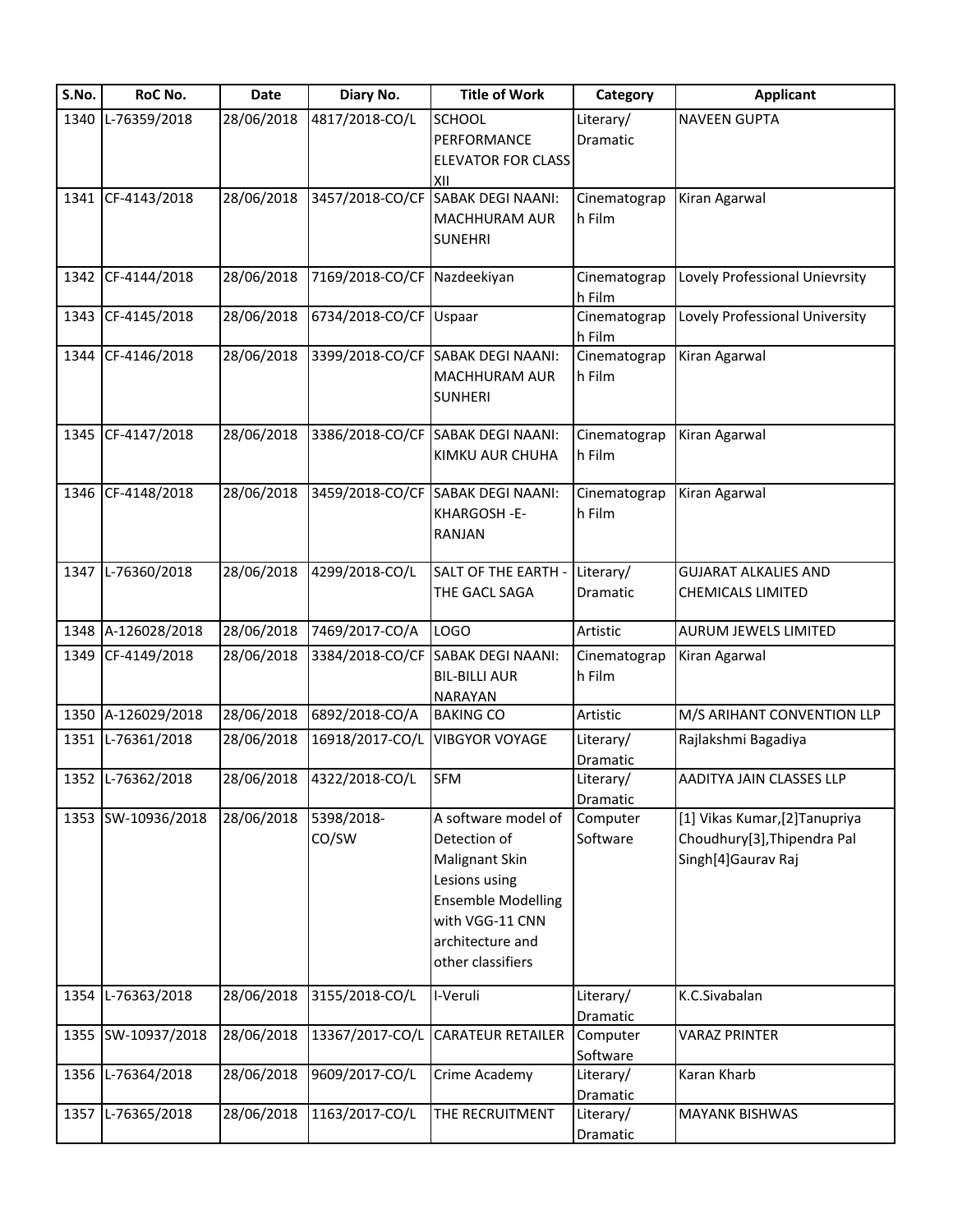| S.No. | RoC No. | Date | Diary No. | Title of Work | Category | Applicant |
|---|---|---|---|---|---|---|
| 1340 | L-76359/2018 | 28/06/2018 | 4817/2018-CO/L | SCHOOL PERFORMANCE ELEVATOR FOR CLASS XII | Literary/ Dramatic | NAVEEN GUPTA |
| 1341 | CF-4143/2018 | 28/06/2018 | 3457/2018-CO/CF | SABAK DEGI NAANI: MACHHURAM AUR SUNEHRI | Cinematograph Film | Kiran Agarwal |
| 1342 | CF-4144/2018 | 28/06/2018 | 7169/2018-CO/CF | Nazdeekiyan | Cinematograph Film | Lovely Professional Unievrsity |
| 1343 | CF-4145/2018 | 28/06/2018 | 6734/2018-CO/CF | Uspaar | Cinematograph Film | Lovely Professional University |
| 1344 | CF-4146/2018 | 28/06/2018 | 3399/2018-CO/CF | SABAK DEGI NAANI: MACHHURAM AUR SUNHERI | Cinematograph Film | Kiran Agarwal |
| 1345 | CF-4147/2018 | 28/06/2018 | 3386/2018-CO/CF | SABAK DEGI NAANI: KIMKU AUR CHUHA | Cinematograph Film | Kiran Agarwal |
| 1346 | CF-4148/2018 | 28/06/2018 | 3459/2018-CO/CF | SABAK DEGI NAANI: KHARGOSH -E-RANJAN | Cinematograph Film | Kiran Agarwal |
| 1347 | L-76360/2018 | 28/06/2018 | 4299/2018-CO/L | SALT OF THE EARTH - THE GACL SAGA | Literary/ Dramatic | GUJARAT ALKALIES AND CHEMICALS LIMITED |
| 1348 | A-126028/2018 | 28/06/2018 | 7469/2017-CO/A | LOGO | Artistic | AURUM JEWELS LIMITED |
| 1349 | CF-4149/2018 | 28/06/2018 | 3384/2018-CO/CF | SABAK DEGI NAANI: BIL-BILLI AUR NARAYAN | Cinematograph Film | Kiran Agarwal |
| 1350 | A-126029/2018 | 28/06/2018 | 6892/2018-CO/A | BAKING CO | Artistic | M/S ARIHANT CONVENTION LLP |
| 1351 | L-76361/2018 | 28/06/2018 | 16918/2017-CO/L | VIBGYOR VOYAGE | Literary/ Dramatic | Rajlakshmi Bagadiya |
| 1352 | L-76362/2018 | 28/06/2018 | 4322/2018-CO/L | SFM | Literary/ Dramatic | AADITYA JAIN CLASSES LLP |
| 1353 | SW-10936/2018 | 28/06/2018 | 5398/2018-CO/SW | A software model of Detection of Malignant Skin Lesions using Ensemble Modelling with VGG-11 CNN architecture and other classifiers | Computer Software | [1] Vikas Kumar,[2]Tanupriya Choudhury[3],Thipendra Pal Singh[4]Gaurav Raj |
| 1354 | L-76363/2018 | 28/06/2018 | 3155/2018-CO/L | I-Veruli | Literary/ Dramatic | K.C.Sivabalan |
| 1355 | SW-10937/2018 | 28/06/2018 | 13367/2017-CO/L | CARATEUR RETAILER | Computer Software | VARAZ PRINTER |
| 1356 | L-76364/2018 | 28/06/2018 | 9609/2017-CO/L | Crime Academy | Literary/ Dramatic | Karan Kharb |
| 1357 | L-76365/2018 | 28/06/2018 | 1163/2017-CO/L | THE RECRUITMENT | Literary/ Dramatic | MAYANK BISHWAS |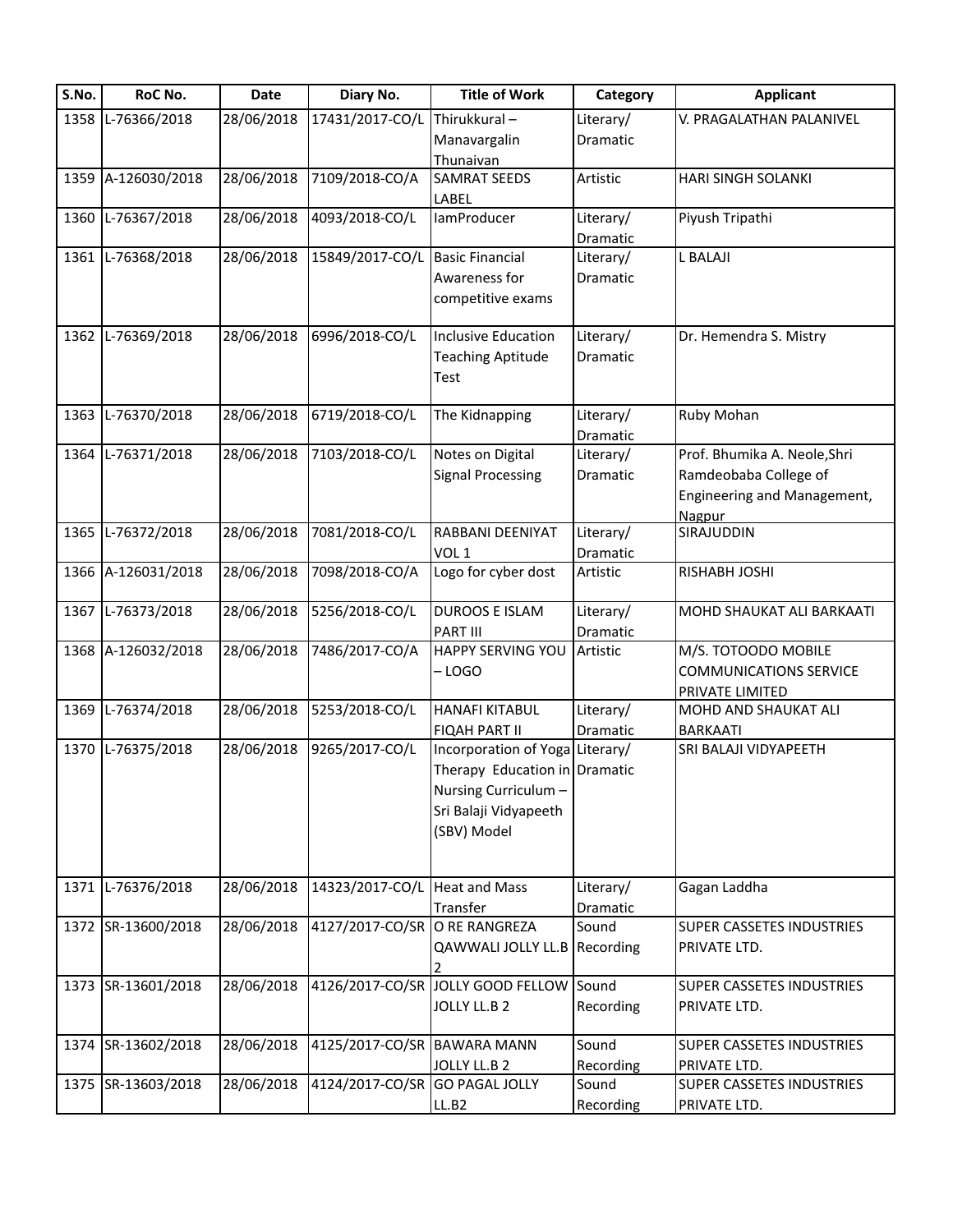| S.No. | RoC No. | Date | Diary No. | Title of Work | Category | Applicant |
| --- | --- | --- | --- | --- | --- | --- |
| 1358 | L-76366/2018 | 28/06/2018 | 17431/2017-CO/L | Thirukkural – Manavargalin Thunaivan | Literary/ Dramatic | V. PRAGALATHAN PALANIVEL |
| 1359 | A-126030/2018 | 28/06/2018 | 7109/2018-CO/A | SAMRAT SEEDS LABEL | Artistic | HARI SINGH SOLANKI |
| 1360 | L-76367/2018 | 28/06/2018 | 4093/2018-CO/L | IamProducer | Literary/ Dramatic | Piyush Tripathi |
| 1361 | L-76368/2018 | 28/06/2018 | 15849/2017-CO/L | Basic Financial Awareness for competitive exams | Literary/ Dramatic | L BALAJI |
| 1362 | L-76369/2018 | 28/06/2018 | 6996/2018-CO/L | Inclusive Education Teaching Aptitude Test | Literary/ Dramatic | Dr. Hemendra S. Mistry |
| 1363 | L-76370/2018 | 28/06/2018 | 6719/2018-CO/L | The Kidnapping | Literary/ Dramatic | Ruby Mohan |
| 1364 | L-76371/2018 | 28/06/2018 | 7103/2018-CO/L | Notes on Digital Signal Processing | Literary/ Dramatic | Prof. Bhumika A. Neole,Shri Ramdeobaba College of Engineering and Management, Nagpur |
| 1365 | L-76372/2018 | 28/06/2018 | 7081/2018-CO/L | RABBANI DEENIYAT VOL 1 | Literary/ Dramatic | SIRAJUDDIN |
| 1366 | A-126031/2018 | 28/06/2018 | 7098/2018-CO/A | Logo for cyber dost | Artistic | RISHABH JOSHI |
| 1367 | L-76373/2018 | 28/06/2018 | 5256/2018-CO/L | DUROOS E ISLAM PART III | Literary/ Dramatic | MOHD SHAUKAT ALI BARKAATI |
| 1368 | A-126032/2018 | 28/06/2018 | 7486/2017-CO/A | HAPPY SERVING YOU – LOGO | Artistic | M/S. TOTOODO MOBILE COMMUNICATIONS SERVICE PRIVATE LIMITED |
| 1369 | L-76374/2018 | 28/06/2018 | 5253/2018-CO/L | HANAFI KITABUL FIQAH PART II | Literary/ Dramatic | MOHD AND SHAUKAT ALI BARKAATI |
| 1370 | L-76375/2018 | 28/06/2018 | 9265/2017-CO/L | Incorporation of Yoga Therapy Education in Nursing Curriculum – Sri Balaji Vidyapeeth (SBV) Model | Literary/ Dramatic | SRI BALAJI VIDYAPEETH |
| 1371 | L-76376/2018 | 28/06/2018 | 14323/2017-CO/L | Heat and Mass Transfer | Literary/ Dramatic | Gagan Laddha |
| 1372 | SR-13600/2018 | 28/06/2018 | 4127/2017-CO/SR | O RE RANGREZA QAWWALI JOLLY LL.B 2 | Sound Recording | SUPER CASSETES INDUSTRIES PRIVATE LTD. |
| 1373 | SR-13601/2018 | 28/06/2018 | 4126/2017-CO/SR | JOLLY GOOD FELLOW JOLLY LL.B 2 | Sound Recording | SUPER CASSETES INDUSTRIES PRIVATE LTD. |
| 1374 | SR-13602/2018 | 28/06/2018 | 4125/2017-CO/SR | BAWARA MANN JOLLY LL.B 2 | Sound Recording | SUPER CASSETES INDUSTRIES PRIVATE LTD. |
| 1375 | SR-13603/2018 | 28/06/2018 | 4124/2017-CO/SR | GO PAGAL JOLLY LL.B2 | Sound Recording | SUPER CASSETES INDUSTRIES PRIVATE LTD. |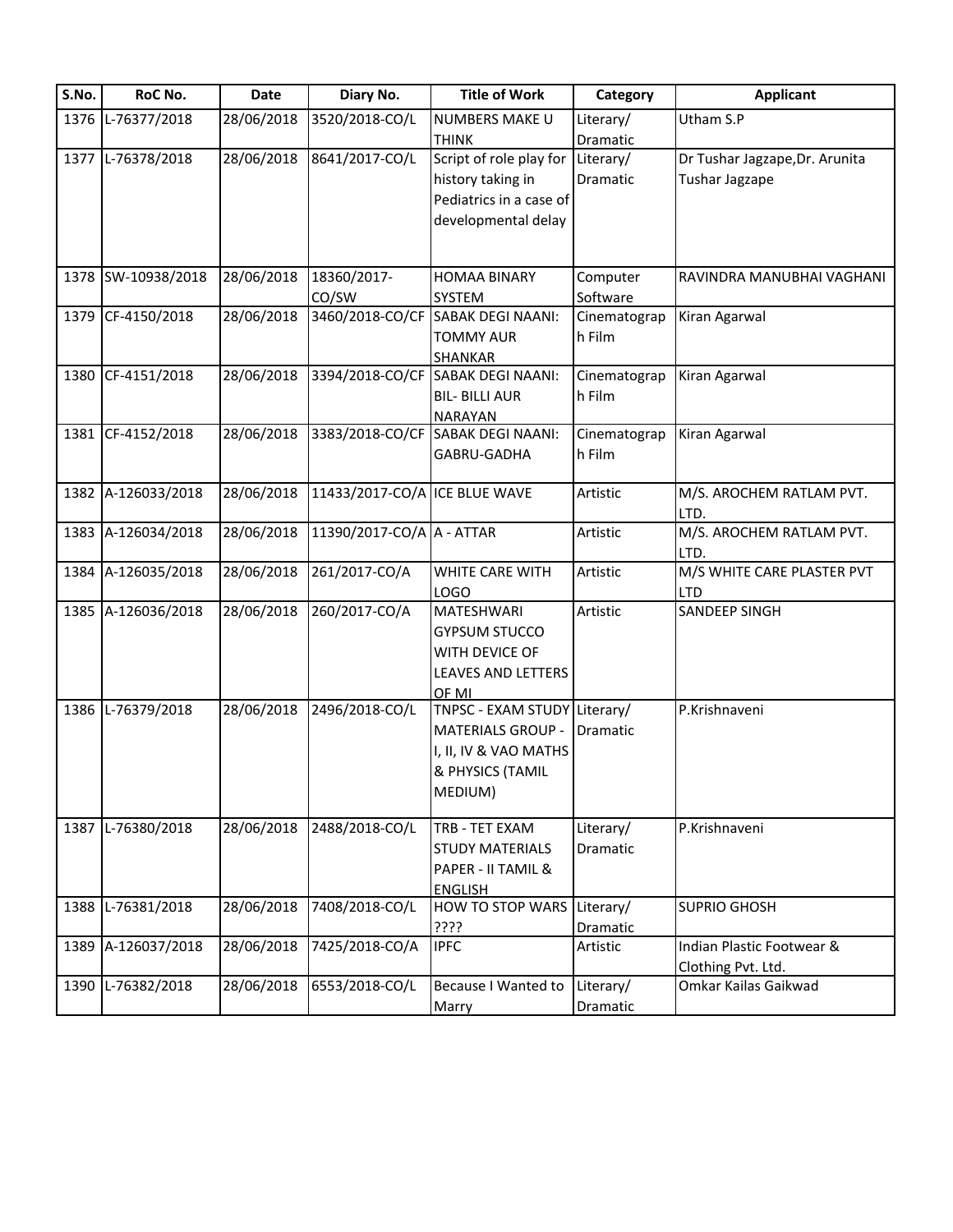| S.No. | RoC No. | Date | Diary No. | Title of Work | Category | Applicant |
|---|---|---|---|---|---|---|
| 1376 | L-76377/2018 | 28/06/2018 | 3520/2018-CO/L | NUMBERS MAKE U THINK | Literary/ Dramatic | Utham S.P |
| 1377 | L-76378/2018 | 28/06/2018 | 8641/2017-CO/L | Script of role play for history taking in Pediatrics in a case of developmental delay | Literary/ Dramatic | Dr Tushar Jagzape,Dr. Arunita Tushar Jagzape |
| 1378 | SW-10938/2018 | 28/06/2018 | 18360/2017-CO/SW | HOMAA BINARY SYSTEM | Computer Software | RAVINDRA MANUBHAI VAGHANI |
| 1379 | CF-4150/2018 | 28/06/2018 | 3460/2018-CO/CF | SABAK DEGI NAANI: TOMMY AUR SHANKAR | Cinematograph Film | Kiran Agarwal |
| 1380 | CF-4151/2018 | 28/06/2018 | 3394/2018-CO/CF | SABAK DEGI NAANI: BIL- BILLI AUR NARAYAN | Cinematograph Film | Kiran Agarwal |
| 1381 | CF-4152/2018 | 28/06/2018 | 3383/2018-CO/CF | SABAK DEGI NAANI: GABRU-GADHA | Cinematograph Film | Kiran Agarwal |
| 1382 | A-126033/2018 | 28/06/2018 | 11433/2017-CO/A | ICE BLUE WAVE | Artistic | M/S. AROCHEM RATLAM PVT. LTD. |
| 1383 | A-126034/2018 | 28/06/2018 | 11390/2017-CO/A | A - ATTAR | Artistic | M/S. AROCHEM RATLAM PVT. LTD. |
| 1384 | A-126035/2018 | 28/06/2018 | 261/2017-CO/A | WHITE CARE WITH LOGO | Artistic | M/S WHITE CARE PLASTER PVT LTD |
| 1385 | A-126036/2018 | 28/06/2018 | 260/2017-CO/A | MATESHWARI GYPSUM STUCCO WITH DEVICE OF LEAVES AND LETTERS OF MI | Artistic | SANDEEP SINGH |
| 1386 | L-76379/2018 | 28/06/2018 | 2496/2018-CO/L | TNPSC - EXAM STUDY MATERIALS GROUP - I, II, IV & VAO MATHS & PHYSICS (TAMIL MEDIUM) | Literary/ Dramatic | P.Krishnaveni |
| 1387 | L-76380/2018 | 28/06/2018 | 2488/2018-CO/L | TRB - TET EXAM STUDY MATERIALS PAPER - II TAMIL & ENGLISH | Literary/ Dramatic | P.Krishnaveni |
| 1388 | L-76381/2018 | 28/06/2018 | 7408/2018-CO/L | HOW TO STOP WARS ???? | Literary/ Dramatic | SUPRIO GHOSH |
| 1389 | A-126037/2018 | 28/06/2018 | 7425/2018-CO/A | IPFC | Artistic | Indian Plastic Footwear & Clothing Pvt. Ltd. |
| 1390 | L-76382/2018 | 28/06/2018 | 6553/2018-CO/L | Because I Wanted to Marry | Literary/ Dramatic | Omkar Kailas Gaikwad |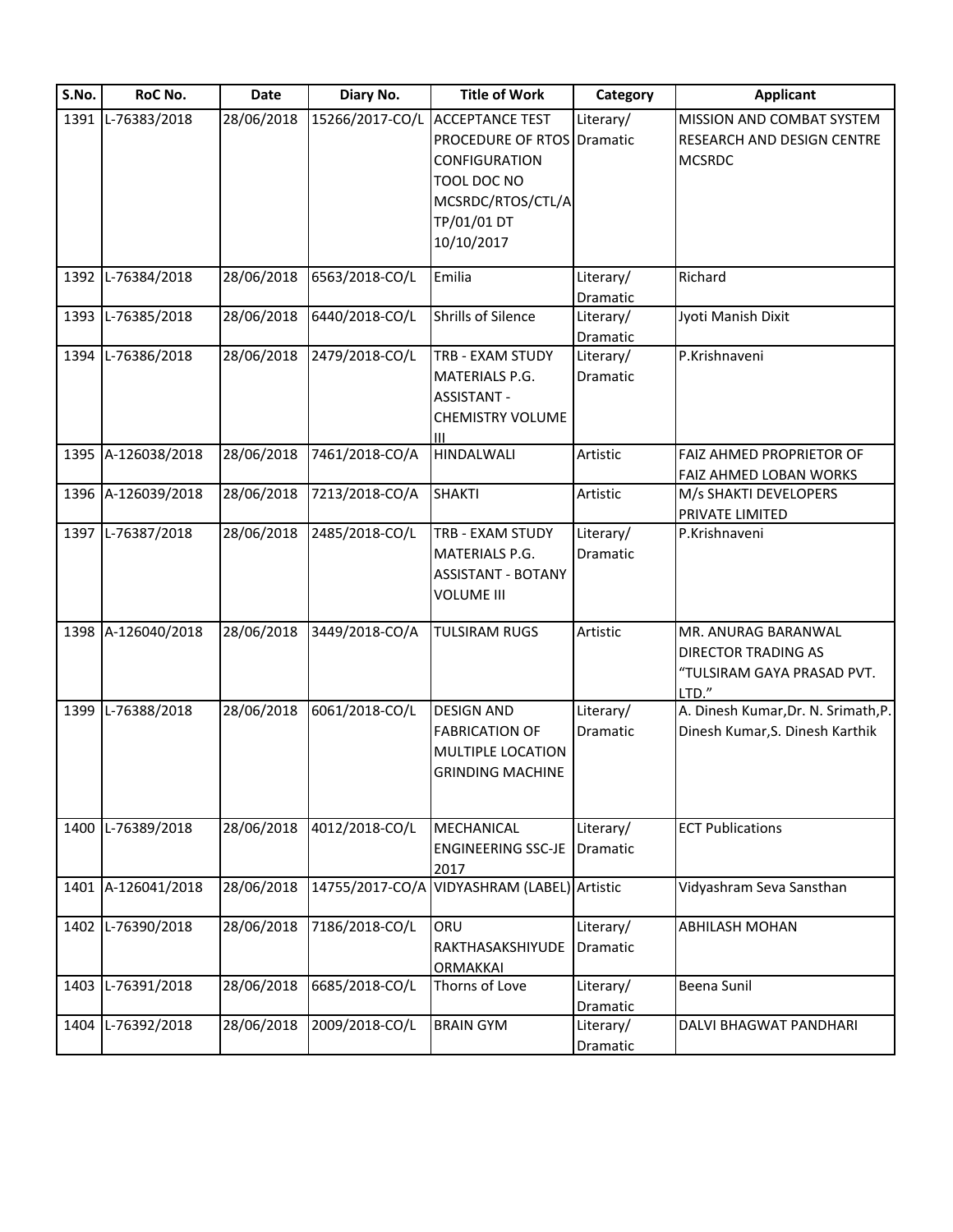| S.No. | RoC No. | Date | Diary No. | Title of Work | Category | Applicant |
|---|---|---|---|---|---|---|
| 1391 | L-76383/2018 | 28/06/2018 | 15266/2017-CO/L | ACCEPTANCE TEST PROCEDURE OF RTOS CONFIGURATION TOOL DOC NO MCSRDC/RTOS/CTL/ATP/01/01 DT 10/10/2017 | Literary/ Dramatic | MISSION AND COMBAT SYSTEM RESEARCH AND DESIGN CENTRE MCSRDC |
| 1392 | L-76384/2018 | 28/06/2018 | 6563/2018-CO/L | Emilia | Literary/ Dramatic | Richard |
| 1393 | L-76385/2018 | 28/06/2018 | 6440/2018-CO/L | Shrills of Silence | Literary/ Dramatic | Jyoti Manish Dixit |
| 1394 | L-76386/2018 | 28/06/2018 | 2479/2018-CO/L | TRB - EXAM STUDY MATERIALS P.G. ASSISTANT - CHEMISTRY VOLUME III | Literary/ Dramatic | P.Krishnaveni |
| 1395 | A-126038/2018 | 28/06/2018 | 7461/2018-CO/A | HINDALWALI | Artistic | FAIZ AHMED PROPRIETOR OF FAIZ AHMED LOBAN WORKS |
| 1396 | A-126039/2018 | 28/06/2018 | 7213/2018-CO/A | SHAKTI | Artistic | M/s SHAKTI DEVELOPERS PRIVATE LIMITED |
| 1397 | L-76387/2018 | 28/06/2018 | 2485/2018-CO/L | TRB - EXAM STUDY MATERIALS P.G. ASSISTANT - BOTANY VOLUME III | Literary/ Dramatic | P.Krishnaveni |
| 1398 | A-126040/2018 | 28/06/2018 | 3449/2018-CO/A | TULSIRAM RUGS | Artistic | MR. ANURAG BARANWAL DIRECTOR TRADING AS "TULSIRAM GAYA PRASAD PVT. LTD." |
| 1399 | L-76388/2018 | 28/06/2018 | 6061/2018-CO/L | DESIGN AND FABRICATION OF MULTIPLE LOCATION GRINDING MACHINE | Literary/ Dramatic | A. Dinesh Kumar,Dr. N. Srimath,P. Dinesh Kumar,S. Dinesh Karthik |
| 1400 | L-76389/2018 | 28/06/2018 | 4012/2018-CO/L | MECHANICAL ENGINEERING SSC-JE 2017 | Literary/ Dramatic | ECT Publications |
| 1401 | A-126041/2018 | 28/06/2018 | 14755/2017-CO/A | VIDYASHRAM (LABEL) | Artistic | Vidyashram Seva Sansthan |
| 1402 | L-76390/2018 | 28/06/2018 | 7186/2018-CO/L | ORU RAKTHASAKSHIYUDE ORMAKKAI | Literary/ Dramatic | ABHILASH MOHAN |
| 1403 | L-76391/2018 | 28/06/2018 | 6685/2018-CO/L | Thorns of Love | Literary/ Dramatic | Beena Sunil |
| 1404 | L-76392/2018 | 28/06/2018 | 2009/2018-CO/L | BRAIN GYM | Literary/ Dramatic | DALVI BHAGWAT PANDHARI |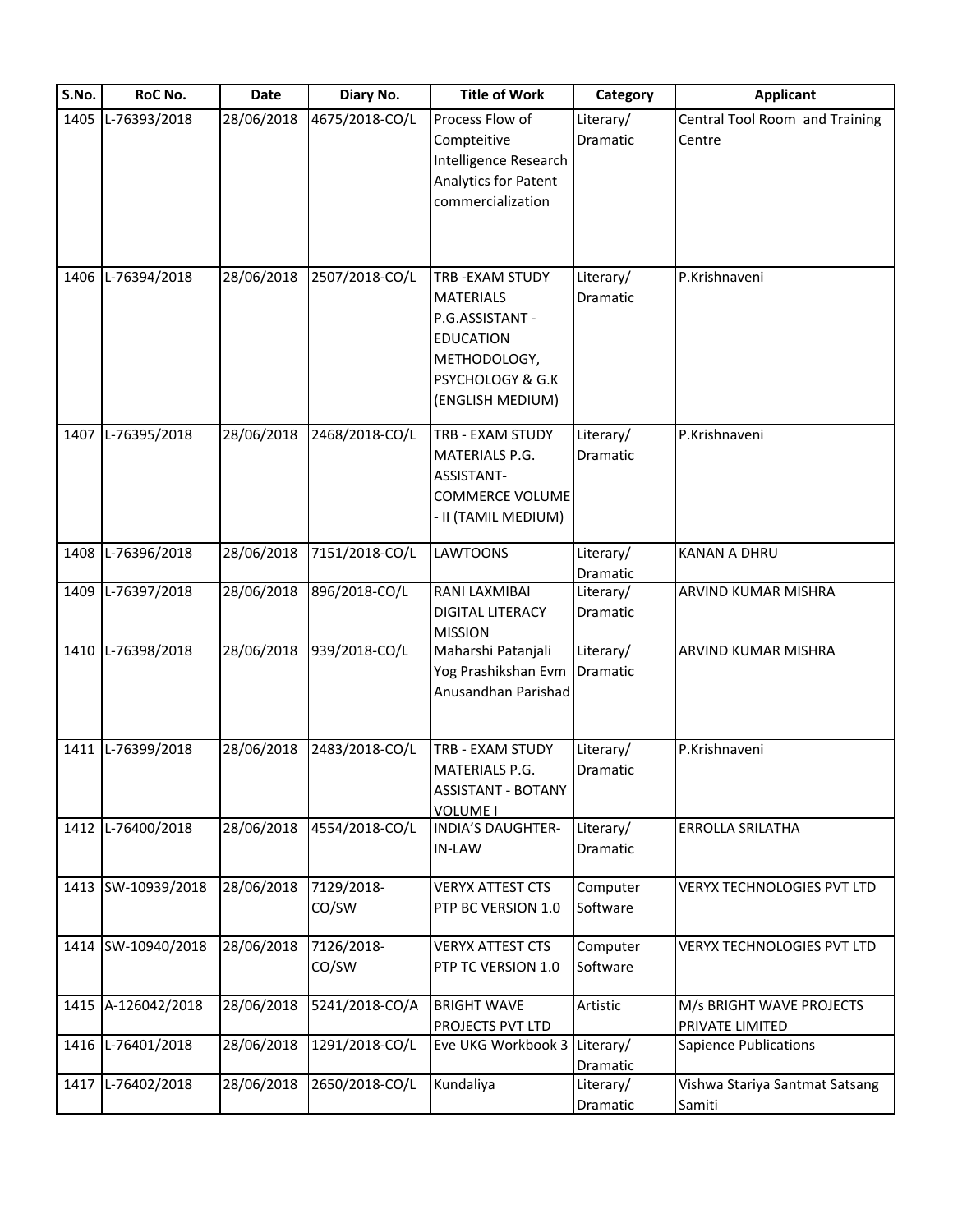| S.No. | RoC No. | Date | Diary No. | Title of Work | Category | Applicant |
|---|---|---|---|---|---|---|
| 1405 | L-76393/2018 | 28/06/2018 | 4675/2018-CO/L | Process Flow of Compteitive Intelligence Research Analytics for Patent commercialization | Literary/ Dramatic | Central Tool Room and Training Centre |
| 1406 | L-76394/2018 | 28/06/2018 | 2507/2018-CO/L | TRB -EXAM STUDY MATERIALS P.G.ASSISTANT - EDUCATION METHODOLOGY, PSYCHOLOGY & G.K (ENGLISH MEDIUM) | Literary/ Dramatic | P.Krishnaveni |
| 1407 | L-76395/2018 | 28/06/2018 | 2468/2018-CO/L | TRB - EXAM STUDY MATERIALS P.G. ASSISTANT- COMMERCE VOLUME - II (TAMIL MEDIUM) | Literary/ Dramatic | P.Krishnaveni |
| 1408 | L-76396/2018 | 28/06/2018 | 7151/2018-CO/L | LAWTOONS | Literary/ Dramatic | KANAN A DHRU |
| 1409 | L-76397/2018 | 28/06/2018 | 896/2018-CO/L | RANI LAXMIBAI DIGITAL LITERACY MISSION | Literary/ Dramatic | ARVIND KUMAR MISHRA |
| 1410 | L-76398/2018 | 28/06/2018 | 939/2018-CO/L | Maharshi Patanjali Yog Prashikshan Evm Anusandhan Parishad | Literary/ Dramatic | ARVIND KUMAR MISHRA |
| 1411 | L-76399/2018 | 28/06/2018 | 2483/2018-CO/L | TRB - EXAM STUDY MATERIALS P.G. ASSISTANT - BOTANY VOLUME I | Literary/ Dramatic | P.Krishnaveni |
| 1412 | L-76400/2018 | 28/06/2018 | 4554/2018-CO/L | INDIA'S DAUGHTER-IN-LAW | Literary/ Dramatic | ERROLLA SRILATHA |
| 1413 | SW-10939/2018 | 28/06/2018 | 7129/2018-CO/SW | VERYX ATTEST CTS PTP BC VERSION 1.0 | Computer Software | VERYX TECHNOLOGIES PVT LTD |
| 1414 | SW-10940/2018 | 28/06/2018 | 7126/2018-CO/SW | VERYX ATTEST CTS PTP TC VERSION 1.0 | Computer Software | VERYX TECHNOLOGIES PVT LTD |
| 1415 | A-126042/2018 | 28/06/2018 | 5241/2018-CO/A | BRIGHT WAVE PROJECTS PVT LTD | Artistic | M/s BRIGHT WAVE PROJECTS PRIVATE LIMITED |
| 1416 | L-76401/2018 | 28/06/2018 | 1291/2018-CO/L | Eve UKG Workbook 3 | Literary/ Dramatic | Sapience Publications |
| 1417 | L-76402/2018 | 28/06/2018 | 2650/2018-CO/L | Kundaliya | Literary/ Dramatic | Vishwa Stariya Santmat Satsang Samiti |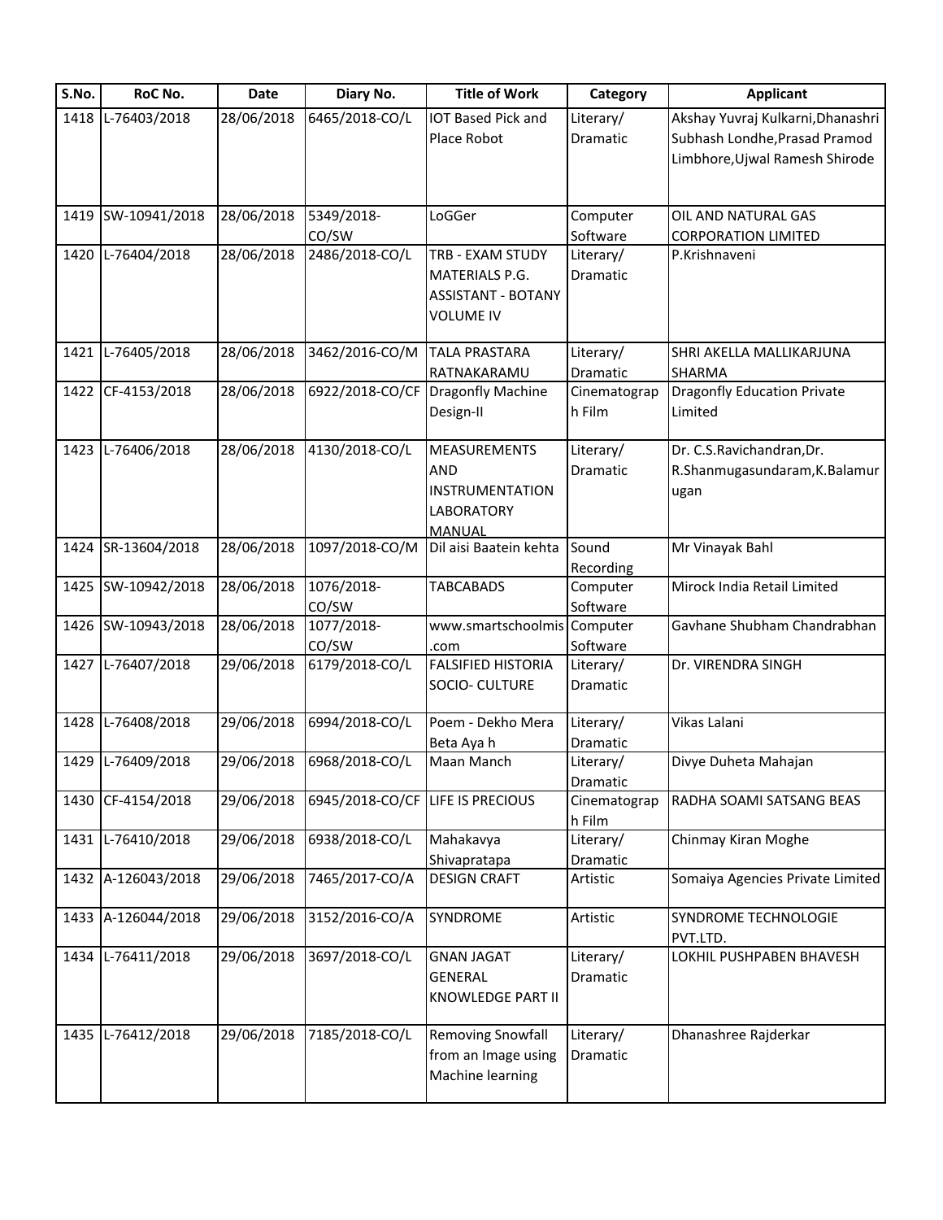| S.No. | RoC No. | Date | Diary No. | Title of Work | Category | Applicant |
|---|---|---|---|---|---|---|
| 1418 | L-76403/2018 | 28/06/2018 | 6465/2018-CO/L | IOT Based Pick and Place Robot | Literary/ Dramatic | Akshay Yuvraj Kulkarni,Dhanashri Subhash Londhe,Prasad Pramod Limbhore,Ujwal Ramesh Shirode |
| 1419 | SW-10941/2018 | 28/06/2018 | 5349/2018-CO/SW | LoGGer | Computer Software | OIL AND NATURAL GAS CORPORATION LIMITED |
| 1420 | L-76404/2018 | 28/06/2018 | 2486/2018-CO/L | TRB - EXAM STUDY MATERIALS P.G. ASSISTANT - BOTANY VOLUME IV | Literary/ Dramatic | P.Krishnaveni |
| 1421 | L-76405/2018 | 28/06/2018 | 3462/2016-CO/M | TALA PRASTARA RATNAKARAMU | Literary/ Dramatic | SHRI AKELLA MALLIKARJUNA SHARMA |
| 1422 | CF-4153/2018 | 28/06/2018 | 6922/2018-CO/CF | Dragonfly Machine Design-II | Cinematograph Film | Dragonfly Education Private Limited |
| 1423 | L-76406/2018 | 28/06/2018 | 4130/2018-CO/L | MEASUREMENTS AND INSTRUMENTATION LABORATORY MANUAL | Literary/ Dramatic | Dr. C.S.Ravichandran,Dr. R.Shanmugasundaram,K.Balamurugan |
| 1424 | SR-13604/2018 | 28/06/2018 | 1097/2018-CO/M | Dil aisi Baatein kehta | Sound Recording | Mr Vinayak Bahl |
| 1425 | SW-10942/2018 | 28/06/2018 | 1076/2018-CO/SW | TABCABADS | Computer Software | Mirock India Retail Limited |
| 1426 | SW-10943/2018 | 28/06/2018 | 1077/2018-CO/SW | www.smartschoolmis.com | Computer Software | Gavhane Shubham Chandrabhan |
| 1427 | L-76407/2018 | 29/06/2018 | 6179/2018-CO/L | FALSIFIED HISTORIA SOCIO- CULTURE | Literary/ Dramatic | Dr. VIRENDRA SINGH |
| 1428 | L-76408/2018 | 29/06/2018 | 6994/2018-CO/L | Poem - Dekho Mera Beta Aya h | Literary/ Dramatic | Vikas Lalani |
| 1429 | L-76409/2018 | 29/06/2018 | 6968/2018-CO/L | Maan Manch | Literary/ Dramatic | Divye Duheta Mahajan |
| 1430 | CF-4154/2018 | 29/06/2018 | 6945/2018-CO/CF | LIFE IS PRECIOUS | Cinematograph Film | RADHA SOAMI SATSANG BEAS |
| 1431 | L-76410/2018 | 29/06/2018 | 6938/2018-CO/L | Mahakavya Shivapratapa | Literary/ Dramatic | Chinmay Kiran Moghe |
| 1432 | A-126043/2018 | 29/06/2018 | 7465/2017-CO/A | DESIGN CRAFT | Artistic | Somaiya Agencies Private Limited |
| 1433 | A-126044/2018 | 29/06/2018 | 3152/2016-CO/A | SYNDROME | Artistic | SYNDROME TECHNOLOGIE PVT.LTD. |
| 1434 | L-76411/2018 | 29/06/2018 | 3697/2018-CO/L | GNAN JAGAT GENERAL KNOWLEDGE PART II | Literary/ Dramatic | LOKHIL PUSHPABEN BHAVESH |
| 1435 | L-76412/2018 | 29/06/2018 | 7185/2018-CO/L | Removing Snowfall from an Image using Machine learning | Literary/ Dramatic | Dhanashree Rajderkar |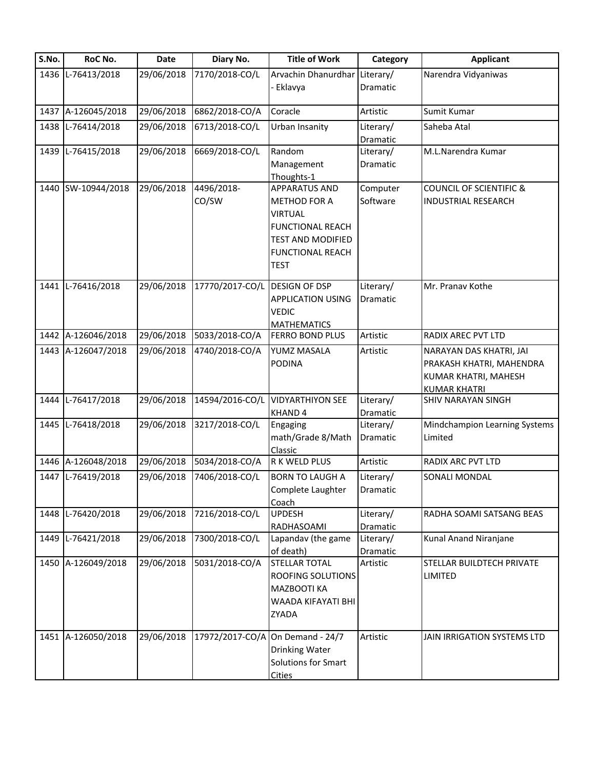| S.No. | RoC No. | Date | Diary No. | Title of Work | Category | Applicant |
|---|---|---|---|---|---|---|
| 1436 | L-76413/2018 | 29/06/2018 | 7170/2018-CO/L | Arvachin Dhanurdhar - Eklavya | Literary/ Dramatic | Narendra Vidyaniwas |
| 1437 | A-126045/2018 | 29/06/2018 | 6862/2018-CO/A | Coracle | Artistic | Sumit Kumar |
| 1438 | L-76414/2018 | 29/06/2018 | 6713/2018-CO/L | Urban Insanity | Literary/ Dramatic | Saheba Atal |
| 1439 | L-76415/2018 | 29/06/2018 | 6669/2018-CO/L | Random Management Thoughts-1 | Literary/ Dramatic | M.L.Narendra Kumar |
| 1440 | SW-10944/2018 | 29/06/2018 | 4496/2018-CO/SW | APPARATUS AND METHOD FOR A VIRTUAL FUNCTIONAL REACH TEST AND MODIFIED FUNCTIONAL REACH TEST | Computer Software | COUNCIL OF SCIENTIFIC & INDUSTRIAL RESEARCH |
| 1441 | L-76416/2018 | 29/06/2018 | 17770/2017-CO/L | DESIGN OF DSP APPLICATION USING VEDIC MATHEMATICS | Literary/ Dramatic | Mr. Pranav Kothe |
| 1442 | A-126046/2018 | 29/06/2018 | 5033/2018-CO/A | FERRO BOND PLUS | Artistic | RADIX AREC PVT LTD |
| 1443 | A-126047/2018 | 29/06/2018 | 4740/2018-CO/A | YUMZ MASALA PODINA | Artistic | NARAYAN DAS KHATRI, JAI PRAKASH KHATRI, MAHENDRA KUMAR KHATRI, MAHESH KUMAR KHATRI |
| 1444 | L-76417/2018 | 29/06/2018 | 14594/2016-CO/L | VIDYARTHIYON SEE KHAND 4 | Literary/ Dramatic | SHIV NARAYAN SINGH |
| 1445 | L-76418/2018 | 29/06/2018 | 3217/2018-CO/L | Engaging math/Grade 8/Math Classic | Literary/ Dramatic | Mindchampion Learning Systems Limited |
| 1446 | A-126048/2018 | 29/06/2018 | 5034/2018-CO/A | R K WELD PLUS | Artistic | RADIX ARC PVT LTD |
| 1447 | L-76419/2018 | 29/06/2018 | 7406/2018-CO/L | BORN TO LAUGH A Complete Laughter Coach | Literary/ Dramatic | SONALI MONDAL |
| 1448 | L-76420/2018 | 29/06/2018 | 7216/2018-CO/L | UPDESH RADHASOAMI | Literary/ Dramatic | RADHA SOAMI SATSANG BEAS |
| 1449 | L-76421/2018 | 29/06/2018 | 7300/2018-CO/L | Lapandav (the game of death) | Literary/ Dramatic | Kunal Anand Niranjane |
| 1450 | A-126049/2018 | 29/06/2018 | 5031/2018-CO/A | STELLAR TOTAL ROOFING SOLUTIONS MAZBOOTI KA WAADA KIFAYATI BHI ZYADA | Artistic | STELLAR BUILDTECH PRIVATE LIMITED |
| 1451 | A-126050/2018 | 29/06/2018 | 17972/2017-CO/A | On Demand - 24/7 Drinking Water Solutions for Smart Cities | Artistic | JAIN IRRIGATION SYSTEMS LTD |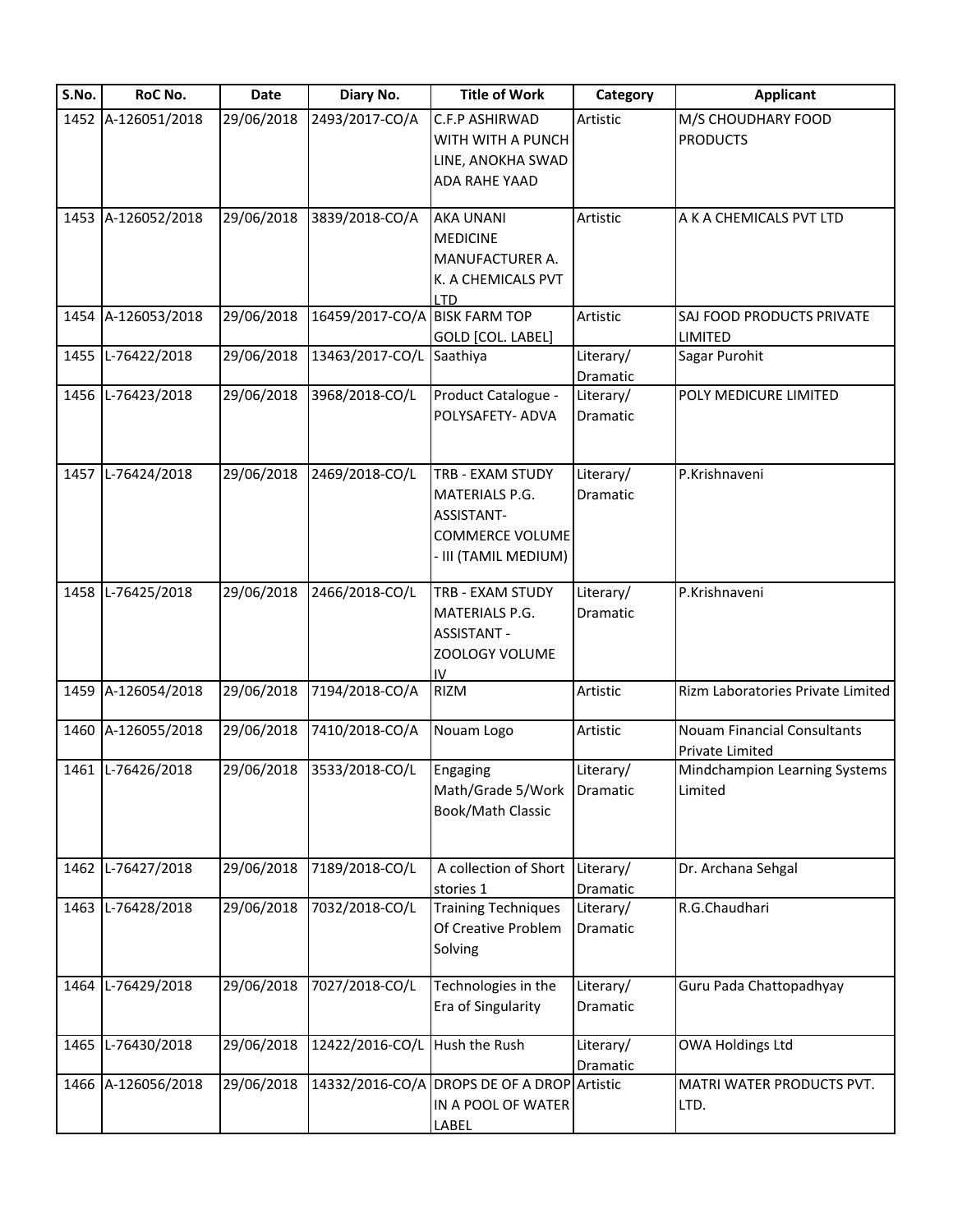| S.No. | RoC No. | Date | Diary No. | Title of Work | Category | Applicant |
|---|---|---|---|---|---|---|
| 1452 | A-126051/2018 | 29/06/2018 | 2493/2017-CO/A | C.F.P ASHIRWAD WITH WITH A PUNCH LINE, ANOKHA SWAD ADA RAHE YAAD | Artistic | M/S CHOUDHARY FOOD PRODUCTS |
| 1453 | A-126052/2018 | 29/06/2018 | 3839/2018-CO/A | AKA UNANI MEDICINE MANUFACTURER A. K. A CHEMICALS PVT LTD | Artistic | A K A CHEMICALS PVT LTD |
| 1454 | A-126053/2018 | 29/06/2018 | 16459/2017-CO/A | BISK FARM TOP GOLD [COL. LABEL] | Artistic | SAJ FOOD PRODUCTS PRIVATE LIMITED |
| 1455 | L-76422/2018 | 29/06/2018 | 13463/2017-CO/L | Saathiya | Literary/ Dramatic | Sagar Purohit |
| 1456 | L-76423/2018 | 29/06/2018 | 3968/2018-CO/L | Product Catalogue - POLYSAFETY- ADVA | Literary/ Dramatic | POLY MEDICURE LIMITED |
| 1457 | L-76424/2018 | 29/06/2018 | 2469/2018-CO/L | TRB - EXAM STUDY MATERIALS P.G. ASSISTANT- COMMERCE VOLUME - III (TAMIL MEDIUM) | Literary/ Dramatic | P.Krishnaveni |
| 1458 | L-76425/2018 | 29/06/2018 | 2466/2018-CO/L | TRB - EXAM STUDY MATERIALS P.G. ASSISTANT - ZOOLOGY VOLUME IV | Literary/ Dramatic | P.Krishnaveni |
| 1459 | A-126054/2018 | 29/06/2018 | 7194/2018-CO/A | RIZM | Artistic | Rizm Laboratories Private Limited |
| 1460 | A-126055/2018 | 29/06/2018 | 7410/2018-CO/A | Nouam Logo | Artistic | Nouam Financial Consultants Private Limited |
| 1461 | L-76426/2018 | 29/06/2018 | 3533/2018-CO/L | Engaging Math/Grade 5/Work Book/Math Classic | Literary/ Dramatic | Mindchampion Learning Systems Limited |
| 1462 | L-76427/2018 | 29/06/2018 | 7189/2018-CO/L | A collection of Short stories 1 | Literary/ Dramatic | Dr. Archana Sehgal |
| 1463 | L-76428/2018 | 29/06/2018 | 7032/2018-CO/L | Training Techniques Of Creative Problem Solving | Literary/ Dramatic | R.G.Chaudhari |
| 1464 | L-76429/2018 | 29/06/2018 | 7027/2018-CO/L | Technologies in the Era of Singularity | Literary/ Dramatic | Guru Pada Chattopadhyay |
| 1465 | L-76430/2018 | 29/06/2018 | 12422/2016-CO/L | Hush the Rush | Literary/ Dramatic | OWA Holdings Ltd |
| 1466 | A-126056/2018 | 29/06/2018 | 14332/2016-CO/A | DROPS DE OF A DROP IN A POOL OF WATER LABEL | Artistic | MATRI WATER PRODUCTS PVT. LTD. |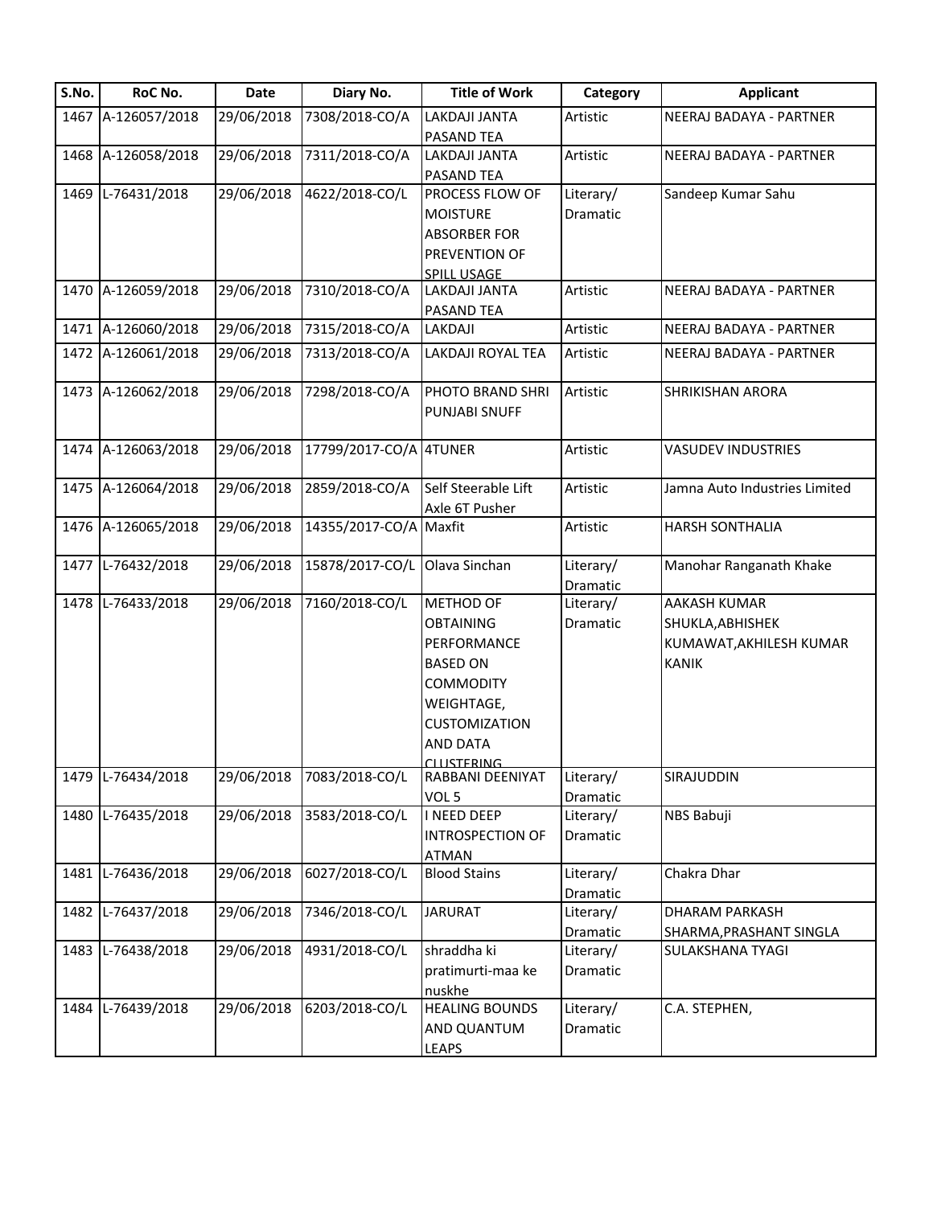| S.No. | RoC No. | Date | Diary No. | Title of Work | Category | Applicant |
|---|---|---|---|---|---|---|
| 1467 | A-126057/2018 | 29/06/2018 | 7308/2018-CO/A | LAKDAJI JANTA PASAND TEA | Artistic | NEERAJ BADAYA - PARTNER |
| 1468 | A-126058/2018 | 29/06/2018 | 7311/2018-CO/A | LAKDAJI JANTA PASAND TEA | Artistic | NEERAJ BADAYA - PARTNER |
| 1469 | L-76431/2018 | 29/06/2018 | 4622/2018-CO/L | PROCESS FLOW OF MOISTURE ABSORBER FOR PREVENTION OF SPILL USAGE | Literary/ Dramatic | Sandeep Kumar Sahu |
| 1470 | A-126059/2018 | 29/06/2018 | 7310/2018-CO/A | LAKDAJI JANTA PASAND TEA | Artistic | NEERAJ BADAYA - PARTNER |
| 1471 | A-126060/2018 | 29/06/2018 | 7315/2018-CO/A | LAKDAJI | Artistic | NEERAJ BADAYA - PARTNER |
| 1472 | A-126061/2018 | 29/06/2018 | 7313/2018-CO/A | LAKDAJI ROYAL TEA | Artistic | NEERAJ BADAYA - PARTNER |
| 1473 | A-126062/2018 | 29/06/2018 | 7298/2018-CO/A | PHOTO BRAND SHRI PUNJABI SNUFF | Artistic | SHRIKISHAN ARORA |
| 1474 | A-126063/2018 | 29/06/2018 | 17799/2017-CO/A | 4TUNER | Artistic | VASUDEV INDUSTRIES |
| 1475 | A-126064/2018 | 29/06/2018 | 2859/2018-CO/A | Self Steerable Lift Axle 6T Pusher | Artistic | Jamna Auto Industries Limited |
| 1476 | A-126065/2018 | 29/06/2018 | 14355/2017-CO/A | Maxfit | Artistic | HARSH SONTHALIA |
| 1477 | L-76432/2018 | 29/06/2018 | 15878/2017-CO/L | Olava Sinchan | Literary/ Dramatic | Manohar Ranganath Khake |
| 1478 | L-76433/2018 | 29/06/2018 | 7160/2018-CO/L | METHOD OF OBTAINING PERFORMANCE BASED ON COMMODITY WEIGHTAGE, CUSTOMIZATION AND DATA CLUSTERING | Literary/ Dramatic | AAKASH KUMAR SHUKLA,ABHISHEK KUMAWAT,AKHILESH KUMAR KANIK |
| 1479 | L-76434/2018 | 29/06/2018 | 7083/2018-CO/L | RABBANI DEENIYAT VOL 5 | Literary/ Dramatic | SIRAJUDDIN |
| 1480 | L-76435/2018 | 29/06/2018 | 3583/2018-CO/L | I NEED DEEP INTROSPECTION OF ATMAN | Literary/ Dramatic | NBS Babuji |
| 1481 | L-76436/2018 | 29/06/2018 | 6027/2018-CO/L | Blood Stains | Literary/ Dramatic | Chakra Dhar |
| 1482 | L-76437/2018 | 29/06/2018 | 7346/2018-CO/L | JARURAT | Literary/ Dramatic | DHARAM PARKASH SHARMA,PRASHANT SINGLA |
| 1483 | L-76438/2018 | 29/06/2018 | 4931/2018-CO/L | shraddha ki pratimurti-maa ke nuskhe | Literary/ Dramatic | SULAKSHANA TYAGI |
| 1484 | L-76439/2018 | 29/06/2018 | 6203/2018-CO/L | HEALING BOUNDS AND QUANTUM LEAPS | Literary/ Dramatic | C.A. STEPHEN, |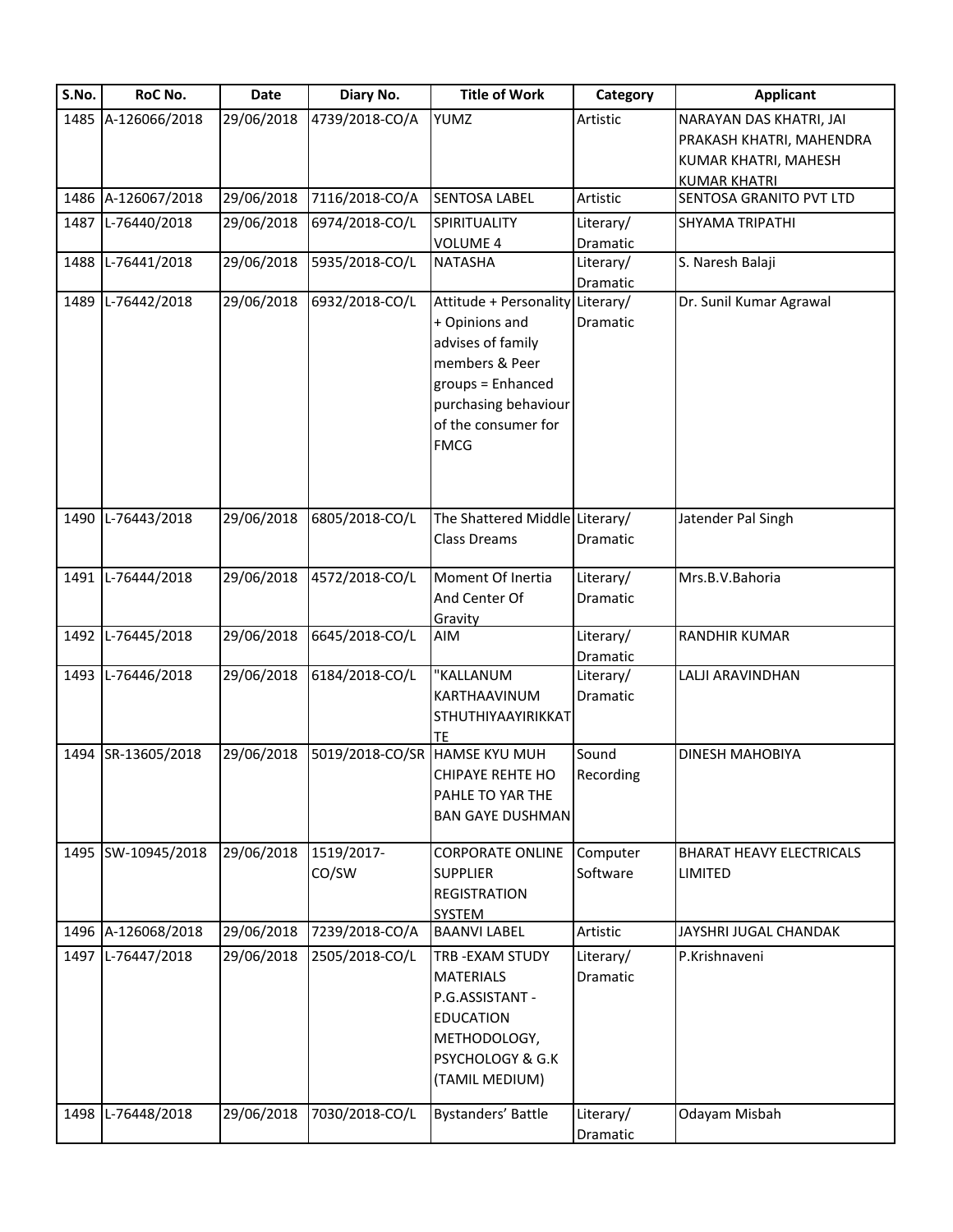| S.No. | RoC No. | Date | Diary No. | Title of Work | Category | Applicant |
|---|---|---|---|---|---|---|
| 1485 | A-126066/2018 | 29/06/2018 | 4739/2018-CO/A | YUMZ | Artistic | NARAYAN DAS KHATRI, JAI PRAKASH KHATRI, MAHENDRA KUMAR KHATRI, MAHESH KUMAR KHATRI |
| 1486 | A-126067/2018 | 29/06/2018 | 7116/2018-CO/A | SENTOSA LABEL | Artistic | SENTOSA GRANITO PVT LTD |
| 1487 | L-76440/2018 | 29/06/2018 | 6974/2018-CO/L | SPIRITUALITY VOLUME 4 | Literary/ Dramatic | SHYAMA TRIPATHI |
| 1488 | L-76441/2018 | 29/06/2018 | 5935/2018-CO/L | NATASHA | Literary/ Dramatic | S. Naresh Balaji |
| 1489 | L-76442/2018 | 29/06/2018 | 6932/2018-CO/L | Attitude + Personality + Opinions and advises of family members & Peer groups = Enhanced purchasing behaviour of the consumer for FMCG | Literary/ Dramatic | Dr. Sunil Kumar Agrawal |
| 1490 | L-76443/2018 | 29/06/2018 | 6805/2018-CO/L | The Shattered Middle Class Dreams | Literary/ Dramatic | Jatender Pal Singh |
| 1491 | L-76444/2018 | 29/06/2018 | 4572/2018-CO/L | Moment Of Inertia And Center Of Gravity | Literary/ Dramatic | Mrs.B.V.Bahoria |
| 1492 | L-76445/2018 | 29/06/2018 | 6645/2018-CO/L | AIM | Literary/ Dramatic | RANDHIR KUMAR |
| 1493 | L-76446/2018 | 29/06/2018 | 6184/2018-CO/L | "KALLANUM KARTHAAVINUM STHUTHIYAAYIRIKKATTE | Literary/ Dramatic | LALJI ARAVINDHAN |
| 1494 | SR-13605/2018 | 29/06/2018 | 5019/2018-CO/SR | HAMSE KYU MUH CHIPAYE REHTE HO PAHLE TO YAR THE BAN GAYE DUSHMAN | Sound Recording | DINESH MAHOBIYA |
| 1495 | SW-10945/2018 | 29/06/2018 | 1519/2017-CO/SW | CORPORATE ONLINE SUPPLIER REGISTRATION SYSTEM | Computer Software | BHARAT HEAVY ELECTRICALS LIMITED |
| 1496 | A-126068/2018 | 29/06/2018 | 7239/2018-CO/A | BAANVI LABEL | Artistic | JAYSHRI JUGAL CHANDAK |
| 1497 | L-76447/2018 | 29/06/2018 | 2505/2018-CO/L | TRB -EXAM STUDY MATERIALS P.G.ASSISTANT - EDUCATION METHODOLOGY, PSYCHOLOGY & G.K (TAMIL MEDIUM) | Literary/ Dramatic | P.Krishnaveni |
| 1498 | L-76448/2018 | 29/06/2018 | 7030/2018-CO/L | Bystanders' Battle | Literary/ Dramatic | Odayam Misbah |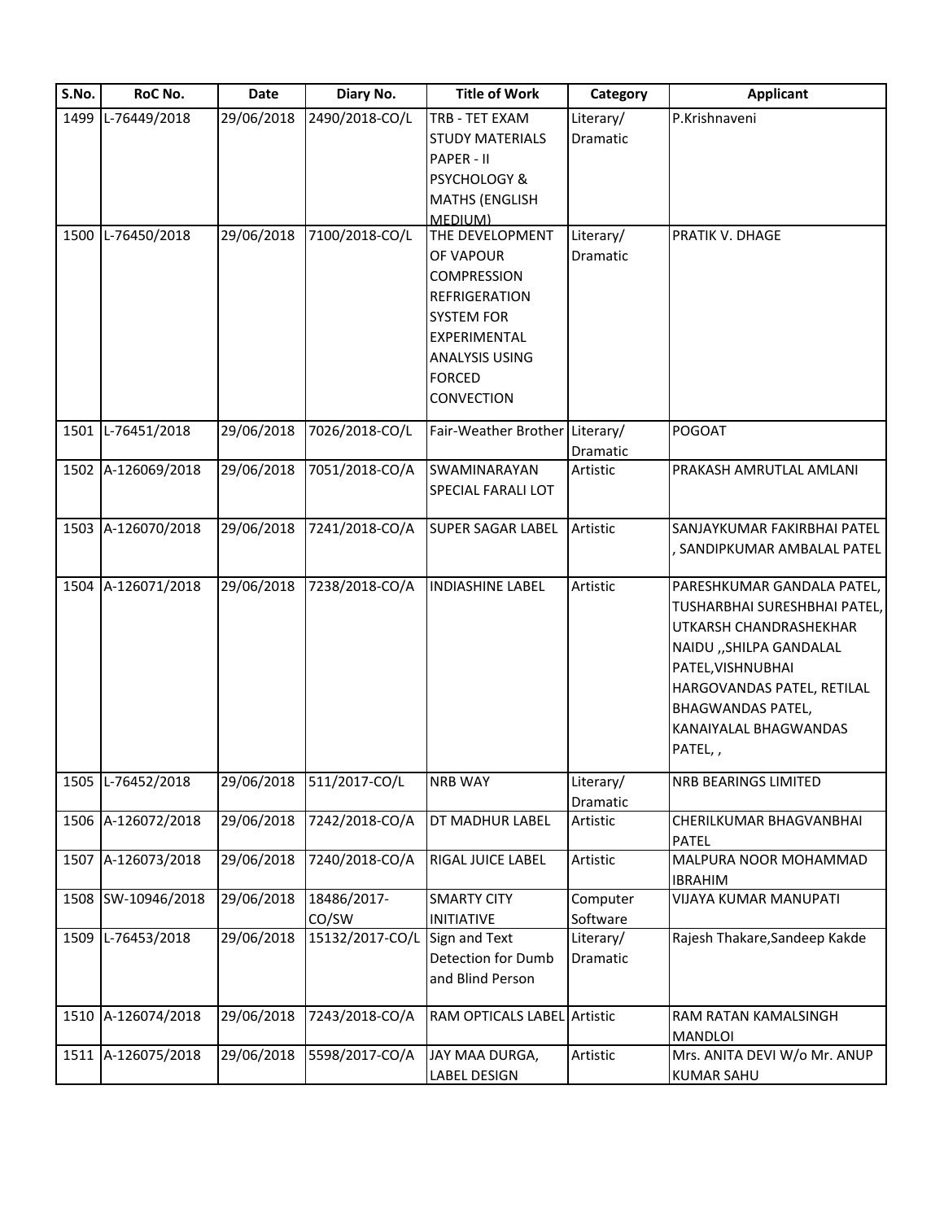| S.No. | RoC No. | Date | Diary No. | Title of Work | Category | Applicant |
| --- | --- | --- | --- | --- | --- | --- |
| 1499 | L-76449/2018 | 29/06/2018 | 2490/2018-CO/L | TRB - TET EXAM STUDY MATERIALS PAPER - II PSYCHOLOGY & MATHS (ENGLISH MEDIUM) | Literary/ Dramatic | P.Krishnaveni |
| 1500 | L-76450/2018 | 29/06/2018 | 7100/2018-CO/L | THE DEVELOPMENT OF VAPOUR COMPRESSION REFRIGERATION SYSTEM FOR EXPERIMENTAL ANALYSIS USING FORCED CONVECTION | Literary/ Dramatic | PRATIK V. DHAGE |
| 1501 | L-76451/2018 | 29/06/2018 | 7026/2018-CO/L | Fair-Weather Brother | Literary/ Dramatic | POGOAT |
| 1502 | A-126069/2018 | 29/06/2018 | 7051/2018-CO/A | SWAMINARAYAN SPECIAL FARALI LOT | Artistic | PRAKASH AMRUTLAL AMLANI |
| 1503 | A-126070/2018 | 29/06/2018 | 7241/2018-CO/A | SUPER SAGAR LABEL | Artistic | SANJAYKUMAR FAKIRBHAI PATEL , SANDIPKUMAR AMBALAL PATEL |
| 1504 | A-126071/2018 | 29/06/2018 | 7238/2018-CO/A | INDIASHINE LABEL | Artistic | PARESHKUMAR GANDALA PATEL, TUSHARBHAI SURESHBHAI PATEL, UTKARSH CHANDRASHEKHAR NAIDU ,,SHILPA GANDALAL PATEL,VISHNUBHAI HARGOVANDAS PATEL, RETILAL BHAGWANDAS PATEL, KANAIYALAL BHAGWANDAS PATEL, , |
| 1505 | L-76452/2018 | 29/06/2018 | 511/2017-CO/L | NRB WAY | Literary/ Dramatic | NRB BEARINGS LIMITED |
| 1506 | A-126072/2018 | 29/06/2018 | 7242/2018-CO/A | DT MADHUR LABEL | Artistic | CHERILKUMAR BHAGVANBHAI PATEL |
| 1507 | A-126073/2018 | 29/06/2018 | 7240/2018-CO/A | RIGAL JUICE LABEL | Artistic | MALPURA NOOR MOHAMMAD IBRAHIM |
| 1508 | SW-10946/2018 | 29/06/2018 | 18486/2017-CO/SW | SMARTY CITY INITIATIVE | Computer Software | VIJAYA KUMAR MANUPATI |
| 1509 | L-76453/2018 | 29/06/2018 | 15132/2017-CO/L | Sign and Text Detection for Dumb and Blind Person | Literary/ Dramatic | Rajesh Thakare,Sandeep Kakde |
| 1510 | A-126074/2018 | 29/06/2018 | 7243/2018-CO/A | RAM OPTICALS LABEL | Artistic | RAM RATAN KAMALSINGH MANDLOI |
| 1511 | A-126075/2018 | 29/06/2018 | 5598/2017-CO/A | JAY MAA DURGA, LABEL DESIGN | Artistic | Mrs. ANITA DEVI W/o Mr. ANUP KUMAR SAHU |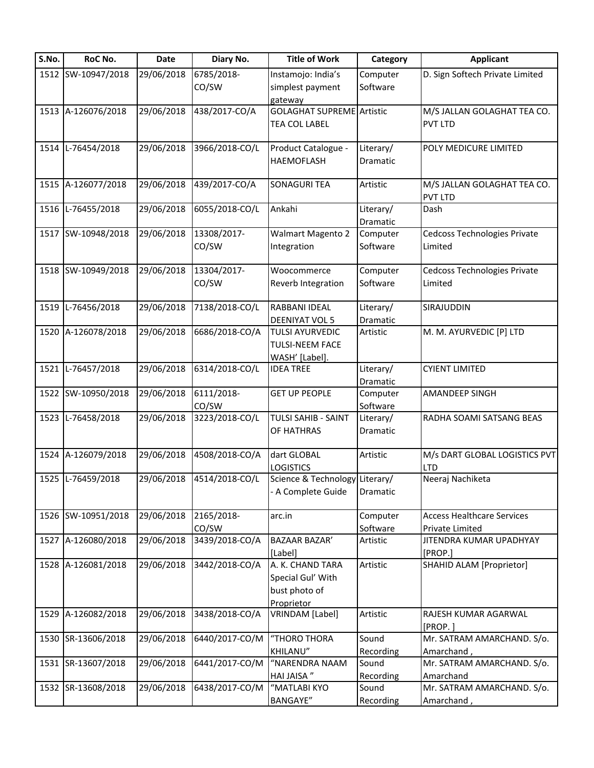| S.No. | RoC No. | Date | Diary No. | Title of Work | Category | Applicant |
|---|---|---|---|---|---|---|
| 1512 | SW-10947/2018 | 29/06/2018 | 6785/2018-CO/SW | Instamojo: India's simplest payment gateway | Computer Software | D. Sign Softech Private Limited |
| 1513 | A-126076/2018 | 29/06/2018 | 438/2017-CO/A | GOLAGHAT SUPREME TEA COL LABEL | Artistic | M/S JALLAN GOLAGHAT TEA CO. PVT LTD |
| 1514 | L-76454/2018 | 29/06/2018 | 3966/2018-CO/L | Product Catalogue - HAEMOFLASH | Literary/ Dramatic | POLY MEDICURE LIMITED |
| 1515 | A-126077/2018 | 29/06/2018 | 439/2017-CO/A | SONAGURI TEA | Artistic | M/S JALLAN GOLAGHAT TEA CO. PVT LTD |
| 1516 | L-76455/2018 | 29/06/2018 | 6055/2018-CO/L | Ankahi | Literary/ Dramatic | Dash |
| 1517 | SW-10948/2018 | 29/06/2018 | 13308/2017-CO/SW | Walmart Magento 2 Integration | Computer Software | Cedcoss Technologies Private Limited |
| 1518 | SW-10949/2018 | 29/06/2018 | 13304/2017-CO/SW | Woocommerce Reverb Integration | Computer Software | Cedcoss Technologies Private Limited |
| 1519 | L-76456/2018 | 29/06/2018 | 7138/2018-CO/L | RABBANI IDEAL DEENIYAT VOL 5 | Literary/ Dramatic | SIRAJUDDIN |
| 1520 | A-126078/2018 | 29/06/2018 | 6686/2018-CO/A | TULSI AYURVEDIC TULSI-NEEM FACE WASH' [Label]. | Artistic | M. M. AYURVEDIC [P] LTD |
| 1521 | L-76457/2018 | 29/06/2018 | 6314/2018-CO/L | IDEA TREE | Literary/ Dramatic | CYIENT LIMITED |
| 1522 | SW-10950/2018 | 29/06/2018 | 6111/2018-CO/SW | GET UP PEOPLE | Computer Software | AMANDEEP SINGH |
| 1523 | L-76458/2018 | 29/06/2018 | 3223/2018-CO/L | TULSI SAHIB - SAINT OF HATHRAS | Literary/ Dramatic | RADHA SOAMI SATSANG BEAS |
| 1524 | A-126079/2018 | 29/06/2018 | 4508/2018-CO/A | dart GLOBAL LOGISTICS | Artistic | M/s DART GLOBAL LOGISTICS PVT LTD |
| 1525 | L-76459/2018 | 29/06/2018 | 4514/2018-CO/L | Science & Technology - A Complete Guide | Literary/ Dramatic | Neeraj Nachiketa |
| 1526 | SW-10951/2018 | 29/06/2018 | 2165/2018-CO/SW | arc.in | Computer Software | Access Healthcare Services Private Limited |
| 1527 | A-126080/2018 | 29/06/2018 | 3439/2018-CO/A | BAZAAR BAZAR' [Label] | Artistic | JITENDRA KUMAR UPADHYAY [PROP.] |
| 1528 | A-126081/2018 | 29/06/2018 | 3442/2018-CO/A | A. K. CHAND TARA Special Gul' With bust photo of Proprietor | Artistic | SHAHID ALAM [Proprietor] |
| 1529 | A-126082/2018 | 29/06/2018 | 3438/2018-CO/A | VRINDAM [Label] | Artistic | RAJESH KUMAR AGARWAL [PROP. ] |
| 1530 | SR-13606/2018 | 29/06/2018 | 6440/2017-CO/M | "THORO THORA KHILANU" | Sound Recording | Mr. SATRAM AMARCHAND. S/o. Amarchand , |
| 1531 | SR-13607/2018 | 29/06/2018 | 6441/2017-CO/M | "NARENDRA NAAM HAI JAISA " | Sound Recording | Mr. SATRAM AMARCHAND. S/o. Amarchand |
| 1532 | SR-13608/2018 | 29/06/2018 | 6438/2017-CO/M | "MATLABI KYO BANGAYE" | Sound Recording | Mr. SATRAM AMARCHAND. S/o. Amarchand , |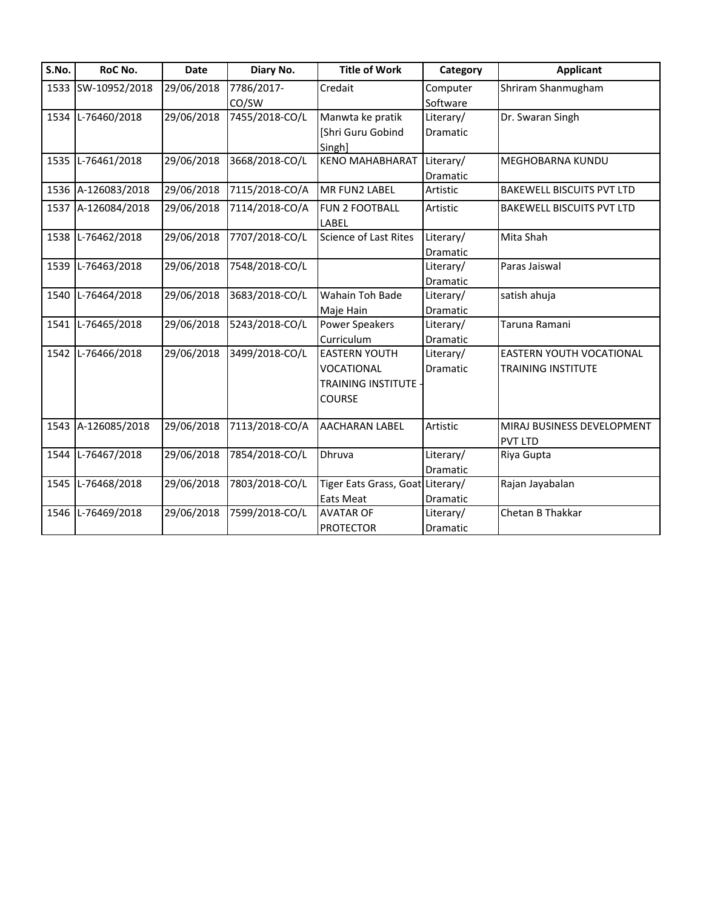| S.No. | RoC No. | Date | Diary No. | Title of Work | Category | Applicant |
|---|---|---|---|---|---|---|
| 1533 | SW-10952/2018 | 29/06/2018 | 7786/2017-CO/SW | Credait | Computer Software | Shriram Shanmugham |
| 1534 | L-76460/2018 | 29/06/2018 | 7455/2018-CO/L | Manwta ke pratik [Shri Guru Gobind Singh] | Literary/ Dramatic | Dr. Swaran Singh |
| 1535 | L-76461/2018 | 29/06/2018 | 3668/2018-CO/L | KENO MAHABHARAT | Literary/ Dramatic | MEGHOBARNA KUNDU |
| 1536 | A-126083/2018 | 29/06/2018 | 7115/2018-CO/A | MR FUN2 LABEL | Artistic | BAKEWELL BISCUITS PVT LTD |
| 1537 | A-126084/2018 | 29/06/2018 | 7114/2018-CO/A | FUN 2 FOOTBALL LABEL | Artistic | BAKEWELL BISCUITS PVT LTD |
| 1538 | L-76462/2018 | 29/06/2018 | 7707/2018-CO/L | Science of Last Rites | Literary/ Dramatic | Mita Shah |
| 1539 | L-76463/2018 | 29/06/2018 | 7548/2018-CO/L | | Literary/ Dramatic | Paras Jaiswal |
| 1540 | L-76464/2018 | 29/06/2018 | 3683/2018-CO/L | Wahain Toh Bade Maje Hain | Literary/ Dramatic | satish ahuja |
| 1541 | L-76465/2018 | 29/06/2018 | 5243/2018-CO/L | Power Speakers Curriculum | Literary/ Dramatic | Taruna Ramani |
| 1542 | L-76466/2018 | 29/06/2018 | 3499/2018-CO/L | EASTERN YOUTH VOCATIONAL TRAINING INSTITUTE - COURSE | Literary/ Dramatic | EASTERN YOUTH VOCATIONAL TRAINING INSTITUTE |
| 1543 | A-126085/2018 | 29/06/2018 | 7113/2018-CO/A | AACHARAN LABEL | Artistic | MIRAJ BUSINESS DEVELOPMENT PVT LTD |
| 1544 | L-76467/2018 | 29/06/2018 | 7854/2018-CO/L | Dhruva | Literary/ Dramatic | Riya Gupta |
| 1545 | L-76468/2018 | 29/06/2018 | 7803/2018-CO/L | Tiger Eats Grass, Goat Eats Meat | Literary/ Dramatic | Rajan Jayabalan |
| 1546 | L-76469/2018 | 29/06/2018 | 7599/2018-CO/L | AVATAR OF PROTECTOR | Literary/ Dramatic | Chetan B Thakkar |